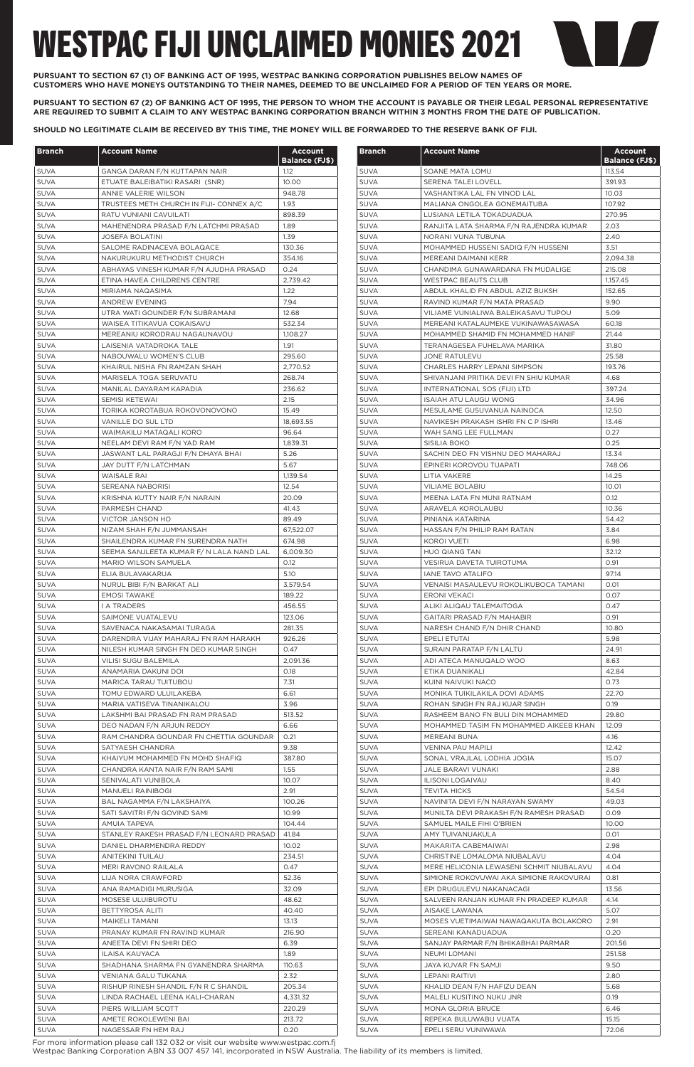# WESTPAC FIJI UNCLAIMED MONIES 2021

**PURSUANT TO SECTION 67 (1) OF BANKING ACT OF 1995, WESTPAC BANKING CORPORATION PUBLISHES BELOW NAMES OF CUSTOMERS WHO HAVE MONEYS OUTSTANDING TO THEIR NAMES, DEEMED TO BE UNCLAIMED FOR A PERIOD OF TEN YEARS OR MORE.**

**PURSUANT TO SECTION 67 (2) OF BANKING ACT OF 1995, THE PERSON TO WHOM THE ACCOUNT IS PAYABLE OR THEIR LEGAL PERSONAL REPRESENTATIVE ARE REQUIRED TO SUBMIT A CLAIM TO ANY WESTPAC BANKING CORPORATION BRANCH WITHIN 3 MONTHS FROM THE DATE OF PUBLICATION.**

**SHOULD NO LEGITIMATE CLAIM BE RECEIVED BY THIS TIME, THE MONEY WILL BE FORWARDED TO THE RESERVE BANK OF FIJI.**

| Branch | Account Name | Account Balance (FJ$) |
|---|---|---|
| SUVA | GANGA DARAN F/N KUTTAPAN NAIR | 1.12 |
| SUVA | ETUATE BALEIBATIKI RASARI (SNR) | 10.00 |
| SUVA | ANNIE VALERIE WILSON | 948.78 |
| SUVA | TRUSTEES METH CHURCH IN FIJI- CONNEX A/C | 1.93 |
| SUVA | RATU VUNIANI CAVUILATI | 898.39 |
| SUVA | MAHENENDRA PRASAD F/N LATCHMI PRASAD | 1.89 |
| SUVA | JOSEFA BOLATINI | 1.39 |
| SUVA | SALOME RADINACEVA BOLAQACE | 130.36 |
| SUVA | NAKURUKURU METHODIST CHURCH | 354.16 |
| SUVA | ABHAYAS VINESH KUMAR F/N AJUDHA PRASAD | 0.24 |
| SUVA | ETINA HAVEA CHILDRENS CENTRE | 2,739.42 |
| SUVA | MIRIAMA NAQASIMA | 1.22 |
| SUVA | ANDREW EVENING | 7.94 |
| SUVA | UTRA WATI GOUNDER F/N SUBRAMANI | 12.68 |
| SUVA | WAISEA TITIKAVUA COKAISAVU | 532.34 |
| SUVA | MEREANIU KORODRAU NAGAUNAVOU | 1,108.27 |
| SUVA | LAISENIA VATADROKA TALE | 1.91 |
| SUVA | NABOUWALU WOMEN'S CLUB | 295.60 |
| SUVA | KHAIRUL NISHA FN RAMZAN SHAH | 2,770.52 |
| SUVA | MARISELA TOGA SERUVATU | 268.74 |
| SUVA | MANILAL DAYARAM KAPADIA | 236.62 |
| SUVA | SEMISI KETEWAI | 2.15 |
| SUVA | TORIKA KOROTABUA ROKOVONOVONO | 15.49 |
| SUVA | VANILLE DO SUL LTD | 18,693.55 |
| SUVA | WAIMAKILU MATAQALI KORO | 96.64 |
| SUVA | NEELAM DEVI RAM F/N YAD RAM | 1,839.31 |
| SUVA | JASWANT LAL PARAGJI F/N DHAYA BHAI | 5.26 |
| SUVA | JAY DUTT F/N LATCHMAN | 5.67 |
| SUVA | WAISALE RAI | 1,139.54 |
| SUVA | SEREANA NABORISI | 12.54 |
| SUVA | KRISHNA KUTTY NAIR F/N NARAIN | 20.09 |
| SUVA | PARMESH CHAND | 41.43 |
| SUVA | VICTOR JANSON HO | 89.49 |
| SUVA | NIZAM SHAH F/N JUMMANSAH | 67,522.07 |
| SUVA | SHAILENDRA KUMAR FN SURENDRA NATH | 674.98 |
| SUVA | SEEMA SANJLEETA KUMAR F/ N LALA NAND LAL | 6,009.30 |
| SUVA | MARIO WILSON SAMUELA | 0.12 |
| SUVA | ELIA BULAVAKARUA | 5.10 |
| SUVA | NURUL BIBI F/N BARKAT ALI | 3,579.54 |
| SUVA | EMOSI TAWAKE | 189.22 |
| SUVA | I A TRADERS | 456.55 |
| SUVA | SAIMONE VUATALEVU | 123.06 |
| SUVA | SAVENACA NAKASAMAI TURAGA | 281.35 |
| SUVA | DARENDRA VIJAY MAHARAJ FN RAM HARAKH | 926.26 |
| SUVA | NILESH KUMAR SINGH FN DEO KUMAR SINGH | 0.47 |
| SUVA | VILISI SUGU BALEMILA | 2,091.36 |
| SUVA | ANAMARIA DAKUNI DOI | 0.18 |
| SUVA | MARICA TARAU TUITUBOU | 7.31 |
| SUVA | TOMU EDWARD ULUILAKEBA | 6.61 |
| SUVA | MARIA VATISEVA TINANIKALOU | 3.96 |
| SUVA | LAKSHMI BAI PRASAD FN RAM PRASAD | 513.52 |
| SUVA | DEO NADAN F/N ARJUN REDDY | 6.66 |
| SUVA | RAM CHANDRA GOUNDAR FN CHETTIA GOUNDAR | 0.21 |
| SUVA | SATYAESH CHANDRA | 9.38 |
| SUVA | KHAIYUM MOHAMMED FN MOHD SHAFIQ | 387.80 |
| SUVA | CHANDRA KANTA NAIR F/N RAM SAMI | 1.55 |
| SUVA | SENIVALATI VUNIBOLA | 10.07 |
| SUVA | MANUELI RAINIBOGI | 2.91 |
| SUVA | BAL NAGAMMA F/N LAKSHAIYA | 100.26 |
| SUVA | SATI SAVITRI F/N GOVIND SAMI | 10.99 |
| SUVA | AMUIA TAPEVA | 104.44 |
| SUVA | STANLEY RAKESH PRASAD F/N LEONARD PRASAD | 41.84 |
| SUVA | DANIEL DHARMENDRA REDDY | 10.02 |
| SUVA | ANITEKINI TUILAU | 234.51 |
| SUVA | MERI RAVONO RAILALA | 0.47 |
| SUVA | LIJA NORA CRAWFORD | 52.36 |
| SUVA | ANA RAMADIGI MURUSIGA | 32.09 |
| SUVA | MOSESE ULUIBUROTU | 48.62 |
| SUVA | BETTYROSA ALITI | 40.40 |
| SUVA | MAIKELI TAMANI | 13.13 |
| SUVA | PRANAY KUMAR FN RAVIND KUMAR | 216.90 |
| SUVA | ANEETA DEVI FN SHIRI DEO | 6.39 |
| SUVA | ILAISA KAUYACA | 1.89 |
| SUVA | SHADHANA SHARMA FN GYANENDRA SHARMA | 110.63 |
| SUVA | VENIANA GALU TUKANA | 2.32 |
| SUVA | RISHUP RINESH SHANDIL F/N R C SHANDIL | 205.34 |
| SUVA | LINDA RACHAEL LEENA KALI-CHARAN | 4,331.32 |
| SUVA | PIERS WILLIAM SCOTT | 220.29 |
| SUVA | AMETE ROKOLEWENI BAI | 213.72 |
| SUVA | NAGESSAR FN HEM RAJ | 0.20 |
| SUVA | SOANE MATA LOMU | 113.54 |
| SUVA | SERENA TALEI LOVELL | 391.93 |
| SUVA | VASHANTIKA LAL FN VINOD LAL | 10.03 |
| SUVA | MALIANA ONGOLEA GONEMAITUBA | 107.92 |
| SUVA | LUSIANA LETILA TOKADUADUA | 270.95 |
| SUVA | RANJITA LATA SHARMA F/N RAJENDRA KUMAR | 2.03 |
| SUVA | NORANI VUNA TUBUNA | 2.40 |
| SUVA | MOHAMMED HUSSENI SADIQ F/N HUSSENI | 3.51 |
| SUVA | MEREANI DAIMANI KERR | 2,094.38 |
| SUVA | CHANDIMA GUNAWARDANA FN MUDALIGE | 215.08 |
| SUVA | WESTPAC BEAUTS CLUB | 1,157.45 |
| SUVA | ABDUL KHALID FN ABDUL AZIZ BUKSH | 152.65 |
| SUVA | RAVIND KUMAR F/N MATA PRASAD | 9.90 |
| SUVA | VILIAME VUNIALIWA BALEIKASAVU TUPOU | 5.09 |
| SUVA | MEREANI KATALAUMEKE VUKINAWASAWASA | 60.18 |
| SUVA | MOHAMMED SHAMID FN MOHAMMED HANIF | 21.44 |
| SUVA | TERANAGESEA FUHELAVA MARIKA | 31.80 |
| SUVA | JONE RATULEVU | 25.58 |
| SUVA | CHARLES HARRY LEPANI SIMPSON | 193.76 |
| SUVA | SHIVANJANI PRITIKA DEVI FN SHIU KUMAR | 4.68 |
| SUVA | INTERNATIONAL SOS (FIJI) LTD | 397.24 |
| SUVA | ISAIAH ATU LAUGU WONG | 34.96 |
| SUVA | MESULAME GUSUVANUA NAINOCA | 12.50 |
| SUVA | NAVIKESH PRAKASH ISHRI FN C P ISHRI | 13.46 |
| SUVA | WAH SANG LEE FULLMAN | 0.27 |
| SUVA | SISILIA BOKO | 0.25 |
| SUVA | SACHIN DEO FN VISHNU DEO MAHARAJ | 13.34 |
| SUVA | EPINERI KOROVOU TUAPATI | 748.06 |
| SUVA | LITIA VAKERE | 14.25 |
| SUVA | VILIAME BOLABIU | 10.01 |
| SUVA | MEENA LATA FN MUNI RATNAM | 0.12 |
| SUVA | ARAVELA KOROLAUBU | 10.36 |
| SUVA | PINIANA KATARINA | 54.42 |
| SUVA | HASSAN F/N PHILIP RAM RATAN | 3.84 |
| SUVA | KOROI VUETI | 6.98 |
| SUVA | HUO QIANG TAN | 32.12 |
| SUVA | VESIRUA DAVETA TUIROTUMA | 0.91 |
| SUVA | IANE TAVO ATALIFO | 97.14 |
| SUVA | VENAISI MASAULEVU ROKOLIKUBOCA TAMANI | 0.01 |
| SUVA | ERONI VEKACI | 0.07 |
| SUVA | ALIKI ALIQAU TALEMAITOGA | 0.47 |
| SUVA | GAITARI PRASAD F/N MAHABIR | 0.91 |
| SUVA | NARESH CHAND F/N DHIR CHAND | 10.80 |
| SUVA | EPELI ETUTAI | 5.98 |
| SUVA | SURAIN PARATAP F/N LALTU | 24.91 |
| SUVA | ADI ATECA MANUQALO WOO | 8.63 |
| SUVA | ETIKA DUANIKALI | 42.84 |
| SUVA | KUINI NAIVUKI NACO | 0.73 |
| SUVA | MONIKA TUIKILAKILA DOVI ADAMS | 22.70 |
| SUVA | ROHAN SINGH FN RAJ KUAR SINGH | 0.19 |
| SUVA | RASHEEM BANO FN BULI DIN MOHAMMED | 29.80 |
| SUVA | MOHAMMED TASIM FN MOHAMMED AIKEEB KHAN | 12.09 |
| SUVA | MEREANI BUNA | 4.16 |
| SUVA | VENINA PAU MAPILI | 12.42 |
| SUVA | SONAL VRAJLAL LODHIA JOGIA | 15.07 |
| SUVA | JALE BARAVI VUNAKI | 2.88 |
| SUVA | ILISONI LOGAIVAU | 8.40 |
| SUVA | TEVITA HICKS | 54.54 |
| SUVA | NAVINITA DEVI F/N NARAYAN SWAMY | 49.03 |
| SUVA | MUNILTA DEVI PRAKASH F/N RAMESH PRASAD | 0.09 |
| SUVA | SAMUEL MAILE FIHI O'BRIEN | 10.00 |
| SUVA | AMY TUIVANUAKULA | 0.01 |
| SUVA | MAKARITA CABEMAIWAI | 2.98 |
| SUVA | CHRISTINE LOMALOMA NIUBALAVU | 4.04 |
| SUVA | MERE HELICONIA LEWASENI SCHMIT NIUBALAVU | 4.04 |
| SUVA | SIMIONE ROKOVUWAI AKA SIMIONE RAKOVURAI | 0.81 |
| SUVA | EPI DRUGULEVU NAKANACAGI | 13.56 |
| SUVA | SALVEEN RANJAN KUMAR FN PRADEEP KUMAR | 4.14 |
| SUVA | AISAKE LAWANA | 5.07 |
| SUVA | MOSES VUETIMAIWAI NAWAQAKUTA BOLAKORO | 2.91 |
| SUVA | SEREANI KANADUADUA | 0.20 |
| SUVA | SANJAY PARMAR F/N BHIKABHAI PARMAR | 201.56 |
| SUVA | NEUMI LOMANI | 251.58 |
| SUVA | JAYA KUVAR FN SAMJI | 9.50 |
| SUVA | LEPANI RAITIVI | 2.80 |
| SUVA | KHALID DEAN F/N HAFIZU DEAN | 5.68 |
| SUVA | MALELI KUSITINO NUKU JNR | 0.19 |
| SUVA | MONA GLORIA BRUCE | 6.46 |
| SUVA | REPEKA BULUWABU VUATA | 15.15 |
| SUVA | EPELI SERU VUNIWAWA | 72.06 |

For more information please call 132 032 or visit our website www.westpac.com.fj

Westpac Banking Corporation ABN 33 007 457 141, incorporated in NSW Australia. The liability of its members is limited.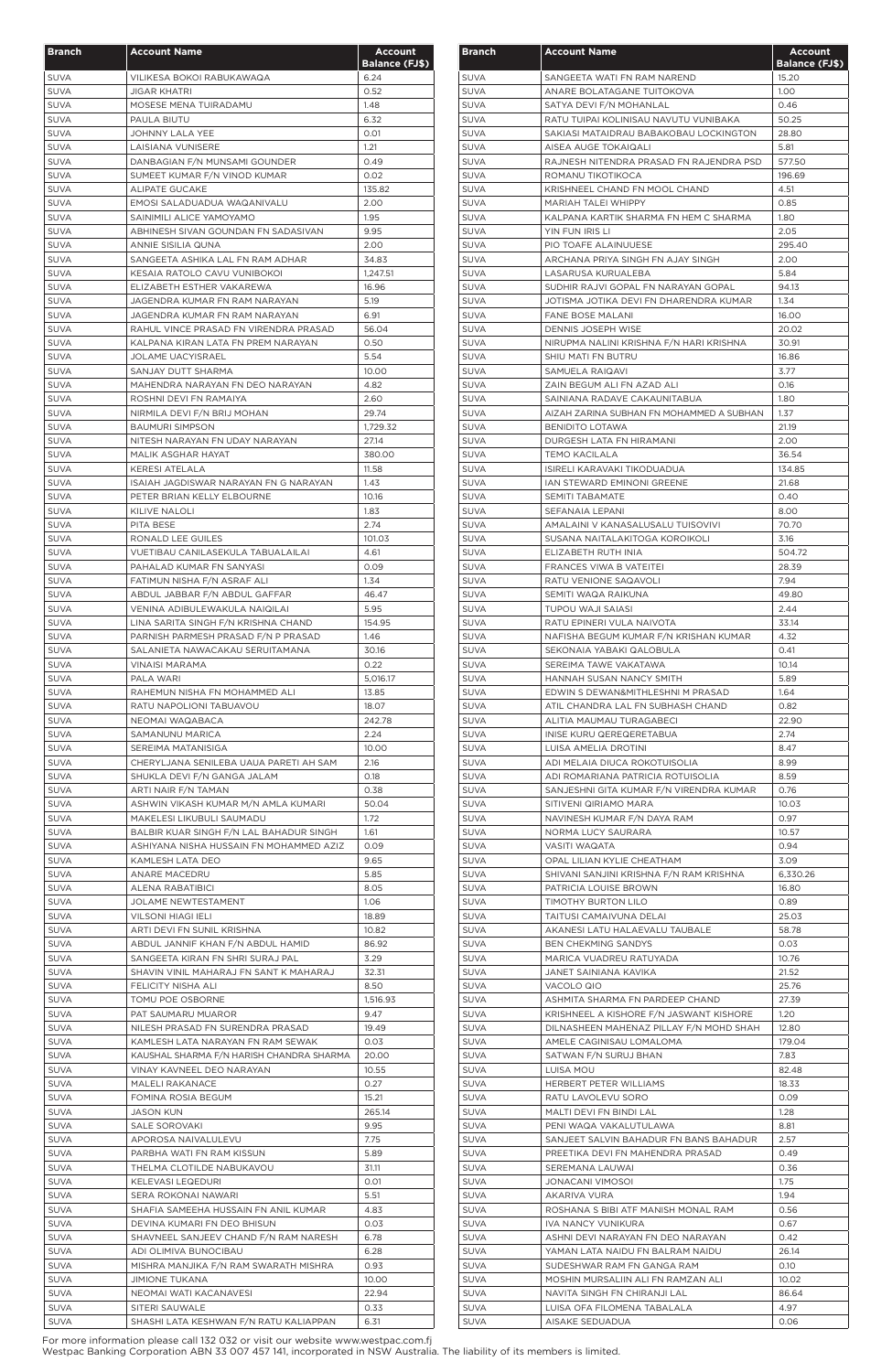| Branch | Account Name | Account Balance (FJ$) |
|---|---|---|
| SUVA | VILIKESA BOKOI RABUKAWAQA | 6.24 |
| SUVA | JIGAR KHATRI | 0.52 |
| SUVA | MOSESE MENA TUIRADAMU | 1.48 |
| SUVA | PAULA BIUTU | 6.32 |
| SUVA | JOHNNY LALA YEE | 0.01 |
| SUVA | LAISIANA VUNISERE | 1.21 |
| SUVA | DANBAGIAN F/N MUNSAMI GOUNDER | 0.49 |
| SUVA | SUMEET KUMAR F/N VINOD KUMAR | 0.02 |
| SUVA | ALIPATE GUCAKE | 135.82 |
| SUVA | EMOSI SALADUADUA WAQANIVALU | 2.00 |
| SUVA | SAINIMILI ALICE YAMOYAMO | 1.95 |
| SUVA | ABHINESH SIVAN GOUNDAN FN SADASIVAN | 9.95 |
| SUVA | ANNIE SISILIA QUNA | 2.00 |
| SUVA | SANGEETA ASHIKA LAL FN RAM ADHAR | 34.83 |
| SUVA | KESAIA RATOLO CAVU VUNIBOKOI | 1,247.51 |
| SUVA | ELIZABETH ESTHER VAKAREWA | 16.96 |
| SUVA | JAGENDRA KUMAR FN RAM NARAYAN | 5.19 |
| SUVA | JAGENDRA KUMAR FN RAM NARAYAN | 6.91 |
| SUVA | RAHUL VINCE PRASAD FN VIRENDRA PRASAD | 56.04 |
| SUVA | KALPANA KIRAN LATA FN PREM NARAYAN | 0.50 |
| SUVA | JOLAME UACYISRAEL | 5.54 |
| SUVA | SANJAY DUTT SHARMA | 10.00 |
| SUVA | MAHENDRA NARAYAN FN DEO NARAYAN | 4.82 |
| SUVA | ROSHNI DEVI FN RAMAIYA | 2.60 |
| SUVA | NIRMILA DEVI F/N BRIJ MOHAN | 29.74 |
| SUVA | BAUMURI SIMPSON | 1,729.32 |
| SUVA | NITESH NARAYAN FN UDAY NARAYAN | 27.14 |
| SUVA | MALIK ASGHAR HAYAT | 380.00 |
| SUVA | KERESI ATELALA | 11.58 |
| SUVA | ISAIAH JAGDISWAR NARAYAN FN G NARAYAN | 1.43 |
| SUVA | PETER BRIAN KELLY ELBOURNE | 10.16 |
| SUVA | KILIVE NALOLI | 1.83 |
| SUVA | PITA BESE | 2.74 |
| SUVA | RONALD LEE GUILES | 101.03 |
| SUVA | VUETIBAU CANILASEKULA TABUALAILAI | 4.61 |
| SUVA | PAHALAD KUMAR FN SANYASI | 0.09 |
| SUVA | FATIMUN NISHA F/N ASRAF ALI | 1.34 |
| SUVA | ABDUL JABBAR F/N ABDUL GAFFAR | 46.47 |
| SUVA | VENINA ADIBULEWAKULA NAIQILAI | 5.95 |
| SUVA | LINA SARITA SINGH F/N KRISHNA CHAND | 154.95 |
| SUVA | PARNISH PARMESH PRASAD F/N P PRASAD | 1.46 |
| SUVA | SALANIETA NAWACAKAU SERUITAMANA | 30.16 |
| SUVA | VINAISI MARAMA | 0.22 |
| SUVA | PALA WARI | 5,016.17 |
| SUVA | RAHEMUN NISHA FN MOHAMMED ALI | 13.85 |
| SUVA | RATU NAPOLIONI TABUAVOU | 18.07 |
| SUVA | NEOMAI WAQABACA | 242.78 |
| SUVA | SAMANUNU MARICA | 2.24 |
| SUVA | SEREIMA MATANISIGA | 10.00 |
| SUVA | CHERYLJANA SENILEBA UAUA PARETI AH SAM | 2.16 |
| SUVA | SHUKLA DEVI F/N GANGA JALAM | 0.18 |
| SUVA | ARTI NAIR F/N TAMAN | 0.38 |
| SUVA | ASHWIN VIKASH KUMAR M/N AMLA KUMARI | 50.04 |
| SUVA | MAKELESI LIKUBULI SAUMADU | 1.72 |
| SUVA | BALBIR KUAR SINGH F/N LAL BAHADUR SINGH | 1.61 |
| SUVA | ASHIYANA NISHA HUSSAIN FN MOHAMMED AZIZ | 0.09 |
| SUVA | KAMLESH LATA DEO | 9.65 |
| SUVA | ANARE MACEDRU | 5.85 |
| SUVA | ALENA RABATIBICI | 8.05 |
| SUVA | JOLAME NEWTESTAMENT | 1.06 |
| SUVA | VILSONI HIAGI IELI | 18.89 |
| SUVA | ARTI DEVI FN SUNIL KRISHNA | 10.82 |
| SUVA | ABDUL JANNIF KHAN F/N ABDUL HAMID | 86.92 |
| SUVA | SANGEETA KIRAN FN SHRI SURAJ PAL | 3.29 |
| SUVA | SHAVIN VINIL MAHARAJ FN SANT K MAHARAJ | 32.31 |
| SUVA | FELICITY NISHA ALI | 8.50 |
| SUVA | TOMU POE OSBORNE | 1,516.93 |
| SUVA | PAT SAUMARU MUAROR | 9.47 |
| SUVA | NILESH PRASAD FN SURENDRA PRASAD | 19.49 |
| SUVA | KAMLESH LATA NARAYAN FN RAM SEWAK | 0.03 |
| SUVA | KAUSHAL SHARMA F/N HARISH CHANDRA SHARMA | 20.00 |
| SUVA | VINAY KAVNEEL DEO NARAYAN | 10.55 |
| SUVA | MALELI RAKANACE | 0.27 |
| SUVA | FOMINA ROSIA BEGUM | 15.21 |
| SUVA | JASON KUN | 265.14 |
| SUVA | SALE SOROVAKI | 9.95 |
| SUVA | APOROSA NAIVALULEVU | 7.75 |
| SUVA | PARBHA WATI FN RAM KISSUN | 5.89 |
| SUVA | THELMA CLOTILDE NABUKAVOU | 31.11 |
| SUVA | KELEVASI LEQEDURI | 0.01 |
| SUVA | SERA ROKONAI NAWARI | 5.51 |
| SUVA | SHAFIA SAMEEHA HUSSAIN FN ANIL KUMAR | 4.83 |
| SUVA | DEVINA KUMARI FN DEO BHISUN | 0.03 |
| SUVA | SHAVNEEL SANJEEV CHAND F/N RAM NARESH | 6.78 |
| SUVA | ADI OLIMIVA BUNOCIBAU | 6.28 |
| SUVA | MISHRA MANJIKA F/N RAM SWARATH MISHRA | 0.93 |
| SUVA | JIMIONE TUKANA | 10.00 |
| SUVA | NEOMAI WATI KACANAVESI | 22.94 |
| SUVA | SITERI SAUWALE | 0.33 |
| SUVA | SHASHI LATA KESHWAN F/N RATU KALIAPPAN | 6.31 |
| SUVA | SANGEETA WATI FN RAM NAREND | 15.20 |
| SUVA | ANARE BOLATAGANE TUITOKOVA | 1.00 |
| SUVA | SATYA DEVI F/N MOHANLAL | 0.46 |
| SUVA | RATU TUIPAI KOLINISAU NAVUTU VUNIBAKA | 50.25 |
| SUVA | SAKIASI MATAIDRAU BABAKOBAU LOCKINGTON | 28.80 |
| SUVA | AISEA AUGE TOKAIQALI | 5.81 |
| SUVA | RAJNESH NITENDRA PRASAD FN RAJENDRA PSD | 577.50 |
| SUVA | ROMANU TIKOTIKOCA | 196.69 |
| SUVA | KRISHNEEL CHAND FN MOOL CHAND | 4.51 |
| SUVA | MARIAH TALEI WHIPPY | 0.85 |
| SUVA | KALPANA KARTIK SHARMA FN HEM C SHARMA | 1.80 |
| SUVA | YIN FUN IRIS LI | 2.05 |
| SUVA | PIO TOAFE ALAINUUESE | 295.40 |
| SUVA | ARCHANA PRIYA SINGH FN AJAY SINGH | 2.00 |
| SUVA | LASARUSA KURUALEBA | 5.84 |
| SUVA | SUDHIR RAJVI GOPAL FN NARAYAN GOPAL | 94.13 |
| SUVA | JOTISMA JOTIKA DEVI FN DHARENDRA KUMAR | 1.34 |
| SUVA | FANE BOSE MALANI | 16.00 |
| SUVA | DENNIS JOSEPH WISE | 20.02 |
| SUVA | NIRUPMA NALINI KRISHNA F/N HARI KRISHNA | 30.91 |
| SUVA | SHIU MATI FN BUTRU | 16.86 |
| SUVA | SAMUELA RAIQAVI | 3.77 |
| SUVA | ZAIN BEGUM ALI FN AZAD ALI | 0.16 |
| SUVA | SAINIANA RADAVE CAKAUNITABUA | 1.80 |
| SUVA | AIZAH ZARINA SUBHAN FN MOHAMMED A SUBHAN | 1.37 |
| SUVA | BENIDITO LOTAWA | 21.19 |
| SUVA | DURGESH LATA FN HIRAMANI | 2.00 |
| SUVA | TEMO KACILALA | 36.54 |
| SUVA | ISIRELI KARAVAKI TIKODUADUA | 134.85 |
| SUVA | IAN STEWARD EMINONI GREENE | 21.68 |
| SUVA | SEMITI TABAMATE | 0.40 |
| SUVA | SEFANAIA LEPANI | 8.00 |
| SUVA | AMALAINI V KANASALUSALU TUISOVIVI | 70.70 |
| SUVA | SUSANA NAITALAKITOGA KOROIKOLI | 3.16 |
| SUVA | ELIZABETH RUTH INIA | 504.72 |
| SUVA | FRANCES VIWA B VATEITEI | 28.39 |
| SUVA | RATU VENIONE SAQAVOLI | 7.94 |
| SUVA | SEMITI WAQA RAIKUNA | 49.80 |
| SUVA | TUPOU WAJI SAIASI | 2.44 |
| SUVA | RATU EPINERI VULA NAIVOTA | 33.14 |
| SUVA | NAFISHA BEGUM KUMAR F/N KRISHAN KUMAR | 4.32 |
| SUVA | SEKONAIA YABAKI QALOBULA | 0.41 |
| SUVA | SEREIMA TAWE VAKATAWA | 10.14 |
| SUVA | HANNAH SUSAN NANCY SMITH | 5.89 |
| SUVA | EDWIN S DEWAN&MITHLESHNI M PRASAD | 1.64 |
| SUVA | ATIL CHANDRA LAL FN SUBHASH CHAND | 0.82 |
| SUVA | ALITIA MAUMAU TURAGABECI | 22.90 |
| SUVA | INISE KURU QEREQERETABUA | 2.74 |
| SUVA | LUISA AMELIA DROTINI | 8.47 |
| SUVA | ADI MELAIA DIUCA ROKOTUISOLIA | 8.99 |
| SUVA | ADI ROMARIANA PATRICIA ROTUISOLIA | 8.59 |
| SUVA | SANJESHNI GITA KUMAR F/N VIRENDRA KUMAR | 0.76 |
| SUVA | SITIVENI QIRIAMO MARA | 10.03 |
| SUVA | NAVINESH KUMAR F/N DAYA RAM | 0.97 |
| SUVA | NORMA LUCY SAURARA | 10.57 |
| SUVA | VASITI WAQATA | 0.94 |
| SUVA | OPAL LILIAN KYLIE CHEATHAM | 3.09 |
| SUVA | SHIVANI SANJINI KRISHNA F/N RAM KRISHNA | 6,330.26 |
| SUVA | PATRICIA LOUISE BROWN | 16.80 |
| SUVA | TIMOTHY BURTON LILO | 0.89 |
| SUVA | TAITUSI CAMAIVUNA DELAI | 25.03 |
| SUVA | AKANESI LATU HALAEVALU TAUBALE | 58.78 |
| SUVA | BEN CHEKMING SANDYS | 0.03 |
| SUVA | MARICA VUADREU RATUYADA | 10.76 |
| SUVA | JANET SAINIANA KAVIKA | 21.52 |
| SUVA | VACOLO QIO | 25.76 |
| SUVA | ASHMITA SHARMA FN PARDEEP CHAND | 27.39 |
| SUVA | KRISHNEEL A KISHORE F/N JASWANT KISHORE | 1.20 |
| SUVA | DILNASHEEN MAHENAZ PILLAY F/N MOHD SHAH | 12.80 |
| SUVA | AMELE CAGINISAU LOMALOMA | 179.04 |
| SUVA | SATWAN F/N SURUJ BHAN | 7.83 |
| SUVA | LUISA MOU | 82.48 |
| SUVA | HERBERT PETER WILLIAMS | 18.33 |
| SUVA | RATU LAVOLEVU SORO | 0.09 |
| SUVA | MALTI DEVI FN BINDI LAL | 1.28 |
| SUVA | PENI WAQA VAKALUTULAWA | 8.81 |
| SUVA | SANJEET SALVIN BAHADUR FN BANS BAHADUR | 2.57 |
| SUVA | PREETIKA DEVI FN MAHENDRA PRASAD | 0.49 |
| SUVA | SEREMANA LAUWAI | 0.36 |
| SUVA | JONACANI VIMOSOI | 1.75 |
| SUVA | AKARIVA VURA | 1.94 |
| SUVA | ROSHANA S BIBI ATF MANISH MONAL RAM | 0.56 |
| SUVA | IVA NANCY VUNIKURA | 0.67 |
| SUVA | ASHNI DEVI NARAYAN FN DEO NARAYAN | 0.42 |
| SUVA | YAMAN LATA NAIDU FN BALRAM NAIDU | 26.14 |
| SUVA | SUDESHWAR RAM FN GANGA RAM | 0.10 |
| SUVA | MOSHIN MURSALIIN ALI FN RAMZAN ALI | 10.02 |
| SUVA | NAVITA SINGH FN CHIRANJI LAL | 86.64 |
| SUVA | LUISA OFA FILOMENA TABALALA | 4.97 |
| SUVA | AISAKE SEDUADUA | 0.06 |

For more information please call 132 032 or visit our website www.westpac.com.fj
Westpac Banking Corporation ABN 33 007 457 141, incorporated in NSW Australia. The liability of its members is limited.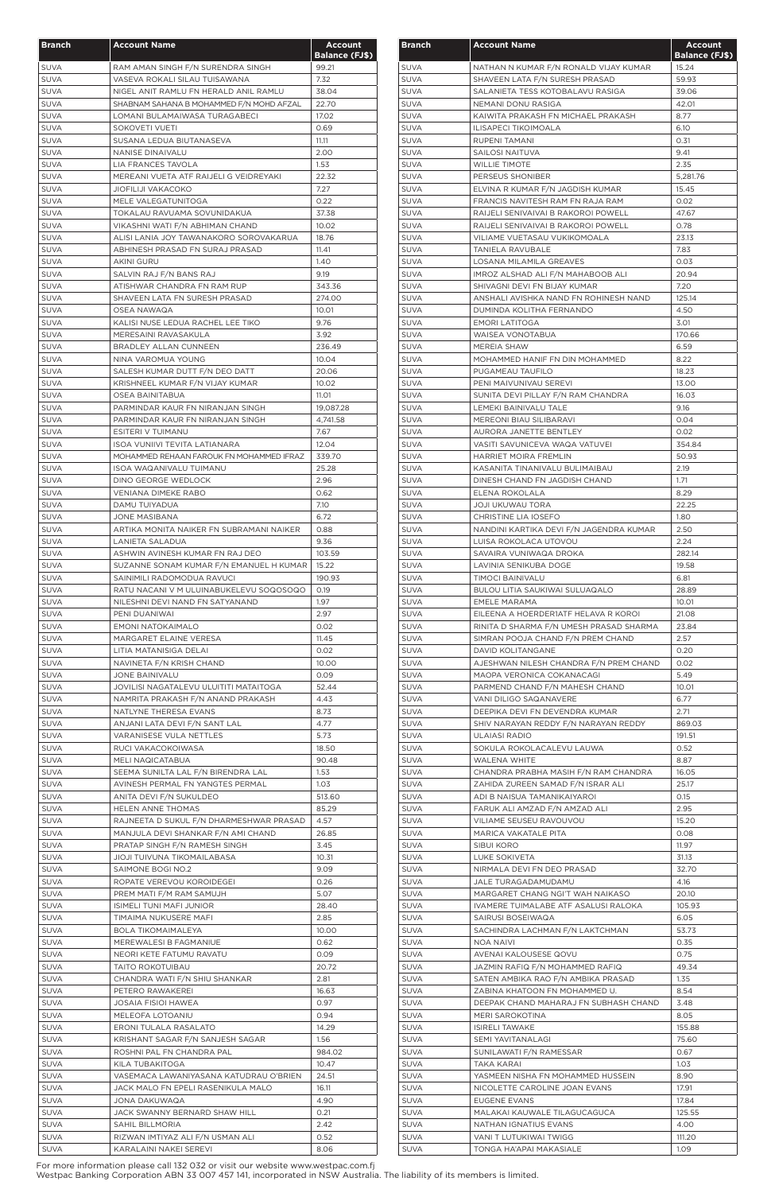| Branch | Account Name | Account Balance (FJ$) |
|---|---|---|
| SUVA | RAM AMAN SINGH F/N SURENDRA SINGH | 99.21 |
| SUVA | VASEVA ROKALI SILAU TUISAWANA | 7.32 |
| SUVA | NIGEL ANIT RAMLU FN HERALD ANIL RAMLU | 38.04 |
| SUVA | SHABNAM SAHANA B MOHAMMED F/N MOHD AFZAL | 22.70 |
| SUVA | LOMANI BULAMAIWASA TURAGABECI | 17.02 |
| SUVA | SOKOVETI VUETI | 0.69 |
| SUVA | SUSANA LEDUA BIUTANASEVA | 11.11 |
| SUVA | NANISE DINAIVALU | 2.00 |
| SUVA | LIA FRANCES TAVOLA | 1.53 |
| SUVA | MEREANI VUETA ATF RAIJELI G VEIDREYAKI | 22.32 |
| SUVA | JIOFILIJI VAKACOKO | 7.27 |
| SUVA | MELE VALEGATUNITOGA | 0.22 |
| SUVA | TOKALAU RAVUAMA SOVUNIDAKUA | 37.38 |
| SUVA | VIKASHNI WATI F/N ABHIMAN CHAND | 10.02 |
| SUVA | ALISI LANIA JOY TAWANAKORO SOROVAKARUA | 18.76 |
| SUVA | ABHINESH PRASAD FN SURAJ PRASAD | 11.41 |
| SUVA | AKINI GURU | 1.40 |
| SUVA | SALVIN RAJ F/N BANS RAJ | 9.19 |
| SUVA | ATISHWAR CHANDRA FN RAM RUP | 343.36 |
| SUVA | SHAVEEN LATA FN SURESH PRASAD | 274.00 |
| SUVA | OSEA NAWAQA | 10.01 |
| SUVA | KALISI NUSE LEDUA RACHEL LEE TIKO | 9.76 |
| SUVA | MERESAINI RAVASAKULA | 3.92 |
| SUVA | BRADLEY ALLAN CUNNEEN | 236.49 |
| SUVA | NINA VAROMUA YOUNG | 10.04 |
| SUVA | SALESH KUMAR DUTT F/N DEO DATT | 20.06 |
| SUVA | KRISHNEEL KUMAR F/N VIJAY KUMAR | 10.02 |
| SUVA | OSEA BAINITABUA | 11.01 |
| SUVA | PARMINDAR KAUR FN NIRANJAN SINGH | 19,087.28 |
| SUVA | PARMINDAR KAUR FN NIRANJAN SINGH | 4,741.58 |
| SUVA | ESITERI V TUIMANU | 7.67 |
| SUVA | ISOA VUNIIVI TEVITA LATIANARA | 12.04 |
| SUVA | MOHAMMED REHAAN FAROUK FN MOHAMMED IFRAZ | 339.70 |
| SUVA | ISOA WAQANIVALU TUIMANU | 25.28 |
| SUVA | DINO GEORGE WEDLOCK | 2.96 |
| SUVA | VENIANA DIMEKE RABO | 0.62 |
| SUVA | DAMU TUIYADUA | 7.10 |
| SUVA | JONE MASIBANA | 6.72 |
| SUVA | ARTIKA MONITA NAIKER FN SUBRAMANI NAIKER | 0.88 |
| SUVA | LANIETA SALADUA | 9.36 |
| SUVA | ASHWIN AVINESH KUMAR FN RAJ DEO | 103.59 |
| SUVA | SUZANNE SONAM KUMAR F/N EMANUEL H KUMAR | 15.22 |
| SUVA | SAINIMILI RADOMODUA RAVUCI | 190.93 |
| SUVA | RATU NACANI V M ULUINABUKELEVU SOQOSOQO | 0.19 |
| SUVA | NILESHNI DEVI NAND FN SATYANAND | 1.97 |
| SUVA | PENI DUANIWAI | 2.97 |
| SUVA | EMONI NATOKAIMALO | 0.02 |
| SUVA | MARGARET ELAINE VERESA | 11.45 |
| SUVA | LITIA MATANISIGA DELAI | 0.02 |
| SUVA | NAVINETA F/N KRISH CHAND | 10.00 |
| SUVA | JONE BAINIVALU | 0.09 |
| SUVA | JOVILISI NAGATALEVU ULUITITI MATAITOGA | 52.44 |
| SUVA | NAMRITA PRAKASH F/N ANAND PRAKASH | 4.43 |
| SUVA | NATLYNE THERESA EVANS | 8.73 |
| SUVA | ANJANI LATA DEVI F/N SANT LAL | 4.77 |
| SUVA | VARANISESE VULA NETTLES | 5.73 |
| SUVA | RUCI VAKACOKOIWASA | 18.50 |
| SUVA | MELI NAQICATABUA | 90.48 |
| SUVA | SEEMA SUNILTA LAL F/N BIRENDRA LAL | 1.53 |
| SUVA | AVINESH PERMAL FN YANGTES PERMAL | 1.03 |
| SUVA | ANITA DEVI F/N SUKULDEO | 513.60 |
| SUVA | HELEN ANNE THOMAS | 85.29 |
| SUVA | RAJNEETA D SUKUL F/N DHARMESHWAR PRASAD | 4.57 |
| SUVA | MANJULA DEVI SHANKAR F/N AMI CHAND | 26.85 |
| SUVA | PRATAP SINGH F/N RAMESH SINGH | 3.45 |
| SUVA | JIOJI TUIVUNA TIKOMAILABASA | 10.31 |
| SUVA | SAIMONE BOGI NO.2 | 9.09 |
| SUVA | ROPATE VEREVOU KOROIDEGEI | 0.26 |
| SUVA | PREM MATI F/M RAM SAMUJH | 5.07 |
| SUVA | ISIMELI TUNI MAFI JUNIOR | 28.40 |
| SUVA | TIMAIMA NUKUSERE MAFI | 2.85 |
| SUVA | BOLA TIKOMAIMALEYA | 10.00 |
| SUVA | MEREWALESI B FAGMANIUE | 0.62 |
| SUVA | NEORI KETE FATUMU RAVATU | 0.09 |
| SUVA | TAITO ROKOTUIBAU | 20.72 |
| SUVA | CHANDRA WATI F/N SHIU SHANKAR | 2.81 |
| SUVA | PETERO RAWAKEREI | 16.63 |
| SUVA | JOSAIA FISIOI HAWEA | 0.97 |
| SUVA | MELEOFA LOTOANIU | 0.94 |
| SUVA | ERONI TULALA RASALATO | 14.29 |
| SUVA | KRISHANT SAGAR F/N SANJESH SAGAR | 1.56 |
| SUVA | ROSHNI PAL FN CHANDRA PAL | 984.02 |
| SUVA | KILA TUBAKITOGA | 10.47 |
| SUVA | VASEMACA LAWANIYASANA KATUDRAU O'BRIEN | 24.51 |
| SUVA | JACK MALO FN EPELI RASENIKULA MALO | 16.11 |
| SUVA | JONA DAKUWAQA | 4.90 |
| SUVA | JACK SWANNY BERNARD SHAW HILL | 0.21 |
| SUVA | SAHIL BILLMORIA | 2.42 |
| SUVA | RIZWAN IMTIYAZ ALI F/N USMAN ALI | 0.52 |
| SUVA | KARALAINI NAKEI SEREVI | 8.06 |
| SUVA | NATHAN N KUMAR F/N RONALD VIJAY KUMAR | 15.24 |
| SUVA | SHAVEEN LATA F/N SURESH PRASAD | 59.93 |
| SUVA | SALANIETA TESS KOTOBALAVU RASIGA | 39.06 |
| SUVA | NEMANI DONU RASIGA | 42.01 |
| SUVA | KAIWITA PRAKASH FN MICHAEL PRAKASH | 8.77 |
| SUVA | ILISAPECI TIKOIMOALA | 6.10 |
| SUVA | RUPENI TAMANI | 0.31 |
| SUVA | SAILOSI NAITUVA | 9.41 |
| SUVA | WILLIE TIMOTE | 2.35 |
| SUVA | PERSEUS SHONIBER | 5,281.76 |
| SUVA | ELVINA R KUMAR F/N JAGDISH KUMAR | 15.45 |
| SUVA | FRANCIS NAVITESH RAM FN RAJA RAM | 0.02 |
| SUVA | RAIJELI SENIVAIVAI B RAKOROI POWELL | 47.67 |
| SUVA | RAIJELI SENIVAIVAI B RAKOROI POWELL | 0.78 |
| SUVA | VILIAME VUETASAU VUKIKOMOALA | 23.13 |
| SUVA | TANIELA RAVUBALE | 7.83 |
| SUVA | LOSANA MILAMILA GREAVES | 0.03 |
| SUVA | IMROZ ALSHAD ALI F/N MAHABOOB ALI | 20.94 |
| SUVA | SHIVAGNI DEVI FN BIJAY KUMAR | 7.20 |
| SUVA | ANSHALI AVISHKA NAND FN ROHINESH NAND | 125.14 |
| SUVA | DUMINDA KOLITHA FERNANDO | 4.50 |
| SUVA | EMORI LATITOGA | 3.01 |
| SUVA | WAISEA VONOTABUA | 170.66 |
| SUVA | MEREIA SHAW | 6.59 |
| SUVA | MOHAMMED HANIF FN DIN MOHAMMED | 8.22 |
| SUVA | PUGAMEAU TAUFILO | 18.23 |
| SUVA | PENI MAIVUNIVAU SEREVI | 13.00 |
| SUVA | SUNITA DEVI PILLAY F/N RAM CHANDRA | 16.03 |
| SUVA | LEMEKI BAINIVALU TALE | 9.16 |
| SUVA | MEREONI BIAU SILIBARAVI | 0.04 |
| SUVA | AURORA JANETTE BENTLEY | 0.02 |
| SUVA | VASITI SAVUNICEVA WAQA VATUVEI | 354.84 |
| SUVA | HARRIET MOIRA FREMLIN | 50.93 |
| SUVA | KASANITA TINANIVALU BULIMAIBAU | 2.19 |
| SUVA | DINESH CHAND FN JAGDISH CHAND | 1.71 |
| SUVA | ELENA ROKOLALA | 8.29 |
| SUVA | JOJI UKUWAU TORA | 22.25 |
| SUVA | CHRISTINE LIA IOSEFO | 1.80 |
| SUVA | NANDINI KARTIKA DEVI F/N JAGENDRA KUMAR | 2.50 |
| SUVA | LUISA ROKOLACA UTOVOU | 2.24 |
| SUVA | SAVAIRA VUNIWAQA DROKA | 282.14 |
| SUVA | LAVINIA SENIKUBA DOGE | 19.58 |
| SUVA | TIMOCI BAINIVALU | 6.81 |
| SUVA | BULOU LITIA SAUKIWAI SULUAQALO | 28.89 |
| SUVA | EMELE MARAMA | 10.01 |
| SUVA | EILEENA A HOERDER1ATF HELAVA R KOROI | 21.08 |
| SUVA | RINITA D SHARMA F/N UMESH PRASAD SHARMA | 23.84 |
| SUVA | SIMRAN POOJA CHAND F/N PREM CHAND | 2.57 |
| SUVA | DAVID KOLITANGANE | 0.20 |
| SUVA | AJESHWAN NILESH CHANDRA F/N PREM CHAND | 0.02 |
| SUVA | MAOPA VERONICA COKANACAGI | 5.49 |
| SUVA | PARMEND CHAND F/N MAHESH CHAND | 10.01 |
| SUVA | VANI DILIGO SAQANAVERE | 6.77 |
| SUVA | DEEPIKA DEVI FN DEVENDRA KUMAR | 2.71 |
| SUVA | SHIV NARAYAN REDDY F/N NARAYAN REDDY | 869.03 |
| SUVA | ULAIASI RADIO | 191.51 |
| SUVA | SOKULA ROKOLACALEVU LAUWA | 0.52 |
| SUVA | WALENA WHITE | 8.87 |
| SUVA | CHANDRA PRABHA MASIH F/N RAM CHANDRA | 16.05 |
| SUVA | ZAHIDA ZUREEN SAMAD F/N ISRAR ALI | 25.17 |
| SUVA | ADI B NAISUA TAMANIKAIYAROI | 0.15 |
| SUVA | FARUK ALI AMZAD F/N AMZAD ALI | 2.95 |
| SUVA | VILIAME SEUSEU RAVOUVOU | 15.20 |
| SUVA | MARICA VAKATALE PITA | 0.08 |
| SUVA | SIBUI KORO | 11.97 |
| SUVA | LUKE SOKIVETA | 31.13 |
| SUVA | NIRMALA DEVI FN DEO PRASAD | 32.70 |
| SUVA | JALE TURAGADAMUDAMU | 4.16 |
| SUVA | MARGARET CHANG NGI'T WAH NAIKASO | 20.10 |
| SUVA | IVAMERE TUIMALABE ATF ASALUSI RALOKA | 105.93 |
| SUVA | SAIRUSI BOSEIWAQA | 6.05 |
| SUVA | SACHINDRA LACHMAN F/N LAKTCHMAN | 53.73 |
| SUVA | NOA NAIVI | 0.35 |
| SUVA | AVENAI KALOUSESE QOVU | 0.75 |
| SUVA | JAZMIN RAFIQ F/N MOHAMMED RAFIQ | 49.34 |
| SUVA | SATEN AMBIKA RAO F/N AMBIKA PRASAD | 1.35 |
| SUVA | ZABINA KHATOON FN MOHAMMED U. | 8.54 |
| SUVA | DEEPAK CHAND MAHARAJ FN SUBHASH CHAND | 3.48 |
| SUVA | MERI SAROKOTINA | 8.05 |
| SUVA | ISIRELI TAWAKE | 155.88 |
| SUVA | SEMI YAVITANALAGI | 75.60 |
| SUVA | SUNILAWATI F/N RAMESSAR | 0.67 |
| SUVA | TAKA KARAI | 1.03 |
| SUVA | YASMEEN NISHA FN MOHAMMED HUSSEIN | 8.90 |
| SUVA | NICOLETTE CAROLINE JOAN EVANS | 17.91 |
| SUVA | EUGENE EVANS | 17.84 |
| SUVA | MALAKAI KAUWALE TILAGUCAGUCA | 125.55 |
| SUVA | NATHAN IGNATIUS EVANS | 4.00 |
| SUVA | VANI T LUTUKIWAI TWIGG | 111.20 |
| SUVA | TONGA HA'APAI MAKASIALE | 1.09 |

For more information please call 132 032 or visit our website www.westpac.com.fj
Westpac Banking Corporation ABN 33 007 457 141, incorporated in NSW Australia. The liability of its members is limited.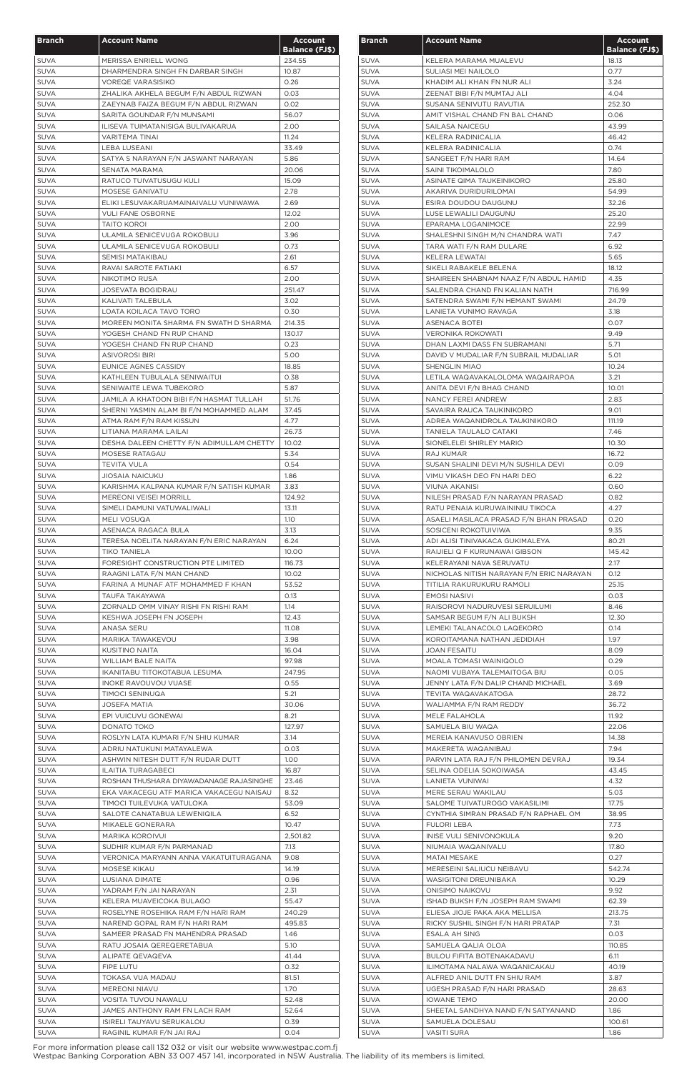| Branch | Account Name | Account Balance (FJ$) |
|---|---|---|
| SUVA | MERISSA ENRIELL WONG | 234.55 |
| SUVA | DHARMENDRA SINGH FN DARBAR SINGH | 10.87 |
| SUVA | VOREQE VARASISIKO | 0.26 |
| SUVA | ZHALIKA AKHELA BEGUM F/N ABDUL RIZWAN | 0.03 |
| SUVA | ZAEYNAB FAIZA BEGUM F/N ABDUL RIZWAN | 0.02 |
| SUVA | SARITA GOUNDAR F/N MUNSAMI | 56.07 |
| SUVA | ILISEVA TUIMATANISIGA BULIVAKARUA | 2.00 |
| SUVA | VARITEMA TINAI | 11.24 |
| SUVA | LEBA LUSEANI | 33.49 |
| SUVA | SATYA S NARAYAN F/N JASWANT NARAYAN | 5.86 |
| SUVA | SENATA MARAMA | 20.06 |
| SUVA | RATUCO TUIVATUSUGU KULI | 15.09 |
| SUVA | MOSESE GANIVATU | 2.78 |
| SUVA | ELIKI LESUVAKARUAMAINAIVALU VUNIWAWA | 2.69 |
| SUVA | VULI FANE OSBORNE | 12.02 |
| SUVA | TAITO KOROI | 2.00 |
| SUVA | ULAMILA SENICEVUGA ROKOBULI | 3.96 |
| SUVA | ULAMILA SENICEVUGA ROKOBULI | 0.73 |
| SUVA | SEMISI MATAKIBAU | 2.61 |
| SUVA | RAVAI SAROTE FATIAKI | 6.57 |
| SUVA | NIKOTIMO RUSA | 2.00 |
| SUVA | JOSEVATA BOGIDRAU | 251.47 |
| SUVA | KALIVATI TALEBULA | 3.02 |
| SUVA | LOATA KOILACA TAVO TORO | 0.30 |
| SUVA | MOREEN MONITA SHARMA FN SWATH D SHARMA | 214.35 |
| SUVA | YOGESH CHAND FN RUP CHAND | 130.17 |
| SUVA | YOGESH CHAND FN RUP CHAND | 0.23 |
| SUVA | ASIVOROSI BIRI | 5.00 |
| SUVA | EUNICE AGNES CASSIDY | 18.85 |
| SUVA | KATHLEEN TUBULALA SENIWAITUI | 0.38 |
| SUVA | SENIWAITE LEWA TUBEKORO | 5.87 |
| SUVA | JAMILA A KHATOON BIBI F/N HASMAT TULLAH | 51.76 |
| SUVA | SHERNI YASMIN ALAM BI F/N MOHAMMED ALAM | 37.45 |
| SUVA | ATMA RAM F/N RAM KISSUN | 4.77 |
| SUVA | LITIANA MARAMA LAILAI | 26.73 |
| SUVA | DESHA DALEEN CHETTY F/N ADIMULLAM CHETTY | 10.02 |
| SUVA | MOSESE RATAGAU | 5.34 |
| SUVA | TEVITA VULA | 0.54 |
| SUVA | JIOSAIA NAICUKU | 1.86 |
| SUVA | KARISHMA KALPANA KUMAR F/N SATISH KUMAR | 3.83 |
| SUVA | MEREONI VEISEI MORRILL | 124.92 |
| SUVA | SIMELI DAMUNI VATUWALIWALI | 13.11 |
| SUVA | MELI VOSUQA | 1.10 |
| SUVA | ASENACA RAGACA BULA | 3.13 |
| SUVA | TERESA NOELITA NARAYAN F/N ERIC NARAYAN | 6.24 |
| SUVA | TIKO TANIELA | 10.00 |
| SUVA | FORESIGHT CONSTRUCTION PTE LIMITED | 116.73 |
| SUVA | RAAGNI LATA F/N MAN CHAND | 10.02 |
| SUVA | FARINA A MUNAF ATF MOHAMMED F KHAN | 53.52 |
| SUVA | TAUFA TAKAYAWA | 0.13 |
| SUVA | ZORNALD OMM VINAY RISHI FN RISHI RAM | 1.14 |
| SUVA | KESHWA JOSEPH FN JOSEPH | 12.43 |
| SUVA | ANASA SERU | 11.08 |
| SUVA | MARIKA TAWAKEVOU | 3.98 |
| SUVA | KUSITINO NAITA | 16.04 |
| SUVA | WILLIAM BALE NAITA | 97.98 |
| SUVA | IKANITABU TITOKOTABUA LESUMA | 247.95 |
| SUVA | INOKE RAVOUVOU VUASE | 0.55 |
| SUVA | TIMOCI SENINUQA | 5.21 |
| SUVA | JOSEFA MATIA | 30.06 |
| SUVA | EPI VUICUVU GONEWAI | 8.21 |
| SUVA | DONATO TOKO | 127.97 |
| SUVA | ROSLYN LATA KUMARI F/N SHIU KUMAR | 3.14 |
| SUVA | ADRIU NATUKUNI MATAYALEWA | 0.03 |
| SUVA | ASHWIN NITESH DUTT F/N RUDAR DUTT | 1.00 |
| SUVA | ILAITIA TURAGABECI | 16.87 |
| SUVA | ROSHAN THUSHARA DIYAWADANAGE RAJASINGHE | 23.46 |
| SUVA | EKA VAKACEGU ATF MARICA VAKACEGU NAISAU | 8.32 |
| SUVA | TIMOCI TUILEVUKA VATULOKA | 53.09 |
| SUVA | SALOTE CANATABUA LEWENIQILA | 6.52 |
| SUVA | MIKAELE GONERARA | 10.47 |
| SUVA | MARIKA KOROIVUI | 2,501.82 |
| SUVA | SUDHIR KUMAR F/N PARMANAD | 7.13 |
| SUVA | VERONICA MARYANN ANNA VAKATUITURAGANA | 9.08 |
| SUVA | MOSESE KIKAU | 14.19 |
| SUVA | LUSIANA DIMATE | 0.96 |
| SUVA | YADRAM F/N JAI NARAYAN | 2.31 |
| SUVA | KELERA MUAVEICOKA BULAGO | 55.47 |
| SUVA | ROSELYNE ROSEHIKA RAM F/N HARI RAM | 240.29 |
| SUVA | NAREND GOPAL RAM F/N HARI RAM | 495.83 |
| SUVA | SAMEER PRASAD FN MAHENDRA PRASAD | 1.46 |
| SUVA | RATU JOSAIA QEREQERETABUA | 5.10 |
| SUVA | ALIPATE QEVAQEVA | 41.44 |
| SUVA | FIPE LUTU | 0.32 |
| SUVA | TOKASA VUA MADAU | 81.51 |
| SUVA | MEREONI NIAVU | 1.70 |
| SUVA | VOSITA TUVOU NAWALU | 52.48 |
| SUVA | JAMES ANTHONY RAM FN LACH RAM | 52.64 |
| SUVA | ISIRELI TAUYAVU SERUKALOU | 0.39 |
| SUVA | RAGINIL KUMAR F/N JAI RAJ | 0.04 |
| SUVA | KELERA MARAMA MUALEVU | 18.13 |
| SUVA | SULIASI MEI NAILOLO | 0.77 |
| SUVA | KHADIM ALI KHAN FN NUR ALI | 3.24 |
| SUVA | ZEENAT BIBI F/N MUMTAJ ALI | 4.04 |
| SUVA | SUSANA SENIVUTU RAVUTIA | 252.30 |
| SUVA | AMIT VISHAL CHAND FN BAL CHAND | 0.06 |
| SUVA | SAILASA NAICEGU | 43.99 |
| SUVA | KELERA RADINICALIA | 46.42 |
| SUVA | KELERA RADINICALIA | 0.74 |
| SUVA | SANGEET F/N HARI RAM | 14.64 |
| SUVA | SAINI TIKOIMALOLO | 7.80 |
| SUVA | ASINATE QIMA TAUKEINIKORO | 25.80 |
| SUVA | AKARIVA DURIDURILOMAI | 54.99 |
| SUVA | ESIRA DOUDOU DAUGUNU | 32.26 |
| SUVA | LUSE LEWALILI DAUGUNU | 25.20 |
| SUVA | EPARAMA LOGANIMOCE | 22.99 |
| SUVA | SHALESHNI SINGH M/N CHANDRA WATI | 7.47 |
| SUVA | TARA WATI F/N RAM DULARE | 6.92 |
| SUVA | KELERA LEWATAI | 5.65 |
| SUVA | SIKELI RABAKELE BELENA | 18.12 |
| SUVA | SHAIREEN SHABNAM NAAZ F/N ABDUL HAMID | 4.35 |
| SUVA | SALENDRA CHAND FN KALIAN NATH | 716.99 |
| SUVA | SATENDRA SWAMI F/N HEMANT SWAMI | 24.79 |
| SUVA | LANIETA VUNIMO RAVAGA | 3.18 |
| SUVA | ASENACA BOTEI | 0.07 |
| SUVA | VERONIKA ROKOWATI | 9.49 |
| SUVA | DHAN LAXMI DASS FN SUBRAMANI | 5.71 |
| SUVA | DAVID V MUDALIAR F/N SUBRAIL MUDALIAR | 5.01 |
| SUVA | SHENGLIN MIAO | 10.24 |
| SUVA | LETILA WAQAVAKALOLOMA WAQAIRAPOA | 3.21 |
| SUVA | ANITA DEVI F/N BHAG CHAND | 10.01 |
| SUVA | NANCY FEREI ANDREW | 2.83 |
| SUVA | SAVAIRA RAUCA TAUKINIKORO | 9.01 |
| SUVA | ADREA WAQANIDROLA TAUKINIKORO | 111.19 |
| SUVA | TANIELA TAULALO CATAKI | 7.46 |
| SUVA | SIONELELEI SHIRLEY MARIO | 10.30 |
| SUVA | RAJ KUMAR | 16.72 |
| SUVA | SUSAN SHALINI DEVI M/N SUSHILA DEVI | 0.09 |
| SUVA | VIMU VIKASH DEO FN HARI DEO | 6.22 |
| SUVA | VIUNA AKANISI | 0.60 |
| SUVA | NILESH PRASAD F/N NARAYAN PRASAD | 0.82 |
| SUVA | RATU PENAIA KURUWAININIU TIKOCA | 4.27 |
| SUVA | ASAELI MASILACA PRASAD F/N BHAN PRASAD | 0.20 |
| SUVA | SOSICENI ROKOTUIVIWA | 9.35 |
| SUVA | ADI ALISI TINIVAKACA GUKIMALEYA | 80.21 |
| SUVA | RAIJIELI Q F KURUNAWAI GIBSON | 145.42 |
| SUVA | KELERAYANI NAVA SERUVATU | 2.17 |
| SUVA | NICHOLAS NITISH NARAYAN F/N ERIC NARAYAN | 0.12 |
| SUVA | TITILIA RAKURUKURU RAMOLI | 25.15 |
| SUVA | EMOSI NASIVI | 0.03 |
| SUVA | RAISOROVI NADURUVESI SERUILUMI | 8.46 |
| SUVA | SAMSAR BEGUM F/N ALI BUKSH | 12.30 |
| SUVA | LEMEKI TALANACOLO LAQEKORO | 0.14 |
| SUVA | KOROITAMANA NATHAN JEDIDIAH | 1.97 |
| SUVA | JOAN FESAITU | 8.09 |
| SUVA | MOALA TOMASI WAINIQOLO | 0.29 |
| SUVA | NAOMI VUBAYA TALEMAITOGA BIU | 0.05 |
| SUVA | JENNY LATA F/N DALIP CHAND MICHAEL | 3.69 |
| SUVA | TEVITA WAQAVAKATOGA | 28.72 |
| SUVA | WALIAMMA F/N RAM REDDY | 36.72 |
| SUVA | MELE FALAHOLA | 11.92 |
| SUVA | SAMUELA BIU WAQA | 22.06 |
| SUVA | MEREIA KANAVUSO OBRIEN | 14.38 |
| SUVA | MAKERETA WAQANIBAU | 7.94 |
| SUVA | PARVIN LATA RAJ F/N PHILOMEN DEVRAJ | 19.34 |
| SUVA | SELINA ODELIA SOKOIWASA | 43.45 |
| SUVA | LANIETA VUNIWAI | 4.32 |
| SUVA | MERE SERAU WAKILAU | 5.03 |
| SUVA | SALOME TUIVATUROGO VAKASILIMI | 17.75 |
| SUVA | CYNTHIA SIMRAN PRASAD F/N RAPHAEL OM | 38.95 |
| SUVA | FULORI LEBA | 7.73 |
| SUVA | INISE VULI SENIVONOKULA | 9.20 |
| SUVA | NIUMAIA WAQANIVALU | 17.80 |
| SUVA | MATAI MESAKE | 0.27 |
| SUVA | MERESEINI SALIUCU NEIBAVU | 542.74 |
| SUVA | WASIGITONI DREUNIBAKA | 10.29 |
| SUVA | ONISIMO NAIKOVU | 9.92 |
| SUVA | ISHAD BUKSH F/N JOSEPH RAM SWAMI | 62.39 |
| SUVA | ELIESA JIOJE PAKA AKA MELLISA | 213.75 |
| SUVA | RICKY SUSHIL SINGH F/N HARI PRATAP | 7.31 |
| SUVA | ESALA AH SING | 0.03 |
| SUVA | SAMUELA QALIA OLOA | 110.85 |
| SUVA | BULOU FIFITA BOTENAKADAVU | 6.11 |
| SUVA | ILIMOTAMA NALAWA WAQANICAKAU | 40.19 |
| SUVA | ALFRED ANIL DUTT FN SHIU RAM | 3.87 |
| SUVA | UGESH PRASAD F/N HARI PRASAD | 28.63 |
| SUVA | IOWANE TEMO | 20.00 |
| SUVA | SHEETAL SANDHYA NAND F/N SATYANAND | 1.86 |
| SUVA | SAMUELA DOLESAU | 100.61 |
| SUVA | VASITI SURA | 1.86 |

For more information please call 132 032 or visit our website www.westpac.com.fj
Westpac Banking Corporation ABN 33 007 457 141, incorporated in NSW Australia. The liability of its members is limited.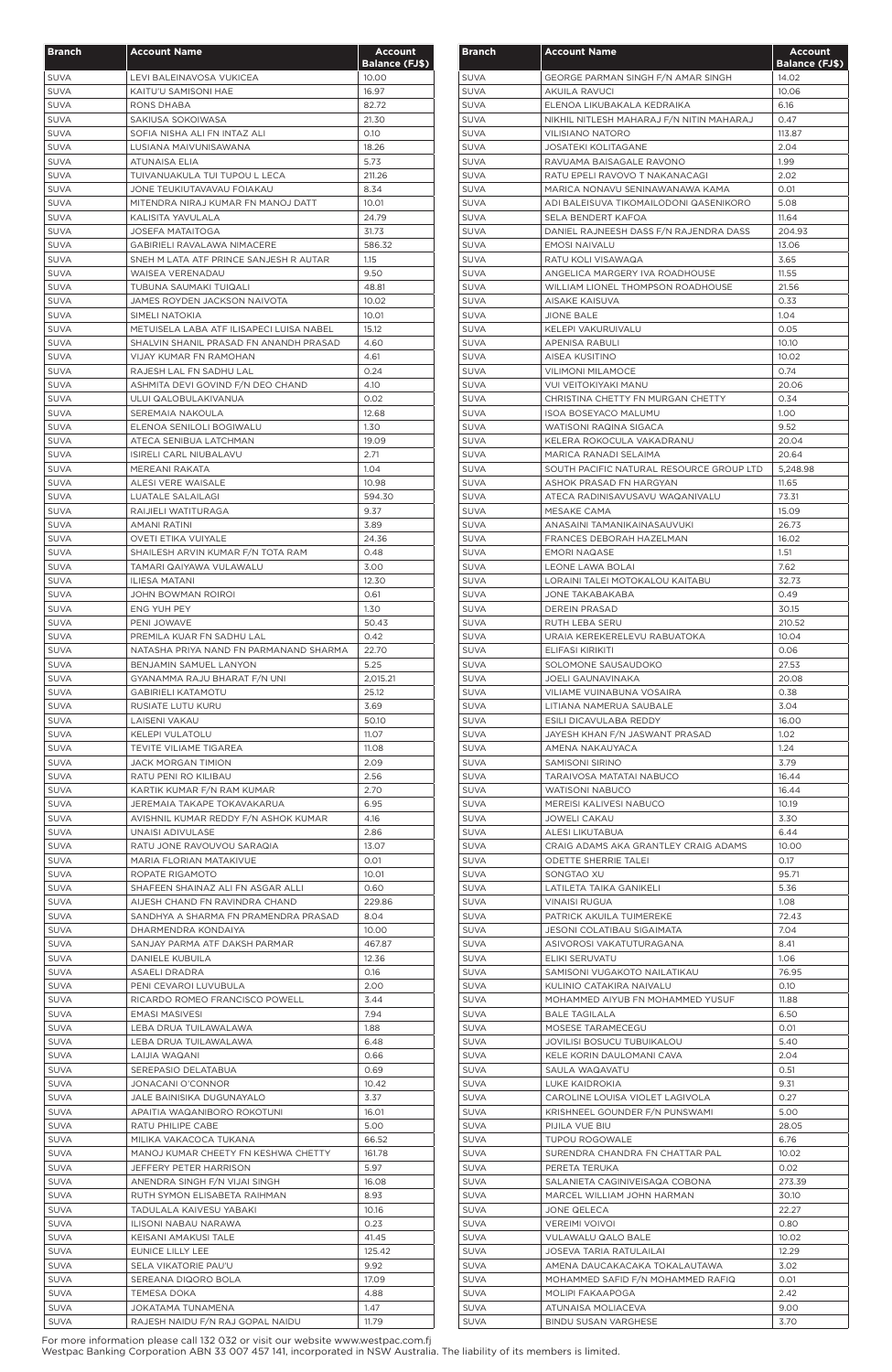| Branch | Account Name | Account Balance (FJ$) |
|---|---|---|
| SUVA | LEVI BALEINAVOSA VUKICEA | 10.00 |
| SUVA | KAITU'U SAMISONI HAE | 16.97 |
| SUVA | RONS DHABA | 82.72 |
| SUVA | SAKIUSA SOKOIWASA | 21.30 |
| SUVA | SOFIA NISHA ALI FN INTAZ ALI | 0.10 |
| SUVA | LUSIANA MAIVUNISAWANA | 18.26 |
| SUVA | ATUNAISA ELIA | 5.73 |
| SUVA | TUIVANUAKULA TUI TUPOU L LECA | 211.26 |
| SUVA | JONE TEUKIUTAVAVAU FOIAKAU | 8.34 |
| SUVA | MITENDRA NIRAJ KUMAR FN MANOJ DATT | 10.01 |
| SUVA | KALISITA YAVULALA | 24.79 |
| SUVA | JOSEFA MATAITOGA | 31.73 |
| SUVA | GABIRIELI RAVALAWA NIMACERE | 586.32 |
| SUVA | SNEH M LATA ATF PRINCE SANJESH R AUTAR | 1.15 |
| SUVA | WAISEA VERENADAU | 9.50 |
| SUVA | TUBUNA SAUMAKI TUIQALI | 48.81 |
| SUVA | JAMES ROYDEN JACKSON NAIVOTA | 10.02 |
| SUVA | SIMELI NATOKIA | 10.01 |
| SUVA | METUISELA LABA ATF ILISAPECI LUISA NABEL | 15.12 |
| SUVA | SHALVIN SHANIL PRASAD FN ANANDH PRASAD | 4.60 |
| SUVA | VIJAY KUMAR FN RAMOHAN | 4.61 |
| SUVA | RAJESH LAL FN SADHU LAL | 0.24 |
| SUVA | ASHMITA DEVI GOVIND F/N DEO CHAND | 4.10 |
| SUVA | ULUI QALOBULAKIVANUA | 0.02 |
| SUVA | SEREMAIA NAKOULA | 12.68 |
| SUVA | ELENOA SENILOLI BOGIWALU | 1.30 |
| SUVA | ATECA SENIBUA LATCHMAN | 19.09 |
| SUVA | ISIRELI CARL NIUBALAVU | 2.71 |
| SUVA | MEREANI RAKATA | 1.04 |
| SUVA | ALESI VERE WAISALE | 10.98 |
| SUVA | LUATALE SALAILAGI | 594.30 |
| SUVA | RAIJIELI WATITURAGA | 9.37 |
| SUVA | AMANI RATINI | 3.89 |
| SUVA | OVETI ETIKA VUIYALE | 24.36 |
| SUVA | SHAILESH ARVIN KUMAR F/N TOTA RAM | 0.48 |
| SUVA | TAMARI QAIYAWA VULAWALU | 3.00 |
| SUVA | ILIESA MATANI | 12.30 |
| SUVA | JOHN BOWMAN ROIROI | 0.61 |
| SUVA | ENG YUH PEY | 1.30 |
| SUVA | PENI JOWAVE | 50.43 |
| SUVA | PREMILA KUAR FN SADHU LAL | 0.42 |
| SUVA | NATASHA PRIYA NAND FN PARMANAND SHARMA | 22.70 |
| SUVA | BENJAMIN SAMUEL LANYON | 5.25 |
| SUVA | GYANAMMA RAJU BHARAT F/N UNI | 2,015.21 |
| SUVA | GABIRIELI KATAMOTU | 25.12 |
| SUVA | RUSIATE LUTU KURU | 3.69 |
| SUVA | LAISENI VAKAU | 50.10 |
| SUVA | KELEPI VULATOLU | 11.07 |
| SUVA | TEVITE VILIAME TIGAREA | 11.08 |
| SUVA | JACK MORGAN TIMION | 2.09 |
| SUVA | RATU PENI RO KILIBAU | 2.56 |
| SUVA | KARTIK KUMAR F/N RAM KUMAR | 2.70 |
| SUVA | JEREMAIA TAKAPE TOKAVAKARUA | 6.95 |
| SUVA | AVISHNIL KUMAR REDDY F/N ASHOK KUMAR | 4.16 |
| SUVA | UNAISI ADIVULASE | 2.86 |
| SUVA | RATU JONE RAVOUVOU SARAQIA | 13.07 |
| SUVA | MARIA FLORIAN MATAKIVUE | 0.01 |
| SUVA | ROPATE RIGAMOTO | 10.01 |
| SUVA | SHAFEEN SHAINAZ ALI FN ASGAR ALLI | 0.60 |
| SUVA | AIJESH CHAND FN RAVINDRA CHAND | 229.86 |
| SUVA | SANDHYA A SHARMA FN PRAMENDRA PRASAD | 8.04 |
| SUVA | DHARMENDRA KONDAIYA | 10.00 |
| SUVA | SANJAY PARMA ATF DAKSH PARMAR | 467.87 |
| SUVA | DANIELE KUBUILA | 12.36 |
| SUVA | ASAELI DRADRA | 0.16 |
| SUVA | PENI CEVAROI LUVUBULA | 2.00 |
| SUVA | RICARDO ROMEO FRANCISCO POWELL | 3.44 |
| SUVA | EMASI MASIVESI | 7.94 |
| SUVA | LEBA DRUA TUILAWALAWA | 1.88 |
| SUVA | LEBA DRUA TUILAWALAWA | 6.48 |
| SUVA | LAIJIA WAQANI | 0.66 |
| SUVA | SEREPASIO DELATABUA | 0.69 |
| SUVA | JONACANI O'CONNOR | 10.42 |
| SUVA | JALE BAINISIKA DUGUNAYALO | 3.37 |
| SUVA | APAITIA WAQANIBORO ROKOTUNI | 16.01 |
| SUVA | RATU PHILIPE CABE | 5.00 |
| SUVA | MILIKA VAKACOCA TUKANA | 66.52 |
| SUVA | MANOJ KUMAR CHEETY FN KESHWA CHETTY | 161.78 |
| SUVA | JEFFERY PETER HARRISON | 5.97 |
| SUVA | ANENDRA SINGH F/N VIJAI SINGH | 16.08 |
| SUVA | RUTH SYMON ELISABETA RAIHMAN | 8.93 |
| SUVA | TADULALA KAIVESU YABAKI | 10.16 |
| SUVA | ILISONI NABAU NARAWA | 0.23 |
| SUVA | KEISANI AMAKUSI TALE | 41.45 |
| SUVA | EUNICE LILLY LEE | 125.42 |
| SUVA | SELA VIKATORIE PAU'U | 9.92 |
| SUVA | SEREANA DIQORO BOLA | 17.09 |
| SUVA | TEMESA DOKA | 4.88 |
| SUVA | JOKATAMA TUNAMENA | 1.47 |
| SUVA | RAJESH NAIDU F/N RAJ GOPAL NAIDU | 11.79 |
| SUVA | GEORGE PARMAN SINGH F/N AMAR SINGH | 14.02 |
| SUVA | AKUILA RAVUCI | 10.06 |
| SUVA | ELENOA LIKUBAKALA KEDRAIKA | 6.16 |
| SUVA | NIKHIL NITLESH MAHARAJ F/N NITIN MAHARAJ | 0.47 |
| SUVA | VILISIANO NATORO | 113.87 |
| SUVA | JOSATEKI KOLITAGANE | 2.04 |
| SUVA | RAVUAMA BAISAGALE RAVONO | 1.99 |
| SUVA | RATU EPELI RAVOVO T NAKANACAGI | 2.02 |
| SUVA | MARICA NONAVU SENINAWANAWA KAMA | 0.01 |
| SUVA | ADI BALEISUVA TIKOMAILODONI QASENIKORO | 5.08 |
| SUVA | SELA BENDERT KAFOA | 11.64 |
| SUVA | DANIEL RAJNEESH DASS F/N RAJENDRA DASS | 204.93 |
| SUVA | EMOSI NAIVALU | 13.06 |
| SUVA | RATU KOLI VISAWAQA | 3.65 |
| SUVA | ANGELICA MARGERY IVA ROADHOUSE | 11.55 |
| SUVA | WILLIAM LIONEL THOMPSON ROADHOUSE | 21.56 |
| SUVA | AISAKE KAISUVA | 0.33 |
| SUVA | JIONE BALE | 1.04 |
| SUVA | KELEPI VAKURUIVALU | 0.05 |
| SUVA | APENISA RABULI | 10.10 |
| SUVA | AISEA KUSITINO | 10.02 |
| SUVA | VILIMONI MILAMOCE | 0.74 |
| SUVA | VUI VEITOKIYAKI MANU | 20.06 |
| SUVA | CHRISTINA CHETTY FN MURGAN CHETTY | 0.34 |
| SUVA | ISOA BOSEYACO MALUMU | 1.00 |
| SUVA | WATISONI RAQINA SIGACA | 9.52 |
| SUVA | KELERA ROKOCULA VAKADRANU | 20.04 |
| SUVA | MARICA RANADI SELAIMA | 20.64 |
| SUVA | SOUTH PACIFIC NATURAL RESOURCE GROUP LTD | 5,248.98 |
| SUVA | ASHOK PRASAD FN HARGYAN | 11.65 |
| SUVA | ATECA RADINISAVUSAVU WAQANIVALU | 73.31 |
| SUVA | MESAKE CAMA | 15.09 |
| SUVA | ANASAINI TAMANIKAINASAUVUKI | 26.73 |
| SUVA | FRANCES DEBORAH HAZELMAN | 16.02 |
| SUVA | EMORI NAQASE | 1.51 |
| SUVA | LEONE LAWA BOLAI | 7.62 |
| SUVA | LORAINI TALEI MOTOKALOU KAITABU | 32.73 |
| SUVA | JONE TAKABAKABA | 0.49 |
| SUVA | DEREIN PRASAD | 30.15 |
| SUVA | RUTH LEBA SERU | 210.52 |
| SUVA | URAIA KEREKERELEVU RABUATOKA | 10.04 |
| SUVA | ELIFASI KIRIKITI | 0.06 |
| SUVA | SOLOMONE SAUSAUDOKO | 27.53 |
| SUVA | JOELI GAUNAVINAKA | 20.08 |
| SUVA | VILIAME VUINABUNA VOSAIRA | 0.38 |
| SUVA | LITIANA NAMERUA SAUBALE | 3.04 |
| SUVA | ESILI DICAVULABA REDDY | 16.00 |
| SUVA | JAYESH KHAN F/N JASWANT PRASAD | 1.02 |
| SUVA | AMENA NAKAUYACA | 1.24 |
| SUVA | SAMISONI SIRINO | 3.79 |
| SUVA | TARAIVOSA MATATAI NABUCO | 16.44 |
| SUVA | WATISONI NABUCO | 16.44 |
| SUVA | MEREISI KALIVESI NABUCO | 10.19 |
| SUVA | JOWELI CAKAU | 3.30 |
| SUVA | ALESI LIKUTABUA | 6.44 |
| SUVA | CRAIG ADAMS AKA GRANTLEY CRAIG ADAMS | 10.00 |
| SUVA | ODETTE SHERRIE TALEI | 0.17 |
| SUVA | SONGTAO XU | 95.71 |
| SUVA | LATILETA TAIKA GANIKELI | 5.36 |
| SUVA | VINAISI RUGUA | 1.08 |
| SUVA | PATRICK AKUILA TUIMEREKE | 72.43 |
| SUVA | JESONI COLATIBAU SIGAIMATA | 7.04 |
| SUVA | ASIVOROSI VAKATUTURAGANA | 8.41 |
| SUVA | ELIKI SERUVATU | 1.06 |
| SUVA | SAMISONI VUGAKOTO NAILATIKAU | 76.95 |
| SUVA | KULINIO CATAKIRA NAIVALU | 0.10 |
| SUVA | MOHAMMED AIYUB FN MOHAMMED YUSUF | 11.88 |
| SUVA | BALE TAGILALA | 6.50 |
| SUVA | MOSESE TARAMECEGU | 0.01 |
| SUVA | JOVILISI BOSUCU TUBUIKALOU | 5.40 |
| SUVA | KELE KORIN DAULOMANI CAVA | 2.04 |
| SUVA | SAULA WAQAVATU | 0.51 |
| SUVA | LUKE KAIDROKIA | 9.31 |
| SUVA | CAROLINE LOUISA VIOLET LAGIVOLA | 0.27 |
| SUVA | KRISHNEEL GOUNDER F/N PUNSWAMI | 5.00 |
| SUVA | PIJILA VUE BIU | 28.05 |
| SUVA | TUPOU ROGOWALE | 6.76 |
| SUVA | SURENDRA CHANDRA FN CHATTAR PAL | 10.02 |
| SUVA | PERETA TERUKA | 0.02 |
| SUVA | SALANIETA CAGINIVEISAQA COBONA | 273.39 |
| SUVA | MARCEL WILLIAM JOHN HARMAN | 30.10 |
| SUVA | JONE QELECA | 22.27 |
| SUVA | VEREIMI VOIVOI | 0.80 |
| SUVA | VULAWALU QALO BALE | 10.02 |
| SUVA | JOSEVA TARIA RATULAILAI | 12.29 |
| SUVA | AMENA DAUCAKACAKA TOKALAUTAWA | 3.02 |
| SUVA | MOHAMMED SAFID F/N MOHAMMED RAFIQ | 0.01 |
| SUVA | MOLIPI FAKAAPOGA | 2.42 |
| SUVA | ATUNAISA MOLIACEVA | 9.00 |
| SUVA | BINDU SUSAN VARGHESE | 3.70 |

For more information please call 132 032 or visit our website www.westpac.com.fj
Westpac Banking Corporation ABN 33 007 457 141, incorporated in NSW Australia. The liability of its members is limited.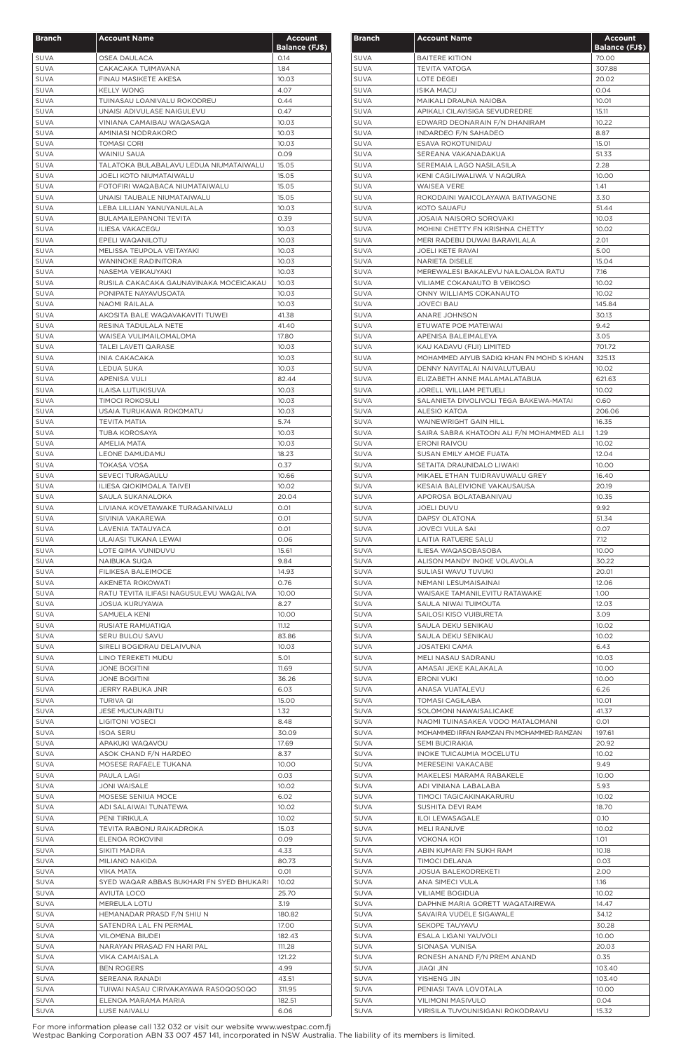| Branch | Account Name | Account Balance (FJ$) |
|---|---|---|
| SUVA | OSEA DAULACA | 0.14 |
| SUVA | CAKACAKA TUIMAVANA | 1.84 |
| SUVA | FINAU MASIKETE AKESA | 10.03 |
| SUVA | KELLY WONG | 4.07 |
| SUVA | TUINASAU LOANIVALU ROKODREU | 0.44 |
| SUVA | UNAISI ADIVULASE NAIGULEVU | 0.47 |
| SUVA | VINIANA CAMAIBAU WAQASAQA | 10.03 |
| SUVA | AMINIASI NODRAKORO | 10.03 |
| SUVA | TOMASI CORI | 10.03 |
| SUVA | WAINIU SAUA | 0.09 |
| SUVA | TALATOKA BULABALAVU LEDUA NIUMATAIWALU | 15.05 |
| SUVA | JOELI KOTO NIUMATAIWALU | 15.05 |
| SUVA | FOTOFIRI WAQABACA NIUMATAIWALU | 15.05 |
| SUVA | UNAISI TAUBALE NIUMATAIWALU | 15.05 |
| SUVA | LEBA LILLIAN YANUYANULALA | 10.03 |
| SUVA | BULAMAILEPANONI TEVITA | 0.39 |
| SUVA | ILIESA VAKACEGU | 10.03 |
| SUVA | EPELI WAQANILOTU | 10.03 |
| SUVA | MELISSA TEUPOLA VEITAYAKI | 10.03 |
| SUVA | WANINOKE RADINITORA | 10.03 |
| SUVA | NASEMA VEIKAUYAKI | 10.03 |
| SUVA | RUSILA CAKACAKA GAUNAVINAKA MOCEICAKAU | 10.03 |
| SUVA | PONIPATE NAYAVUSOATA | 10.03 |
| SUVA | NAOMI RAILALA | 10.03 |
| SUVA | AKOSITA BALE WAQAVAKAVITI TUWEI | 41.38 |
| SUVA | RESINA TADULALA NETE | 41.40 |
| SUVA | WAISEA VULIMAILOMALOMA | 17.80 |
| SUVA | TALEI LAVETI QARASE | 10.03 |
| SUVA | INIA CAKACAKA | 10.03 |
| SUVA | LEDUA SUKA | 10.03 |
| SUVA | APENISA VULI | 82.44 |
| SUVA | ILAISA LUTUKISUVA | 10.03 |
| SUVA | TIMOCI ROKOSULI | 10.03 |
| SUVA | USAIA TURUKAWA ROKOMATU | 10.03 |
| SUVA | TEVITA MATIA | 5.74 |
| SUVA | TUBA KOROSAYA | 10.03 |
| SUVA | AMELIA MATA | 10.03 |
| SUVA | LEONE DAMUDAMU | 18.23 |
| SUVA | TOKASA VOSA | 0.37 |
| SUVA | SEVECI TURAGAULU | 10.66 |
| SUVA | ILIESA QIOKIMOALA TAIVEI | 10.02 |
| SUVA | SAULA SUKANALOKA | 20.04 |
| SUVA | LIVIANA KOVETAWAKE TURAGANIVALU | 0.01 |
| SUVA | SIVINIA VAKAREWA | 0.01 |
| SUVA | LAVENIA TATAUYACA | 0.01 |
| SUVA | ULAIASI TUKANA LEWAI | 0.06 |
| SUVA | LOTE QIMA VUNIDUVU | 15.61 |
| SUVA | NAIBUKA SUQA | 9.84 |
| SUVA | FILIKESA BALEIMOCE | 14.93 |
| SUVA | AKENETA ROKOWATI | 0.76 |
| SUVA | RATU TEVITA ILIFASI NAGUSULEVU WAQALIVA | 10.00 |
| SUVA | JOSUA KURUYAWA | 8.27 |
| SUVA | SAMUELA KENI | 10.00 |
| SUVA | RUSIATE RAMUATIQA | 11.12 |
| SUVA | SERU BULOU SAVU | 83.86 |
| SUVA | SIRELI BOGIDRAU DELAIVUNA | 10.03 |
| SUVA | LINO TEREKETI MUDU | 5.01 |
| SUVA | JONE BOGITINI | 11.69 |
| SUVA | JONE BOGITINI | 36.26 |
| SUVA | JERRY RABUKA JNR | 6.03 |
| SUVA | TURIVA QI | 15.00 |
| SUVA | JESE MUCUNABITU | 1.32 |
| SUVA | LIGITONI VOSECI | 8.48 |
| SUVA | ISOA SERU | 30.09 |
| SUVA | APAKUKI WAQAVOU | 17.69 |
| SUVA | ASOK CHAND F/N HARDEO | 8.37 |
| SUVA | MOSESE RAFAELE TUKANA | 10.00 |
| SUVA | PAULA LAGI | 0.03 |
| SUVA | JONI WAISALE | 10.02 |
| SUVA | MOSESE SENIUA MOCE | 6.02 |
| SUVA | ADI SALAIWAI TUNATEWA | 10.02 |
| SUVA | PENI TIRIKULA | 10.02 |
| SUVA | TEVITA RABONU RAIKADROKA | 15.03 |
| SUVA | ELENOA ROKOVINI | 0.09 |
| SUVA | SIKITI MADRA | 4.33 |
| SUVA | MILIANO NAKIDA | 80.73 |
| SUVA | VIKA MATA | 0.01 |
| SUVA | SYED WAQAR ABBAS BUKHARI FN SYED BHUKARI | 10.02 |
| SUVA | AVIUTA LOCO | 25.70 |
| SUVA | MEREULA LOTU | 3.19 |
| SUVA | HEMANADAR PRASD F/N SHIU N | 180.82 |
| SUVA | SATENDRA LAL FN PERMAL | 17.00 |
| SUVA | VILOMENA BIUDEI | 182.43 |
| SUVA | NARAYAN PRASAD FN HARI PAL | 111.28 |
| SUVA | VIKA CAMAISALA | 121.22 |
| SUVA | BEN ROGERS | 4.99 |
| SUVA | SEREANA RANADI | 43.51 |
| SUVA | TUIWAI NASAU CIRIVAKAYAWA RASOQOSOQO | 311.95 |
| SUVA | ELENOA MARAMA MARIA | 182.51 |
| SUVA | LUSE NAIVALU | 6.06 |
| SUVA | BAITERE KITION | 70.00 |
| SUVA | TEVITA VATOGA | 307.88 |
| SUVA | LOTE DEGEI | 20.02 |
| SUVA | ISIKA MACU | 0.04 |
| SUVA | MAIKALI DRAUNA NAIOBA | 10.01 |
| SUVA | APIKALI CILAVISIGA SEVUDREDRE | 15.11 |
| SUVA | EDWARD DEONARAIN F/N DHANIRAM | 10.22 |
| SUVA | INDARDEO F/N SAHADEO | 8.87 |
| SUVA | ESAVA ROKOTUNIDAU | 15.01 |
| SUVA | SEREANA VAKANADAKUA | 51.33 |
| SUVA | SEREMAIA LAGO NASILASILA | 2.28 |
| SUVA | KENI CAGILIWALIWA V NAQURA | 10.00 |
| SUVA | WAISEA VERE | 1.41 |
| SUVA | ROKODAINI WAICOLAYAWA BATIVAGONE | 3.30 |
| SUVA | KOTO SAUAFU | 51.44 |
| SUVA | JOSAIA NAISORO SOROVAKI | 10.03 |
| SUVA | MOHINI CHETTY FN KRISHNA CHETTY | 10.02 |
| SUVA | MERI RADEBU DUWAI BARAVILALA | 2.01 |
| SUVA | JOELI KETE RAVAI | 5.00 |
| SUVA | NARIETA DISELE | 15.04 |
| SUVA | MEREWALESI BAKALEVU NAILOALOA RATU | 7.16 |
| SUVA | VILIAME COKANAUTO B VEIKOSO | 10.02 |
| SUVA | ONNY WILLIAMS COKANAUTO | 10.02 |
| SUVA | JOVECI BAU | 145.84 |
| SUVA | ANARE JOHNSON | 30.13 |
| SUVA | ETUWATE POE MATEIWAI | 9.42 |
| SUVA | APENISA BALEIMALEYA | 3.05 |
| SUVA | KAU KADAVU (FIJI) LIMITED | 701.72 |
| SUVA | MOHAMMED AIYUB SADIQ KHAN FN MOHD S KHAN | 325.13 |
| SUVA | DENNY NAVITALAI NAIVALUTUBAU | 10.02 |
| SUVA | ELIZABETH ANNE MALAMALATABUA | 621.63 |
| SUVA | JORELL WILLIAM PETUELI | 10.02 |
| SUVA | SALANIETA DIVOLIVOLI TEGA BAKEWA-MATAI | 0.60 |
| SUVA | ALESIO KATOA | 206.06 |
| SUVA | WAINEWRIGHT GAIN HILL | 16.35 |
| SUVA | SAIRA SABRA KHATOON ALI F/N MOHAMMED ALI | 1.29 |
| SUVA | ERONI RAIVOU | 10.02 |
| SUVA | SUSAN EMILY AMOE FUATA | 12.04 |
| SUVA | SETAITA DRAUNIDALO LIWAKI | 10.00 |
| SUVA | MIKAEL ETHAN TUIDRAVUWALU GREY | 16.40 |
| SUVA | KESAIA BALEIVIONE VAKAUSAUSA | 20.19 |
| SUVA | APOROSA BOLATABANIVAU | 10.35 |
| SUVA | JOELI DUVU | 9.92 |
| SUVA | DAPSY OLATONA | 51.34 |
| SUVA | JOVECI VULA SAI | 0.07 |
| SUVA | LAITIA RATUERE SALU | 7.12 |
| SUVA | ILIESA WAQASOBASOBA | 10.00 |
| SUVA | ALISON MANDY INOKE VOLAVOLA | 30.22 |
| SUVA | SULIASI WAVU TUVUKI | 20.01 |
| SUVA | NEMANI LESUMAISAINAI | 12.06 |
| SUVA | WAISAKE TAMANILEVITU RATAWAKE | 1.00 |
| SUVA | SAULA NIWAI TUIMOUTA | 12.03 |
| SUVA | SAILOSI KISO VUIBURETA | 3.09 |
| SUVA | SAULA DEKU SENIKAU | 10.02 |
| SUVA | SAULA DEKU SENIKAU | 10.02 |
| SUVA | JOSATEKI CAMA | 6.43 |
| SUVA | MELI NASAU SADRANU | 10.03 |
| SUVA | AMASAI JEKE KALAKALA | 10.00 |
| SUVA | ERONI VUKI | 10.00 |
| SUVA | ANASA VUATALEVU | 6.26 |
| SUVA | TOMASI CAGILABA | 10.01 |
| SUVA | SOLOMONI NAWAISALICAKE | 41.37 |
| SUVA | NAOMI TUINASAKEA VODO MATALOMANI | 0.01 |
| SUVA | MOHAMMED IRFAN RAMZAN FN MOHAMMED RAMZAN | 197.61 |
| SUVA | SEMI BUCIRAKIA | 20.92 |
| SUVA | INOKE TUICAUMIA MOCELUTU | 10.02 |
| SUVA | MERESEINI VAKACABE | 9.49 |
| SUVA | MAKELESI MARAMA RABAKELE | 10.00 |
| SUVA | ADI VINIANA LABALABA | 5.93 |
| SUVA | TIMOCI TAGICAKINAKARURU | 10.02 |
| SUVA | SUSHITA DEVI RAM | 18.70 |
| SUVA | ILOI LEWASAGALE | 0.10 |
| SUVA | MELI RANUVE | 10.02 |
| SUVA | VOKONA KOI | 1.01 |
| SUVA | ABIN KUMARI FN SUKH RAM | 10.18 |
| SUVA | TIMOCI DELANA | 0.03 |
| SUVA | JOSUA BALEKODREKETI | 2.00 |
| SUVA | ANA SIMECI VULA | 1.16 |
| SUVA | VILIAME BOGIDUA | 10.02 |
| SUVA | DAPHNE MARIA GORETT WAQATAIREWA | 14.47 |
| SUVA | SAVAIRA VUDELE SIGAWALE | 34.12 |
| SUVA | SEKOPE TAUYAVU | 30.28 |
| SUVA | ESALA LIGANI YAUVOLI | 10.00 |
| SUVA | SIONASA VUNISA | 20.03 |
| SUVA | RONESH ANAND F/N PREM ANAND | 0.35 |
| SUVA | JIAQI JIN | 103.40 |
| SUVA | YISHENG JIN | 103.40 |
| SUVA | PENIASI TAVA LOVOTALA | 10.00 |
| SUVA | VILIMONI MASIVULO | 0.04 |
| SUVA | VIRISILA TUVOUNISIGANI ROKODRAVU | 15.32 |

For more information please call 132 032 or visit our website www.westpac.com.fj
Westpac Banking Corporation ABN 33 007 457 141, incorporated in NSW Australia. The liability of its members is limited.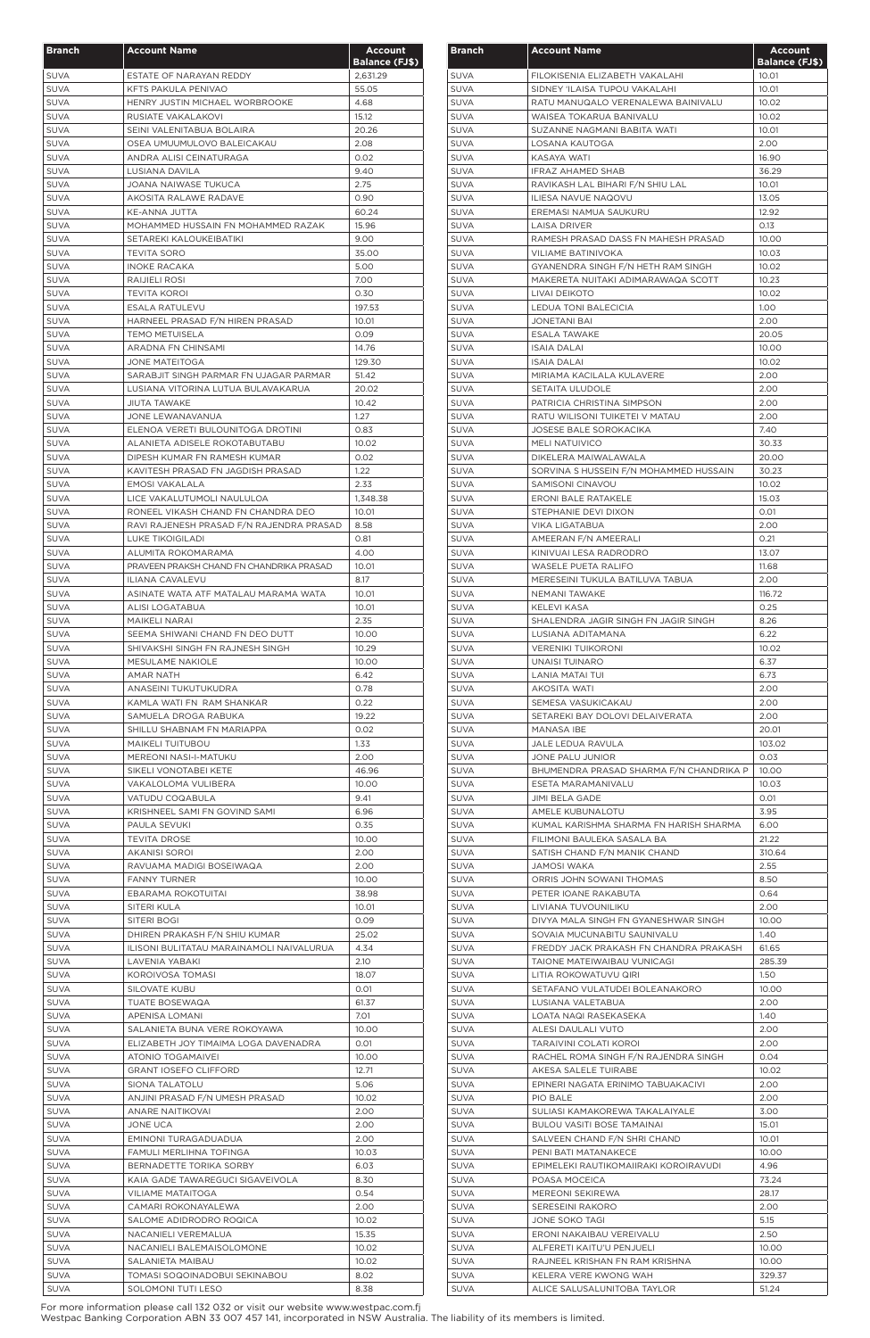| Branch | Account Name | Account Balance (FJ$) |
|---|---|---|
| SUVA | ESTATE OF NARAYAN REDDY | 2,631.29 |
| SUVA | KFTS PAKULA PENIVAO | 55.05 |
| SUVA | HENRY JUSTIN MICHAEL WORBROOKE | 4.68 |
| SUVA | RUSIATE VAKALAKOVI | 15.12 |
| SUVA | SEINI VALENITABUA BOLAIRA | 20.26 |
| SUVA | OSEA UMUUMULOVO BALEICAKAU | 2.08 |
| SUVA | ANDRA ALISI CEINATURAGA | 0.02 |
| SUVA | LUSIANA DAVILA | 9.40 |
| SUVA | JOANA NAIWASE TUKUCA | 2.75 |
| SUVA | AKOSITA RALAWE RADAVE | 0.90 |
| SUVA | KE-ANNA JUTTA | 60.24 |
| SUVA | MOHAMMED HUSSAIN FN MOHAMMED RAZAK | 15.96 |
| SUVA | SETAREKI KALOUKEIBATIKI | 9.00 |
| SUVA | TEVITA SORO | 35.00 |
| SUVA | INOKE RACAKA | 5.00 |
| SUVA | RAIJIELI ROSI | 7.00 |
| SUVA | TEVITA KOROI | 0.30 |
| SUVA | ESALA RATULEVU | 197.53 |
| SUVA | HARNEEL PRASAD F/N HIREN PRASAD | 10.01 |
| SUVA | TEMO METUISELA | 0.09 |
| SUVA | ARADNA FN CHINSAMI | 14.76 |
| SUVA | JONE MATEITOGA | 129.30 |
| SUVA | SARABJIT SINGH PARMAR FN UJAGAR PARMAR | 51.42 |
| SUVA | LUSIANA VITORINA LUTUA BULAVAKARUA | 20.02 |
| SUVA | JIUTA TAWAKE | 10.42 |
| SUVA | JONE LEWANAVANUA | 1.27 |
| SUVA | ELENOA VERETI BULOUNITOGA DROTINI | 0.83 |
| SUVA | ALANIETA ADISELE ROKOTABUTABU | 10.02 |
| SUVA | DIPESH KUMAR FN RAMESH KUMAR | 0.02 |
| SUVA | KAVITESH PRASAD FN JAGDISH PRASAD | 1.22 |
| SUVA | EMOSI VAKALALA | 2.33 |
| SUVA | LICE VAKALUTUMOLI NAULULOA | 1,348.38 |
| SUVA | RONEEL VIKASH CHAND FN CHANDRA DEO | 10.01 |
| SUVA | RAVI RAJENESH PRASAD F/N RAJENDRA PRASAD | 8.58 |
| SUVA | LUKE TIKOIGILADI | 0.81 |
| SUVA | ALUMITA ROKOMARAMA | 4.00 |
| SUVA | PRAVEEN PRAKSH CHAND FN CHANDRIKA PRASAD | 10.01 |
| SUVA | ILIANA CAVALEVU | 8.17 |
| SUVA | ASINATE WATA ATF MATALAU MARAMA WATA | 10.01 |
| SUVA | ALISI LOGATABUA | 10.01 |
| SUVA | MAIKELI NARAI | 2.35 |
| SUVA | SEEMA SHIWANI CHAND FN DEO DUTT | 10.00 |
| SUVA | SHIVAKSHI SINGH FN RAJNESH SINGH | 10.29 |
| SUVA | MESULAME NAKIOLE | 10.00 |
| SUVA | AMAR NATH | 6.42 |
| SUVA | ANASEINI TUKUTUKUDRA | 0.78 |
| SUVA | KAMLA WATI FN RAM SHANKAR | 0.22 |
| SUVA | SAMUELA DROGA RABUKA | 19.22 |
| SUVA | SHILLU SHABNAM FN MARIAPPA | 0.02 |
| SUVA | MAIKELI TUITUBOU | 1.33 |
| SUVA | MEREONI NASI-I-MATUKU | 2.00 |
| SUVA | SIKELI VONOTABEI KETE | 46.96 |
| SUVA | VAKALOLOMA VULIBERA | 10.00 |
| SUVA | VATUDU COQABULA | 9.41 |
| SUVA | KRISHNEEL SAMI FN GOVIND SAMI | 6.96 |
| SUVA | PAULA SEVUKI | 0.35 |
| SUVA | TEVITA DROSE | 10.00 |
| SUVA | AKANISI SOROI | 2.00 |
| SUVA | RAVUAMA MADIGI BOSEIWAQA | 2.00 |
| SUVA | FANNY TURNER | 10.00 |
| SUVA | EBARAMA ROKOTUITAI | 38.98 |
| SUVA | SITERI KULA | 10.01 |
| SUVA | SITERI BOGI | 0.09 |
| SUVA | DHIREN PRAKASH F/N SHIU KUMAR | 25.02 |
| SUVA | ILISONI BULITATAU MARAINAMOLI NAIVALURUA | 4.34 |
| SUVA | LAVENIA YABAKI | 2.10 |
| SUVA | KOROIVOSA TOMASI | 18.07 |
| SUVA | SILOVATE KUBU | 0.01 |
| SUVA | TUATE BOSEWAQA | 61.37 |
| SUVA | APENISA LOMANI | 7.01 |
| SUVA | SALANIETA BUNA VERE ROKOYAWA | 10.00 |
| SUVA | ELIZABETH JOY TIMAIMA LOGA DAVENADRA | 0.01 |
| SUVA | ATONIO TOGAMAIVEI | 10.00 |
| SUVA | GRANT IOSEFO CLIFFORD | 12.71 |
| SUVA | SIONA TALATOLU | 5.06 |
| SUVA | ANJINI PRASAD F/N UMESH PRASAD | 10.02 |
| SUVA | ANARE NAITIKOVAI | 2.00 |
| SUVA | JONE UCA | 2.00 |
| SUVA | EMINONI TURAGADUADUA | 2.00 |
| SUVA | FAMULI MERLIHNA TOFINGA | 10.03 |
| SUVA | BERNADETTE TORIKA SORBY | 6.03 |
| SUVA | KAIA GADE TAWAREGUCI SIGAVEIVOLA | 8.30 |
| SUVA | VILIAME MATAITOGA | 0.54 |
| SUVA | CAMARI ROKONAYALEWA | 2.00 |
| SUVA | SALOME ADIDRODRO ROQICA | 10.02 |
| SUVA | NACANIELI VEREMALUA | 15.35 |
| SUVA | NACANIELI BALEMAISOLOMONE | 10.02 |
| SUVA | SALANIETA MAIBAU | 10.02 |
| SUVA | TOMASI SOQOINADOBUI SEKINABOU | 8.02 |
| SUVA | SOLOMONI TUTI LESO | 8.38 |
| SUVA | FILOKISENIA ELIZABETH VAKALAHI | 10.01 |
| SUVA | SIDNEY 'ILAISA TUPOU VAKALAHI | 10.01 |
| SUVA | RATU MANUQALO VERENALEWA BAINIVALU | 10.02 |
| SUVA | WAISEA TOKARUA BANIVALU | 10.02 |
| SUVA | SUZANNE NAGMANI BABITA WATI | 10.01 |
| SUVA | LOSANA KAUTOGA | 2.00 |
| SUVA | KASAYA WATI | 16.90 |
| SUVA | IFRAZ AHAMED SHAB | 36.29 |
| SUVA | RAVIKASH LAL BIHARI F/N SHIU LAL | 10.01 |
| SUVA | ILIESA NAVUE NAQOVU | 13.05 |
| SUVA | EREMASI NAMUA SAUKURU | 12.92 |
| SUVA | LAISA DRIVER | 0.13 |
| SUVA | RAMESH PRASAD DASS FN MAHESH PRASAD | 10.00 |
| SUVA | VILIAME BATINIVOKA | 10.03 |
| SUVA | GYANENDRA SINGH F/N HETH RAM SINGH | 10.02 |
| SUVA | MAKERETA NUITAKI ADIMARAWAQA SCOTT | 10.23 |
| SUVA | LIVAI DEIKOTO | 10.02 |
| SUVA | LEDUA TONI BALECICIA | 1.00 |
| SUVA | JONETANI BAI | 2.00 |
| SUVA | ESALA TAWAKE | 20.05 |
| SUVA | ISAIA DALAI | 10.00 |
| SUVA | ISAIA DALAI | 10.02 |
| SUVA | MIRIAMA KACILALA KULAVERE | 2.00 |
| SUVA | SETAITA ULUDOLE | 2.00 |
| SUVA | PATRICIA CHRISTINA SIMPSON | 2.00 |
| SUVA | RATU WILISONI TUIKETEI V MATAU | 2.00 |
| SUVA | JOSESE BALE SOROKACIKA | 7.40 |
| SUVA | MELI NATUIVICO | 30.33 |
| SUVA | DIKELERA MAIWALAWALA | 20.00 |
| SUVA | SORVINA S HUSSEIN F/N MOHAMMED HUSSAIN | 30.23 |
| SUVA | SAMISONI CINAVOU | 10.02 |
| SUVA | ERONI BALE RATAKELE | 15.03 |
| SUVA | STEPHANIE DEVI DIXON | 0.01 |
| SUVA | VIKA LIGATABUA | 2.00 |
| SUVA | AMEERAN F/N AMEERALI | 0.21 |
| SUVA | KINIVUAI LESA RADRODRO | 13.07 |
| SUVA | WASELE PUETA RALIFO | 11.68 |
| SUVA | MERESEINI TUKULA BATILUVA TABUA | 2.00 |
| SUVA | NEMANI TAWAKE | 116.72 |
| SUVA | KELEVI KASA | 0.25 |
| SUVA | SHALENDRA JAGIR SINGH FN JAGIR SINGH | 8.26 |
| SUVA | LUSIANA ADITAMANA | 6.22 |
| SUVA | VERENIKI TUIKORONI | 10.02 |
| SUVA | UNAISI TUINARO | 6.37 |
| SUVA | LANIA MATAI TUI | 6.73 |
| SUVA | AKOSITA WATI | 2.00 |
| SUVA | SEMESA VASUKICAKAU | 2.00 |
| SUVA | SETAREKI BAY DOLOVI DELAIVERATA | 2.00 |
| SUVA | MANASA IBE | 20.01 |
| SUVA | JALE LEDUA RAVULA | 103.02 |
| SUVA | JONE PALU JUNIOR | 0.03 |
| SUVA | BHUMENDRA PRASAD SHARMA F/N CHANDRIKA P | 10.00 |
| SUVA | ESETA MARAMANIVALU | 10.03 |
| SUVA | JIMI BELA GADE | 0.01 |
| SUVA | AMELE KUBUNALOTU | 3.95 |
| SUVA | KUMAL KARISHMA SHARMA FN HARISH SHARMA | 6.00 |
| SUVA | FILIMONI BAULEKA SASALA BA | 21.22 |
| SUVA | SATISH CHAND F/N MANIK CHAND | 310.64 |
| SUVA | JAMOSI WAKA | 2.55 |
| SUVA | ORRIS JOHN SOWANI THOMAS | 8.50 |
| SUVA | PETER IOANE RAKABUTA | 0.64 |
| SUVA | LIVIANA TUVOUNILIKU | 2.00 |
| SUVA | DIVYA MALA SINGH FN GYANESHWAR SINGH | 10.00 |
| SUVA | SOVAIA MUCUNABITU SAUNIVALU | 1.40 |
| SUVA | FREDDY JACK PRAKASH FN CHANDRA PRAKASH | 61.65 |
| SUVA | TAIONE MATEIWAIBAU VUNICAGI | 285.39 |
| SUVA | LITIA ROKOWATUVU QIRI | 1.50 |
| SUVA | SETAFANO VULATUDEI BOLEANAKORO | 10.00 |
| SUVA | LUSIANA VALETABUA | 2.00 |
| SUVA | LOATA NAQI RASEKASEKA | 1.40 |
| SUVA | ALESI DAULALI VUTO | 2.00 |
| SUVA | TARAIVINI COLATI KOROI | 2.00 |
| SUVA | RACHEL ROMA SINGH FN RAJENDRA SINGH | 0.04 |
| SUVA | AKESA SALELE TUIRABE | 10.02 |
| SUVA | EPINERI NAGATA ERINIMO TABUAKACIVI | 2.00 |
| SUVA | PIO BALE | 2.00 |
| SUVA | SULIASI KAMAKOREWA TAKALAIYALE | 3.00 |
| SUVA | BULOU VASITI BOSE TAMAINAI | 15.01 |
| SUVA | SALVEEN CHAND F/N SHRI CHAND | 10.01 |
| SUVA | PENI BATI MATANAKECE | 10.00 |
| SUVA | EPIMELEKI RAUTIKOMAIIRAKI KOROIRAVUDI | 4.96 |
| SUVA | POASA MOCEICA | 73.24 |
| SUVA | MEREONI SEKIREWA | 28.17 |
| SUVA | SERESEINI RAKORO | 2.00 |
| SUVA | JONE SOKO TAGI | 5.15 |
| SUVA | ERONI NAKAIBAU VEREIVALU | 2.50 |
| SUVA | ALFERETI KAITU'U PENJUELI | 10.00 |
| SUVA | RAJNEEL KRISHAN FN RAM KRISHNA | 10.00 |
| SUVA | KELERA VERE KWONG WAH | 329.37 |
| SUVA | ALICE SALUSALUNITOBA TAYLOR | 51.24 |

For more information please call 132 032 or visit our website www.westpac.com.fj
Westpac Banking Corporation ABN 33 007 457 141, incorporated in NSW Australia. The liability of its members is limited.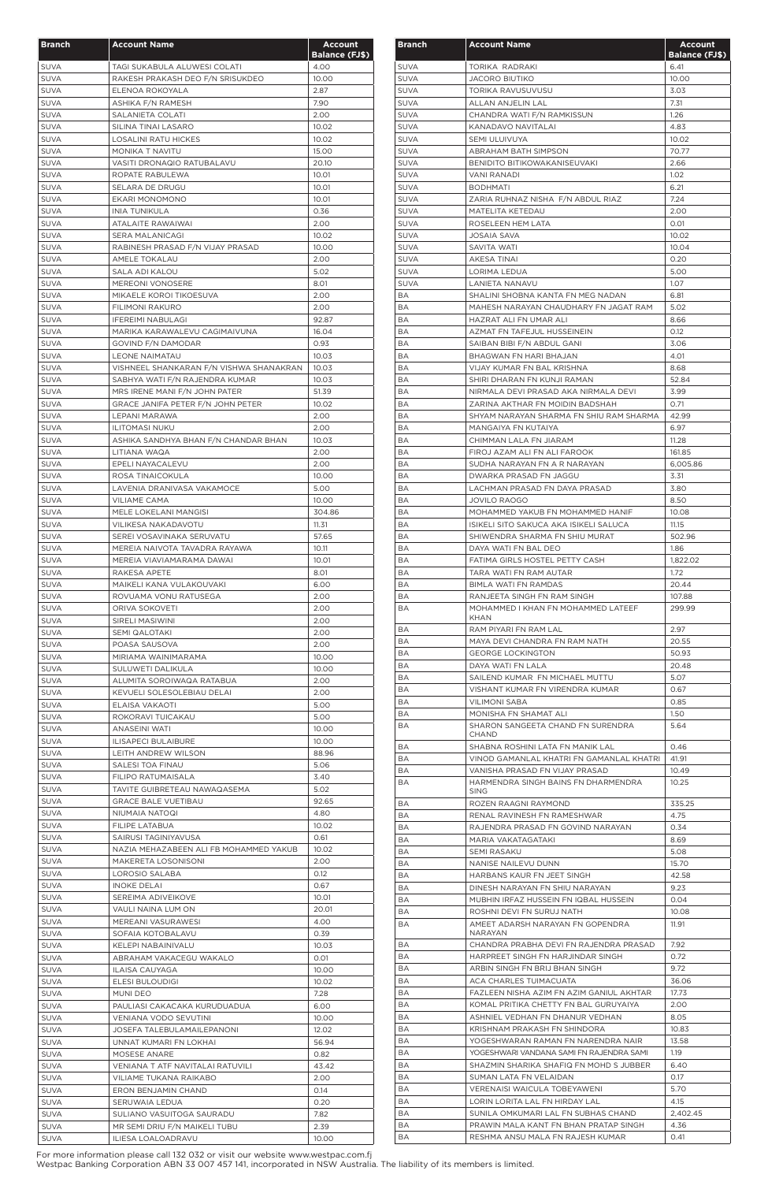| Branch | Account Name | Account Balance (FJ$) |
|---|---|---|
| SUVA | TAGI SUKABULA ALUWESI COLATI | 4.00 |
| SUVA | RAKESH PRAKASH DEO F/N SRISUKDEO | 10.00 |
| SUVA | ELENOA ROKOYALA | 2.87 |
| SUVA | ASHIKA F/N RAMESH | 7.90 |
| SUVA | SALANIETA COLATI | 2.00 |
| SUVA | SILINA TINAI LASARO | 10.02 |
| SUVA | LOSALINI RATU HICKES | 10.02 |
| SUVA | MONIKA T NAVITU | 15.00 |
| SUVA | VASITI DRONAQIO RATUBALAVU | 20.10 |
| SUVA | ROPATE RABULEWA | 10.01 |
| SUVA | SELARA DE DRUGU | 10.01 |
| SUVA | EKARI MONOMONO | 10.01 |
| SUVA | INIA TUNIKULA | 0.36 |
| SUVA | ATALAITE RAWAIWAI | 2.00 |
| SUVA | SERA MALANICAGI | 10.02 |
| SUVA | RABINESH PRASAD F/N VIJAY PRASAD | 10.00 |
| SUVA | AMELE TOKALAU | 2.00 |
| SUVA | SALA ADI KALOU | 5.02 |
| SUVA | MEREONI VONOSERE | 8.01 |
| SUVA | MIKAELE KOROI TIKOESUVA | 2.00 |
| SUVA | FILIMONI RAKURO | 2.00 |
| SUVA | IFEREIMI NABULAGI | 92.87 |
| SUVA | MARIKA KARAWALEVU CAGIMAIVUNA | 16.04 |
| SUVA | GOVIND F/N DAMODAR | 0.93 |
| SUVA | LEONE NAIMATAU | 10.03 |
| SUVA | VISHNEEL SHANKARAN F/N VISHWA SHANAKRAN | 10.03 |
| SUVA | SABHYA WATI F/N RAJENDRA KUMAR | 10.03 |
| SUVA | MRS IRENE MANI F/N JOHN PATER | 51.39 |
| SUVA | GRACE JANIFA PETER F/N JOHN PETER | 10.02 |
| SUVA | LEPANI MARAWA | 2.00 |
| SUVA | ILITOMASI NUKU | 2.00 |
| SUVA | ASHIKA SANDHYA BHAN F/N CHANDAR BHAN | 10.03 |
| SUVA | LITIANA WAQA | 2.00 |
| SUVA | EPELI NAYACALEVU | 2.00 |
| SUVA | ROSA TINAICOKULA | 10.00 |
| SUVA | LAVENIA DRANIVASA VAKAMOCE | 5.00 |
| SUVA | VILIAME CAMA | 10.00 |
| SUVA | MELE LOKELANI MANGISI | 304.86 |
| SUVA | VILIKESA NAKADAVOTU | 11.31 |
| SUVA | SEREI VOSAVINAKA SERUVATU | 57.65 |
| SUVA | MEREIA NAIVOTA TAVADRA RAYAWA | 10.11 |
| SUVA | MEREIA VIAVIAMARAMA DAWAI | 10.01 |
| SUVA | RAKESA APETE | 8.01 |
| SUVA | MAIKELI KANA VULAKOUVAKI | 6.00 |
| SUVA | ROVUAMA VONU RATUSEGA | 2.00 |
| SUVA | ORIVA SOKOVETI | 2.00 |
| SUVA | SIRELI MASIWINI | 2.00 |
| SUVA | SEMI QALOTAKI | 2.00 |
| SUVA | POASA SAUSOVA | 2.00 |
| SUVA | MIRIAMA WAINIMARAMA | 10.00 |
| SUVA | SULUWETI DALIKULA | 10.00 |
| SUVA | ALUMITA SOROIWAQA RATABUA | 2.00 |
| SUVA | KEVUELI SOLESOLEBIAU DELAI | 2.00 |
| SUVA | ELAISA VAKAOTI | 5.00 |
| SUVA | ROKORAVI TUICAKAU | 5.00 |
| SUVA | ANASEINI WATI | 10.00 |
| SUVA | ILISAPECI BULAIBURE | 10.00 |
| SUVA | LEITH ANDREW WILSON | 88.96 |
| SUVA | SALESI TOA FINAU | 5.06 |
| SUVA | FILIPO RATUMAISALA | 3.40 |
| SUVA | TAVITE GUIBRETEAU NAWAQASEMA | 5.02 |
| SUVA | GRACE BALE VUETIBAU | 92.65 |
| SUVA | NIUMAIA NATOQI | 4.80 |
| SUVA | FILIPE LATABUA | 10.02 |
| SUVA | SAIRUSI TAGINIYAVUSA | 0.61 |
| SUVA | NAZIA MEHAZABEEN ALI FB MOHAMMED YAKUB | 10.02 |
| SUVA | MAKERETA LOSONISONI | 2.00 |
| SUVA | LOROSIO SALABA | 0.12 |
| SUVA | INOKE DELAI | 0.67 |
| SUVA | SEREIMA ADIVEIKOVE | 10.01 |
| SUVA | VAULI NAINA LUM ON | 20.01 |
| SUVA | MEREANI VASURAWESI | 4.00 |
| SUVA | SOFAIA KOTOBALAVU | 0.39 |
| SUVA | KELEPI NABAINIVALU | 10.03 |
| SUVA | ABRAHAM VAKACEGU WAKALO | 0.01 |
| SUVA | ILAISA CAUYAGA | 10.00 |
| SUVA | ELESI BULOUDIGI | 10.02 |
| SUVA | MUNI DEO | 7.28 |
| SUVA | PAULIASI CAKACAKA KURUDUADUA | 6.00 |
| SUVA | VENIANA VODO SEVUTINI | 10.00 |
| SUVA | JOSEFA TALEBULAMAILEPANONI | 12.02 |
| SUVA | UNNAT KUMARI FN LOKHAI | 56.94 |
| SUVA | MOSESE ANARE | 0.82 |
| SUVA | VENIANA T ATF NAVITALAI RATUVILI | 43.42 |
| SUVA | VILIAME TUKANA RAIKABO | 2.00 |
| SUVA | ERON BENJAMIN CHAND | 0.14 |
| SUVA | SERUWAIA LEDUA | 0.20 |
| SUVA | SULIANO VASUITOGA SAURADU | 7.82 |
| SUVA | MR SEMI DRIU F/N MAIKELI TUBU | 2.39 |
| SUVA | ILIESA LOALOADRAVU | 10.00 |
| SUVA | TORIKA RADRAKI | 6.41 |
| SUVA | JACORO BIUTIKO | 10.00 |
| SUVA | TORIKA RAVUSUVUSU | 3.03 |
| SUVA | ALLAN ANJELIN LAL | 7.31 |
| SUVA | CHANDRA WATI F/N RAMKISSUN | 1.26 |
| SUVA | KANADAVO NAVITALAI | 4.83 |
| SUVA | SEMI ULUIVUYA | 10.02 |
| SUVA | ABRAHAM BATH SIMPSON | 70.77 |
| SUVA | BENIDITO BITIKOWAKANISEUVAKI | 2.66 |
| SUVA | VANI RANADI | 1.02 |
| SUVA | BODHMATI | 6.21 |
| SUVA | ZARIA RUHNAZ NISHA F/N ABDUL RIAZ | 7.24 |
| SUVA | MATELITA KETEDAU | 2.00 |
| SUVA | ROSELEEN HEM LATA | 0.01 |
| SUVA | JOSAIA SAVA | 10.02 |
| SUVA | SAVITA WATI | 10.04 |
| SUVA | AKESA TINAI | 0.20 |
| SUVA | LORIMA LEDUA | 5.00 |
| SUVA | LANIETA NANAVU | 1.07 |
| BA | SHALINI SHOBNA KANTA FN MEG NADAN | 6.81 |
| BA | MAHESH NARAYAN CHAUDHARY FN JAGAT RAM | 5.02 |
| BA | HAZRAT ALI FN UMAR ALI | 8.66 |
| BA | AZMAT FN TAFEJUL HUSSEINEIN | 0.12 |
| BA | SAIBAN BIBI F/N ABDUL GANI | 3.06 |
| BA | BHAGWAN FN HARI BHAJAN | 4.01 |
| BA | VIJAY KUMAR FN BAL KRISHNA | 8.68 |
| BA | SHIRI DHARAN FN KUNJI RAMAN | 52.84 |
| BA | NIRMALA DEVI PRASAD AKA NIRMALA DEVI | 3.99 |
| BA | ZARINA AKTHAR FN MOIDIN BADSHAH | 0.71 |
| BA | SHYAM NARAYAN SHARMA FN SHIU RAM SHARMA | 42.99 |
| BA | MANGAIYA FN KUTAIYA | 6.97 |
| BA | CHIMMAN LALA FN JIARAM | 11.28 |
| BA | FIROJ AZAM ALI FN ALI FAROOK | 161.85 |
| BA | SUDHA NARAYAN FN A R NARAYAN | 6,005.86 |
| BA | DWARKA PRASAD FN JAGGU | 3.31 |
| BA | LACHMAN PRASAD FN DAYA PRASAD | 3.80 |
| BA | JOVILO RAOGO | 8.50 |
| BA | MOHAMMED YAKUB FN MOHAMMED HANIF | 10.08 |
| BA | ISIKELI SITO SAKUCA AKA ISIKELI SALUCA | 11.15 |
| BA | SHIWENDRA SHARMA FN SHIU MURAT | 502.96 |
| BA | DAYA WATI FN BAL DEO | 1.86 |
| BA | FATIMA GIRLS HOSTEL PETTY CASH | 1,822.02 |
| BA | TARA WATI FN RAM AUTAR | 1.72 |
| BA | BIMLA WATI FN RAMDAS | 20.44 |
| BA | RANJEETA SINGH FN RAM SINGH | 107.88 |
| BA | MOHAMMED I KHAN FN MOHAMMED LATEEF KHAN | 299.99 |
| BA | RAM PIYARI FN RAM LAL | 2.97 |
| BA | MAYA DEVI CHANDRA FN RAM NATH | 20.55 |
| BA | GEORGE LOCKINGTON | 50.93 |
| BA | DAYA WATI FN LALA | 20.48 |
| BA | SAILEND KUMAR FN MICHAEL MUTTU | 5.07 |
| BA | VISHANT KUMAR FN VIRENDRA KUMAR | 0.67 |
| BA | VILIMONI SABA | 0.85 |
| BA | MONISHA FN SHAMAT ALI | 1.50 |
| BA | SHARON SANGEETA CHAND FN SURENDRA CHAND | 5.64 |
| BA | SHABNA ROSHINI LATA FN MANIK LAL | 0.46 |
| BA | VINOD GAMANLAL KHATRI FN GAMANLAL KHATRI | 41.91 |
| BA | VANISHA PRASAD FN VIJAY PRASAD | 10.49 |
| BA | HARMENDRA SINGH BAINS FN DHARMENDRA SING | 10.25 |
| BA | ROZEN RAAGNI RAYMOND | 335.25 |
| BA | RENAL RAVINESH FN RAMESHWAR | 4.75 |
| BA | RAJENDRA PRASAD FN GOVIND NARAYAN | 0.34 |
| BA | MARIA VAKATAGATAKI | 8.69 |
| BA | SEMI RASAKU | 5.08 |
| BA | NANISE NAILEVU DUNN | 15.70 |
| BA | HARBANS KAUR FN JEET SINGH | 42.58 |
| BA | DINESH NARAYAN FN SHIU NARAYAN | 9.23 |
| BA | MUBHIN IRFAZ HUSSEIN FN IQBAL HUSSEIN | 0.04 |
| BA | ROSHNI DEVI FN SURUJ NATH | 10.08 |
| BA | AMEET ADARSH NARAYAN FN GOPENDRA NARAYAN | 11.91 |
| BA | CHANDRA PRABHA DEVI FN RAJENDRA PRASAD | 7.92 |
| BA | HARPREET SINGH FN HARJINDAR SINGH | 0.72 |
| BA | ARBIN SINGH FN BRIJ BHAN SINGH | 9.72 |
| BA | ACA CHARLES TUIMACUATA | 36.06 |
| BA | FAZLEEN NISHA AZIM FN AZIM GANIUL AKHTAR | 17.73 |
| BA | KOMAL PRITIKA CHETTY FN BAL GURUYAIYA | 2.00 |
| BA | ASHNIEL VEDHAN FN DHANUR VEDHAN | 8.05 |
| BA | KRISHNAM PRAKASH FN SHINDORA | 10.83 |
| BA | YOGESHWARAN RAMAN FN NARENDRA NAIR | 13.58 |
| BA | YOGESHWARI VANDANA SAMI FN RAJENDRA SAMI | 1.19 |
| BA | SHAZMIN SHARIKA SHAFIQ FN MOHD S JUBBER | 6.40 |
| BA | SUMAN LATA FN VELAIDAN | 0.17 |
| BA | VERENAISI WAICULA TOBEYAWENI | 5.70 |
| BA | LORIN LORITA LAL FN HIRDAY LAL | 4.15 |
| BA | SUNILA OMKUMARI LAL FN SUBHAS CHAND | 2,402.45 |
| BA | PRAWIN MALA KANT FN BHAN PRATAP SINGH | 4.36 |
| BA | RESHMA ANSU MALA FN RAJESH KUMAR | 0.41 |

For more information please call 132 032 or visit our website www.westpac.com.fj
Westpac Banking Corporation ABN 33 007 457 141, incorporated in NSW Australia. The liability of its members is limited.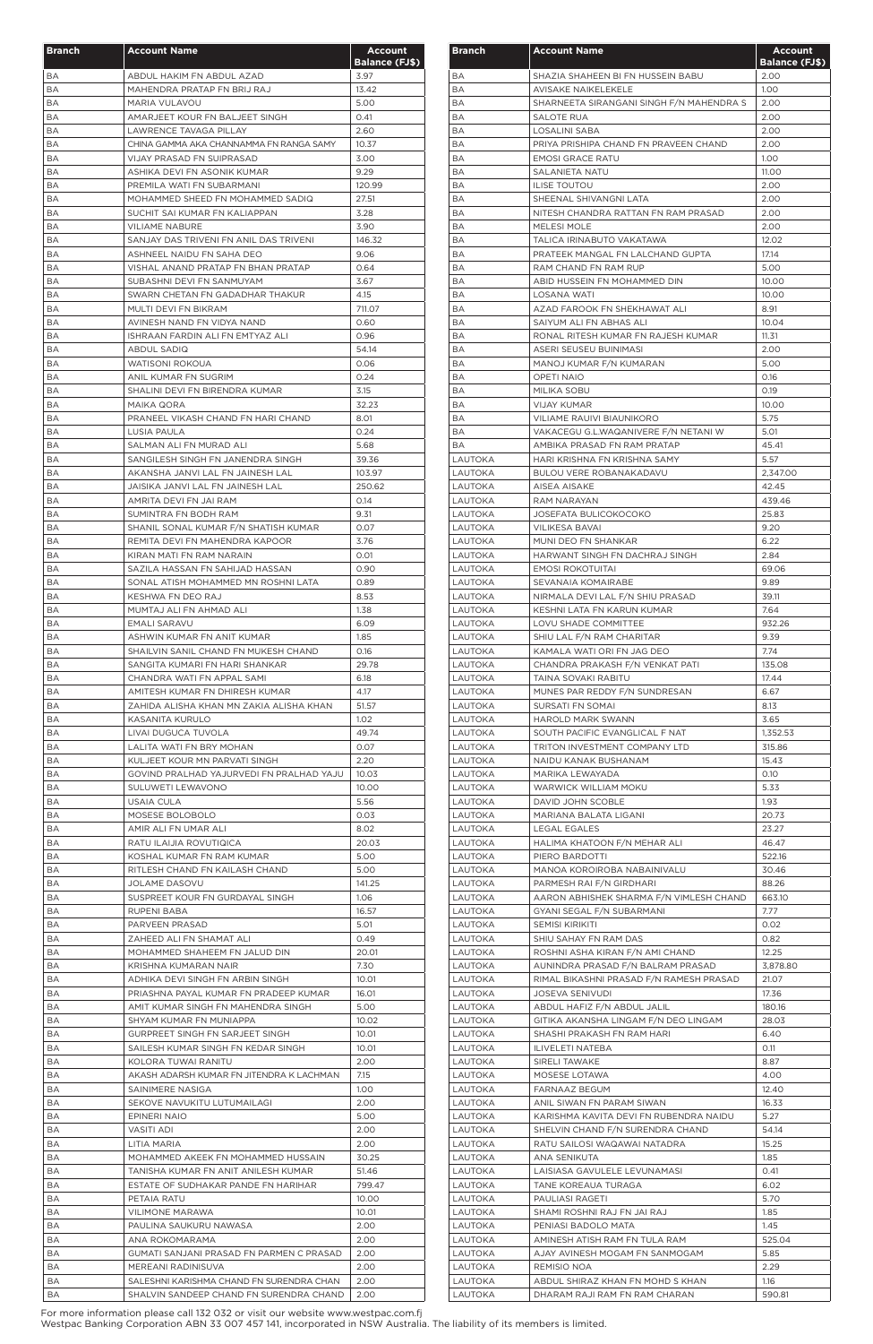| Branch | Account Name | Account Balance (FJ$) |
|---|---|---|
| BA | ABDUL HAKIM FN ABDUL AZAD | 3.97 |
| BA | MAHENDRA PRATAP FN BRIJ RAJ | 13.42 |
| BA | MARIA VULAVOU | 5.00 |
| BA | AMARJEET KOUR FN BALJEET SINGH | 0.41 |
| BA | LAWRENCE TAVAGA PILLAY | 2.60 |
| BA | CHINA GAMMA AKA CHANNAMMA FN RANGA SAMY | 10.37 |
| BA | VIJAY PRASAD FN SUIPRASAD | 3.00 |
| BA | ASHIKA DEVI FN ASONIK KUMAR | 9.29 |
| BA | PREMILA WATI FN SUBARMANI | 120.99 |
| BA | MOHAMMED SHEED FN MOHAMMED SADIQ | 27.51 |
| BA | SUCHIT SAI KUMAR FN KALIAPPAN | 3.28 |
| BA | VILIAME NABURE | 3.90 |
| BA | SANJAY DAS TRIVENI FN ANIL DAS TRIVENI | 146.32 |
| BA | ASHNEEL NAIDU FN SAHA DEO | 9.06 |
| BA | VISHAL ANAND PRATAP FN BHAN PRATAP | 0.64 |
| BA | SUBASHNI DEVI FN SANMUYAM | 3.67 |
| BA | SWARN CHETAN FN GADADHAR THAKUR | 4.15 |
| BA | MULTI DEVI FN BIKRAM | 711.07 |
| BA | AVINESH NAND FN VIDYA NAND | 0.60 |
| BA | ISHRAAN FARDIN ALI FN EMTYAZ ALI | 0.96 |
| BA | ABDUL SADIQ | 54.14 |
| BA | WATISONI ROKOUA | 0.06 |
| BA | ANIL KUMAR FN SUGRIM | 0.24 |
| BA | SHALINI DEVI FN BIRENDRA KUMAR | 3.15 |
| BA | MAIKA QORA | 32.23 |
| BA | PRANEEL VIKASH CHAND FN HARI CHAND | 8.01 |
| BA | LUSIA PAULA | 0.24 |
| BA | SALMAN ALI FN MURAD ALI | 5.68 |
| BA | SANGILESH SINGH FN JANENDRA SINGH | 39.36 |
| BA | AKANSHA JANVI LAL FN JAINESH LAL | 103.97 |
| BA | JAISIKA JANVI LAL FN JAINESH LAL | 250.62 |
| BA | AMRITA DEVI FN JAI RAM | 0.14 |
| BA | SUMINTRA FN BODH RAM | 9.31 |
| BA | SHANIL SONAL KUMAR F/N SHATISH KUMAR | 0.07 |
| BA | REMITA DEVI FN MAHENDRA KAPOOR | 3.76 |
| BA | KIRAN MATI FN RAM NARAIN | 0.01 |
| BA | SAZILA HASSAN FN SAHIJAD HASSAN | 0.90 |
| BA | SONAL ATISH MOHAMMED MN ROSHNI LATA | 0.89 |
| BA | KESHWA FN DEO RAJ | 8.53 |
| BA | MUMTAJ ALI FN AHMAD ALI | 1.38 |
| BA | EMALI SARAVU | 6.09 |
| BA | ASHWIN KUMAR FN ANIT KUMAR | 1.85 |
| BA | SHAILVIN SANIL CHAND FN MUKESH CHAND | 0.16 |
| BA | SANGITA KUMARI FN HARI SHANKAR | 29.78 |
| BA | CHANDRA WATI FN APPAL SAMI | 6.18 |
| BA | AMITESH KUMAR FN DHIRESH KUMAR | 4.17 |
| BA | ZAHIDA ALISHA KHAN MN ZAKIA ALISHA KHAN | 51.57 |
| BA | KASANITA KURULO | 1.02 |
| BA | LIVAI DUGUCA TUVOLA | 49.74 |
| BA | LALITA WATI FN BRY MOHAN | 0.07 |
| BA | KULJEET KOUR MN PARVATI SINGH | 2.20 |
| BA | GOVIND PRALHAD YAJURVEDI FN PRALHAD YAJU | 10.03 |
| BA | SULUWETI LEWAVONO | 10.00 |
| BA | USAIA CULA | 5.56 |
| BA | MOSESE BOLOBOLO | 0.03 |
| BA | AMIR ALI FN UMAR ALI | 8.02 |
| BA | RATU ILAIJIA ROVUTIQICA | 20.03 |
| BA | KOSHAL KUMAR FN RAM KUMAR | 5.00 |
| BA | RITLESH CHAND FN KAILASH CHAND | 5.00 |
| BA | JOLAME DASOVU | 141.25 |
| BA | SUSPREET KOUR FN GURDAYAL SINGH | 1.06 |
| BA | RUPENI BABA | 16.57 |
| BA | PARVEEN PRASAD | 5.01 |
| BA | ZAHEED ALI FN SHAMAT ALI | 0.49 |
| BA | MOHAMMED SHAHEEM FN JALUD DIN | 20.01 |
| BA | KRISHNA KUMARAN NAIR | 7.30 |
| BA | ADHIKA DEVI SINGH FN ARBIN SINGH | 10.01 |
| BA | PRIASHNA PAYAL KUMAR FN PRADEEP KUMAR | 16.01 |
| BA | AMIT KUMAR SINGH FN MAHENDRA SINGH | 5.00 |
| BA | SHYAM KUMAR FN MUNIAPPA | 10.02 |
| BA | GURPREET SINGH FN SARJEET SINGH | 10.01 |
| BA | SAILESH KUMAR SINGH FN KEDAR SINGH | 10.01 |
| BA | KOLORA TUWAI RANITU | 2.00 |
| BA | AKASH ADARSH KUMAR FN JITENDRA K LACHMAN | 7.15 |
| BA | SAINIMERE NASIGA | 1.00 |
| BA | SEKOVE NAVUKITU LUTUMAILAGI | 2.00 |
| BA | EPINERI NAIO | 5.00 |
| BA | VASITI ADI | 2.00 |
| BA | LITIA MARIA | 2.00 |
| BA | MOHAMMED AKEEK FN MOHAMMED HUSSAIN | 30.25 |
| BA | TANISHA KUMAR FN ANIT ANILESH KUMAR | 51.46 |
| BA | ESTATE OF SUDHAKAR PANDE FN HARIHAR | 799.47 |
| BA | PETAIA RATU | 10.00 |
| BA | VILIMONE MARAWA | 10.01 |
| BA | PAULINA SAUKURU NAWASA | 2.00 |
| BA | ANA ROKOMARAMA | 2.00 |
| BA | GUMATI SANJANI PRASAD FN PARMEN C PRASAD | 2.00 |
| BA | MEREANI RADINISUVA | 2.00 |
| BA | SALESHNI KARISHMA CHAND FN SURENDRA CHAN | 2.00 |
| BA | SHALVIN SANDEEP CHAND FN SURENDRA CHAND | 2.00 |
| BA | SHAZIA SHAHEEN BI FN HUSSEIN BABU | 2.00 |
| BA | AVISAKE NAIKELEKELE | 1.00 |
| BA | SHARNEETA SIRANGANI SINGH F/N MAHENDRA S | 2.00 |
| BA | SALOTE RUA | 2.00 |
| BA | LOSALINI SABA | 2.00 |
| BA | PRIYA PRISHIPA CHAND FN PRAVEEN CHAND | 2.00 |
| BA | EMOSI GRACE RATU | 1.00 |
| BA | SALANIETA NATU | 11.00 |
| BA | ILISE TOUTOU | 2.00 |
| BA | SHEENAL SHIVANGNI LATA | 2.00 |
| BA | NITESH CHANDRA RATTAN FN RAM PRASAD | 2.00 |
| BA | MELESI MOLE | 2.00 |
| BA | TALICA IRINABUTO VAKATAWA | 12.02 |
| BA | PRATEEK MANGAL FN LALCHAND GUPTA | 17.14 |
| BA | RAM CHAND FN RAM RUP | 5.00 |
| BA | ABID HUSSEIN FN MOHAMMED DIN | 10.00 |
| BA | LOSANA WATI | 10.00 |
| BA | AZAD FAROOK FN SHEKHAWAT ALI | 8.91 |
| BA | SAIYUM ALI FN ABHAS ALI | 10.04 |
| BA | RONAL RITESH KUMAR FN RAJESH KUMAR | 11.31 |
| BA | ASERI SEUSEU BUINIMASI | 2.00 |
| BA | MANOJ KUMAR F/N KUMARAN | 5.00 |
| BA | OPETI NAIO | 0.16 |
| BA | MILIKA SOBU | 0.19 |
| BA | VIJAY KUMAR | 10.00 |
| BA | VILIAME RAUIVI BIAUNIKORO | 5.75 |
| BA | VAKACEGU G.L.WAQANIVERE F/N NETANI W | 5.01 |
| BA | AMBIKA PRASAD FN RAM PRATAP | 45.41 |
| LAUTOKA | HARI KRISHNA FN KRISHNA SAMY | 5.57 |
| LAUTOKA | BULOU VERE ROBANAKADAVU | 2,347.00 |
| LAUTOKA | AISEA AISAKE | 42.45 |
| LAUTOKA | RAM NARAYAN | 439.46 |
| LAUTOKA | JOSEFATA BULICOKOCOKO | 25.83 |
| LAUTOKA | VILIKESA BAVAI | 9.20 |
| LAUTOKA | MUNI DEO FN SHANKAR | 6.22 |
| LAUTOKA | HARWANT SINGH FN DACHRAJ SINGH | 2.84 |
| LAUTOKA | EMOSI ROKOTUITAI | 69.06 |
| LAUTOKA | SEVANAIA KOMAIRABE | 9.89 |
| LAUTOKA | NIRMALA DEVI LAL F/N SHIU PRASAD | 39.11 |
| LAUTOKA | KESHNI LATA FN KARUN KUMAR | 7.64 |
| LAUTOKA | LOVU SHADE COMMITTEE | 932.26 |
| LAUTOKA | SHIU LAL F/N RAM CHARITAR | 9.39 |
| LAUTOKA | KAMALA WATI ORI FN JAG DEO | 7.74 |
| LAUTOKA | CHANDRA PRAKASH F/N VENKAT PATI | 135.08 |
| LAUTOKA | TAINA SOVAKI RABITU | 17.44 |
| LAUTOKA | MUNES PAR REDDY F/N SUNDRESAN | 6.67 |
| LAUTOKA | SURSATI FN SOMAI | 8.13 |
| LAUTOKA | HAROLD MARK SWANN | 3.65 |
| LAUTOKA | SOUTH PACIFIC EVANGLICAL F NAT | 1,352.53 |
| LAUTOKA | TRITON INVESTMENT COMPANY LTD | 315.86 |
| LAUTOKA | NAIDU KANAK BUSHANAM | 15.43 |
| LAUTOKA | MARIKA LEWAYADA | 0.10 |
| LAUTOKA | WARWICK WILLIAM MOKU | 5.33 |
| LAUTOKA | DAVID JOHN SCOBLE | 1.93 |
| LAUTOKA | MARIANA BALATA LIGANI | 20.73 |
| LAUTOKA | LEGAL EGALES | 23.27 |
| LAUTOKA | HALIMA KHATOON F/N MEHAR ALI | 46.47 |
| LAUTOKA | PIERO BARDOTTI | 522.16 |
| LAUTOKA | MANOA KOROIROBA NABAINIVALU | 30.46 |
| LAUTOKA | PARMESH RAI F/N GIRDHARI | 88.26 |
| LAUTOKA | AARON ABHISHEK SHARMA F/N VIMLESH CHAND | 663.10 |
| LAUTOKA | GYANI SEGAL F/N SUBARMANI | 7.77 |
| LAUTOKA | SEMISI KIRIKITI | 0.02 |
| LAUTOKA | SHIU SAHAY FN RAM DAS | 0.82 |
| LAUTOKA | ROSHNI ASHA KIRAN F/N AMI CHAND | 12.25 |
| LAUTOKA | AUNINDRA PRASAD F/N BALRAM PRASAD | 3,878.80 |
| LAUTOKA | RIMAL BIKASHNI PRASAD F/N RAMESH PRASAD | 21.07 |
| LAUTOKA | JOSEVA SENIVUDI | 17.36 |
| LAUTOKA | ABDUL HAFIZ F/N ABDUL JALIL | 180.16 |
| LAUTOKA | GITIKA AKANSHA LINGAM F/N DEO LINGAM | 28.03 |
| LAUTOKA | SHASHI PRAKASH FN RAM HARI | 6.40 |
| LAUTOKA | ILIVELETI NATEBA | 0.11 |
| LAUTOKA | SIRELI TAWAKE | 8.87 |
| LAUTOKA | MOSESE LOTAWA | 4.00 |
| LAUTOKA | FARNAAZ BEGUM | 12.40 |
| LAUTOKA | ANIL SIWAN FN PARAM SIWAN | 16.33 |
| LAUTOKA | KARISHMA KAVITA DEVI FN RUBENDRA NAIDU | 5.27 |
| LAUTOKA | SHELVIN CHAND F/N SURENDRA CHAND | 54.14 |
| LAUTOKA | RATU SAILOSI WAQAWAI NATADRA | 15.25 |
| LAUTOKA | ANA SENIKUTA | 1.85 |
| LAUTOKA | LAISIASA GAVULELE LEVUNAMASI | 0.41 |
| LAUTOKA | TANE KOREAUA TURAGA | 6.02 |
| LAUTOKA | PAULIASI RAGETI | 5.70 |
| LAUTOKA | SHAMI ROSHNI RAJ FN JAI RAJ | 1.85 |
| LAUTOKA | PENIASI BADOLO MATA | 1.45 |
| LAUTOKA | AMINESH ATISH RAM FN TULA RAM | 525.04 |
| LAUTOKA | AJAY AVINESH MOGAM FN SANMOGAM | 5.85 |
| LAUTOKA | REMISIO NOA | 2.29 |
| LAUTOKA | ABDUL SHIRAZ KHAN FN MOHD S KHAN | 1.16 |
| LAUTOKA | DHARAM RAJI RAM FN RAM CHARAN | 590.81 |

For more information please call 132 032 or visit our website www.westpac.com.fj
Westpac Banking Corporation ABN 33 007 457 141, incorporated in NSW Australia. The liability of its members is limited.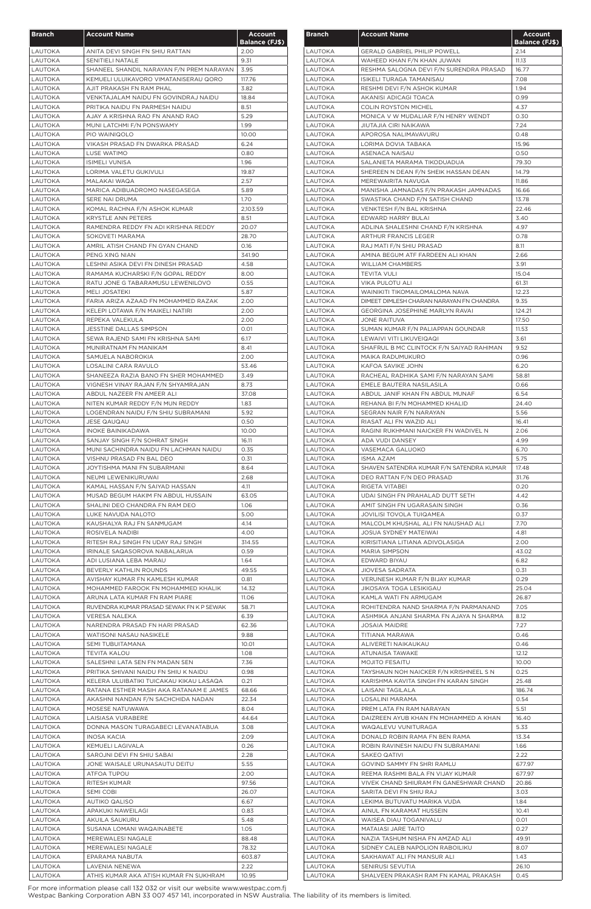| Branch | Account Name | Account Balance (FJ$) |
|---|---|---|
| LAUTOKA | ANITA DEVI SINGH FN SHIU RATTAN | 2.00 |
| LAUTOKA | SENITIELI NATALE | 9.31 |
| LAUTOKA | SHANEEL SHANDIL NARAYAN F/N PREM NARAYAN | 3.95 |
| LAUTOKA | KEMUELI ULUIKAVORO VIMATANISERAU QORO | 117.76 |
| LAUTOKA | AJIT PRAKASH FN RAM PHAL | 3.82 |
| LAUTOKA | VENKTAJALAM NAIDU FN GOVINDRAJ NAIDU | 18.84 |
| LAUTOKA | PRITIKA NAIDU FN PARMESH NAIDU | 8.51 |
| LAUTOKA | AJAY A KRISHNA RAO FN ANAND RAO | 5.29 |
| LAUTOKA | MUNI LATCHMI F/N PONSWAMY | 1.99 |
| LAUTOKA | PIO WAINIQOLO | 10.00 |
| LAUTOKA | VIKASH PRASAD FN DWARKA PRASAD | 6.24 |
| LAUTOKA | LUSE WATIMO | 0.80 |
| LAUTOKA | ISIMELI VUNISA | 1.96 |
| LAUTOKA | LORIMA VALETU GUKIVULI | 19.87 |
| LAUTOKA | MALAKAI WAQA | 2.57 |
| LAUTOKA | MARICA ADIBUADROMO NASEGASEGA | 5.89 |
| LAUTOKA | SERE NAI DRUMA | 1.70 |
| LAUTOKA | KOMAL RACHNA F/N ASHOK KUMAR | 2,103.59 |
| LAUTOKA | KRYSTLE ANN PETERS | 8.51 |
| LAUTOKA | RAMENDRA REDDY FN ADI KRISHNA REDDY | 20.07 |
| LAUTOKA | SOKOVETI MARAMA | 28.70 |
| LAUTOKA | AMRIL ATISH CHAND FN GYAN CHAND | 0.16 |
| LAUTOKA | PENG XING NIAN | 341.90 |
| LAUTOKA | LESHNI ASIKA DEVI FN DINESH PRASAD | 4.58 |
| LAUTOKA | RAMAMA KUCHARSKI F/N GOPAL REDDY | 8.00 |
| LAUTOKA | RATU JONE G TABARAMUSU LEWENILOVO | 0.55 |
| LAUTOKA | MELI JOSATEKI | 5.87 |
| LAUTOKA | FARIA ARIZA AZAAD FN MOHAMMED RAZAK | 2.00 |
| LAUTOKA | KELEPI LOTAWA F/N MAIKELI NATIRI | 2.00 |
| LAUTOKA | REPEKA VALEKULA | 2.00 |
| LAUTOKA | JESSTINE DALLAS SIMPSON | 0.01 |
| LAUTOKA | SEWA RAJEND SAMI FN KRISHNA SAMI | 6.17 |
| LAUTOKA | MUNIRATNAM FN MANIKAM | 8.41 |
| LAUTOKA | SAMUELA NABOROKIA | 2.00 |
| LAUTOKA | LOSALINI CARA RAVULO | 53.46 |
| LAUTOKA | SHANEEZA RAZIA BANO FN SHER MOHAMMED | 3.49 |
| LAUTOKA | VIGNESH VINAY RAJAN F/N SHYAMRAJAN | 8.73 |
| LAUTOKA | ABDUL NAZEER FN AMEER ALI | 37.08 |
| LAUTOKA | NITEN KUMAR REDDY F/N MUN REDDY | 1.83 |
| LAUTOKA | LOGENDRAN NAIDU F/N SHIU SUBRAMANI | 5.92 |
| LAUTOKA | JESE QAUQAU | 0.50 |
| LAUTOKA | INOKE BAINIKADAWA | 10.00 |
| LAUTOKA | SANJAY SINGH F/N SOHRAT SINGH | 16.11 |
| LAUTOKA | MUNI SACHINDRA NAIDU FN LACHMAN NAIDU | 0.35 |
| LAUTOKA | VISHNU PRASAD FN BAL DEO | 0.31 |
| LAUTOKA | JOYTISHMA MANI FN SUBARMANI | 8.64 |
| LAUTOKA | NEUMI LEWENIKURUWAI | 2.68 |
| LAUTOKA | KAMAL HASSAN F/N SAIYAD HASSAN | 4.11 |
| LAUTOKA | MUSAD BEGUM HAKIM FN ABDUL HUSSAIN | 63.05 |
| LAUTOKA | SHALINI DEO CHANDRA FN RAM DEO | 1.06 |
| LAUTOKA | LUKE NAVUDA NALOTO | 5.00 |
| LAUTOKA | KAUSHALYA RAJ FN SANMUGAM | 4.14 |
| LAUTOKA | ROSIVELA NADIBI | 4.00 |
| LAUTOKA | RITESH RAJ SINGH FN UDAY RAJ SINGH | 314.55 |
| LAUTOKA | IRINALE SAQASOROVA NABALARUA | 0.59 |
| LAUTOKA | ADI LUSIANA LEBA MARAU | 1.64 |
| LAUTOKA | BEVERLY KATHLIN ROUNDS | 49.55 |
| LAUTOKA | AVISHAY KUMAR FN KAMLESH KUMAR | 0.81 |
| LAUTOKA | MOHAMMED FAROOK FN MOHAMMED KHALIK | 14.32 |
| LAUTOKA | ARUNA LATA KUMAR FN RAM PIARE | 11.06 |
| LAUTOKA | RUVENDRA KUMAR PRASAD SEWAK FN K P SEWAK | 58.71 |
| LAUTOKA | VERESA NALEKA | 6.39 |
| LAUTOKA | NARENDRA PRASAD FN HARI PRASAD | 62.36 |
| LAUTOKA | WATISONI NASAU NASIKELE | 9.88 |
| LAUTOKA | SEMI TUBUITAMANA | 10.01 |
| LAUTOKA | TEVITA KALOU | 1.08 |
| LAUTOKA | SALESHNI LATA SEN FN MADAN SEN | 7.36 |
| LAUTOKA | PRITIKA SHIVANI NAIDU FN SHIU K NAIDU | 0.98 |
| LAUTOKA | KELERA ULUIBATIKI TUICAKAU KIKAU LASAQA | 0.21 |
| LAUTOKA | RATANA ESTHER MASIH AKA RATANAM E JAMES | 68.66 |
| LAUTOKA | AKASHNI NANDAN F/N SACHCHIDA NADAN | 22.34 |
| LAUTOKA | MOSESE NATUWAWA | 8.04 |
| LAUTOKA | LAISIASA VURABERE | 44.64 |
| LAUTOKA | DONNA MASON TURAGABECI LEVANATABUA | 3.08 |
| LAUTOKA | INOSA KACIA | 2.09 |
| LAUTOKA | KEMUELI LAGIVALA | 0.26 |
| LAUTOKA | SAROJNI DEVI FN SHIU SABAI | 2.28 |
| LAUTOKA | JONE WAISALE URUNASAUTU DEITU | 5.55 |
| LAUTOKA | ATFOA TUPOU | 2.00 |
| LAUTOKA | RITESH KUMAR | 97.56 |
| LAUTOKA | SEMI COBI | 26.07 |
| LAUTOKA | AUTIKO QALISO | 6.67 |
| LAUTOKA | APAKUKI NAWEILAGI | 0.83 |
| LAUTOKA | AKUILA SAUKURU | 5.48 |
| LAUTOKA | SUSANA LOMANI WAQAINABETE | 1.05 |
| LAUTOKA | MEREWALESI NAGALE | 88.48 |
| LAUTOKA | MEREWALESI NAGALE | 78.32 |
| LAUTOKA | EPARAMA NABUTA | 603.87 |
| LAUTOKA | LAVENIA NENEWA | 2.22 |
| LAUTOKA | ATHIS KUMAR AKA ATISH KUMAR FN SUKHRAM | 10.95 |
| LAUTOKA | GERALD GABRIEL PHILIP POWELL | 2.14 |
| LAUTOKA | WAHEED KHAN F/N KHAN JUWAN | 11.13 |
| LAUTOKA | RESHMA SALOGNA DEVI F/N SURENDRA PRASAD | 16.77 |
| LAUTOKA | ISIKELI TURAGA TAMANISAU | 7.08 |
| LAUTOKA | RESHMI DEVI F/N ASHOK KUMAR | 1.94 |
| LAUTOKA | AKANISI ADICAGI TOACA | 0.99 |
| LAUTOKA | COLIN ROYSTON MICHEL | 4.37 |
| LAUTOKA | MONICA V W MUDALIAR F/N HENRY WENDT | 0.30 |
| LAUTOKA | JIUTAJIA CIRI NAIKAWA | 7.24 |
| LAUTOKA | APOROSA NALIMAVAVURU | 0.48 |
| LAUTOKA | LORIMA DOVIA TABAKA | 15.96 |
| LAUTOKA | ASENACA NAISAU | 0.50 |
| LAUTOKA | SALANIETA MARAMA TIKODUADUA | 79.30 |
| LAUTOKA | SHEREEN N DEAN F/N SHEIK HASSAN DEAN | 14.79 |
| LAUTOKA | MEREWAIRITA NAVUGA | 11.86 |
| LAUTOKA | MANISHA JAMNADAS F/N PRAKASH JAMNADAS | 16.66 |
| LAUTOKA | SWASTIKA CHAND F/N SATISH CHAND | 13.78 |
| LAUTOKA | VENKTESH F/N BAL KRISHNA | 22.46 |
| LAUTOKA | EDWARD HARRY BULAI | 3.40 |
| LAUTOKA | ADLINA SHALESHNI CHAND F/N KRISHNA | 4.97 |
| LAUTOKA | ARTHUR FRANCIS LEGER | 0.78 |
| LAUTOKA | RAJ MATI F/N SHIU PRASAD | 8.11 |
| LAUTOKA | AMINA BEGUM ATF FARDEEN ALI KHAN | 2.66 |
| LAUTOKA | WILLIAM CHAMBERS | 3.91 |
| LAUTOKA | TEVITA VULI | 15.04 |
| LAUTOKA | VIKA PULOTU ALI | 61.31 |
| LAUTOKA | WAINIKITI TIKOMAILOMALOMA NAVA | 12.23 |
| LAUTOKA | DIMEET DIMLESH CHARAN NARAYAN FN CHANDRA | 9.35 |
| LAUTOKA | GEORGINA JOSEPHINE MARLYN RAVAI | 124.21 |
| LAUTOKA | JONE RAITUVA | 17.50 |
| LAUTOKA | SUMAN KUMAR F/N PALIAPPAN GOUNDAR | 11.53 |
| LAUTOKA | LEWAIVI VITI LIKUVEIQAQI | 3.61 |
| LAUTOKA | SHAFRUL B MC CLINTOCK F/N SAIYAD RAHIMAN | 9.52 |
| LAUTOKA | MAIKA RADUMUKURO | 0.96 |
| LAUTOKA | KAFOA SAVIKE JOHN | 6.20 |
| LAUTOKA | RACHEAL RADHIKA SAMI F/N NARAYAN SAMI | 58.81 |
| LAUTOKA | EMELE BAUTERA NASILASILA | 0.66 |
| LAUTOKA | ABDUL JANIF KHAN FN ABDUL MUNAF | 6.54 |
| LAUTOKA | REHANA BI F/N MOHAMMED KHALID | 24.40 |
| LAUTOKA | SEGRAN NAIR F/N NARAYAN | 5.56 |
| LAUTOKA | RIASAT ALI FN WAZID ALI | 16.41 |
| LAUTOKA | RAGINI RUKHMANI NAICKER FN WADIVEL N | 2.06 |
| LAUTOKA | ADA VUDI DANSEY | 4.99 |
| LAUTOKA | VASEMACA GALUOKO | 6.70 |
| LAUTOKA | ISMA AZAM | 5.75 |
| LAUTOKA | SHAVEN SATENDRA KUMAR F/N SATENDRA KUMAR | 17.48 |
| LAUTOKA | DEO RATTAN F/N DEO PRASAD | 31.76 |
| LAUTOKA | RIGETA VITABEI | 0.20 |
| LAUTOKA | UDAI SINGH FN PRAHALAD DUTT SETH | 4.42 |
| LAUTOKA | AMIT SINGH FN UGARASAIN SINGH | 0.36 |
| LAUTOKA | JOVILISI TOVOLA TUIQAMEA | 0.37 |
| LAUTOKA | MALCOLM KHUSHAL ALI FN NAUSHAD ALI | 7.70 |
| LAUTOKA | JOSUA SYDNEY MATEIWAI | 4.81 |
| LAUTOKA | KIRISITIANA LITIANA ADIVOLASIGA | 2.00 |
| LAUTOKA | MARIA SIMPSON | 43.02 |
| LAUTOKA | EDWARD BIYAU | 6.82 |
| LAUTOKA | JIOVESA SADRATA | 0.31 |
| LAUTOKA | VERUNESH KUMAR F/N BIJAY KUMAR | 0.29 |
| LAUTOKA | JIKOSAYA TOGA LESIKIGAU | 25.04 |
| LAUTOKA | KAMLA WATI FN ARMUGAM | 26.87 |
| LAUTOKA | ROHITENDRA NAND SHARMA F/N PARMANAND | 7.05 |
| LAUTOKA | ASHMIKA ANJANI SHARMA FN AJAYA N SHARMA | 8.12 |
| LAUTOKA | JOSAIA MAIDRE | 7.27 |
| LAUTOKA | TITIANA MARAWA | 0.46 |
| LAUTOKA | ALIVERETI NAIKAUKAU | 0.46 |
| LAUTOKA | ATUNAISA TAWAKE | 12.12 |
| LAUTOKA | MOJITO FESAITU | 10.00 |
| LAUTOKA | TAYSHAUN NOH NAICKER F/N KRISHNEEL S N | 0.25 |
| LAUTOKA | KARISHMA KAVITA SINGH FN KARAN SINGH | 25.48 |
| LAUTOKA | LAISANI TAGILALA | 186.74 |
| LAUTOKA | LOSALINI MARAMA | 0.54 |
| LAUTOKA | PREM LATA FN RAM NARAYAN | 5.51 |
| LAUTOKA | DAIZREEN AYUB KHAN FN MOHAMMED A KHAN | 16.40 |
| LAUTOKA | WAQALEVU VUNITURAGA | 5.33 |
| LAUTOKA | DONALD ROBIN RAMA FN BEN RAMA | 13.34 |
| LAUTOKA | ROBIN RAVINESH NAIDU FN SUBRAMANI | 1.66 |
| LAUTOKA | SAKEO QATIVI | 2.22 |
| LAUTOKA | GOVIND SAMMY FN SHRI RAMLU | 677.97 |
| LAUTOKA | REEMA RASHMI BALA FN VIJAY KUMAR | 677.97 |
| LAUTOKA | VIVEK CHAND SHIURAM FN GANESHWAR CHAND | 20.86 |
| LAUTOKA | SARITA DEVI FN SHIU RAJ | 3.03 |
| LAUTOKA | LEKIMA BUTUVATU MARIKA VUDA | 1.84 |
| LAUTOKA | AINUL FN KARAMAT HUSSEIN | 10.41 |
| LAUTOKA | WAISEA DIAU TOGANIVALU | 0.01 |
| LAUTOKA | MATAIASI JARE TAITO | 0.27 |
| LAUTOKA | NAZIA TASHUM NISHA FN AMZAD ALI | 49.91 |
| LAUTOKA | SIDNEY CALEB NAPOLION RABOILIKU | 8.07 |
| LAUTOKA | SAKHAWAT ALI FN MANSUR ALI | 1.43 |
| LAUTOKA | SENIRUSI SEVUTIA | 26.10 |
| LAUTOKA | SHALVEEN PRAKASH RAM FN KAMAL PRAKASH | 0.45 |

For more information please call 132 032 or visit our website www.westpac.com.fj
Westpac Banking Corporation ABN 33 007 457 141, incorporated in NSW Australia. The liability of its members is limited.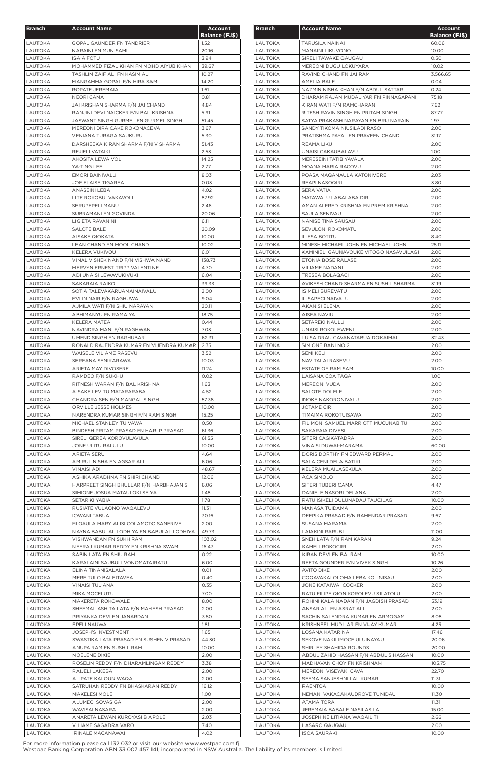| Branch | Account Name | Account Balance (FJ$) |
|---|---|---|
| LAUTOKA | GOPAL GAUNDER FN TANDRIER | 1.52 |
| LAUTOKA | NARAINI FN MUNISAMI | 20.16 |
| LAUTOKA | ISAIA FOTU | 3.94 |
| LAUTOKA | MOHAMMED FIZAL KHAN FN MOHD AIYUB KHAN | 39.67 |
| LAUTOKA | TASHLIM ZAIF ALI FN KASIM ALI | 10.27 |
| LAUTOKA | MANGAMMA GOPAL F/N HIRA SAMI | 14.20 |
| LAUTOKA | ROPATE JEREMAIA | 1.61 |
| LAUTOKA | NEORI CAMA | 0.81 |
| LAUTOKA | JAI KRISHAN SHARMA F/N JAI CHAND | 4.84 |
| LAUTOKA | RANJINI DEVI NAICKER F/N BAL KRISHNA | 5.91 |
| LAUTOKA | JASWANT SINGH GURMEL FN GURMEL SINGH | 51.45 |
| LAUTOKA | MEREONI DIRAICAKE ROKONACEVA | 3.67 |
| LAUTOKA | VENIANA TURAGA SAUKURU | 5.30 |
| LAUTOKA | DARSHEEKA KIRAN SHARMA F/N V SHARMA | 51.43 |
| LAUTOKA | REJIELI VATAIKI | 2.53 |
| LAUTOKA | AKOSITA LEWA VOLI | 14.25 |
| LAUTOKA | YA-TING LEE | 2.77 |
| LAUTOKA | EMORI BAINIVALU | 8.03 |
| LAUTOKA | JOE ELAISE TIGAREA | 0.03 |
| LAUTOKA | ANASEINI LEBA | 4.02 |
| LAUTOKA | LITE ROKOBUI VAKAVOLI | 87.92 |
| LAUTOKA | SERUPEPELI MANU | 2.46 |
| LAUTOKA | SUBRAMANI FN GOVINDA | 20.06 |
| LAUTOKA | LIGIETA RAVANINI | 6.11 |
| LAUTOKA | SALOTE BALE | 20.09 |
| LAUTOKA | AISAKE QIOKATA | 10.00 |
| LAUTOKA | LEAN CHAND FN MOOL CHAND | 10.02 |
| LAUTOKA | KELERA VUKIVOU | 6.01 |
| LAUTOKA | VINAL VISHEK NAND F/N VISHWA NAND | 138.73 |
| LAUTOKA | MERVYN ERNEST TRIPP VALENTINE | 4.70 |
| LAUTOKA | ADI UNAISI LEWAVUKIVUKI | 6.04 |
| LAUTOKA | SAKARAIA RAIKO | 39.33 |
| LAUTOKA | SOTIA TALEVAKARUAMAINAIVALU | 2.00 |
| LAUTOKA | EVLIN NAIR F/N RAGHUWA | 9.04 |
| LAUTOKA | AJMILA WATI F/N SHIU NARAYAN | 20.11 |
| LAUTOKA | ABHIMANYU FN RAMAIYA | 18.75 |
| LAUTOKA | KELERA MATEA | 0.44 |
| LAUTOKA | NAVINDRA MANI F/N RAGHWAN | 7.03 |
| LAUTOKA | UMEND SINGH FN RAGHUBAR | 62.31 |
| LAUTOKA | RONALD RAJENDRA KUMAR FN VIJENDRA KUMAR | 2.35 |
| LAUTOKA | WAISELE VILIAME RASEVU | 3.52 |
| LAUTOKA | SEREANA SENIKARAWA | 10.03 |
| LAUTOKA | ARIETA MAY DIVOSERE | 11.24 |
| LAUTOKA | RAMDEO F/N SUKHU | 0.02 |
| LAUTOKA | RITNESH WARAN F/N BAL KRISHNA | 1.63 |
| LAUTOKA | AISAKE LEVITU MATARARABA | 4.52 |
| LAUTOKA | CHANDRA SEN F/N MANGAL SINGH | 57.38 |
| LAUTOKA | ORVILLE JESSE HOLMES | 10.00 |
| LAUTOKA | NARENDRA KUMAR SINGH F/N RAM SINGH | 15.25 |
| LAUTOKA | MICHAEL STANLEY TUIVAWA | 0.50 |
| LAUTOKA | BINDESH PRITAM PRASAD FN HARI P PRASAD | 61.36 |
| LAUTOKA | SIRELI QEREA KOROVULAVULA | 61.55 |
| LAUTOKA | JONE ULITU RALULU | 10.00 |
| LAUTOKA | ARIETA SERU | 4.64 |
| LAUTOKA | AMIRUL NISHA FN AGSAR ALI | 6.06 |
| LAUTOKA | VINAISI ADI | 48.67 |
| LAUTOKA | ASHIKA ARADHNA FN SHIRI CHAND | 12.06 |
| LAUTOKA | HARPREET SINGH BHULLAR F/N HARBHAJAN S | 6.06 |
| LAUTOKA | SIMIONE JOSUA MATAULOKI SEIYA | 1.48 |
| LAUTOKA | SETARIKI YABIA | 1.78 |
| LAUTOKA | RUSIATE VULAONO WAQALEVU | 11.31 |
| LAUTOKA | IOWANI TABUA | 30.16 |
| LAUTOKA | FLOAULA MARY ALISI COLAMOTO SANERIVE | 2.00 |
| LAUTOKA | NAYNA BABULAL LODHIYA FN BABULAL LODHIYA | 49.73 |
| LAUTOKA | VISHWANDAN FN SUKH RAM | 103.02 |
| LAUTOKA | NEERAJ KUMAR REDDY FN KRISHNA SWAMI | 16.43 |
| LAUTOKA | SABIN LATA FN SHIU RAM | 0.22 |
| LAUTOKA | KARALAINI SAUBULI VONOMATAIRATU | 6.00 |
| LAUTOKA | ELINA TINANISALALA | 0.01 |
| LAUTOKA | MERE TULO BALEITAVEA | 0.40 |
| LAUTOKA | VINAISI TULIANA | 0.35 |
| LAUTOKA | MIKA MOCELUTU | 7.00 |
| LAUTOKA | MAKERETA ROKOWALE | 8.00 |
| LAUTOKA | SHEEMAL ASHITA LATA F/N MAHESH PRASAD | 2.00 |
| LAUTOKA | PRIYANKA DEVI FN JANARDAN | 3.50 |
| LAUTOKA | EPELI NAUWA | 1.81 |
| LAUTOKA | JOSEPH'S INVESTMENT | 1.65 |
| LAUTOKA | SWASTIKA LATA PRASAD FN SUSHEN V PRASAD | 44.30 |
| LAUTOKA | ANUPA RAM FN SUSHIL RAM | 10.00 |
| LAUTOKA | NOELENE DIXIE | 2.00 |
| LAUTOKA | ROSELIN REDDY F/N DHARAMLINGAM REDDY | 3.38 |
| LAUTOKA | RAIJELI LAKEBA | 2.00 |
| LAUTOKA | ALIPATE KALOUNIWAQA | 2.00 |
| LAUTOKA | SATRUHAN REDDY FN BHASKARAN REDDY | 16.12 |
| LAUTOKA | MAKELESI MOLE | 1.00 |
| LAUTOKA | ALUMECI SOVASIGA | 2.00 |
| LAUTOKA | WAVISAI NASARA | 2.00 |
| LAUTOKA | ANARETA LEWANIKUROYASI B APOLE | 2.03 |
| LAUTOKA | VILIAME SAGADRA VARO | 7.40 |
| LAUTOKA | IRINALE MACANAWAI | 4.02 |
| LAUTOKA | TARUSILA NAINAI | 60.06 |
| LAUTOKA | MANAINI LIKUVONO | 10.00 |
| LAUTOKA | SIRELI TAWAKE QAUQAU | 0.50 |
| LAUTOKA | MEREONI DUGU LOKUYARA | 10.02 |
| LAUTOKA | RAVIND CHAND FN JAI RAM | 3,566.65 |
| LAUTOKA | AMELIA BALE | 0.04 |
| LAUTOKA | NAZMIN NISHA KHAN F/N ABDUL SATTAR | 0.24 |
| LAUTOKA | DHARAM RAJAN MUDALIYAR FN PINNAGAPANI | 75.18 |
| LAUTOKA | KIRAN WATI F/N RAMCHARAN | 7.62 |
| LAUTOKA | RITESH RAVIN SINGH FN PRITAM SINGH | 87.77 |
| LAUTOKA | SATYA PRAKASH NARAYAN FN BRIJ NARAIN | 1.97 |
| LAUTOKA | SANDY TIKOMAINIUSILADI RASO | 2.00 |
| LAUTOKA | PRATISHMA PAYAL FN PRAVEEN CHAND | 31.17 |
| LAUTOKA | REAMA LIKU | 2.00 |
| LAUTOKA | UNAISI CAKAUBALAVU | 1.00 |
| LAUTOKA | MERESEINI TATIBIYAVALA | 2.00 |
| LAUTOKA | MOANA MARIA RACOVU | 2.00 |
| LAUTOKA | POASA MAQANAULA KATONIVERE | 2.03 |
| LAUTOKA | REAPI NASOQIRI | 3.80 |
| LAUTOKA | SERA VATIA | 2.00 |
| LAUTOKA | MATAWALU LABALABA DIRI | 2.00 |
| LAUTOKA | AMAN ALFRED KRISHNA FN PREM KRISHNA | 2.00 |
| LAUTOKA | SAULA SENIVAU | 2.00 |
| LAUTOKA | NANISE TINAISAUSAU | 2.00 |
| LAUTOKA | SEVULONI ROKOMATU | 2.00 |
| LAUTOKA | ILIESA BOTITU | 8.40 |
| LAUTOKA | MINESH MICHAEL JOHN FN MICHAEL JOHN | 25.11 |
| LAUTOKA | KAMINIELI GAUNAVOUKEIVITOGO NASAVUILAGI | 2.00 |
| LAUTOKA | ETONIA BOSE RALASE | 2.00 |
| LAUTOKA | VILIAME NADANI | 2.00 |
| LAUTOKA | TRESEA BOLAQACI | 2.00 |
| LAUTOKA | AVIKESH CHAND SHARMA FN SUSHIL SHARMA | 31.19 |
| LAUTOKA | ISIMELI BUREVATU | 2.00 |
| LAUTOKA | ILISAPECI NAIVALU | 2.00 |
| LAUTOKA | AKANISI ELENA | 2.00 |
| LAUTOKA | AISEA NAVIU | 2.00 |
| LAUTOKA | SETAREKI NAULU | 2.00 |
| LAUTOKA | UNAISI ROKOLEWENI | 2.00 |
| LAUTOKA | LUISA DRAU CAVANATABUA DOKAIMAI | 32.43 |
| LAUTOKA | SIMIONE BANI NO 2 | 2.00 |
| LAUTOKA | SEMI KELI | 2.00 |
| LAUTOKA | NAVITALAI RASEVU | 2.00 |
| LAUTOKA | ESTATE OF RAM SAMI | 10.00 |
| LAUTOKA | LAISANA COA TAQA | 1.00 |
| LAUTOKA | MEREONI VUDA | 2.00 |
| LAUTOKA | SALOTE DOLELE | 2.00 |
| LAUTOKA | INOKE NAKORONIVALU | 2.00 |
| LAUTOKA | JOTAME CIRI | 2.00 |
| LAUTOKA | TIMAIMA ROKOTUISAWA | 2.00 |
| LAUTOKA | FILIMONI SAMUEL MARRIOTT MUCUNABITU | 2.00 |
| LAUTOKA | SAKARAIA DIVESI | 2.00 |
| LAUTOKA | SITERI CAGIKATADRA | 2.00 |
| LAUTOKA | VINAISI DUWAI-MARAMA | 60.00 |
| LAUTOKA | DORIS DORTHY FN EDWARD PERMAL | 2.00 |
| LAUTOKA | SALAICENI DELAIBATIKI | 2.00 |
| LAUTOKA | KELERA MUAILASEKULA | 2.00 |
| LAUTOKA | ACA SIMOLO | 2.00 |
| LAUTOKA | SITERI TUBERI CAMA | 4.47 |
| LAUTOKA | DANIELE NASORI DELANA | 2.00 |
| LAUTOKA | RATU ISIKELI DULUNADAU TAUCILAGI | 10.00 |
| LAUTOKA | MANASA TUIDAMA | 2.00 |
| LAUTOKA | DEEPIKA PRASAD F/N RAMENDAR PRASAD | 9.67 |
| LAUTOKA | SUSANA MARAMA | 2.00 |
| LAUTOKA | LAIAKINI RARUBI | 11.00 |
| LAUTOKA | SNEH LATA F/N RAM KARAN | 9.24 |
| LAUTOKA | KAMELI ROKOCIRI | 2.00 |
| LAUTOKA | KIRAN DEVI FN BALRAM | 10.00 |
| LAUTOKA | REETA GOUNDER F/N VIVEK SINGH | 10.26 |
| LAUTOKA | AVITO DIKE | 2.00 |
| LAUTOKA | COQAVAKALOLOMA LEBA KOLINISAU | 2.00 |
| LAUTOKA | JONE KATAIWAI COCKER | 2.00 |
| LAUTOKA | RATU FILIPE QIONIKOROLEVU SILATOLU | 2.00 |
| LAUTOKA | ROHINI KALA NADAN F/N JAGDISH PRASAD | 53.19 |
| LAUTOKA | ANSAR ALI FN ASRAT ALI | 2.00 |
| LAUTOKA | SACHIN SALENDRA KUMAR FN ARMOGAM | 8.08 |
| LAUTOKA | KRISHNEEL MUDLIAR FN VIJAY KUMAR | 4.25 |
| LAUTOKA | LOSANA KATARINA | 17.46 |
| LAUTOKA | SEKOVE NAKILIMOCE ULUINAYAU | 20.06 |
| LAUTOKA | SHIRLEY SHAHIDA ROUNDS | 20.00 |
| LAUTOKA | ABDUL ZAHID HASSAN F/N ABDUL S HASSAN | 10.00 |
| LAUTOKA | MADHAVAN CHOY FN KRISHNAN | 105.75 |
| LAUTOKA | MEREONI VISEYAKI CAVA | 22.70 |
| LAUTOKA | SEEMA SANJESHNI LAL KUMAR | 11.31 |
| LAUTOKA | RAENTOA | 10.00 |
| LAUTOKA | NEMANI VAKACAKAUDROVE TUNIDAU | 11.30 |
| LAUTOKA | ATAMA TORA | 11.31 |
| LAUTOKA | JEREMAIA BABALE NASILASILA | 15.00 |
| LAUTOKA | JOSEPHINE LITIANA WAQAILITI | 2.66 |
| LAUTOKA | LASARO QAUQAU | 2.00 |
| LAUTOKA | ISOA SAURAKI | 10.00 |

For more information please call 132 032 or visit our website www.westpac.com.fj
Westpac Banking Corporation ABN 33 007 457 141, incorporated in NSW Australia. The liability of its members is limited.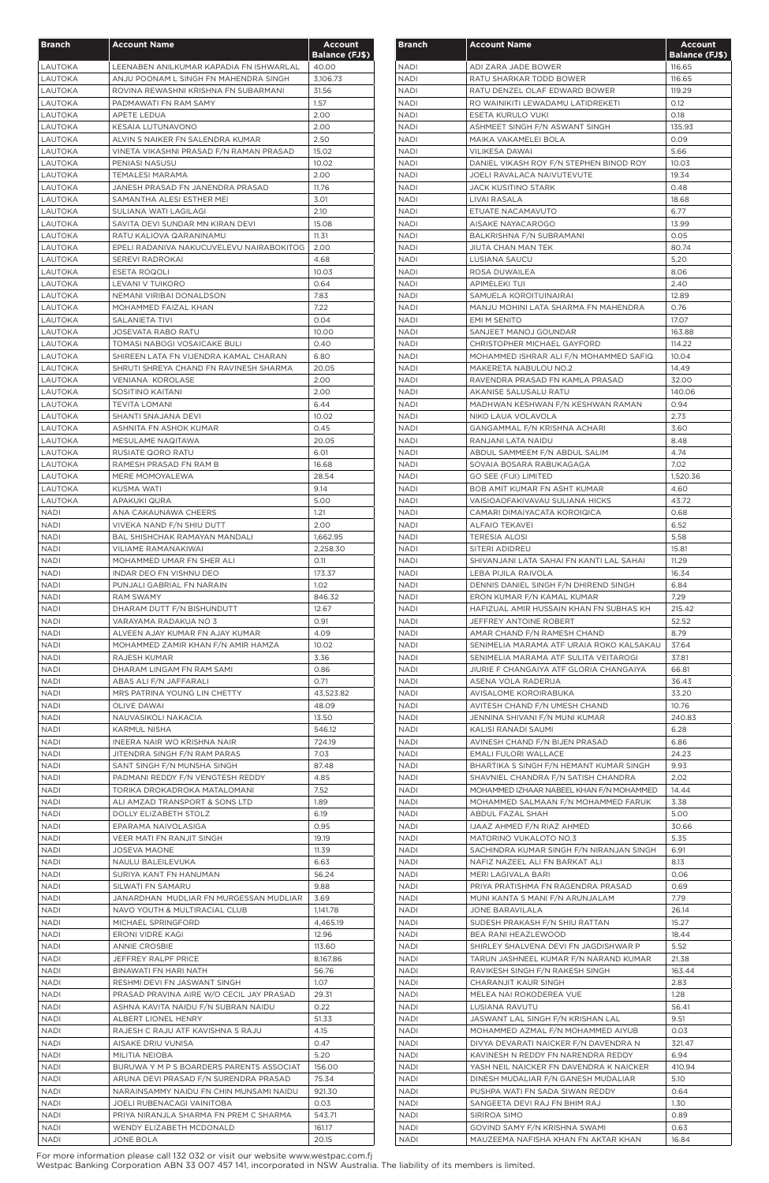| Branch | Account Name | Account Balance (FJ$) |
|---|---|---|
| LAUTOKA | LEENABEN ANILKUMAR KAPADIA FN ISHWARLAL | 40.00 |
| LAUTOKA | ANJU POONAM L SINGH FN MAHENDRA SINGH | 3,106.73 |
| LAUTOKA | ROVINA REWASHNI KRISHNA FN SUBARMANI | 31.56 |
| LAUTOKA | PADMAWATI FN RAM SAMY | 1.57 |
| LAUTOKA | APETE LEDUA | 2.00 |
| LAUTOKA | KESAIA LUTUNAVONO | 2.00 |
| LAUTOKA | ALVIN S NAIKER FN SALENDRA KUMAR | 2.50 |
| LAUTOKA | VINETA VIKASHNI PRASAD F/N RAMAN PRASAD | 15.02 |
| LAUTOKA | PENIASI NASUSU | 10.02 |
| LAUTOKA | TEMALESI MARAMA | 2.00 |
| LAUTOKA | JANESH PRASAD FN JANENDRA PRASAD | 11.76 |
| LAUTOKA | SAMANTHA ALESI ESTHER MEI | 3.01 |
| LAUTOKA | SULIANA WATI LAGILAGI | 2.10 |
| LAUTOKA | SAVITA DEVI SUNDAR MN KIRAN DEVI | 15.08 |
| LAUTOKA | RATU KALIOVA QARANINAMU | 11.31 |
| LAUTOKA | EPELI RADANIVA NAKUCUVELEVU NAIRABOKITOG | 2.00 |
| LAUTOKA | SEREVI RADROKAI | 4.68 |
| LAUTOKA | ESETA ROQOLI | 10.03 |
| LAUTOKA | LEVANI V TUIKORO | 0.64 |
| LAUTOKA | NEMANI VIRIBAI DONALDSON | 7.83 |
| LAUTOKA | MOHAMMED FAIZAL KHAN | 7.22 |
| LAUTOKA | SALANIETA TIVI | 0.04 |
| LAUTOKA | JOSEVATA RABO RATU | 10.00 |
| LAUTOKA | TOMASI NABOGI VOSAICAKE BULI | 0.40 |
| LAUTOKA | SHIREEN LATA FN VIJENDRA KAMAL CHARAN | 6.80 |
| LAUTOKA | SHRUTI SHREYA CHAND FN RAVINESH SHARMA | 20.05 |
| LAUTOKA | VENIANA KOROLASE | 2.00 |
| LAUTOKA | SOSITINO KAITANI | 2.00 |
| LAUTOKA | TEVITA LOMANI | 6.44 |
| LAUTOKA | SHANTI SNAJANA DEVI | 10.02 |
| LAUTOKA | ASHNITA FN ASHOK KUMAR | 0.45 |
| LAUTOKA | MESULAME NAQITAWA | 20.05 |
| LAUTOKA | RUSIATE QORO RATU | 6.01 |
| LAUTOKA | RAMESH PRASAD FN RAM B | 16.68 |
| LAUTOKA | MERE MOMOYALEWA | 28.54 |
| LAUTOKA | KUSMA WATI | 9.14 |
| LAUTOKA | APAKUKI QURA | 5.00 |
| NADI | ANA CAKAUNAWA CHEERS | 1.21 |
| NADI | VIVEKA NAND F/N SHIU DUTT | 2.00 |
| NADI | BAL SHISHCHAK RAMAYAN MANDALI | 1,662.95 |
| NADI | VILIAME RAMANAKIWAI | 2,258.30 |
| NADI | MOHAMMED UMAR FN SHER ALI | 0.11 |
| NADI | INDAR DEO FN VISHNU DEO | 173.37 |
| NADI | PUNJALI GABRIAL FN NARAIN | 1.02 |
| NADI | RAM SWAMY | 846.32 |
| NADI | DHARAM DUTT F/N BISHUNDUTT | 12.67 |
| NADI | VARAYAMA RADAKUA NO 3 | 0.91 |
| NADI | ALVEEN AJAY KUMAR FN AJAY KUMAR | 4.09 |
| NADI | MOHAMMED ZAMIR KHAN F/N AMIR HAMZA | 10.02 |
| NADI | RAJESH KUMAR | 3.36 |
| NADI | DHARAM LINGAM FN RAM SAMI | 0.86 |
| NADI | ABAS ALI F/N JAFFARALI | 0.71 |
| NADI | MRS PATRINA YOUNG LIN CHETTY | 43,523.82 |
| NADI | OLIVE DAWAI | 48.09 |
| NADI | NAUVASIKOLI NAKACIA | 13.50 |
| NADI | KARMUL NISHA | 546.12 |
| NADI | INEERA NAIR WO KRISHNA NAIR | 724.19 |
| NADI | JITENDRA SINGH F/N RAM PARAS | 7.03 |
| NADI | SANT SINGH F/N MUNSHA SINGH | 87.48 |
| NADI | PADMANI REDDY F/N VENGTESH REDDY | 4.85 |
| NADI | TORIKA DROKADROKA MATALOMANI | 7.52 |
| NADI | ALI AMZAD TRANSPORT & SONS LTD | 1.89 |
| NADI | DOLLY ELIZABETH STOLZ | 6.19 |
| NADI | EPARAMA NAIVOLASIGA | 0.95 |
| NADI | VEER MATI FN RANJIT SINGH | 19.19 |
| NADI | JOSEVA MAONE | 11.39 |
| NADI | NAULU BALEILEVUKA | 6.63 |
| NADI | SURIYA KANT FN HANUMAN | 56.24 |
| NADI | SILWATI FN SAMARU | 9.88 |
| NADI | JANARDHAN MUDLIAR FN MURGESSAN MUDLIAR | 3.69 |
| NADI | NAVO YOUTH & MULTIRACIAL CLUB | 1,141.78 |
| NADI | MICHAEL SPRINGFORD | 4,465.19 |
| NADI | ERONI VIDRE KAGI | 12.96 |
| NADI | ANNIE CROSBIE | 113.60 |
| NADI | JEFFREY RALPF PRICE | 8,167.86 |
| NADI | BINAWATI FN HARI NATH | 56.76 |
| NADI | RESHMI DEVI FN JASWANT SINGH | 1.07 |
| NADI | PRASAD PRAVINA AIRE W/O CECIL JAY PRASAD | 29.31 |
| NADI | ASHNA KAVITA NAIDU F/N SUBRAN NAIDU | 0.22 |
| NADI | ALBERT LIONEL HENRY | 51.33 |
| NADI | RAJESH C RAJU ATF KAVISHNA S RAJU | 4.15 |
| NADI | AISAKE DRIU VUNISA | 0.47 |
| NADI | MILITIA NEIOBA | 5.20 |
| NADI | BURUWA Y M P S BOARDERS PARENTS ASSOCIAT | 156.00 |
| NADI | ARUNA DEVI PRASAD F/N SURENDRA PRASAD | 75.34 |
| NADI | NARAINSAMMY NAIDU FN CHIN MUNSAMI NAIDU | 921.30 |
| NADI | JOELI RUBENACAGI VAINITOBA | 0.03 |
| NADI | PRIYA NIRANJLA SHARMA FN PREM C SHARMA | 543.71 |
| NADI | WENDY ELIZABETH MCDONALD | 161.17 |
| NADI | JONE BOLA | 20.15 |
| NADI | ADI ZARA JADE BOWER | 116.65 |
| NADI | RATU SHARKAR TODD BOWER | 116.65 |
| NADI | RATU DENZEL OLAF EDWARD BOWER | 119.29 |
| NADI | RO WAINIKITI LEWADAMU LATIDREKETI | 0.12 |
| NADI | ESETA KURULO VUKI | 0.18 |
| NADI | ASHMEET SINGH F/N ASWANT SINGH | 135.93 |
| NADI | MAIKA VAKAMELEI BOLA | 0.09 |
| NADI | VILIKESA DAWAI | 5.66 |
| NADI | DANIEL VIKASH ROY F/N STEPHEN BINOD ROY | 10.03 |
| NADI | JOELI RAVALACA NAIVUTEVUTE | 19.34 |
| NADI | JACK KUSITINO STARK | 0.48 |
| NADI | LIVAI RASALA | 18.68 |
| NADI | ETUATE NACAMAVUTO | 6.77 |
| NADI | AISAKE NAYACAROGO | 13.99 |
| NADI | BALKRISHNA F/N SUBRAMANI | 0.05 |
| NADI | JIUTA CHAN MAN TEK | 80.74 |
| NADI | LUSIANA SAUCU | 5.20 |
| NADI | ROSA DUWAILEA | 8.06 |
| NADI | APIMELEKI TUI | 2.40 |
| NADI | SAMUELA KOROITUINAIRAI | 12.89 |
| NADI | MANJU MOHINI LATA SHARMA FN MAHENDRA | 0.76 |
| NADI | EMI M SENITO | 17.07 |
| NADI | SANJEET MANOJ GOUNDAR | 163.88 |
| NADI | CHRISTOPHER MICHAEL GAYFORD | 114.22 |
| NADI | MOHAMMED ISHRAR ALI F/N MOHAMMED SAFIQ | 10.04 |
| NADI | MAKERETA NABULOU NO.2 | 14.49 |
| NADI | RAVENDRA PRASAD FN KAMLA PRASAD | 32.00 |
| NADI | AKANISE SALUSALU RATU | 140.06 |
| NADI | MADHWAN KESHWAN F/N KESHWAN RAMAN | 0.94 |
| NADI | NIKO LAUA VOLAVOLA | 2.73 |
| NADI | GANGAMMAL F/N KRISHNA ACHARI | 3.60 |
| NADI | RANJANI LATA NAIDU | 8.48 |
| NADI | ABDUL SAMMEEM F/N ABDUL SALIM | 4.74 |
| NADI | SOVAIA BOSARA RABUKAGAGA | 7.02 |
| NADI | GO SEE (FIJI) LIMITED | 1,520.36 |
| NADI | BOB AMIT KUMAR FN ASHT KUMAR | 4.60 |
| NADI | VAISIOAOFAKIVAVAU SULIANA HICKS | 43.72 |
| NADI | CAMARI DIMAIYACATA KOROIQICA | 0.68 |
| NADI | ALFAIO TEKAVEI | 6.52 |
| NADI | TERESIA ALOSI | 5.58 |
| NADI | SITERI ADIDREU | 15.81 |
| NADI | SHIVANJANI LATA SAHAI FN KANTI LAL SAHAI | 11.29 |
| NADI | LEBA PIJILA RAIVOLA | 16.34 |
| NADI | DENNIS DANIEL SINGH F/N DHIREND SINGH | 6.84 |
| NADI | ERON KUMAR F/N KAMAL KUMAR | 7.29 |
| NADI | HAFIZUAL AMIR HUSSAIN KHAN FN SUBHAS KH | 215.42 |
| NADI | JEFFREY ANTOINE ROBERT | 52.52 |
| NADI | AMAR CHAND F/N RAMESH CHAND | 8.79 |
| NADI | SENIMELIA MARAMA ATF URAIA ROKO KALSAKAU | 37.64 |
| NADI | SENIMELIA MARAMA ATF SULITA VEITAROGI | 37.81 |
| NADI | JIURIE F CHANGAIYA ATF GLORIA CHANGAIYA | 66.81 |
| NADI | ASENA VOLA RADERUA | 36.43 |
| NADI | AVISALOME KOROIRABUKA | 33.20 |
| NADI | AVITESH CHAND F/N UMESH CHAND | 10.76 |
| NADI | JENNINA SHIVANI F/N MUNI KUMAR | 240.83 |
| NADI | KALISI RANADI SAUMI | 6.28 |
| NADI | AVINESH CHAND F/N BIJEN PRASAD | 6.86 |
| NADI | EMALI FULORI WALLACE | 24.23 |
| NADI | BHARTIKA S SINGH F/N HEMANT KUMAR SINGH | 9.93 |
| NADI | SHAVNIEL CHANDRA F/N SATISH CHANDRA | 2.02 |
| NADI | MOHAMMED IZHAAR NABEEL KHAN F/N MOHAMMED | 14.44 |
| NADI | MOHAMMED SALMAAN F/N MOHAMMED FARUK | 3.38 |
| NADI | ABDUL FAZAL SHAH | 5.00 |
| NADI | IJAAZ AHMED F/N RIAZ AHMED | 30.66 |
| NADI | MATORINO VUKALOTO NO.3 | 5.35 |
| NADI | SACHINDRA KUMAR SINGH F/N NIRANJAN SINGH | 6.91 |
| NADI | NAFIZ NAZEEL ALI FN BARKAT ALI | 8.13 |
| NADI | MERI LAGIVALA BARI | 0.06 |
| NADI | PRIYA PRATISHMA FN RAGENDRA PRASAD | 0.69 |
| NADI | MUNI KANTA S MANI F/N ARUNJALAM | 7.79 |
| NADI | JONE BARAVILALA | 26.14 |
| NADI | SUDESH PRAKASH F/N SHIU RATTAN | 15.27 |
| NADI | BEA RANI HEAZLEWOOD | 18.44 |
| NADI | SHIRLEY SHALVENA DEVI FN JAGDISHWAR P | 5.52 |
| NADI | TARUN JASHNEEL KUMAR F/N NARAND KUMAR | 21.38 |
| NADI | RAVIKESH SINGH F/N RAKESH SINGH | 163.44 |
| NADI | CHARANJIT KAUR SINGH | 2.83 |
| NADI | MELEA NAI ROKODEREA VUE | 1.28 |
| NADI | LUSIANA RAVUTU | 56.41 |
| NADI | JASWANT LAL SINGH F/N KRISHAN LAL | 9.51 |
| NADI | MOHAMMED AZMAL F/N MOHAMMED AIYUB | 0.03 |
| NADI | DIVYA DEVARATI NAICKER F/N DAVENDRA N | 321.47 |
| NADI | KAVINESH N REDDY FN NARENDRA REDDY | 6.94 |
| NADI | YASH NEIL NAICKER FN DAVENDRA K NAICKER | 410.94 |
| NADI | DINESH MUDALIAR F/N GANESH MUDALIAR | 5.10 |
| NADI | PUSHPA WATI FN SADA SIWAN REDDY | 0.64 |
| NADI | SANGEETA DEVI RAJ FN BHIM RAJ | 1.30 |
| NADI | SIRIROA SIMO | 0.89 |
| NADI | GOVIND SAMY F/N KRISHNA SWAMI | 0.63 |
| NADI | MAUZEEMA NAFISHA KHAN FN AKTAR KHAN | 16.84 |

For more information please call 132 032 or visit our website www.westpac.com.fj
Westpac Banking Corporation ABN 33 007 457 141, incorporated in NSW Australia. The liability of its members is limited.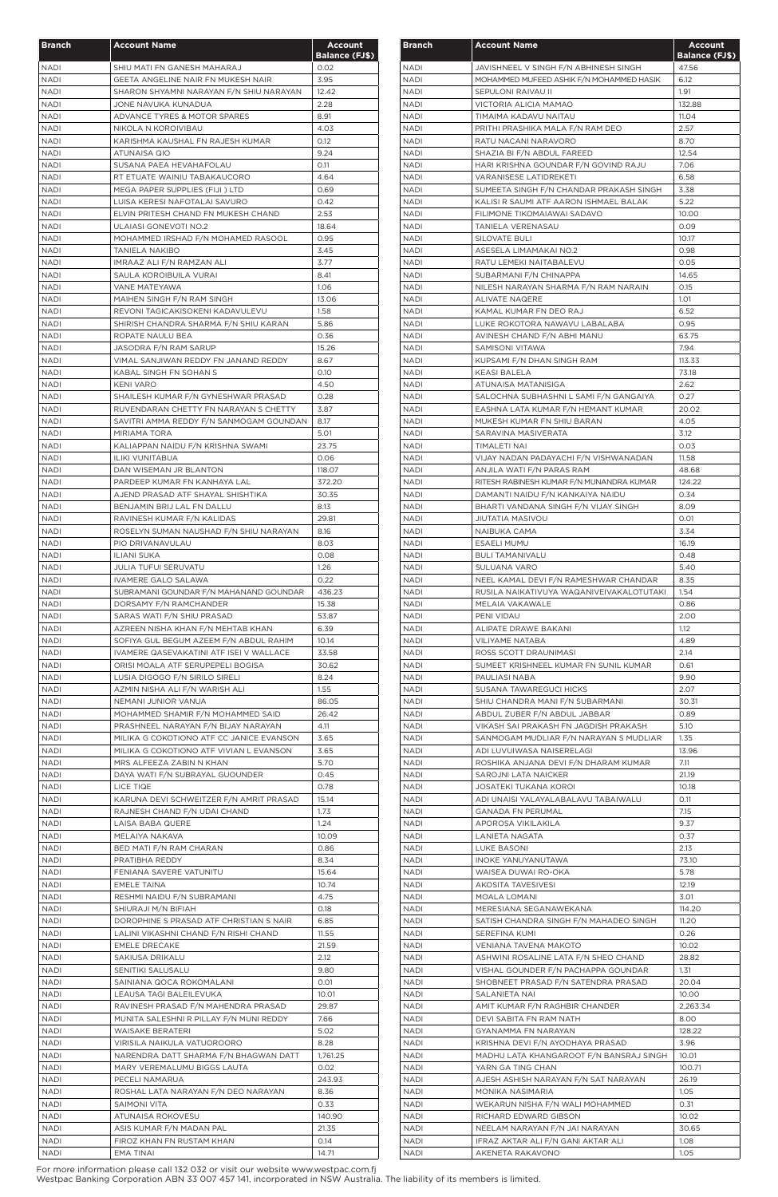| Branch | Account Name | Account Balance (FJ$) |
|---|---|---|
| NADI | SHIU MATI FN GANESH MAHARAJ | 0.02 |
| NADI | GEETA ANGELINE NAIR FN MUKESH NAIR | 3.95 |
| NADI | SHARON SHYAMNI NARAYAN F/N SHIU NARAYAN | 12.42 |
| NADI | JONE NAVUKA KUNADUA | 2.28 |
| NADI | ADVANCE TYRES & MOTOR SPARES | 8.91 |
| NADI | NIKOLA N KOROIVIBAU | 4.03 |
| NADI | KARISHMA KAUSHAL FN RAJESH KUMAR | 0.12 |
| NADI | ATUNAISA QIO | 9.24 |
| NADI | SUSANA PAEA HEVAHAFOLAU | 0.11 |
| NADI | RT ETUATE WAINIU TABAKAUCORO | 4.64 |
| NADI | MEGA PAPER SUPPLIES (FIJI ) LTD | 0.69 |
| NADI | LUISA KERESI NAFOTALAI SAVURO | 0.42 |
| NADI | ELVIN PRITESH CHAND FN MUKESH CHAND | 2.53 |
| NADI | ULAIASI GONEVOTI NO.2 | 18.64 |
| NADI | MOHAMMED IRSHAD F/N MOHAMED RASOOL | 0.95 |
| NADI | TANIELA NAKIBO | 3.45 |
| NADI | IMRAAZ ALI F/N RAMZAN ALI | 3.77 |
| NADI | SAULA KOROIBUILA VURAI | 8.41 |
| NADI | VANE MATEYAWA | 1.06 |
| NADI | MAIHEN SINGH F/N RAM SINGH | 13.06 |
| NADI | REVONI TAGICAKISOKENI KADAVULEVU | 1.58 |
| NADI | SHIRISH CHANDRA SHARMA F/N SHIU KARAN | 5.86 |
| NADI | ROPATE NAULU BEA | 0.36 |
| NADI | JASODRA F/N RAM SARUP | 15.26 |
| NADI | VIMAL SANJIWAN REDDY FN JANAND REDDY | 8.67 |
| NADI | KABAL SINGH FN SOHAN S | 0.10 |
| NADI | KENI VARO | 4.50 |
| NADI | SHAILESH KUMAR F/N GYNESHWAR PRASAD | 0.28 |
| NADI | RUVENDARAN CHETTY FN NARAYAN S CHETTY | 3.87 |
| NADI | SAVITRI AMMA REDDY F/N SANMOGAM GOUNDAN | 8.17 |
| NADI | MIRIAMA TORA | 5.01 |
| NADI | KALIAPPAN NAIDU F/N KRISHNA SWAMI | 23.75 |
| NADI | ILIKI VUNITABUA | 0.06 |
| NADI | DAN WISEMAN JR BLANTON | 118.07 |
| NADI | PARDEEP KUMAR FN KANHAYA LAL | 372.20 |
| NADI | AJEND PRASAD ATF SHAYAL SHISHTIKA | 30.35 |
| NADI | BENJAMIN BRIJ LAL FN DALLU | 8.13 |
| NADI | RAVINESH KUMAR F/N KALIDAS | 29.81 |
| NADI | ROSELYN SUMAN NAUSHAD F/N SHIU NARAYAN | 8.16 |
| NADI | PIO DRIVANAVULAU | 8.03 |
| NADI | ILIANI SUKA | 0.08 |
| NADI | JULIA TUFUI SERUVATU | 1.26 |
| NADI | IVAMERE GALO SALAWA | 0.22 |
| NADI | SUBRAMANI GOUNDAR F/N MAHANAND GOUNDAR | 436.23 |
| NADI | DORSAMY F/N RAMCHANDER | 15.38 |
| NADI | SARAS WATI F/N SHIU PRASAD | 53.87 |
| NADI | AZREEN NISHA KHAN F/N MEHTAB KHAN | 6.39 |
| NADI | SOFIYA GUL BEGUM AZEEM F/N ABDUL RAHIM | 10.14 |
| NADI | IVAMERE QASEVAKATINI ATF ISEI V WALLACE | 33.58 |
| NADI | ORISI MOALA ATF SERUPEPELI BOGISA | 30.62 |
| NADI | LUSIA DIGOGO F/N SIRILO SIRELI | 8.24 |
| NADI | AZMIN NISHA ALI F/N WARISH ALI | 1.55 |
| NADI | NEMANI JUNIOR VANUA | 86.05 |
| NADI | MOHAMMED SHAMIR F/N MOHAMMED SAID | 26.42 |
| NADI | PRASHNEEL NARAYAN F/N BIJAY NARAYAN | 4.11 |
| NADI | MILIKA G COKOTIONO ATF CC JANICE EVANSON | 3.65 |
| NADI | MILIKA G COKOTIONO ATF VIVIAN L EVANSON | 3.65 |
| NADI | MRS ALFEEZA ZABIN N KHAN | 5.70 |
| NADI | DAYA WATI F/N SUBRAYAL GUOUNDER | 0.45 |
| NADI | LICE TIQE | 0.78 |
| NADI | KARUNA DEVI SCHWEITZER F/N AMRIT PRASAD | 15.14 |
| NADI | RAJNESH CHAND F/N UDAI CHAND | 1.73 |
| NADI | LAISA BABA QUERE | 1.24 |
| NADI | MELAIYA NAKAVA | 10.09 |
| NADI | BED MATI F/N RAM CHARAN | 0.86 |
| NADI | PRATIBHA REDDY | 8.34 |
| NADI | FENIANA SAVERE VATUNITU | 15.64 |
| NADI | EMELE TAINA | 10.74 |
| NADI | RESHMI NAIDU F/N SUBRAMANI | 4.75 |
| NADI | SHIURAJI M/N BIFIAH | 0.18 |
| NADI | DOROPHINE S PRASAD ATF CHRISTIAN S NAIR | 6.85 |
| NADI | LALINI VIKASHNI CHAND F/N RISHI CHAND | 11.55 |
| NADI | EMELE DRECAKE | 21.59 |
| NADI | SAKIUSA DRIKALU | 2.12 |
| NADI | SENITIKI SALUSALU | 9.80 |
| NADI | SAINIANA QOCA ROKOMALANI | 0.01 |
| NADI | LEAUSA TAGI BALEILEVUKA | 10.01 |
| NADI | RAVINESH PRASAD F/N MAHENDRA PRASAD | 29.87 |
| NADI | MUNITA SALESHNI R PILLAY F/N MUNI REDDY | 7.66 |
| NADI | WAISAKE BERATERI | 5.02 |
| NADI | VIRISILA NAIKULA VATUOROORO | 8.28 |
| NADI | NARENDRA DATT SHARMA F/N BHAGWAN DATT | 1,761.25 |
| NADI | MARY VEREMALUMU BIGGS LAUTA | 0.02 |
| NADI | PECELI NAMARUA | 243.93 |
| NADI | ROSHAL LATA NARAYAN F/N DEO NARAYAN | 8.36 |
| NADI | SAIMONI VITA | 0.33 |
| NADI | ATUNAISA ROKOVESU | 140.90 |
| NADI | ASIS KUMAR F/N MADAN PAL | 21.35 |
| NADI | FIROZ KHAN FN RUSTAM KHAN | 0.14 |
| NADI | EMA TINAI | 14.71 |
| NADI | JAVISHNEEL V SINGH F/N ABHINESH SINGH | 47.56 |
| NADI | MOHAMMED MUFEED ASHIK F/N MOHAMMED HASIK | 6.12 |
| NADI | SEPULONI RAIVAU II | 1.91 |
| NADI | VICTORIA ALICIA MAMAO | 132.88 |
| NADI | TIMAIMA KADAVU NAITAU | 11.04 |
| NADI | PRITHI PRASHIKA MALA F/N RAM DEO | 2.57 |
| NADI | RATU NACANI NARAVORO | 8.70 |
| NADI | SHAZIA BI F/N ABDUL FAREED | 12.54 |
| NADI | HARI KRISHNA GOUNDAR F/N GOVIND RAJU | 7.06 |
| NADI | VARANISESE LATIDREKETI | 6.58 |
| NADI | SUMEETA SINGH F/N CHANDAR PRAKASH SINGH | 3.38 |
| NADI | KALISI R SAUMI ATF AARON ISHMAEL BALAK | 5.22 |
| NADI | FILIMONE TIKOMAIAWAI SADAVO | 10.00 |
| NADI | TANIELA VERENASAU | 0.09 |
| NADI | SILOVATE BULI | 10.17 |
| NADI | ASESELA LIMAMAKAI NO.2 | 0.98 |
| NADI | RATU LEMEKI NAITABALEVU | 0.05 |
| NADI | SUBARMANI F/N CHINAPPA | 14.65 |
| NADI | NILESH NARAYAN SHARMA F/N RAM NARAIN | 0.15 |
| NADI | ALIVATE NAQERE | 1.01 |
| NADI | KAMAL KUMAR FN DEO RAJ | 6.52 |
| NADI | LUKE ROKOTORA NAWAVU LABALABA | 0.95 |
| NADI | AVINESH CHAND F/N ABHI MANU | 63.75 |
| NADI | SAMISONI VITAWA | 7.94 |
| NADI | KUPSAMI F/N DHAN SINGH RAM | 113.33 |
| NADI | KEASI BALELA | 73.18 |
| NADI | ATUNAISA MATANISIGA | 2.62 |
| NADI | SALOCHNA SUBHASHNI L SAMI F/N GANGAIYA | 0.27 |
| NADI | EASHNA LATA KUMAR F/N HEMANT KUMAR | 20.02 |
| NADI | MUKESH KUMAR FN SHIU BARAN | 4.05 |
| NADI | SARAVINA MASIVERATA | 3.12 |
| NADI | TIMALETI NAI | 0.03 |
| NADI | VIJAY NADAN PADAYACHI F/N VISHWANADAN | 11.58 |
| NADI | ANJILA WATI F/N PARAS RAM | 48.68 |
| NADI | RITESH RABINESH KUMAR F/N MUNANDRA KUMAR | 124.22 |
| NADI | DAMANTI NAIDU F/N KANKAIYA NAIDU | 0.34 |
| NADI | BHARTI VANDANA SINGH F/N VIJAY SINGH | 8.09 |
| NADI | JIUTATIA MASIVOU | 0.01 |
| NADI | NAIBUKA CAMA | 3.34 |
| NADI | ESAELI MUMU | 16.19 |
| NADI | BULI TAMANIVALU | 0.48 |
| NADI | SULUANA VARO | 5.40 |
| NADI | NEEL KAMAL DEVI F/N RAMESHWAR CHANDAR | 8.35 |
| NADI | RUSILA NAIKATIVUYA WAQANIVEIVAKALOTUTAKI | 1.54 |
| NADI | MELAIA VAKAWALE | 0.86 |
| NADI | PENI VIDAU | 2.00 |
| NADI | ALIPATE DRAWE BAKANI | 1.12 |
| NADI | VILIYAME NATABA | 4.89 |
| NADI | ROSS SCOTT DRAUNIMASI | 2.14 |
| NADI | SUMEET KRISHNEEL KUMAR FN SUNIL KUMAR | 0.61 |
| NADI | PAULIASI NABA | 9.90 |
| NADI | SUSANA TAWAREGUCI HICKS | 2.07 |
| NADI | SHIU CHANDRA MANI F/N SUBARMANI | 30.31 |
| NADI | ABDUL ZUBER F/N ABDUL JABBAR | 0.89 |
| NADI | VIKASH SAI PRAKASH FN JAGDISH PRAKASH | 5.10 |
| NADI | SANMOGAM MUDLIAR F/N NARAYAN S MUDLIAR | 1.35 |
| NADI | ADI LUVUIWASA NAISERELAGI | 13.96 |
| NADI | ROSHIKA ANJANA DEVI F/N DHARAM KUMAR | 7.11 |
| NADI | SAROJNI LATA NAICKER | 21.19 |
| NADI | JOSATEKI TUKANA KOROI | 10.18 |
| NADI | ADI UNAISI YALAYALABALAVU TABAIWALU | 0.11 |
| NADI | GANADA FN PERUMAL | 7.15 |
| NADI | APOROSA VIKILAKILA | 9.37 |
| NADI | LANIETA NAGATA | 0.37 |
| NADI | LUKE BASONI | 2.13 |
| NADI | INOKE YANUYANUTAWA | 73.10 |
| NADI | WAISEA DUWAI RO-OKA | 5.78 |
| NADI | AKOSITA TAVESIVESI | 12.19 |
| NADI | MOALA LOMANI | 3.01 |
| NADI | MERESIANA SEGANAWEKANA | 114.20 |
| NADI | SATISH CHANDRA SINGH F/N MAHADEO SINGH | 11.20 |
| NADI | SEREFINA KUMI | 0.26 |
| NADI | VENIANA TAVENA MAKOTO | 10.02 |
| NADI | ASHWINI ROSALINE LATA F/N SHEO CHAND | 28.82 |
| NADI | VISHAL GOUNDER F/N PACHAPPA GOUNDAR | 1.31 |
| NADI | SHOBNEET PRASAD F/N SATENDRA PRASAD | 20.04 |
| NADI | SALANIETA NAI | 10.00 |
| NADI | AMIT KUMAR F/N RAGHBIR CHANDER | 2,263.34 |
| NADI | DEVI SABITA FN RAM NATH | 8.00 |
| NADI | GYANAMMA FN NARAYAN | 128.22 |
| NADI | KRISHNA DEVI F/N AYODHAYA PRASAD | 3.96 |
| NADI | MADHU LATA KHANGAROOT F/N BANSRAJ SINGH | 10.01 |
| NADI | YARN GA TING CHAN | 100.71 |
| NADI | AJESH ASHISH NARAYAN F/N SAT NARAYAN | 26.19 |
| NADI | MONIKA NASIMARIA | 1.05 |
| NADI | WEKARUN NISHA F/N WALI MOHAMMED | 0.31 |
| NADI | RICHARD EDWARD GIBSON | 10.02 |
| NADI | NEELAM NARAYAN F/N JAI NARAYAN | 30.65 |
| NADI | IFRAZ AKTAR ALI F/N GANI AKTAR ALI | 1.08 |
| NADI | AKENETA RAKAVONO | 1.05 |

For more information please call 132 032 or visit our website www.westpac.com.fj
Westpac Banking Corporation ABN 33 007 457 141, incorporated in NSW Australia. The liability of its members is limited.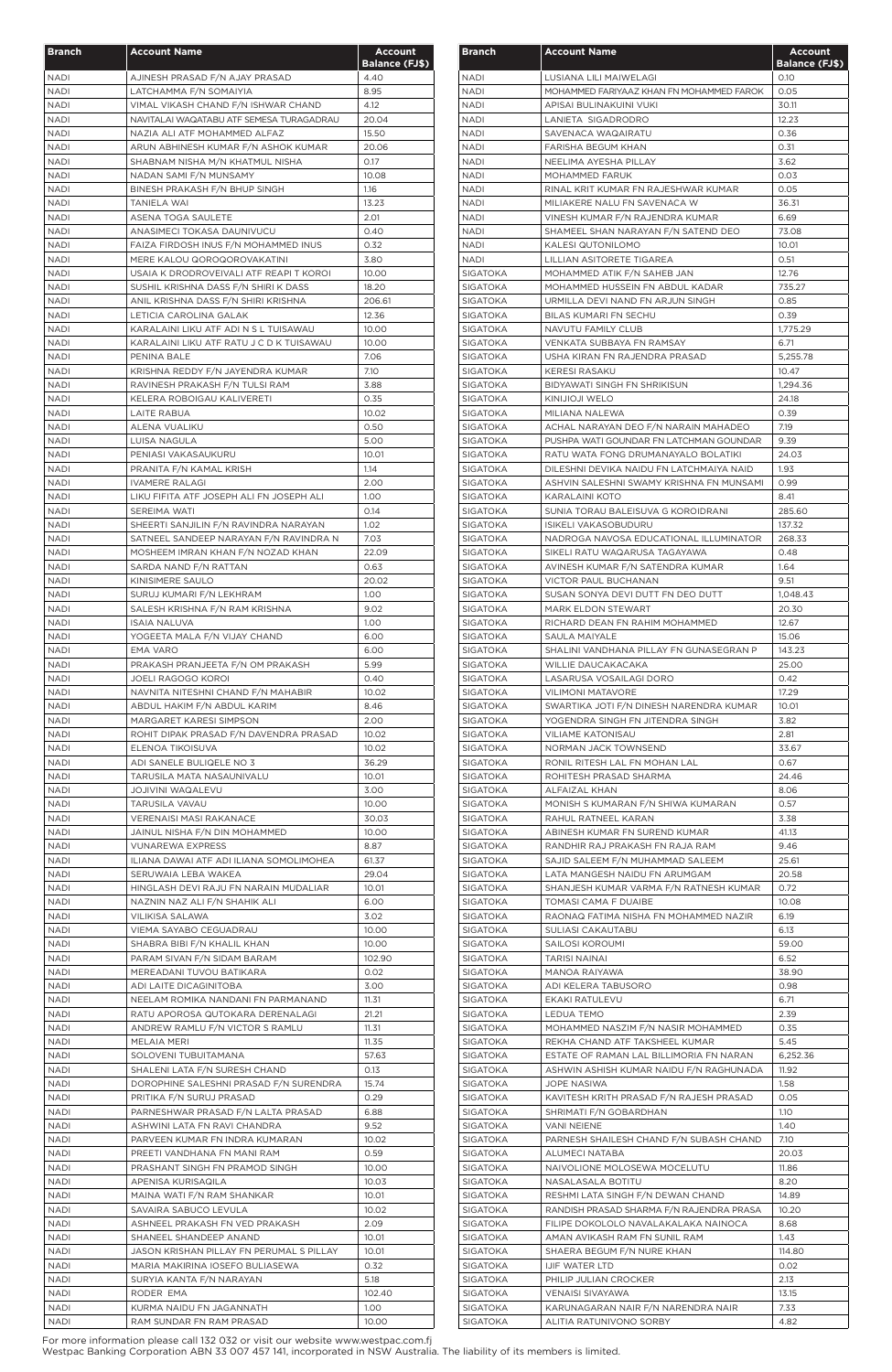| Branch | Account Name | Account Balance (FJ$) |
|---|---|---|
| NADI | AJINESH PRASAD F/N AJAY PRASAD | 4.40 |
| NADI | LATCHAMMA F/N SOMAIYIA | 8.95 |
| NADI | VIMAL VIKASH CHAND F/N ISHWAR CHAND | 4.12 |
| NADI | NAVITALAI WAQATABU ATF SEMESA TURAGADRAU | 20.04 |
| NADI | NAZIA ALI ATF MOHAMMED ALFAZ | 15.50 |
| NADI | ARUN ABHINESH KUMAR F/N ASHOK KUMAR | 20.06 |
| NADI | SHABNAM NISHA M/N KHATMUL NISHA | 0.17 |
| NADI | NADAN SAMI F/N MUNSAMY | 10.08 |
| NADI | BINESH PRAKASH F/N BHUP SINGH | 1.16 |
| NADI | TANIELA WAI | 13.23 |
| NADI | ASENA TOGA SAULETE | 2.01 |
| NADI | ANASIMECI TOKASA DAUNIVUCU | 0.40 |
| NADI | FAIZA FIRDOSH INUS F/N MOHAMMED INUS | 0.32 |
| NADI | MERE KALOU QOROQOROVAKATINI | 3.80 |
| NADI | USAIA K DRODROVEIVALI ATF REAPI T KOROI | 10.00 |
| NADI | SUSHIL KRISHNA DASS F/N SHIRI K DASS | 18.20 |
| NADI | ANIL KRISHNA DASS F/N SHIRI KRISHNA | 206.61 |
| NADI | LETICIA CAROLINA GALAK | 12.36 |
| NADI | KARALAINI LIKU ATF ADI N S L TUISAWAU | 10.00 |
| NADI | KARALAINI LIKU ATF RATU J C D K TUISAWAU | 10.00 |
| NADI | PENINA BALE | 7.06 |
| NADI | KRISHNA REDDY F/N JAYENDRA KUMAR | 7.10 |
| NADI | RAVINESH PRAKASH F/N TULSI RAM | 3.88 |
| NADI | KELERA ROBOIGAU KALIVERETI | 0.35 |
| NADI | LAITE RABUA | 10.02 |
| NADI | ALENA VUALIKU | 0.50 |
| NADI | LUISA NAGULA | 5.00 |
| NADI | PENIASI VAKASAUKURU | 10.01 |
| NADI | PRANITA F/N KAMAL KRISH | 1.14 |
| NADI | IVAMERE RALAGI | 2.00 |
| NADI | LIKU FIFITA ATF JOSEPH ALI FN JOSEPH ALI | 1.00 |
| NADI | SEREIMA WATI | 0.14 |
| NADI | SHEERTI SANJILIN F/N RAVINDRA NARAYAN | 1.02 |
| NADI | SATNEEL SANDEEP NARAYAN F/N RAVINDRA N | 7.03 |
| NADI | MOSHEEM IMRAN KHAN F/N NOZAD KHAN | 22.09 |
| NADI | SARDA NAND F/N RATTAN | 0.63 |
| NADI | KINISIMERE SAULO | 20.02 |
| NADI | SURUJ KUMARI F/N LEKHRAM | 1.00 |
| NADI | SALESH KRISHNA F/N RAM KRISHNA | 9.02 |
| NADI | ISAIA NALUVA | 1.00 |
| NADI | YOGEETA MALA F/N VIJAY CHAND | 6.00 |
| NADI | EMA VARO | 6.00 |
| NADI | PRAKASH PRANJEETA F/N OM PRAKASH | 5.99 |
| NADI | JOELI RAGOGO KOROI | 0.40 |
| NADI | NAVNITA NITESHNI CHAND F/N MAHABIR | 10.02 |
| NADI | ABDUL HAKIM F/N ABDUL KARIM | 8.46 |
| NADI | MARGARET KARESI SIMPSON | 2.00 |
| NADI | ROHIT DIPAK PRASAD F/N DAVENDRA PRASAD | 10.02 |
| NADI | ELENOA TIKOISUVA | 10.02 |
| NADI | ADI SANELE BULIQELE NO 3 | 36.29 |
| NADI | TARUSILA MATA NASAUNIVALU | 10.01 |
| NADI | JOJIVINI WAQALEVU | 3.00 |
| NADI | TARUSILA VAVAU | 10.00 |
| NADI | VERENAISI MASI RAKANACE | 30.03 |
| NADI | JAINUL NISHA F/N DIN MOHAMMED | 10.00 |
| NADI | VUNAREWA EXPRESS | 8.87 |
| NADI | ILIANA DAWAI ATF ADI ILIANA SOMOLIMOHEA | 61.37 |
| NADI | SERUWAIA LEBA WAKEA | 29.04 |
| NADI | HINGLASH DEVI RAJU FN NARAIN MUDALIAR | 10.01 |
| NADI | NAZNIN NAZ ALI F/N SHAHIK ALI | 6.00 |
| NADI | VILIKISA SALAWA | 3.02 |
| NADI | VIEMA SAYABO CEGUADRAU | 10.00 |
| NADI | SHABRA BIBI F/N KHALIL KHAN | 10.00 |
| NADI | PARAM SIVAN F/N SIDAM BARAM | 102.90 |
| NADI | MEREADANI TUVOU BATIKARA | 0.02 |
| NADI | ADI LAITE DICAGINITOBA | 3.00 |
| NADI | NEELAM ROMIKA NANDANI FN PARMANAND | 11.31 |
| NADI | RATU APOROSA QUTOKARA DERENALAGI | 21.21 |
| NADI | ANDREW RAMLU F/N VICTOR S RAMLU | 11.31 |
| NADI | MELAIA MERI | 11.35 |
| NADI | SOLOVENI TUBUITAMANA | 57.63 |
| NADI | SHALENI LATA F/N SURESH CHAND | 0.13 |
| NADI | DOROPHINE SALESHNI PRASAD F/N SURENDRA | 15.74 |
| NADI | PRITIKA F/N SURUJ PRASAD | 0.29 |
| NADI | PARNESHWAR PRASAD F/N LALTA PRASAD | 6.88 |
| NADI | ASHWINI LATA FN RAVI CHANDRA | 9.52 |
| NADI | PARVEEN KUMAR FN INDRA KUMARAN | 10.02 |
| NADI | PREETI VANDHANA FN MANI RAM | 0.59 |
| NADI | PRASHANT SINGH FN PRAMOD SINGH | 10.00 |
| NADI | APENISA KURISAQILA | 10.03 |
| NADI | MAINA WATI F/N RAM SHANKAR | 10.01 |
| NADI | SAVAIRA SABUCO LEVULA | 10.02 |
| NADI | ASHNEEL PRAKASH FN VED PRAKASH | 2.09 |
| NADI | SHANEEL SHANDEEP ANAND | 10.01 |
| NADI | JASON KRISHAN PILLAY FN PERUMAL S PILLAY | 10.01 |
| NADI | MARIA MAKIRINA IOSEFO BULIASEWA | 0.32 |
| NADI | SURYIA KANTA F/N NARAYAN | 5.18 |
| NADI | RODER EMA | 102.40 |
| NADI | KURMA NAIDU FN JAGANNATH | 1.00 |
| NADI | RAM SUNDAR FN RAM PRASAD | 10.00 |
| NADI | LUSIANA LILI MAIWELAGI | 0.10 |
| NADI | MOHAMMED FARIYAAZ KHAN FN MOHAMMED FAROK | 0.05 |
| NADI | APISAI BULINAKUINI VUKI | 30.11 |
| NADI | LANIETA SIGADRODRO | 12.23 |
| NADI | SAVENACA WAQAIRATU | 0.36 |
| NADI | FARISHA BEGUM KHAN | 0.31 |
| NADI | NEELIMA AYESHA PILLAY | 3.62 |
| NADI | MOHAMMED FARUK | 0.03 |
| NADI | RINAL KRIT KUMAR FN RAJESHWAR KUMAR | 0.05 |
| NADI | MILIAKERE NALU FN SAVENACA W | 36.31 |
| NADI | VINESH KUMAR F/N RAJENDRA KUMAR | 6.69 |
| NADI | SHAMEEL SHAN NARAYAN F/N SATEND DEO | 73.08 |
| NADI | KALESI QUTONILOMO | 10.01 |
| NADI | LILLIAN ASITORETE TIGAREA | 0.51 |
| SIGATOKA | MOHAMMED ATIK F/N SAHEB JAN | 12.76 |
| SIGATOKA | MOHAMMED HUSSEIN FN ABDUL KADAR | 735.27 |
| SIGATOKA | URMILLA DEVI NAND FN ARJUN SINGH | 0.85 |
| SIGATOKA | BILAS KUMARI FN SECHU | 0.39 |
| SIGATOKA | NAVUTU FAMILY CLUB | 1,775.29 |
| SIGATOKA | VENKATA SUBBAYA FN RAMSAY | 6.71 |
| SIGATOKA | USHA KIRAN FN RAJENDRA PRASAD | 5,255.78 |
| SIGATOKA | KERESI RASAKU | 10.47 |
| SIGATOKA | BIDYAWATI SINGH FN SHRIKISUN | 1,294.36 |
| SIGATOKA | KINIJIOJI WELO | 24.18 |
| SIGATOKA | MILIANA NALEWA | 0.39 |
| SIGATOKA | ACHAL NARAYAN DEO F/N NARAIN MAHADEO | 7.19 |
| SIGATOKA | PUSHPA WATI GOUNDAR FN LATCHMAN GOUNDAR | 9.39 |
| SIGATOKA | RATU WATA FONG DRUMANAYALO BOLATIKI | 24.03 |
| SIGATOKA | DILESHNI DEVIKA NAIDU FN LATCHMAIYA NAID | 1.93 |
| SIGATOKA | ASHVIN SALESHNI SWAMY KRISHNA FN MUNSAMI | 0.99 |
| SIGATOKA | KARALAINI KOTO | 8.41 |
| SIGATOKA | SUNIA TORAU BALEISUVA G KOROIDRANI | 285.60 |
| SIGATOKA | ISIKELI VAKASOBUDURU | 137.32 |
| SIGATOKA | NADROGA NAVOSA EDUCATIONAL ILLUMINATOR | 268.33 |
| SIGATOKA | SIKELI RATU WAQARUSA TAGAYAWA | 0.48 |
| SIGATOKA | AVINESH KUMAR F/N SATENDRA KUMAR | 1.64 |
| SIGATOKA | VICTOR PAUL BUCHANAN | 9.51 |
| SIGATOKA | SUSAN SONYA DEVI DUTT FN DEO DUTT | 1,048.43 |
| SIGATOKA | MARK ELDON STEWART | 20.30 |
| SIGATOKA | RICHARD DEAN FN RAHIM MOHAMMED | 12.67 |
| SIGATOKA | SAULA MAIYALE | 15.06 |
| SIGATOKA | SHALINI VANDHANA PILLAY FN GUNASEGRAN P | 143.23 |
| SIGATOKA | WILLIE DAUCAKACAKA | 25.00 |
| SIGATOKA | LASARUSA VOSAILAGI DORO | 0.42 |
| SIGATOKA | VILIMONI MATAVORE | 17.29 |
| SIGATOKA | SWARTIKA JOTI F/N DINESH NARENDRA KUMAR | 10.01 |
| SIGATOKA | YOGENDRA SINGH FN JITENDRA SINGH | 3.82 |
| SIGATOKA | VILIAME KATONISAU | 2.81 |
| SIGATOKA | NORMAN JACK TOWNSEND | 33.67 |
| SIGATOKA | RONIL RITESH LAL FN MOHAN LAL | 0.67 |
| SIGATOKA | ROHITESH PRASAD SHARMA | 24.46 |
| SIGATOKA | ALFAIZAL KHAN | 8.06 |
| SIGATOKA | MONISH S KUMARAN F/N SHIWA KUMARAN | 0.57 |
| SIGATOKA | RAHUL RATNEEL KARAN | 3.38 |
| SIGATOKA | ABINESH KUMAR FN SUREND KUMAR | 41.13 |
| SIGATOKA | RANDHIR RAJ PRAKASH FN RAJA RAM | 9.46 |
| SIGATOKA | SAJID SALEEM F/N MUHAMMAD SALEEM | 25.61 |
| SIGATOKA | LATA MANGESH NAIDU FN ARUMGAM | 20.58 |
| SIGATOKA | SHANJESH KUMAR VARMA F/N RATNESH KUMAR | 0.72 |
| SIGATOKA | TOMASI CAMA F DUAIBE | 10.08 |
| SIGATOKA | RAONAQ FATIMA NISHA FN MOHAMMED NAZIR | 6.19 |
| SIGATOKA | SULIASI CAKAUTABU | 6.13 |
| SIGATOKA | SAILOSI KOROUMI | 59.00 |
| SIGATOKA | TARISI NAINAI | 6.52 |
| SIGATOKA | MANOA RAIYAWA | 38.90 |
| SIGATOKA | ADI KELERA TABUSORO | 0.98 |
| SIGATOKA | EKAKI RATULEVU | 6.71 |
| SIGATOKA | LEDUA TEMO | 2.39 |
| SIGATOKA | MOHAMMED NASZIM F/N NASIR MOHAMMED | 0.35 |
| SIGATOKA | REKHA CHAND ATF TAKSHEEL KUMAR | 5.45 |
| SIGATOKA | ESTATE OF RAMAN LAL BILLIMORIA FN NARAN | 6,252.36 |
| SIGATOKA | ASHWIN ASHISH KUMAR NAIDU F/N RAGHUNADA | 11.92 |
| SIGATOKA | JOPE NASIWA | 1.58 |
| SIGATOKA | KAVITESH KRITH PRASAD F/N RAJESH PRASAD | 0.05 |
| SIGATOKA | SHRIMATI F/N GOBARDHAN | 1.10 |
| SIGATOKA | VANI NEIENE | 1.40 |
| SIGATOKA | PARNESH SHAILESH CHAND F/N SUBASH CHAND | 7.10 |
| SIGATOKA | ALUMECI NATABA | 20.03 |
| SIGATOKA | NAIVOLIONE MOLOSEWA MOCELUTU | 11.86 |
| SIGATOKA | NASALASALA BOTITU | 8.20 |
| SIGATOKA | RESHMI LATA SINGH F/N DEWAN CHAND | 14.89 |
| SIGATOKA | RANDISH PRASAD SHARMA F/N RAJENDRA PRASA | 10.20 |
| SIGATOKA | FILIPE DOKOLOLO NAVALAKALAKA NAINOCA | 8.68 |
| SIGATOKA | AMAN AVIKASH RAM FN SUNIL RAM | 1.43 |
| SIGATOKA | SHAERA BEGUM F/N NURE KHAN | 114.80 |
| SIGATOKA | IJIF WATER LTD | 0.02 |
| SIGATOKA | PHILIP JULIAN CROCKER | 2.13 |
| SIGATOKA | VENAISI SIVAYAWA | 13.15 |
| SIGATOKA | KARUNAGARAN NAIR F/N NARENDRA NAIR | 7.33 |
| SIGATOKA | ALITIA RATUNIVONO SORBY | 4.82 |

For more information please call 132 032 or visit our website www.westpac.com.fj
Westpac Banking Corporation ABN 33 007 457 141, incorporated in NSW Australia. The liability of its members is limited.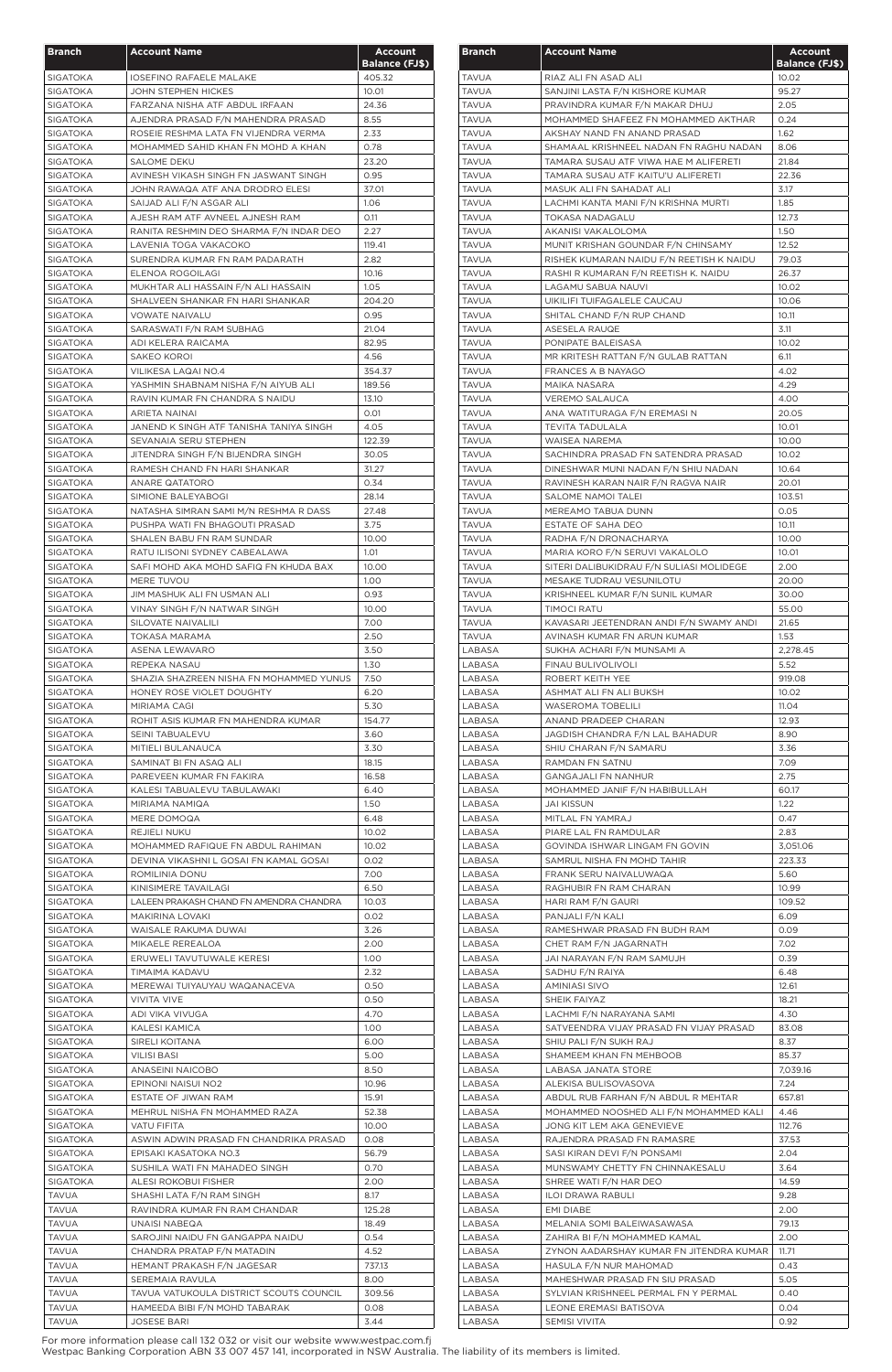| Branch | Account Name | Account Balance (FJ$) |
|---|---|---|
| SIGATOKA | IOSEFINO RAFAELE MALAKE | 405.32 |
| SIGATOKA | JOHN STEPHEN HICKES | 10.01 |
| SIGATOKA | FARZANA NISHA ATF ABDUL IRFAAN | 24.36 |
| SIGATOKA | AJENDRA PRASAD F/N MAHENDRA PRASAD | 8.55 |
| SIGATOKA | ROSEIE RESHMA LATA FN VIJENDRA VERMA | 2.33 |
| SIGATOKA | MOHAMMED SAHID KHAN FN MOHD A KHAN | 0.78 |
| SIGATOKA | SALOME DEKU | 23.20 |
| SIGATOKA | AVINESH VIKASH SINGH FN JASWANT SINGH | 0.95 |
| SIGATOKA | JOHN RAWAQA ATF ANA DRODRO ELESI | 37.01 |
| SIGATOKA | SAIJAD ALI F/N ASGAR ALI | 1.06 |
| SIGATOKA | AJESH RAM ATF AVNEEL AJNESH RAM | 0.11 |
| SIGATOKA | RANITA RESHMIN DEO SHARMA F/N INDAR DEO | 2.27 |
| SIGATOKA | LAVENIA TOGA VAKACOKO | 119.41 |
| SIGATOKA | SURENDRA KUMAR FN RAM PADARATH | 2.82 |
| SIGATOKA | ELENOA ROGOILAGI | 10.16 |
| SIGATOKA | MUKHTAR ALI HASSAIN F/N ALI HASSAIN | 1.05 |
| SIGATOKA | SHALVEEN SHANKAR FN HARI SHANKAR | 204.20 |
| SIGATOKA | VOWATE NAIVALU | 0.95 |
| SIGATOKA | SARASWATI F/N RAM SUBHAG | 21.04 |
| SIGATOKA | ADI KELERA RAICAMA | 82.95 |
| SIGATOKA | SAKEO KOROI | 4.56 |
| SIGATOKA | VILIKESA LAQAI NO.4 | 354.37 |
| SIGATOKA | YASHMIN SHABNAM NISHA F/N AIYUB ALI | 189.56 |
| SIGATOKA | RAVIN KUMAR FN CHANDRA S NAIDU | 13.10 |
| SIGATOKA | ARIETA NAINAI | 0.01 |
| SIGATOKA | JANEND K SINGH ATF TANISHA TANIYA SINGH | 4.05 |
| SIGATOKA | SEVANAIA SERU STEPHEN | 122.39 |
| SIGATOKA | JITENDRA SINGH F/N BIJENDRA SINGH | 30.05 |
| SIGATOKA | RAMESH CHAND FN HARI SHANKAR | 31.27 |
| SIGATOKA | ANARE QATATORO | 0.34 |
| SIGATOKA | SIMIONE BALEYABOGI | 28.14 |
| SIGATOKA | NATASHA SIMRAN SAMI M/N RESHMA R DASS | 27.48 |
| SIGATOKA | PUSHPA WATI FN BHAGOUTI PRASAD | 3.75 |
| SIGATOKA | SHALEN BABU FN RAM SUNDAR | 10.00 |
| SIGATOKA | RATU ILISONI SYDNEY CABEALAWA | 1.01 |
| SIGATOKA | SAFI MOHD AKA MOHD SAFIQ FN KHUDA BAX | 10.00 |
| SIGATOKA | MERE TUVOU | 1.00 |
| SIGATOKA | JIM MASHUK ALI FN USMAN ALI | 0.93 |
| SIGATOKA | VINAY SINGH F/N NATWAR SINGH | 10.00 |
| SIGATOKA | SILOVATE NAIVALILI | 7.00 |
| SIGATOKA | TOKASA MARAMA | 2.50 |
| SIGATOKA | ASENA LEWAVARO | 3.50 |
| SIGATOKA | REPEKA NASAU | 1.30 |
| SIGATOKA | SHAZIA SHAZREEN NISHA FN MOHAMMED YUNUS | 7.50 |
| SIGATOKA | HONEY ROSE VIOLET DOUGHTY | 6.20 |
| SIGATOKA | MIRIAMA CAGI | 5.30 |
| SIGATOKA | ROHIT ASIS KUMAR FN MAHENDRA KUMAR | 154.77 |
| SIGATOKA | SEINI TABUALEVU | 3.60 |
| SIGATOKA | MITIELI BULANAUCA | 3.30 |
| SIGATOKA | SAMINAT BI FN ASAQ ALI | 18.15 |
| SIGATOKA | PAREVEEN KUMAR FN FAKIRA | 16.58 |
| SIGATOKA | KALESI TABUALEVU TABULAWAKI | 6.40 |
| SIGATOKA | MIRIAMA NAMIQA | 1.50 |
| SIGATOKA | MERE DOMOQA | 6.48 |
| SIGATOKA | REJIELI NUKU | 10.02 |
| SIGATOKA | MOHAMMED RAFIQUE FN ABDUL RAHIMAN | 10.02 |
| SIGATOKA | DEVINA VIKASHNI L GOSAI FN KAMAL GOSAI | 0.02 |
| SIGATOKA | ROMILINIA DONU | 7.00 |
| SIGATOKA | KINISIMERE TAVAILAGI | 6.50 |
| SIGATOKA | LALEEN PRAKASH CHAND FN AMENDRA CHANDRA | 10.03 |
| SIGATOKA | MAKIRINA LOVAKI | 0.02 |
| SIGATOKA | WAISALE RAKUMA DUWAI | 3.26 |
| SIGATOKA | MIKAELE REREALOA | 2.00 |
| SIGATOKA | ERUWELI TAVUTUWALE KERESI | 1.00 |
| SIGATOKA | TIMAIMA KADAVU | 2.32 |
| SIGATOKA | MEREWAI TUIYAUYAU WAQANACEVA | 0.50 |
| SIGATOKA | VIVITA VIVE | 0.50 |
| SIGATOKA | ADI VIKA VIVUGA | 4.70 |
| SIGATOKA | KALESI KAMICA | 1.00 |
| SIGATOKA | SIRELI KOITANA | 6.00 |
| SIGATOKA | VILISI BASI | 5.00 |
| SIGATOKA | ANASEINI NAICOBO | 8.50 |
| SIGATOKA | EPINONI NAISUI NO2 | 10.96 |
| SIGATOKA | ESTATE OF JIWAN RAM | 15.91 |
| SIGATOKA | MEHRUL NISHA FN MOHAMMED RAZA | 52.38 |
| SIGATOKA | VATU FIFITA | 10.00 |
| SIGATOKA | ASWIN ADWIN PRASAD FN CHANDRIKA PRASAD | 0.08 |
| SIGATOKA | EPISAKI KASATOKA NO.3 | 56.79 |
| SIGATOKA | SUSHILA WATI FN MAHADEO SINGH | 0.70 |
| SIGATOKA | ALESI ROKOBUI FISHER | 2.00 |
| TAVUA | SHASHI LATA F/N RAM SINGH | 8.17 |
| TAVUA | RAVINDRA KUMAR FN RAM CHANDAR | 125.28 |
| TAVUA | UNAISI NABEQA | 18.49 |
| TAVUA | SAROJINI NAIDU FN GANGAPPA NAIDU | 0.54 |
| TAVUA | CHANDRA PRATAP F/N MATADIN | 4.52 |
| TAVUA | HEMANT PRAKASH F/N JAGESAR | 737.13 |
| TAVUA | SEREMAIA RAVULA | 8.00 |
| TAVUA | TAVUA VATUKOULA DISTRICT SCOUTS COUNCIL | 309.56 |
| TAVUA | HAMEEDA BIBI F/N MOHD TABARAK | 0.08 |
| TAVUA | JOSESE BARI | 3.44 |
| TAVUA | RIAZ ALI FN ASAD ALI | 10.02 |
| TAVUA | SANJINI LASTA F/N KISHORE KUMAR | 95.27 |
| TAVUA | PRAVINDRA KUMAR F/N MAKAR DHUJ | 2.05 |
| TAVUA | MOHAMMED SHAFEEZ FN MOHAMMED AKTHAR | 0.24 |
| TAVUA | AKSHAY NAND FN ANAND PRASAD | 1.62 |
| TAVUA | SHAMAAL KRISHNEEL NADAN FN RAGHU NADAN | 8.06 |
| TAVUA | TAMARA SUSAU ATF VIWA HAE M ALIFERETI | 21.84 |
| TAVUA | TAMARA SUSAU ATF KAITU'U ALIFERETI | 22.36 |
| TAVUA | MASUK ALI FN SAHADAT ALI | 3.17 |
| TAVUA | LACHMI KANTA MANI F/N KRISHNA MURTI | 1.85 |
| TAVUA | TOKASA NADAGALU | 12.73 |
| TAVUA | AKANISI VAKALOLOMA | 1.50 |
| TAVUA | MUNIT KRISHAN GOUNDAR F/N CHINSAMY | 12.52 |
| TAVUA | RISHEK KUMARAN NAIDU F/N REETISH K NAIDU | 79.03 |
| TAVUA | RASHI R KUMARAN F/N REETISH K. NAIDU | 26.37 |
| TAVUA | LAGAMU SABUA NAUVI | 10.02 |
| TAVUA | UIKILIFI TUIFAGALELE CAUCAU | 10.06 |
| TAVUA | SHITAL CHAND F/N RUP CHAND | 10.11 |
| TAVUA | ASESELA RAUQE | 3.11 |
| TAVUA | PONIPATE BALEISASA | 10.02 |
| TAVUA | MR KRITESH RATTAN F/N GULAB RATTAN | 6.11 |
| TAVUA | FRANCES A B NAYAGO | 4.02 |
| TAVUA | MAIKA NASARA | 4.29 |
| TAVUA | VEREMO SALAUCA | 4.00 |
| TAVUA | ANA WATITURAGA F/N EREMASI N | 20.05 |
| TAVUA | TEVITA TADULALA | 10.01 |
| TAVUA | WAISEA NAREMA | 10.00 |
| TAVUA | SACHINDRA PRASAD FN SATENDRA PRASAD | 10.02 |
| TAVUA | DINESHWAR MUNI NADAN F/N SHIU NADAN | 10.64 |
| TAVUA | RAVINESH KARAN NAIR F/N RAGVA NAIR | 20.01 |
| TAVUA | SALOME NAMOI TALEI | 103.51 |
| TAVUA | MEREAMO TABUA DUNN | 0.05 |
| TAVUA | ESTATE OF SAHA DEO | 10.11 |
| TAVUA | RADHA F/N DRONACHARYA | 10.00 |
| TAVUA | MARIA KORO F/N SERUVI VAKALOLO | 10.01 |
| TAVUA | SITERI DALIBUKIDRAU F/N SULIASI MOLIDEGE | 2.00 |
| TAVUA | MESAKE TUDRAU VESUNILOTU | 20.00 |
| TAVUA | KRISHNEEL KUMAR F/N SUNIL KUMAR | 30.00 |
| TAVUA | TIMOCI RATU | 55.00 |
| TAVUA | KAVASARI JEETENDRAN ANDI F/N SWAMY ANDI | 21.65 |
| TAVUA | AVINASH KUMAR FN ARUN KUMAR | 1.53 |
| LABASA | SUKHA ACHARI F/N MUNSAMI A | 2,278.45 |
| LABASA | FINAU BULIVOLIVOLI | 5.52 |
| LABASA | ROBERT KEITH YEE | 919.08 |
| LABASA | ASHMAT ALI FN ALI BUKSH | 10.02 |
| LABASA | WASEROMA TOBELILI | 11.04 |
| LABASA | ANAND PRADEEP CHARAN | 12.93 |
| LABASA | JAGDISH CHANDRA F/N LAL BAHADUR | 8.90 |
| LABASA | SHIU CHARAN F/N SAMARU | 3.36 |
| LABASA | RAMDAN FN SATNU | 7.09 |
| LABASA | GANGAJALI FN NANHUR | 2.75 |
| LABASA | MOHAMMED JANIF F/N HABIBULLAH | 60.17 |
| LABASA | JAI KISSUN | 1.22 |
| LABASA | MITLAL FN YAMRAJ | 0.47 |
| LABASA | PIARE LAL FN RAMDULAR | 2.83 |
| LABASA | GOVINDA ISHWAR LINGAM FN GOVIN | 3,051.06 |
| LABASA | SAMRUL NISHA FN MOHD TAHIR | 223.33 |
| LABASA | FRANK SERU NAIVALUWAQA | 5.60 |
| LABASA | RAGHUBIR FN RAM CHARAN | 10.99 |
| LABASA | HARI RAM F/N GAURI | 109.52 |
| LABASA | PANJALI F/N KALI | 6.09 |
| LABASA | RAMESHWAR PRASAD FN BUDH RAM | 0.09 |
| LABASA | CHET RAM F/N JAGARNATH | 7.02 |
| LABASA | JAI NARAYAN F/N RAM SAMUJH | 0.39 |
| LABASA | SADHU F/N RAIYA | 6.48 |
| LABASA | AMINIASI SIVO | 12.61 |
| LABASA | SHEIK FAIYAZ | 18.21 |
| LABASA | LACHMI F/N NARAYANA SAMI | 4.30 |
| LABASA | SATVEENDRA VIJAY PRASAD FN VIJAY PRASAD | 83.08 |
| LABASA | SHIU PALI F/N SUKH RAJ | 8.37 |
| LABASA | SHAMEEM KHAN FN MEHBOOB | 85.37 |
| LABASA | LABASA JANATA STORE | 7,039.16 |
| LABASA | ALEKISA BULISOVASOVA | 7.24 |
| LABASA | ABDUL RUB FARHAN F/N ABDUL R MEHTAR | 657.81 |
| LABASA | MOHAMMED NOOSHED ALI F/N MOHAMMED KALI | 4.46 |
| LABASA | JONG KIT LEM AKA GENEVIEVE | 112.76 |
| LABASA | RAJENDRA PRASAD FN RAMASRE | 37.53 |
| LABASA | SASI KIRAN DEVI F/N PONSAMI | 2.04 |
| LABASA | MUNSWAMY CHETTY FN CHINNAKESALU | 3.64 |
| LABASA | SHREE WATI F/N HAR DEO | 14.59 |
| LABASA | ILOI DRAWA RABULI | 9.28 |
| LABASA | EMI DIABE | 2.00 |
| LABASA | MELANIA SOMI BALEIWASAWASA | 79.13 |
| LABASA | ZAHIRA BI F/N MOHAMMED KAMAL | 2.00 |
| LABASA | ZYNON AADARSHAY KUMAR FN JITENDRA KUMAR | 11.71 |
| LABASA | HASULA F/N NUR MAHOMAD | 0.43 |
| LABASA | MAHESHWAR PRASAD FN SIU PRASAD | 5.05 |
| LABASA | SYLVIAN KRISHNEEL PERMAL FN Y PERMAL | 0.40 |
| LABASA | LEONE EREMASI BATISOVA | 0.04 |
| LABASA | SEMISI VIVITA | 0.92 |

For more information please call 132 032 or visit our website www.westpac.com.fj
Westpac Banking Corporation ABN 33 007 457 141, incorporated in NSW Australia. The liability of its members is limited.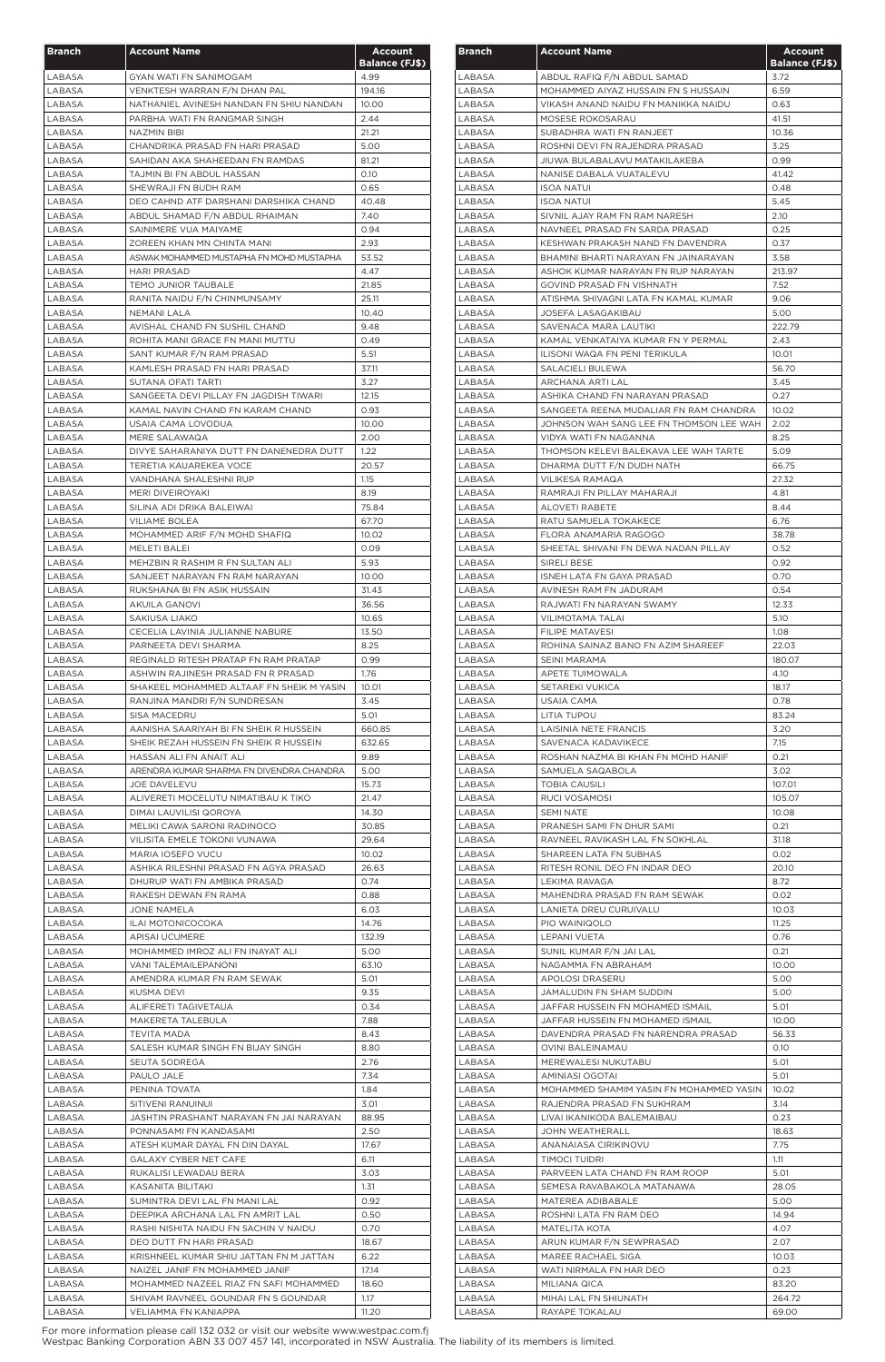| Branch | Account Name | Account Balance (FJ$) |
|---|---|---|
| LABASA | GYAN WATI FN SANIMOGAM | 4.99 |
| LABASA | VENKTESH WARRAN F/N DHAN PAL | 194.16 |
| LABASA | NATHANIEL AVINESH NANDAN FN SHIU NANDAN | 10.00 |
| LABASA | PARBHA WATI FN RANGMAR SINGH | 2.44 |
| LABASA | NAZMIN BIBI | 21.21 |
| LABASA | CHANDRIKA PRASAD FN HARI PRASAD | 5.00 |
| LABASA | SAHIDAN AKA SHAHEEDAN FN RAMDAS | 81.21 |
| LABASA | TAJMIN BI FN ABDUL HASSAN | 0.10 |
| LABASA | SHEWRAJI FN BUDH RAM | 0.65 |
| LABASA | DEO CAHND ATF DARSHANI DARSHIKA CHAND | 40.48 |
| LABASA | ABDUL SHAMAD F/N ABDUL RHAIMAN | 7.40 |
| LABASA | SAINIMERE VUA MAIYAME | 0.94 |
| LABASA | ZOREEN KHAN MN CHINTA MANI | 2.93 |
| LABASA | ASWAK MOHAMMED MUSTAPHA FN MOHD MUSTAPHA | 53.52 |
| LABASA | HARI PRASAD | 4.47 |
| LABASA | TEMO JUNIOR TAUBALE | 21.85 |
| LABASA | RANITA NAIDU F/N CHINMUNSAMY | 25.11 |
| LABASA | NEMANI LALA | 10.40 |
| LABASA | AVISHAL CHAND FN SUSHIL CHAND | 9.48 |
| LABASA | ROHITA MANI GRACE FN MANI MUTTU | 0.49 |
| LABASA | SANT KUMAR F/N RAM PRASAD | 5.51 |
| LABASA | KAMLESH PRASAD FN HARI PRASAD | 37.11 |
| LABASA | SUTANA OFATI TARTI | 3.27 |
| LABASA | SANGEETA DEVI PILLAY FN JAGDISH TIWARI | 12.15 |
| LABASA | KAMAL NAVIN CHAND FN KARAM CHAND | 0.93 |
| LABASA | USAIA CAMA LOVODUA | 10.00 |
| LABASA | MERE SALAWAQA | 2.00 |
| LABASA | DIVYE SAHARANIYA DUTT FN DANENEDRA DUTT | 1.22 |
| LABASA | TERETIA KAUAREKEA VOCE | 20.57 |
| LABASA | VANDHANA SHALESHNI RUP | 1.15 |
| LABASA | MERI DIVEIROYAKI | 8.19 |
| LABASA | SILINA ADI DRIKA BALEIWAI | 75.84 |
| LABASA | VILIAME BOLEA | 67.70 |
| LABASA | MOHAMMED ARIF F/N MOHD SHAFIQ | 10.02 |
| LABASA | MELETI BALEI | 0.09 |
| LABASA | MEHZBIN R RASHIM R FN SULTAN ALI | 5.93 |
| LABASA | SANJEET NARAYAN FN RAM NARAYAN | 10.00 |
| LABASA | RUKSHANA BI FN ASIK HUSSAIN | 31.43 |
| LABASA | AKUILA GANOVI | 36.56 |
| LABASA | SAKIUSA LIAKO | 10.65 |
| LABASA | CECELIA LAVINIA JULIANNE NABURE | 13.50 |
| LABASA | PARNEETA DEVI SHARMA | 8.25 |
| LABASA | REGINALD RITESH PRATAP FN RAM PRATAP | 0.99 |
| LABASA | ASHWIN RAJINESH PRASAD FN R PRASAD | 1.76 |
| LABASA | SHAKEEL MOHAMMED ALTAAF FN SHEIK M YASIN | 10.01 |
| LABASA | RANJINA MANDRI F/N SUNDRESAN | 3.45 |
| LABASA | SISA MACEDRU | 5.01 |
| LABASA | AANISHA SAARIYAH BI FN SHEIK R HUSSEIN | 660.85 |
| LABASA | SHEIK REZAH HUSSEIN FN SHEIK R HUSSEIN | 632.65 |
| LABASA | HASSAN ALI FN ANAIT ALI | 9.89 |
| LABASA | ARENDRA KUMAR SHARMA FN DIVENDRA CHANDRA | 5.00 |
| LABASA | JOE DAVELEVU | 15.73 |
| LABASA | ALIVERETI MOCELUTU NIMATIBAU K TIKO | 21.47 |
| LABASA | DIMAI LAUVILISI QOROYA | 14.30 |
| LABASA | MELIKI CAWA SARONI RADINOCO | 30.85 |
| LABASA | VILISITA EMELE TOKONI VUNAWA | 29.64 |
| LABASA | MARIA IOSEFO VUCU | 10.02 |
| LABASA | ASHIKA RILESHNI PRASAD FN AGYA PRASAD | 26.63 |
| LABASA | DHURUP WATI FN AMBIKA PRASAD | 0.74 |
| LABASA | RAKESH DEWAN FN RAMA | 0.88 |
| LABASA | JONE NAMELA | 6.03 |
| LABASA | ILAI MOTONICOCOKA | 14.76 |
| LABASA | APISAI UCUMERE | 132.19 |
| LABASA | MOHAMMED IMROZ ALI FN INAYAT ALI | 5.00 |
| LABASA | VANI TALEMAILEPANONI | 63.10 |
| LABASA | AMENDRA KUMAR FN RAM SEWAK | 5.01 |
| LABASA | KUSMA DEVI | 9.35 |
| LABASA | ALIFERETI TAGIVETAUA | 0.34 |
| LABASA | MAKERETA TALEBULA | 7.88 |
| LABASA | TEVITA MADA | 8.43 |
| LABASA | SALESH KUMAR SINGH FN BIJAY SINGH | 8.80 |
| LABASA | SEUTA SODREGA | 2.76 |
| LABASA | PAULO JALE | 7.34 |
| LABASA | PENINA TOVATA | 1.84 |
| LABASA | SITIVENI RANUINUI | 3.01 |
| LABASA | JASHTIN PRASHANT NARAYAN FN JAI NARAYAN | 88.95 |
| LABASA | PONNASAMI FN KANDASAMI | 2.50 |
| LABASA | ATESH KUMAR DAYAL FN DIN DAYAL | 17.67 |
| LABASA | GALAXY CYBER NET CAFE | 6.11 |
| LABASA | RUKALISI LEWADAU BERA | 3.03 |
| LABASA | KASANITA BILITAKI | 1.31 |
| LABASA | SUMINTRA DEVI LAL FN MANI LAL | 0.92 |
| LABASA | DEEPIKA ARCHANA LAL FN AMRIT LAL | 0.50 |
| LABASA | RASHI NISHITA NAIDU FN SACHIN V NAIDU | 0.70 |
| LABASA | DEO DUTT FN HARI PRASAD | 18.67 |
| LABASA | KRISHNEEL KUMAR SHIU JATTAN FN M JATTAN | 6.22 |
| LABASA | NAIZEL JANIF FN MOHAMMED JANIF | 17.14 |
| LABASA | MOHAMMED NAZEEL RIAZ FN SAFI MOHAMMED | 18.60 |
| LABASA | SHIVAM RAVNEEL GOUNDAR FN S GOUNDAR | 1.17 |
| LABASA | VELIAMMA FN KANIAPPA | 11.20 |
| LABASA | ABDUL RAFIQ F/N ABDUL SAMAD | 3.72 |
| LABASA | MOHAMMED AIYAZ HUSSAIN FN S HUSSAIN | 6.59 |
| LABASA | VIKASH ANAND NAIDU FN MANIKKA NAIDU | 0.63 |
| LABASA | MOSESE ROKOSARAU | 41.51 |
| LABASA | SUBADHRA WATI FN RANJEET | 10.36 |
| LABASA | ROSHNI DEVI FN RAJENDRA PRASAD | 3.25 |
| LABASA | JIUWA BULABALAVU MATAKILAKEBA | 0.99 |
| LABASA | NANISE DABALA VUATALEVU | 41.42 |
| LABASA | ISOA NATUI | 0.48 |
| LABASA | ISOA NATUI | 5.45 |
| LABASA | SIVNIL AJAY RAM FN RAM NARESH | 2.10 |
| LABASA | NAVNEEL PRASAD FN SARDA PRASAD | 0.25 |
| LABASA | KESHWAN PRAKASH NAND FN DAVENDRA | 0.37 |
| LABASA | BHAMINI BHARTI NARAYAN FN JAINARAYAN | 3.58 |
| LABASA | ASHOK KUMAR NARAYAN FN RUP NARAYAN | 213.97 |
| LABASA | GOVIND PRASAD FN VISHNATH | 7.52 |
| LABASA | ATISHMA SHIVAGNI LATA FN KAMAL KUMAR | 9.06 |
| LABASA | JOSEFA LASAGAKIBAU | 5.00 |
| LABASA | SAVENACA MARA LAUTIKI | 222.79 |
| LABASA | KAMAL VENKATAIYA KUMAR FN Y PERMAL | 2.43 |
| LABASA | ILISONI WAQA FN PENI TERIKULA | 10.01 |
| LABASA | SALACIELI BULEWA | 56.70 |
| LABASA | ARCHANA ARTI LAL | 3.45 |
| LABASA | ASHIKA CHAND FN NARAYAN PRASAD | 0.27 |
| LABASA | SANGEETA REENA MUDALIAR FN RAM CHANDRA | 10.02 |
| LABASA | JOHNSON WAH SANG LEE FN THOMSON LEE WAH | 2.02 |
| LABASA | VIDYA WATI FN NAGANNA | 8.25 |
| LABASA | THOMSON KELEVI BALEKAVA LEE WAH TARTE | 5.09 |
| LABASA | DHARMA DUTT F/N DUDH NATH | 66.75 |
| LABASA | VILIKESA RAMAQA | 27.32 |
| LABASA | RAMRAJI FN PILLAY MAHARAJI | 4.81 |
| LABASA | ALOVETI RABETE | 8.44 |
| LABASA | RATU SAMUELA TOKAKECE | 6.76 |
| LABASA | FLORA ANAMARIA RAGOGO | 38.78 |
| LABASA | SHEETAL SHIVANI FN DEWA NADAN PILLAY | 0.52 |
| LABASA | SIRELI BESE | 0.92 |
| LABASA | ISNEH LATA FN GAYA PRASAD | 0.70 |
| LABASA | AVINESH RAM FN JADURAM | 0.54 |
| LABASA | RAJWATI FN NARAYAN SWAMY | 12.33 |
| LABASA | VILIMOTAMA TALAI | 5.10 |
| LABASA | FILIPE MATAVESI | 1.08 |
| LABASA | ROHINA SAINAZ BANO FN AZIM SHAREEF | 22.03 |
| LABASA | SEINI MARAMA | 180.07 |
| LABASA | APETE TUIMOWALA | 4.10 |
| LABASA | SETAREKI VUKICA | 18.17 |
| LABASA | USAIA CAMA | 0.78 |
| LABASA | LITIA TUPOU | 83.24 |
| LABASA | LAISINIA NETE FRANCIS | 3.20 |
| LABASA | SAVENACA KADAVIKECE | 7.15 |
| LABASA | ROSHAN NAZMA BI KHAN FN MOHD HANIF | 0.21 |
| LABASA | SAMUELA SAQABOLA | 3.02 |
| LABASA | TOBIA CAUSILI | 107.01 |
| LABASA | RUCI VOSAMOSI | 105.07 |
| LABASA | SEMI NATE | 10.08 |
| LABASA | PRANESH SAMI FN DHUR SAMI | 0.21 |
| LABASA | RAVNEEL RAVIKASH LAL FN SOKHLAL | 31.18 |
| LABASA | SHAREEN LATA FN SUBHAS | 0.02 |
| LABASA | RITESH RONIL DEO FN INDAR DEO | 20.10 |
| LABASA | LEKIMA RAVAGA | 8.72 |
| LABASA | MAHENDRA PRASAD FN RAM SEWAK | 0.02 |
| LABASA | LANIETA DREU CURUIVALU | 10.03 |
| LABASA | PIO WAINIQOLO | 11.25 |
| LABASA | LEPANI VUETA | 0.76 |
| LABASA | SUNIL KUMAR F/N JAI LAL | 0.21 |
| LABASA | NAGAMMA FN ABRAHAM | 10.00 |
| LABASA | APOLOSI DRASERU | 5.00 |
| LABASA | JAMALUDIN FN SHAM SUDDIN | 5.00 |
| LABASA | JAFFAR HUSSEIN FN MOHAMED ISMAIL | 5.01 |
| LABASA | JAFFAR HUSSEIN FN MOHAMED ISMAIL | 10.00 |
| LABASA | DAVENDRA PRASAD FN NARENDRA PRASAD | 56.33 |
| LABASA | OVINI BALEINAMAU | 0.10 |
| LABASA | MEREWALESI NUKUTABU | 5.01 |
| LABASA | AMINIASI OGOTAI | 5.01 |
| LABASA | MOHAMMED SHAMIM YASIN FN MOHAMMED YASIN | 10.02 |
| LABASA | RAJENDRA PRASAD FN SUKHRAM | 3.14 |
| LABASA | LIVAI IKANIKODA BALEMAIBAU | 0.23 |
| LABASA | JOHN WEATHERALL | 18.63 |
| LABASA | ANANAIASA CIRIKINOVU | 7.75 |
| LABASA | TIMOCI TUIDRI | 1.11 |
| LABASA | PARVEEN LATA CHAND FN RAM ROOP | 5.01 |
| LABASA | SEMESA RAVABAKOLA MATANAWA | 28.05 |
| LABASA | MATEREA ADIBABALE | 5.00 |
| LABASA | ROSHNI LATA FN RAM DEO | 14.94 |
| LABASA | MATELITA KOTA | 4.07 |
| LABASA | ARUN KUMAR F/N SEWPRASAD | 2.07 |
| LABASA | MAREE RACHAEL SIGA | 10.03 |
| LABASA | WATI NIRMALA FN HAR DEO | 0.23 |
| LABASA | MILIANA QICA | 83.20 |
| LABASA | MIHAI LAL FN SHIUNATH | 264.72 |
| LABASA | RAYAPE TOKALAU | 69.00 |

For more information please call 132 032 or visit our website www.westpac.com.fj
Westpac Banking Corporation ABN 33 007 457 141, incorporated in NSW Australia. The liability of its members is limited.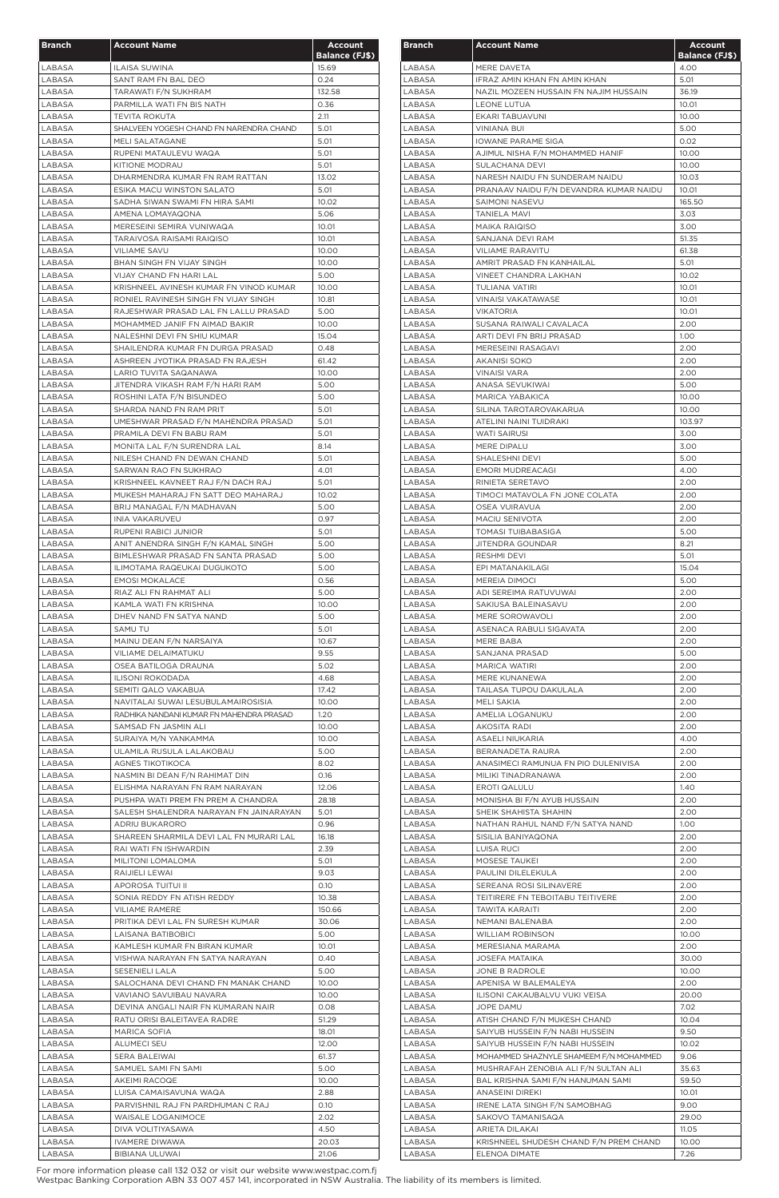| Branch | Account Name | Account Balance (FJ$) |
|---|---|---|
| LABASA | ILAISA SUWINA | 15.69 |
| LABASA | SANT RAM FN BAL DEO | 0.24 |
| LABASA | TARAWATI F/N SUKHRAM | 132.58 |
| LABASA | PARMILLA WATI FN BIS NATH | 0.36 |
| LABASA | TEVITA ROKUTA | 2.11 |
| LABASA | SHALVEEN YOGESH CHAND FN NARENDRA CHAND | 5.01 |
| LABASA | MELI SALATAGANE | 5.01 |
| LABASA | RUPENI MATAULEVU WAQA | 5.01 |
| LABASA | KITIONE MODRAU | 5.01 |
| LABASA | DHARMENDRA KUMAR FN RAM RATTAN | 13.02 |
| LABASA | ESIKA MACU WINSTON SALATO | 5.01 |
| LABASA | SADHA SIWAN SWAMI FN HIRA SAMI | 10.02 |
| LABASA | AMENA LOMAYAQONA | 5.06 |
| LABASA | MERESEINI SEMIRA VUNIWAQA | 10.01 |
| LABASA | TARAIVOSA RAISAMI RAIQISO | 10.01 |
| LABASA | VILIAME SAVU | 10.00 |
| LABASA | BHAN SINGH FN VIJAY SINGH | 10.00 |
| LABASA | VIJAY CHAND FN HARI LAL | 5.00 |
| LABASA | KRISHNEEL AVINESH KUMAR FN VINOD KUMAR | 10.00 |
| LABASA | RONIEL RAVINESH SINGH FN VIJAY SINGH | 10.81 |
| LABASA | RAJESHWAR PRASAD LAL FN LALLU PRASAD | 5.00 |
| LABASA | MOHAMMED JANIF FN AIMAD BAKIR | 10.00 |
| LABASA | NALESHNI DEVI FN SHIU KUMAR | 15.04 |
| LABASA | SHAILENDRA KUMAR FN DURGA PRASAD | 0.48 |
| LABASA | ASHREEN JYOTIKA PRASAD FN RAJESH | 61.42 |
| LABASA | LARIO TUVITA SAQANAWA | 10.00 |
| LABASA | JITENDRA VIKASH RAM F/N HARI RAM | 5.00 |
| LABASA | ROSHINI LATA F/N BISUNDEO | 5.00 |
| LABASA | SHARDA NAND FN RAM PRIT | 5.01 |
| LABASA | UMESHWAR PRASAD F/N MAHENDRA PRASAD | 5.01 |
| LABASA | PRAMILA DEVI FN BABU RAM | 5.01 |
| LABASA | MONITA LAL F/N SURENDRA LAL | 8.14 |
| LABASA | NILESH CHAND FN DEWAN CHAND | 5.01 |
| LABASA | SARWAN RAO FN SUKHRAO | 4.01 |
| LABASA | KRISHNEEL KAVNEET RAJ F/N DACH RAJ | 5.01 |
| LABASA | MUKESH MAHARAJ FN SATT DEO MAHARAJ | 10.02 |
| LABASA | BRIJ MANAGAL F/N MADHAVAN | 5.00 |
| LABASA | INIA VAKARUVEU | 0.97 |
| LABASA | RUPENI RABICI JUNIOR | 5.01 |
| LABASA | ANIT ANENDRA SINGH F/N KAMAL SINGH | 5.00 |
| LABASA | BIMLESHWAR PRASAD FN SANTA PRASAD | 5.00 |
| LABASA | ILIMOTAMA RAQEUKAI DUGUKOTO | 5.00 |
| LABASA | EMOSI MOKALACE | 0.56 |
| LABASA | RIAZ ALI FN RAHMAT ALI | 5.00 |
| LABASA | KAMLA WATI FN KRISHNA | 10.00 |
| LABASA | DHEV NAND FN SATYA NAND | 5.00 |
| LABASA | SAMU TU | 5.01 |
| LABASA | MAINU DEAN F/N NARSAIYA | 10.67 |
| LABASA | VILIAME DELAIMATUKU | 9.55 |
| LABASA | OSEA BATILOGA DRAUNA | 5.02 |
| LABASA | ILISONI ROKODADA | 4.68 |
| LABASA | SEMITI QALO VAKABUA | 17.42 |
| LABASA | NAVITALAI SUWAI LESUBULAMAIROSISIA | 10.00 |
| LABASA | RADHIKA NANDANI KUMAR FN MAHENDRA PRASAD | 1.20 |
| LABASA | SAMSAD FN JASMIN ALI | 10.00 |
| LABASA | SURAIYA M/N YANKAMMA | 10.00 |
| LABASA | ULAMILA RUSULA LALAKOBAU | 5.00 |
| LABASA | AGNES TIKOTIKOCA | 8.02 |
| LABASA | NASMIN BI DEAN F/N RAHIMAT DIN | 0.16 |
| LABASA | ELISHMA NARAYAN FN RAM NARAYAN | 12.06 |
| LABASA | PUSHPA WATI PREM FN PREM A CHANDRA | 28.18 |
| LABASA | SALESH SHALENDRA NARAYAN FN JAINARAYAN | 5.01 |
| LABASA | ADRIU BUKARORO | 0.96 |
| LABASA | SHAREEN SHARMILA DEVI LAL FN MURARI LAL | 16.18 |
| LABASA | RAI WATI FN ISHWARDIN | 2.39 |
| LABASA | MILITONI LOMALOMA | 5.01 |
| LABASA | RAIJIELI LEWAI | 9.03 |
| LABASA | APOROSA TUITUI II | 0.10 |
| LABASA | SONIA REDDY FN ATISH REDDY | 10.38 |
| LABASA | VILIAME RAMERE | 150.66 |
| LABASA | PRITIKA DEVI LAL FN SURESH KUMAR | 30.06 |
| LABASA | LAISANA BATIBOBICI | 5.00 |
| LABASA | KAMLESH KUMAR FN BIRAN KUMAR | 10.01 |
| LABASA | VISHWA NARAYAN FN SATYA NARAYAN | 0.40 |
| LABASA | SESENIELI LALA | 5.00 |
| LABASA | SALOCHANA DEVI CHAND FN MANAK CHAND | 10.00 |
| LABASA | VAVIANO SAVUIBAU NAVARA | 10.00 |
| LABASA | DEVINA ANGALI NAIR FN KUMARAN NAIR | 0.08 |
| LABASA | RATU ORISI BALEITAVEA RADRE | 51.29 |
| LABASA | MARICA SOFIA | 18.01 |
| LABASA | ALUMECI SEU | 12.00 |
| LABASA | SERA BALEIWAI | 61.37 |
| LABASA | SAMUEL SAMI FN SAMI | 5.00 |
| LABASA | AKEIMI RACOQE | 10.00 |
| LABASA | LUISA CAMAISAVUNA WAQA | 2.88 |
| LABASA | PARVISHNIL RAJ FN PARDHUMAN C RAJ | 0.10 |
| LABASA | WAISALE LOGANIMOCE | 2.02 |
| LABASA | DIVA VOLITIYASAWA | 4.50 |
| LABASA | IVAMERE DIWAWA | 20.03 |
| LABASA | BIBIANA ULUWAI | 21.06 |
| LABASA | MERE DAVETA | 4.00 |
| LABASA | IFRAZ AMIN KHAN FN AMIN KHAN | 5.01 |
| LABASA | NAZIL MOZEEN HUSSAIN FN NAJIM HUSSAIN | 36.19 |
| LABASA | LEONE LUTUA | 10.01 |
| LABASA | EKARI TABUAVUNI | 10.00 |
| LABASA | VINIANA BUI | 5.00 |
| LABASA | IOWANE PARAME SIGA | 0.02 |
| LABASA | AJIMUL NISHA F/N MOHAMMED HANIF | 10.00 |
| LABASA | SULACHANA DEVI | 10.00 |
| LABASA | NARESH NAIDU FN SUNDERAM NAIDU | 10.03 |
| LABASA | PRANAAV NAIDU F/N DEVANDRA KUMAR NAIDU | 10.01 |
| LABASA | SAIMONI NASEVU | 165.50 |
| LABASA | TANIELA MAVI | 3.03 |
| LABASA | MAIKA RAIQISO | 3.00 |
| LABASA | SANJANA DEVI RAM | 51.35 |
| LABASA | VILIAME RARAVITU | 61.38 |
| LABASA | AMRIT PRASAD FN KANHAILAL | 5.01 |
| LABASA | VINEET CHANDRA LAKHAN | 10.02 |
| LABASA | TULIANA VATIRI | 10.01 |
| LABASA | VINAISI VAKATAWASE | 10.01 |
| LABASA | VIKATORIA | 10.01 |
| LABASA | SUSANA RAIWALI CAVALACA | 2.00 |
| LABASA | ARTI DEVI FN BRIJ PRASAD | 1.00 |
| LABASA | MERESEINI RASAGAVI | 2.00 |
| LABASA | AKANISI SOKO | 2.00 |
| LABASA | VINAISI VARA | 2.00 |
| LABASA | ANASA SEVUKIWAI | 5.00 |
| LABASA | MARICA YABAKICA | 10.00 |
| LABASA | SILINA TAROTAROVAKARUA | 10.00 |
| LABASA | ATELINI NAINI TUIDRAKI | 103.97 |
| LABASA | WATI SAIRUSI | 3.00 |
| LABASA | MERE DIPALU | 3.00 |
| LABASA | SHALESHNI DEVI | 5.00 |
| LABASA | EMORI MUDREACAGI | 4.00 |
| LABASA | RINIETA SERETAVO | 2.00 |
| LABASA | TIMOCI MATAVOLA FN JONE COLATA | 2.00 |
| LABASA | OSEA VUIRAVUA | 2.00 |
| LABASA | MACIU SENIVOTA | 2.00 |
| LABASA | TOMASI TUIBABASIGA | 5.00 |
| LABASA | JITENDRA GOUNDAR | 8.21 |
| LABASA | RESHMI DEVI | 5.01 |
| LABASA | EPI MATANAKILAGI | 15.04 |
| LABASA | MEREIA DIMOCI | 5.00 |
| LABASA | ADI SEREIMA RATUVUWAI | 2.00 |
| LABASA | SAKIUSA BALEINASAVU | 2.00 |
| LABASA | MERE SOROWAVOLI | 2.00 |
| LABASA | ASENACA RABULI SIGAVATA | 2.00 |
| LABASA | MERE BABA | 2.00 |
| LABASA | SANJANA PRASAD | 5.00 |
| LABASA | MARICA WATIRI | 2.00 |
| LABASA | MERE KUNANEWA | 2.00 |
| LABASA | TAILASA TUPOU DAKULALA | 2.00 |
| LABASA | MELI SAKIA | 2.00 |
| LABASA | AMELIA LOGANUKU | 2.00 |
| LABASA | AKOSITA RADI | 2.00 |
| LABASA | ASAELI NIUKARIA | 4.00 |
| LABASA | BERANADETA RAURA | 2.00 |
| LABASA | ANASIMECI RAMUNUA FN PIO DULENIVISA | 2.00 |
| LABASA | MILIKI TINADRANAWA | 2.00 |
| LABASA | EROTI QALULU | 1.40 |
| LABASA | MONISHA BI F/N AYUB HUSSAIN | 2.00 |
| LABASA | SHEIK SHAHISTA SHAHIN | 2.00 |
| LABASA | NATHAN RAHUL NAND F/N SATYA NAND | 1.00 |
| LABASA | SISILIA BANIYAQONA | 2.00 |
| LABASA | LUISA RUCI | 2.00 |
| LABASA | MOSESE TAUKEI | 2.00 |
| LABASA | PAULINI DILELEKULA | 2.00 |
| LABASA | SEREANA ROSI SILINAVERE | 2.00 |
| LABASA | TEITIRERE FN TEBOITABU TEITIVERE | 2.00 |
| LABASA | TAWITA KARAITI | 2.00 |
| LABASA | NEMANI BALENABA | 2.00 |
| LABASA | WILLIAM ROBINSON | 10.00 |
| LABASA | MERESIANA MARAMA | 2.00 |
| LABASA | JOSEFA MATAIKA | 30.00 |
| LABASA | JONE B RADROLE | 10.00 |
| LABASA | APENISA W BALEMALEYA | 2.00 |
| LABASA | ILISONI CAKAUBALVU VUKI VEISA | 20.00 |
| LABASA | JOPE DAMU | 7.02 |
| LABASA | ATISH CHAND F/N MUKESH CHAND | 10.04 |
| LABASA | SAIYUB HUSSEIN F/N NABI HUSSEIN | 9.50 |
| LABASA | SAIYUB HUSSEIN F/N NABI HUSSEIN | 10.02 |
| LABASA | MOHAMMED SHAZNYLE SHAMEEM F/N MOHAMMED | 9.06 |
| LABASA | MUSHRAFAH ZENOBIA ALI F/N SULTAN ALI | 35.63 |
| LABASA | BAL KRISHNA SAMI F/N HANUMAN SAMI | 59.50 |
| LABASA | ANASEINI DIREKI | 10.01 |
| LABASA | IRENE LATA SINGH F/N SAMOBHAG | 9.00 |
| LABASA | SAKOVO TAMANISAQA | 29.00 |
| LABASA | ARIETA DILAKAI | 11.05 |
| LABASA | KRISHNEEL SHUDESH CHAND F/N PREM CHAND | 10.00 |
| LABASA | ELENOA DIMATE | 7.26 |

For more information please call 132 032 or visit our website www.westpac.com.fj
Westpac Banking Corporation ABN 33 007 457 141, incorporated in NSW Australia. The liability of its members is limited.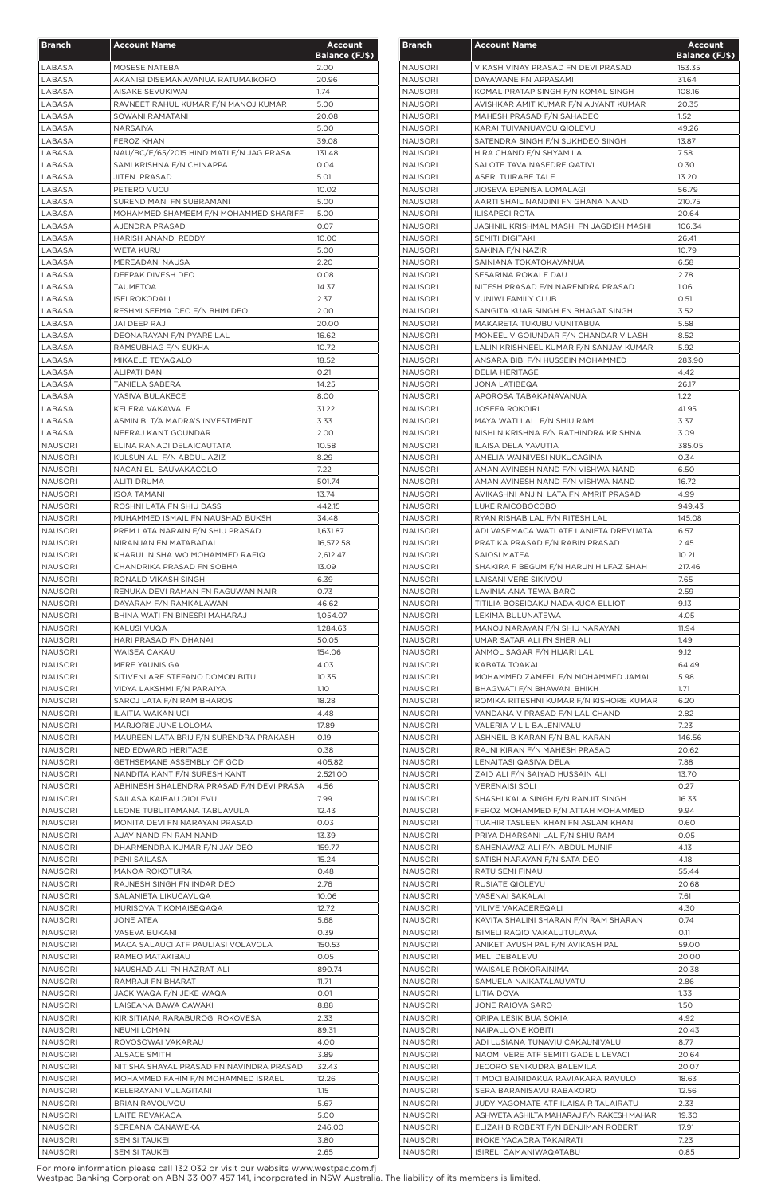| Branch | Account Name | Account Balance (FJ$) |
|---|---|---|
| LABASA | MOSESE NATEBA | 2.00 |
| LABASA | AKANISI DISEMANAVANUA RATUMAIKORO | 20.96 |
| LABASA | AISAKE SEVUKIWAI | 1.74 |
| LABASA | RAVNEET RAHUL KUMAR F/N MANOJ KUMAR | 5.00 |
| LABASA | SOWANI RAMATANI | 20.08 |
| LABASA | NARSAIYA | 5.00 |
| LABASA | FEROZ KHAN | 39.08 |
| LABASA | NAU/BC/E/65/2015 HIND MATI F/N JAG PRASA | 131.48 |
| LABASA | SAMI KRISHNA F/N CHINAPPA | 0.04 |
| LABASA | JITEN PRASAD | 5.01 |
| LABASA | PETERO VUCU | 10.02 |
| LABASA | SUREND MANI FN SUBRAMANI | 5.00 |
| LABASA | MOHAMMED SHAMEEM F/N MOHAMMED SHARIFF | 5.00 |
| LABASA | AJENDRA PRASAD | 0.07 |
| LABASA | HARISH ANAND REDDY | 10.00 |
| LABASA | WETA KURU | 5.00 |
| LABASA | MEREADANI NAUSA | 2.20 |
| LABASA | DEEPAK DIVESH DEO | 0.08 |
| LABASA | TAUMETOA | 14.37 |
| LABASA | ISEI ROKODALI | 2.37 |
| LABASA | RESHMI SEEMA DEO F/N BHIM DEO | 2.00 |
| LABASA | JAI DEEP RAJ | 20.00 |
| LABASA | DEONARAYAN F/N PYARE LAL | 16.62 |
| LABASA | RAMSUBHAG F/N SUKHAI | 10.72 |
| LABASA | MIKAELE TEYAQALO | 18.52 |
| LABASA | ALIPATI DANI | 0.21 |
| LABASA | TANIELA SABERA | 14.25 |
| LABASA | VASIVA BULAKECE | 8.00 |
| LABASA | KELERA VAKAWALE | 31.22 |
| LABASA | ASMIN BI T/A MADRA'S INVESTMENT | 3.33 |
| LABASA | NEERAJ KANT GOUNDAR | 2.00 |
| NAUSORI | ELINA RANADI DELAICAUTATA | 10.58 |
| NAUSORI | KULSUN ALI F/N ABDUL AZIZ | 8.29 |
| NAUSORI | NACANIELI SAUVAKACOLO | 7.22 |
| NAUSORI | ALITI DRUMA | 501.74 |
| NAUSORI | ISOA TAMANI | 13.74 |
| NAUSORI | ROSHNI LATA FN SHIU DASS | 442.15 |
| NAUSORI | MUHAMMED ISMAIL FN NAUSHAD BUKSH | 34.48 |
| NAUSORI | PREM LATA NARAIN F/N SHIU PRASAD | 1,631.87 |
| NAUSORI | NIRANJAN FN MATABADAL | 16,572.58 |
| NAUSORI | KHARUL NISHA WO MOHAMMED RAFIQ | 2,612.47 |
| NAUSORI | CHANDRIKA PRASAD FN SOBHA | 13.09 |
| NAUSORI | RONALD VIKASH SINGH | 6.39 |
| NAUSORI | RENUKA DEVI RAMAN FN RAGUWAN NAIR | 0.73 |
| NAUSORI | DAYARAM F/N RAMKALAWAN | 46.62 |
| NAUSORI | BHINA WATI FN BINESRI MAHARAJ | 1,054.07 |
| NAUSORI | KALUSI VUQA | 1,284.63 |
| NAUSORI | HARI PRASAD FN DHANAI | 50.05 |
| NAUSORI | WAISEA CAKAU | 154.06 |
| NAUSORI | MERE YAUNISIGA | 4.03 |
| NAUSORI | SITIVENI ARE STEFANO DOMONIBITU | 10.35 |
| NAUSORI | VIDYA LAKSHMI F/N PARAIYA | 1.10 |
| NAUSORI | SAROJ LATA F/N RAM BHAROS | 18.28 |
| NAUSORI | ILAITIA WAKANIUCI | 4.48 |
| NAUSORI | MARJORIE JUNE LOLOMA | 17.89 |
| NAUSORI | MAUREEN LATA BRIJ F/N SURENDRA PRAKASH | 0.19 |
| NAUSORI | NED EDWARD HERITAGE | 0.38 |
| NAUSORI | GETHSEMANE ASSEMBLY OF GOD | 405.82 |
| NAUSORI | NANDITA KANT F/N SURESH KANT | 2,521.00 |
| NAUSORI | ABHINESH SHALENDRA PRASAD F/N DEVI PRASA | 4.56 |
| NAUSORI | SAILASA KAIBAU QIOLEVU | 7.99 |
| NAUSORI | LEONE TUBUITAMANA TABUAVULA | 12.43 |
| NAUSORI | MONITA DEVI FN NARAYAN PRASAD | 0.03 |
| NAUSORI | AJAY NAND FN RAM NAND | 13.39 |
| NAUSORI | DHARMENDRA KUMAR F/N JAY DEO | 159.77 |
| NAUSORI | PENI SAILASA | 15.24 |
| NAUSORI | MANOA ROKOTUIRA | 0.48 |
| NAUSORI | RAJNESH SINGH FN INDAR DEO | 2.76 |
| NAUSORI | SALANIETA LIKUCAVUQA | 10.06 |
| NAUSORI | MURISOVA TIKOMAISEQAQA | 12.72 |
| NAUSORI | JONE ATEA | 5.68 |
| NAUSORI | VASEVA BUKANI | 0.39 |
| NAUSORI | MACA SALAUCI ATF PAULIASI VOLAVOLA | 150.53 |
| NAUSORI | RAMEO MATAKIBAU | 0.05 |
| NAUSORI | NAUSHAD ALI FN HAZRAT ALI | 890.74 |
| NAUSORI | RAMRAJI FN BHARAT | 11.71 |
| NAUSORI | JACK WAQA F/N JEKE WAQA | 0.01 |
| NAUSORI | LAISEANA BAWA CAWAKI | 8.88 |
| NAUSORI | KIRISITIANA RARABUROGI ROKOVESA | 2.33 |
| NAUSORI | NEUMI LOMANI | 89.31 |
| NAUSORI | ROVOSOWAI VAKARAU | 4.00 |
| NAUSORI | ALSACE SMITH | 3.89 |
| NAUSORI | NITISHA SHAYAL PRASAD FN NAVINDRA PRASAD | 32.43 |
| NAUSORI | MOHAMMED FAHIM F/N MOHAMMED ISRAEL | 12.26 |
| NAUSORI | KELERAYANI VULAGITANI | 1.15 |
| NAUSORI | BRIAN RAVOUVOU | 5.67 |
| NAUSORI | LAITE REVAKACA | 5.00 |
| NAUSORI | SEREANA CANAWEKA | 246.00 |
| NAUSORI | SEMISI TAUKEI | 3.80 |
| NAUSORI | SEMISI TAUKEI | 2.65 |
| NAUSORI | VIKASH VINAY PRASAD FN DEVI PRASAD | 153.35 |
| NAUSORI | DAYAWANE FN APPASAMI | 31.64 |
| NAUSORI | KOMAL PRATAP SINGH F/N KOMAL SINGH | 108.16 |
| NAUSORI | AVISHKAR AMIT KUMAR F/N AJYANT KUMAR | 20.35 |
| NAUSORI | MAHESH PRASAD F/N SAHADEO | 1.52 |
| NAUSORI | KARAI TUIVANUAVOU QIOLEVU | 49.26 |
| NAUSORI | SATENDRA SINGH F/N SUKHDEO SINGH | 13.87 |
| NAUSORI | HIRA CHAND F/N SHYAM LAL | 7.58 |
| NAUSORI | SALOTE TAVAINASEDRE QATIVI | 0.30 |
| NAUSORI | ASERI TUIRABE TALE | 13.20 |
| NAUSORI | JIOSEVA EPENISA LOMALAGI | 56.79 |
| NAUSORI | AARTI SHAIL NANDINI FN GHANA NAND | 210.75 |
| NAUSORI | ILISAPECI ROTA | 20.64 |
| NAUSORI | JASHNIL KRISHMAL MASHI FN JAGDISH MASHI | 106.34 |
| NAUSORI | SEMITI DIGITAKI | 26.41 |
| NAUSORI | SAKINA F/N NAZIR | 10.79 |
| NAUSORI | SAINIANA TOKATOKAVANUA | 6.58 |
| NAUSORI | SESARINA ROKALE DAU | 2.78 |
| NAUSORI | NITESH PRASAD F/N NARENDRA PRASAD | 1.06 |
| NAUSORI | VUNIWI FAMILY CLUB | 0.51 |
| NAUSORI | SANGITA KUAR SINGH FN BHAGAT SINGH | 3.52 |
| NAUSORI | MAKARETA TUKUBU VUNITABUA | 5.58 |
| NAUSORI | MONEEL V GOIUNDAR F/N CHANDAR VILASH | 8.52 |
| NAUSORI | LALIN KRISHNEEL KUMAR F/N SANJAY KUMAR | 5.92 |
| NAUSORI | ANSARA BIBI F/N HUSSEIN MOHAMMED | 283.90 |
| NAUSORI | DELIA HERITAGE | 4.42 |
| NAUSORI | JONA LATIBEQA | 26.17 |
| NAUSORI | APOROSA TABAKANAVANUA | 1.22 |
| NAUSORI | JOSEFA ROKOIRI | 41.95 |
| NAUSORI | MAYA WATI LAL F/N SHIU RAM | 3.37 |
| NAUSORI | NISHI N KRISHNA F/N RATHINDRA KRISHNA | 3.09 |
| NAUSORI | ILAISA DELAIYAVUTIA | 385.05 |
| NAUSORI | AMELIA WAINIVESI NUKUCAGINA | 0.34 |
| NAUSORI | AMAN AVINESH NAND F/N VISHWA NAND | 6.50 |
| NAUSORI | AMAN AVINESH NAND F/N VISHWA NAND | 16.72 |
| NAUSORI | AVIKASHNI ANJINI LATA FN AMRIT PRASAD | 4.99 |
| NAUSORI | LUKE RAICOBOCOBO | 949.43 |
| NAUSORI | RYAN RISHAB LAL F/N RITESH LAL | 145.08 |
| NAUSORI | ADI VASEMACA WATI ATF LANIETA DREVUATA | 6.57 |
| NAUSORI | PRATIKA PRASAD F/N RABIN PRASAD | 2.45 |
| NAUSORI | SAIOSI MATEA | 10.21 |
| NAUSORI | SHAKIRA F BEGUM F/N HARUN HILFAZ SHAH | 217.46 |
| NAUSORI | LAISANI VERE SIKIVOU | 7.65 |
| NAUSORI | LAVINIA ANA TEWA BARO | 2.59 |
| NAUSORI | TITILIA BOSEIDAKU NADAKUCA ELLIOT | 9.13 |
| NAUSORI | LEKIMA BULUNATEWA | 4.05 |
| NAUSORI | MANOJ NARAYAN F/N SHIU NARAYAN | 11.94 |
| NAUSORI | UMAR SATAR ALI FN SHER ALI | 1.49 |
| NAUSORI | ANMOL SAGAR F/N HIJARI LAL | 9.12 |
| NAUSORI | KABATA TOAKAI | 64.49 |
| NAUSORI | MOHAMMED ZAMEEL F/N MOHAMMED JAMAL | 5.98 |
| NAUSORI | BHAGWATI F/N BHAWANI BHIKH | 1.71 |
| NAUSORI | ROMIKA RITESHNI KUMAR F/N KISHORE KUMAR | 6.20 |
| NAUSORI | VANDANA V PRASAD F/N LAL CHAND | 2.82 |
| NAUSORI | VALERIA V L L BALENIVALU | 7.23 |
| NAUSORI | ASHNEIL B KARAN F/N BAL KARAN | 146.56 |
| NAUSORI | RAJNI KIRAN F/N MAHESH PRASAD | 20.62 |
| NAUSORI | LENAITASI QASIVA DELAI | 7.88 |
| NAUSORI | ZAID ALI F/N SAIYAD HUSSAIN ALI | 13.70 |
| NAUSORI | VERENAISI SOLI | 0.27 |
| NAUSORI | SHASHI KALA SINGH F/N RANJIT SINGH | 16.33 |
| NAUSORI | FEROZ MOHAMMED F/N ATTAH MOHAMMED | 9.94 |
| NAUSORI | TUAHIR TASLEEN KHAN FN ASLAM KHAN | 0.60 |
| NAUSORI | PRIYA DHARSANI LAL F/N SHIU RAM | 0.05 |
| NAUSORI | SAHENAWAZ ALI F/N ABDUL MUNIF | 4.13 |
| NAUSORI | SATISH NARAYAN F/N SATA DEO | 4.18 |
| NAUSORI | RATU SEMI FINAU | 55.44 |
| NAUSORI | RUSIATE QIOLEVU | 20.68 |
| NAUSORI | VASENAI SAKALAI | 7.61 |
| NAUSORI | VILIVE VAKACEREQALI | 4.30 |
| NAUSORI | KAVITA SHALINI SHARAN F/N RAM SHARAN | 0.74 |
| NAUSORI | ISIMELI RAQIO VAKALUTULAWA | 0.11 |
| NAUSORI | ANIKET AYUSH PAL F/N AVIKASH PAL | 59.00 |
| NAUSORI | MELI DEBALEVU | 20.00 |
| NAUSORI | WAISALE ROKORAINIMA | 20.38 |
| NAUSORI | SAMUELA NAIKATALAUVATU | 2.86 |
| NAUSORI | LITIA DOVA | 1.33 |
| NAUSORI | JONE RAIOVA SARO | 1.50 |
| NAUSORI | ORIPA LESIKIBUA SOKIA | 4.92 |
| NAUSORI | NAIPALUONE KOBITI | 20.43 |
| NAUSORI | ADI LUSIANA TUNAVIU CAKAUNIVALU | 8.77 |
| NAUSORI | NAOMI VERE ATF SEMITI GADE L LEVACI | 20.64 |
| NAUSORI | JECORO SENIKUDRA BALEMILA | 20.07 |
| NAUSORI | TIMOCI BAINIDAKUA RAVIAKARA RAVULO | 18.63 |
| NAUSORI | SERA BARANISAVU RABAKORO | 12.56 |
| NAUSORI | JUDY YAGOMATE ATF ILAISA R TALAIRATU | 2.33 |
| NAUSORI | ASHWETA ASHILTA MAHARAJ F/N RAKESH MAHAR | 19.30 |
| NAUSORI | ELIZAH B ROBERT F/N BENJIMAN ROBERT | 17.91 |
| NAUSORI | INOKE YACADRA TAKAIRATI | 7.23 |
| NAUSORI | ISIRELI CAMANIWAQATABU | 0.85 |

For more information please call 132 032 or visit our website www.westpac.com.fj
Westpac Banking Corporation ABN 33 007 457 141, incorporated in NSW Australia. The liability of its members is limited.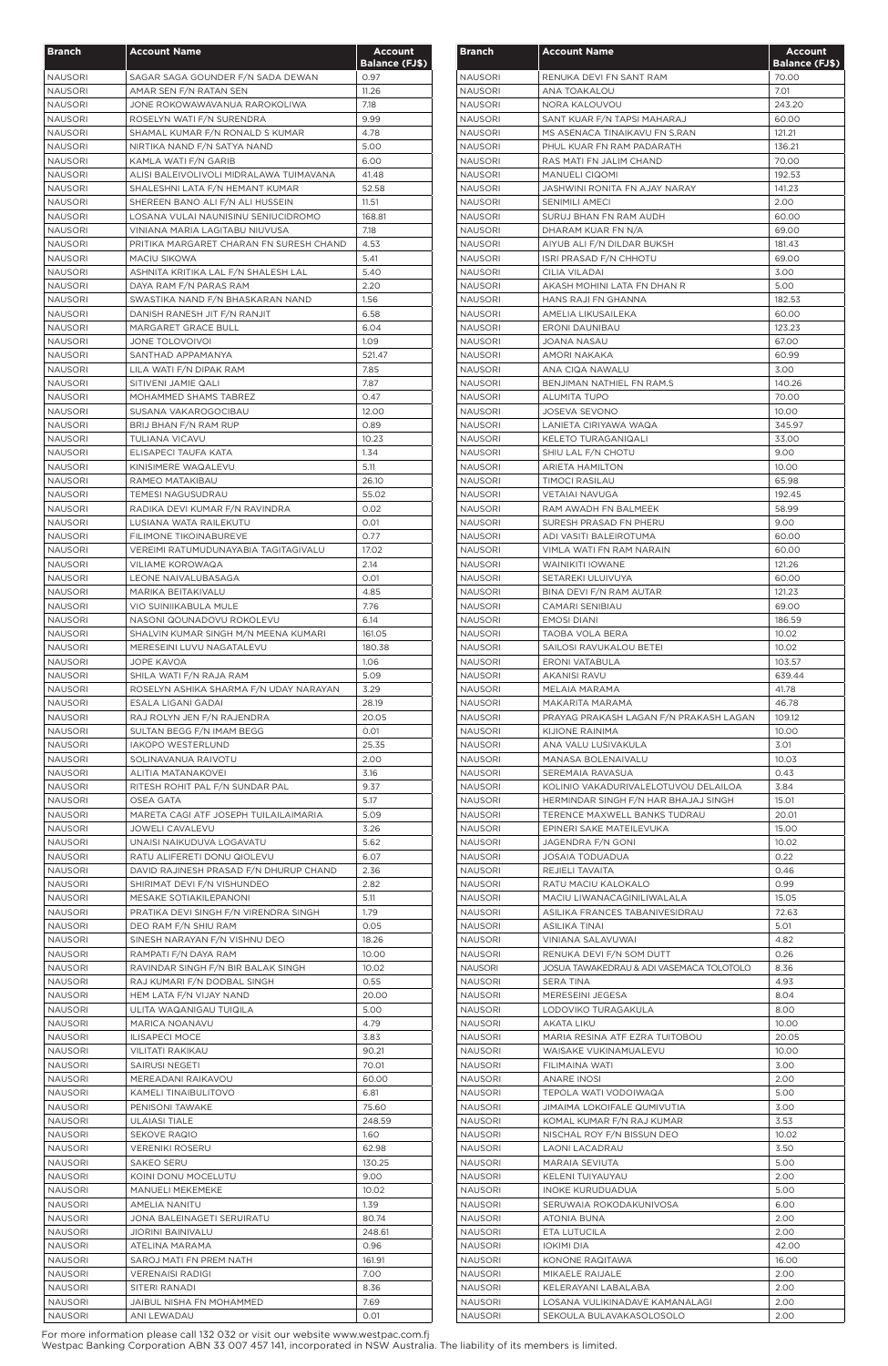| Branch | Account Name | Account Balance (FJ$) |
|---|---|---|
| NAUSORI | SAGAR SAGA GOUNDER F/N SADA DEWAN | 0.97 |
| NAUSORI | AMAR SEN F/N RATAN SEN | 11.26 |
| NAUSORI | JONE ROKOWAWAVANUA RAROKOLIWA | 7.18 |
| NAUSORI | ROSELYN WATI F/N SURENDRA | 9.99 |
| NAUSORI | SHAMAL KUMAR F/N RONALD S KUMAR | 4.78 |
| NAUSORI | NIRTIKA NAND F/N SATYA NAND | 5.00 |
| NAUSORI | KAMLA WATI F/N GARIB | 6.00 |
| NAUSORI | ALISI BALEIVOLIVOLI MIDRALAWA TUIMAVANA | 41.48 |
| NAUSORI | SHALESHNI LATA F/N HEMANT KUMAR | 52.58 |
| NAUSORI | SHEREEN BANO ALI F/N ALI HUSSEIN | 11.51 |
| NAUSORI | LOSANA VULAI NAUNISINU SENIUCIDROMO | 168.81 |
| NAUSORI | VINIANA MARIA LAGITABU NIUVUSA | 7.18 |
| NAUSORI | PRITIKA MARGARET CHARAN FN SURESH CHAND | 4.53 |
| NAUSORI | MACIU SIKOWA | 5.41 |
| NAUSORI | ASHNITA KRITIKA LAL F/N SHALESH LAL | 5.40 |
| NAUSORI | DAYA RAM F/N PARAS RAM | 2.20 |
| NAUSORI | SWASTIKA NAND F/N BHASKARAN NAND | 1.56 |
| NAUSORI | DANISH RANESH JIT F/N RANJIT | 6.58 |
| NAUSORI | MARGARET GRACE BULL | 6.04 |
| NAUSORI | JONE TOLOVOIVOI | 1.09 |
| NAUSORI | SANTHAD APPAMANYA | 521.47 |
| NAUSORI | LILA WATI F/N DIPAK RAM | 7.85 |
| NAUSORI | SITIVENI JAMIE QALI | 7.87 |
| NAUSORI | MOHAMMED SHAMS TABREZ | 0.47 |
| NAUSORI | SUSANA VAKAROGOCIBAU | 12.00 |
| NAUSORI | BRIJ BHAN F/N RAM RUP | 0.89 |
| NAUSORI | TULIANA VICAVU | 10.23 |
| NAUSORI | ELISAPECI TAUFA KATA | 1.34 |
| NAUSORI | KINISIMERE WAQALEVU | 5.11 |
| NAUSORI | RAMEO MATAKIBAU | 26.10 |
| NAUSORI | TEMESI NAGUSUDRAU | 55.02 |
| NAUSORI | RADIKA DEVI KUMAR F/N RAVINDRA | 0.02 |
| NAUSORI | LUSIANA WATA RAILEKUTU | 0.01 |
| NAUSORI | FILIMONE TIKOINABUREVE | 0.77 |
| NAUSORI | VEREIMI RATUMUDUNAYABIA TAGITAGIVALU | 17.02 |
| NAUSORI | VILIAME KOROWAQA | 2.14 |
| NAUSORI | LEONE NAIVALUBASAGA | 0.01 |
| NAUSORI | MARIKA BEITAKIVALU | 4.85 |
| NAUSORI | VIO SUINIIKABULA MULE | 7.76 |
| NAUSORI | NASONI QOUNADOVU ROKOLEVU | 6.14 |
| NAUSORI | SHALVIN KUMAR SINGH M/N MEENA KUMARI | 161.05 |
| NAUSORI | MERESEINI LUVU NAGATALEVU | 180.38 |
| NAUSORI | JOPE KAVOA | 1.06 |
| NAUSORI | SHILA WATI F/N RAJA RAM | 5.09 |
| NAUSORI | ROSELYN ASHIKA SHARMA F/N UDAY NARAYAN | 3.29 |
| NAUSORI | ESALA LIGANI GADAI | 28.19 |
| NAUSORI | RAJ ROLYN JEN F/N RAJENDRA | 20.05 |
| NAUSORI | SULTAN BEGG F/N IMAM BEGG | 0.01 |
| NAUSORI | IAKOPO WESTERLUND | 25.35 |
| NAUSORI | SOLINAVANUA RAIVOTU | 2.00 |
| NAUSORI | ALITIA MATANAKOVEI | 3.16 |
| NAUSORI | RITESH ROHIT PAL F/N SUNDAR PAL | 9.37 |
| NAUSORI | OSEA GATA | 5.17 |
| NAUSORI | MARETA CAGI ATF JOSEPH TUILAILAIMARIA | 5.09 |
| NAUSORI | JOWELI CAVALEVU | 3.26 |
| NAUSORI | UNAISI NAIKUDUVA LOGAVATU | 5.62 |
| NAUSORI | RATU ALIFERETI DONU QIOLEVU | 6.07 |
| NAUSORI | DAVID RAJINESH PRASAD F/N DHURUP CHAND | 2.36 |
| NAUSORI | SHIRIMAT DEVI F/N VISHUNDEO | 2.82 |
| NAUSORI | MESAKE SOTIAKILEPANONI | 5.11 |
| NAUSORI | PRATIKA DEVI SINGH F/N VIRENDRA SINGH | 1.79 |
| NAUSORI | DEO RAM F/N SHIU RAM | 0.05 |
| NAUSORI | SINESH NARAYAN F/N VISHNU DEO | 18.26 |
| NAUSORI | RAMPATI F/N DAYA RAM | 10.00 |
| NAUSORI | RAVINDAR SINGH F/N BIR BALAK SINGH | 10.02 |
| NAUSORI | RAJ KUMARI F/N DODBAL SINGH | 0.55 |
| NAUSORI | HEM LATA F/N VIJAY NAND | 20.00 |
| NAUSORI | ULITA WAQANIGAU TUIQILA | 5.00 |
| NAUSORI | MARICA NOANAVU | 4.79 |
| NAUSORI | ILISAPECI MOCE | 3.83 |
| NAUSORI | VILITATI RAKIKAU | 90.21 |
| NAUSORI | SAIRUSI NEGETI | 70.01 |
| NAUSORI | MEREADANI RAIKAVOU | 60.00 |
| NAUSORI | KAMELI TINAIBULITOVO | 6.81 |
| NAUSORI | PENISONI TAWAKE | 75.60 |
| NAUSORI | ULAIASI TIALE | 248.59 |
| NAUSORI | SEKOVE RAQIO | 1.60 |
| NAUSORI | VERENIKI ROSERU | 62.98 |
| NAUSORI | SAKEO SERU | 130.25 |
| NAUSORI | KOINI DONU MOCELUTU | 9.00 |
| NAUSORI | MANUELI MEKEMEKE | 10.02 |
| NAUSORI | AMELIA NANITU | 1.39 |
| NAUSORI | JONA BALEINAGETI SERUIRATU | 80.74 |
| NAUSORI | JIORINI BAINIVALU | 248.61 |
| NAUSORI | ATELINA MARAMA | 0.96 |
| NAUSORI | SAROJ MATI FN PREM NATH | 161.91 |
| NAUSORI | VERENAISI RADIGI | 7.00 |
| NAUSORI | SITERI RANADI | 8.36 |
| NAUSORI | JAIBUL NISHA FN MOHAMMED | 7.69 |
| NAUSORI | ANI LEWADAU | 0.01 |
| NAUSORI | RENUKA DEVI FN SANT RAM | 70.00 |
| NAUSORI | ANA TOAKALOU | 7.01 |
| NAUSORI | NORA KALOUVOU | 243.20 |
| NAUSORI | SANT KUAR F/N TAPSI MAHARAJ | 60.00 |
| NAUSORI | MS ASENACA TINAIKAVU FN S.RAN | 121.21 |
| NAUSORI | PHUL KUAR FN RAM PADARATH | 136.21 |
| NAUSORI | RAS MATI FN JALIM CHAND | 70.00 |
| NAUSORI | MANUELI CIQOMI | 192.53 |
| NAUSORI | JASHWINI RONITA FN AJAY NARAY | 141.23 |
| NAUSORI | SENIMILI AMECI | 2.00 |
| NAUSORI | SURUJ BHAN FN RAM AUDH | 60.00 |
| NAUSORI | DHARAM KUAR FN N/A | 69.00 |
| NAUSORI | AIYUB ALI F/N DILDAR BUKSH | 181.43 |
| NAUSORI | ISRI PRASAD F/N CHHOTU | 69.00 |
| NAUSORI | CILIA VILADAI | 3.00 |
| NAUSORI | AKASH MOHINI LATA FN DHAN R | 5.00 |
| NAUSORI | HANS RAJI FN GHANNA | 182.53 |
| NAUSORI | AMELIA LIKUSAILEKA | 60.00 |
| NAUSORI | ERONI DAUNIBAU | 123.23 |
| NAUSORI | JOANA NASAU | 67.00 |
| NAUSORI | AMORI NAKAKA | 60.99 |
| NAUSORI | ANA CIQA NAWALU | 3.00 |
| NAUSORI | BENJIMAN NATHIEL FN RAM.S | 140.26 |
| NAUSORI | ALUMITA TUPO | 70.00 |
| NAUSORI | JOSEVA SEVONO | 10.00 |
| NAUSORI | LANIETA CIRIYAWA WAQA | 345.97 |
| NAUSORI | KELETO TURAGANIQALI | 33.00 |
| NAUSORI | SHIU LAL F/N CHOTU | 9.00 |
| NAUSORI | ARIETA HAMILTON | 10.00 |
| NAUSORI | TIMOCI RASILAU | 65.98 |
| NAUSORI | VETAIAI NAVUGA | 192.45 |
| NAUSORI | RAM AWADH FN BALMEEK | 58.99 |
| NAUSORI | SURESH PRASAD FN PHERU | 9.00 |
| NAUSORI | ADI VASITI BALEIROTUMA | 60.00 |
| NAUSORI | VIMLA WATI FN RAM NARAIN | 60.00 |
| NAUSORI | WAINIKITI IOWANE | 121.26 |
| NAUSORI | SETAREKI ULUIVUYA | 60.00 |
| NAUSORI | BINA DEVI F/N RAM AUTAR | 121.23 |
| NAUSORI | CAMARI SENIBIAU | 69.00 |
| NAUSORI | EMOSI DIANI | 186.59 |
| NAUSORI | TAOBA VOLA BERA | 10.02 |
| NAUSORI | SAILOSI RAVUKALOU BETEI | 10.02 |
| NAUSORI | ERONI VATABULA | 103.57 |
| NAUSORI | AKANISI RAVU | 639.44 |
| NAUSORI | MELAIA MARAMA | 41.78 |
| NAUSORI | MAKARITA MARAMA | 46.78 |
| NAUSORI | PRAYAG PRAKASH LAGAN F/N PRAKASH LAGAN | 109.12 |
| NAUSORI | KIJIONE RAINIMA | 10.00 |
| NAUSORI | ANA VALU LUSIVAKULA | 3.01 |
| NAUSORI | MANASA BOLENAIVALU | 10.03 |
| NAUSORI | SEREMAIA RAVASUA | 0.43 |
| NAUSORI | KOLINIO VAKADURIVALELOTUVOU DELAILOA | 3.84 |
| NAUSORI | HERMINDAR SINGH F/N HAR BHAJAJ SINGH | 15.01 |
| NAUSORI | TERENCE MAXWELL BANKS TUDRAU | 20.01 |
| NAUSORI | EPINERI SAKE MATEILEVUKA | 15.00 |
| NAUSORI | JAGENDRA F/N GONI | 10.02 |
| NAUSORI | JOSAIA TODUADUA | 0.22 |
| NAUSORI | REJIELI TAVAITA | 0.46 |
| NAUSORI | RATU MACIU KALOKALO | 0.99 |
| NAUSORI | MACIU LIWANACAGINILIWALALA | 15.05 |
| NAUSORI | ASILIKA FRANCES TABANIVESIDRAU | 72.63 |
| NAUSORI | ASILIKA TINAI | 5.01 |
| NAUSORI | VINIANA SALAVUWAI | 4.82 |
| NAUSORI | RENUKA DEVI F/N SOM DUTT | 0.26 |
| NAUSORI | JOSUA TAWAKEDRAU & ADI VASEMACA TOLOTOLO | 8.36 |
| NAUSORI | SERA TINA | 4.93 |
| NAUSORI | MERESEINI JEGESA | 8.04 |
| NAUSORI | LODOVIKO TURAGAKULA | 8.00 |
| NAUSORI | AKATA LIKU | 10.00 |
| NAUSORI | MARIA RESINA ATF EZRA TUITOBOU | 20.05 |
| NAUSORI | WAISAKE VUKINAMUALEVU | 10.00 |
| NAUSORI | FILIMAINA WATI | 3.00 |
| NAUSORI | ANARE INOSI | 2.00 |
| NAUSORI | TEPOLA WATI VODOIWAQA | 5.00 |
| NAUSORI | JIMAIMA LOKOIFALE QUMIVUTIA | 3.00 |
| NAUSORI | KOMAL KUMAR F/N RAJ KUMAR | 3.53 |
| NAUSORI | NISCHAL ROY F/N BISSUN DEO | 10.02 |
| NAUSORI | LAONI LACADRAU | 3.50 |
| NAUSORI | MARAIA SEVIUTA | 5.00 |
| NAUSORI | KELENI TUIYAUYAU | 2.00 |
| NAUSORI | INOKE KURUDUADUA | 5.00 |
| NAUSORI | SERUWAIA ROKODAKUNIVOSA | 6.00 |
| NAUSORI | ATONIA BUNA | 2.00 |
| NAUSORI | ETA LUTUCILA | 2.00 |
| NAUSORI | IOKIMI DIA | 42.00 |
| NAUSORI | KONONE RAQITAWA | 16.00 |
| NAUSORI | MIKAELE RAIJALE | 2.00 |
| NAUSORI | KELERAYANI LABALABA | 2.00 |
| NAUSORI | LOSANA VULIKINADAVE KAMANALAGI | 2.00 |
| NAUSORI | SEKOULA BULAVAKASOLOSOLO | 2.00 |

For more information please call 132 032 or visit our website www.westpac.com.fj
Westpac Banking Corporation ABN 33 007 457 141, incorporated in NSW Australia. The liability of its members is limited.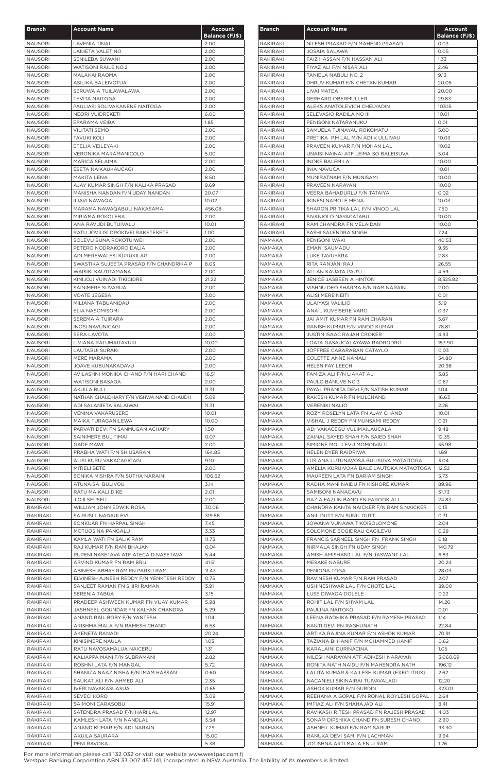| Branch | Account Name | Account Balance (FJ$) |
|---|---|---|
| NAUSORI | LAVENIA TINAI | 2.00 |
| NAUSORI | LANIETA VALETINO | 2.00 |
| NAUSORI | SENILEBA SUWANI | 2.00 |
| NAUSORI | WATISONI RAILE NO.2 | 2.00 |
| NAUSORI | MALAKAI RAOMA | 2.00 |
| NAUSORI | ASILIKA BALEIVOTUA | 2.00 |
| NAUSORI | SERUWAIA TUILAWALAWA | 2.00 |
| NAUSORI | TEVITA NAITOGA | 2.00 |
| NAUSORI | PAULIASI SOLIVAKANENE NAITOGA | 2.00 |
| NAUSORI | NEORI VUIDREKETI | 6.00 |
| NAUSORI | EPARAMA VEIBA | 1.85 |
| NAUSORI | VILITATI SEMO | 2.00 |
| NAUSORI | TAVUKI KOLI | 2.00 |
| NAUSORI | ETELIA VEILEYAKI | 2.00 |
| NAUSORI | VERONIKA MARAMANICOLO | 5.00 |
| NAUSORI | MARICA SELAIMA | 2.00 |
| NAUSORI | ESETA NAIKAUKAUCAGI | 2.00 |
| NAUSORI | MAKITA LENA | 8.50 |
| NAUSORI | AJAY KUMAR SINGH F/N KALIKA PRASAD | 9.69 |
| NAUSORI | MANISHA NANDAN F/N UDAY NANDAN | 20.07 |
| NAUSORI | ILIAVI NAWAQA | 10.02 |
| NAUSORI | MARAMA NAWAQABULI NAKASAMAI | 456.08 |
| NAUSORI | MIRIAMA ROKOLEBA | 2.00 |
| NAUSORI | ANA RAVUDI BUTUIVALU | 10.01 |
| NAUSORI | RATU JOVILISI DROKIVEI RAKETEKETE | 1.00 |
| NAUSORI | SOLEVU BUNA ROKOTUIWEI | 2.00 |
| NAUSORI | PETERO NODRAKORO DALIA | 2.00 |
| NAUSORI | ADI MEREWALESI KURUKILAGI | 2.00 |
| NAUSORI | SWASTIKA SUJEETA PRASAD F/N CHANDRIKA P | 8.03 |
| NAUSORI | WAISIKI KAUTITAMANA | 2.00 |
| NAUSORI | KINIJOJI VUINADI TIKICIDRE | 21.22 |
| NAUSORI | SAINIMERE SUVARUA | 2.00 |
| NAUSORI | VOATE JEGESA | 3.00 |
| NAUSORI | MILIANA TABUANIDAU | 2.00 |
| NAUSORI | ELIA NASOMISOMI | 2.00 |
| NAUSORI | SEREMAIA TUIRARA | 2.00 |
| NAUSORI | INOSI NAVUNICAGI | 2.00 |
| NAUSORI | SERA LAVOTA | 2.00 |
| NAUSORI | LIVIANA RATUMAITAVUKI | 10.00 |
| NAUSORI | LAUTABUI SURAKI | 2.00 |
| NAUSORI | MERE MARAMA | 2.00 |
| NAUSORI | JOAVE KUBUNAKADAVU | 2.00 |
| NAUSORI | AVILASHNI MONIKA CHAND F/N HARI CHAND | 16.51 |
| NAUSORI | WATISONI BASAGA | 2.00 |
| NAUSORI | AKUILA BULI | 11.31 |
| NAUSORI | NATHAN CHAUDHARY F/N VISHWA NAND CHAUDH | 5.09 |
| NAUSORI | ADI SALANIETA SALAIWAI | 11.31 |
| NAUSORI | VENINA VAKARUSERE | 10.01 |
| NAUSORI | MAIKA TURAGANILEWA | 10.00 |
| NAUSORI | PARVATI DEVI FN SANMUGAN ACHARY | 1.50 |
| NAUSORI | SAINIMERE BULITIMAI | 0.07 |
| NAUSORI | GADE MAWI | 2.00 |
| NAUSORI | PRABHA WATI F/N SHIUSARAN | 164.85 |
| NAUSORI | ALISI KURU VAKACAGICAGI | 9.10 |
| NAUSORI | MITIELI BETE | 2.00 |
| NAUSORI | SONIKA MISHRA F/N SUTHA NARAIN | 106.62 |
| NAUSORI | ATUNAISA BULIVOU | 3.14 |
| NAUSORI | RATU MAIKALI DIKE | 2.01 |
| NAUSORI | JIOJI SEUSEU | 2.00 |
| RAKIRAKI | WILLIAM JOHN EDWIN ROSA | 30.06 |
| RAKIRAKI | SAIRUSI L NADAULEVU | 319.58 |
| RAKIRAKI | SONKUAR FN HARPAL SINGH | 7.45 |
| RAKIRAKI | MOTUOSINA PANGALU | 3.33 |
| RAKIRAKI | KAMLA WATI FN SALIK RAM | 11.73 |
| RAKIRAKI | RAJ KUMAR F/N RAM BHAJAN | 0.04 |
| RAKIRAKI | RUPENI NASETAVA ATF ATECA D NASETAVA | 5.44 |
| RAKIRAKI | ARVIND KUMAR FN RAM BRIJ | 41.51 |
| RAKIRAKI | ABINESH ABHAY RAM FN PARSU RAM | 11.43 |
| RAKIRAKI | ELVINESH AJNESH REDDY F/N YENKTESH REDDY | 0.75 |
| RAKIRAKI | SANJEET RAMAN FN SHIRI RAMAN | 3.91 |
| RAKIRAKI | SERENIA TABUA | 3.15 |
| RAKIRAKI | PRADEEP ASHWEEN KUMAR FN VIJAY KUMAR | 5.98 |
| RAKIRAKI | JASHNEEL GOUNDAR FN KALYAN CHANDRA | 5.29 |
| RAKIRAKI | ANAND RAIL BOBY F/N YANTESH | 1.04 |
| RAKIRAKI | ARISHMA MALA F/N RAMESH CHAND | 6.53 |
| RAKIRAKI | AKENETA RANADI | 20.24 |
| RAKIRAKI | KINISIMERE NAULA | 1.03 |
| RAKIRAKI | RATU NAVOSAMALUA NAICERU | 1.31 |
| RAKIRAKI | KALIAPPA MANI F/N SUBRAMANI | 2.82 |
| RAKIRAKI | ROSHNI LATA F/N MANGAL | 5.72 |
| RAKIRAKI | SHANIZA NAAZ NISHA F/N IMAM HASSAN | 0.60 |
| RAKIRAKI | SAUKAT ALI F/N AHMED ALI | 2.35 |
| RAKIRAKI | IVERI NAVAKASUASUA | 0.65 |
| RAKIRAKI | SEVECI KORO | 3.09 |
| RAKIRAKI | SAIMONI CARASOBU | 15.91 |
| RAKIRAKI | SATENDRA PRASAD F/N HARI LAL | 12.97 |
| RAKIRAKI | KAMLESH LATA F/N NANDLAL | 3.54 |
| RAKIRAKI | ANAND KUMAR F/N ADI NARAIN | 7.29 |
| RAKIRAKI | AKUILA SAURARA | 15.00 |
| RAKIRAKI | PENI RAVOKA | 5.38 |
| RAKIRAKI | NILESH PRASAD F/N MAHEND PRASAD | 0.03 |
| RAKIRAKI | JOSAIA SALAWA | 0.05 |
| RAKIRAKI | FAIZ HASSAN F/N HASSAN ALI | 1.33 |
| RAKIRAKI | FIYAZ ALI F/N NISAR ALI | 2.46 |
| RAKIRAKI | TANIELA NABULI NO. 2 | 9.13 |
| RAKIRAKI | DHRUV KUMAR F/N CHETAN KUMAR | 20.05 |
| RAKIRAKI | LIVAI MATEA | 20.00 |
| RAKIRAKI | GERHARD OBERMULLER | 29.83 |
| RAKIRAKI | ALEKS ANATOLEVICH CHELYADIN | 103.15 |
| RAKIRAKI | SELEVASIO RADILA NO III | 10.01 |
| RAKIRAKI | PENISONI NATARANUKU | 0.01 |
| RAKIRAKI | SAMUELA TUINAYAU ROKOMATU | 5.00 |
| RAKIRAKI | PRETIKA P.M LAL M/N ADI K ULUIVAU | 10.03 |
| RAKIRAKI | PRAVEEN KUMAR F/N MOHAN LAL | 10.02 |
| RAKIRAKI | UNAISI NAINAI ATF LEIMA SO BALEISUVA | 5.04 |
| RAKIRAKI | INOKE BALEMILA | 10.00 |
| RAKIRAKI | INIA NAVUCA | 10.01 |
| RAKIRAKI | MUNIRATNAM F/N MUNISAMI | 10.00 |
| RAKIRAKI | PRAVEEN NARAYAN | 10.00 |
| RAKIRAKI | VEERA BAHADURLU F/N TATAIYA | 0.02 |
| RAKIRAKI | IKINESI NAMOLE MENA | 10.03 |
| RAKIRAKI | SHARON PRITIKA LAL F/N VINOD LAL | 7.50 |
| RAKIRAKI | SIVANIOLO NAYACATABU | 10.00 |
| RAKIRAKI | RAM CHANDRA FN VELAIDAN | 10.00 |
| RAKIRAKI | SASHI SALENDRA SINGH | 7.24 |
| NAMAKA | PENISONI WAKI | 40.53 |
| NAMAKA | EMANI SAUMADU | 9.35 |
| NAMAKA | LUKE TAVUYARA | 2.83 |
| NAMAKA | RITA RANJANI RAJ | 26.55 |
| NAMAKA | ALLAN KAUATA PAU'U | 4.59 |
| NAMAKA | JENICE JASBEEN A HINTON | 8,325.82 |
| NAMAKA | VISHNU DEO SHARMA F/N RAM NARAIN | 2.00 |
| NAMAKA | ALISI MERE NEITI | 0.01 |
| NAMAKA | ULAIYASI VALILIO | 3.19 |
| NAMAKA | ANA LIKUVEISERE VARO | 0.37 |
| NAMAKA | JAI AMIT KUMAR FN RAM CHARAN | 5.67 |
| NAMAKA | RANISH KUMAR F/N VINOD KUMAR | 78.81 |
| NAMAKA | JUSTIN ISAAC RAJAH CROKER | 4.93 |
| NAMAKA | LOATA GASAUCALAYAWA RADRODRO | 153.90 |
| NAMAKA | JOFFREE CABARABAN CATAYLO | 0.03 |
| NAMAKA | COLETTE ANNE KAMALI | 54.80 |
| NAMAKA | HELEN FAY LEECH | 20.98 |
| NAMAKA | FAMIZA ALI F/N LIAKAT ALI | 3.85 |
| NAMAKA | PAULO BANUVE NO.3 | 0.67 |
| NAMAKA | PAYAL PRANITA DEVI F/N SATISH KUMAR | 1.04 |
| NAMAKA | RAKESH KUMAR FN MULCHAND | 16.63 |
| NAMAKA | VERENIKI NALIO | 2.26 |
| NAMAKA | ROZY ROSELYN LATA FN AJAY CHAND | 10.01 |
| NAMAKA | VISHAL J REDDY FN MUNSAMI REDDY | 0.21 |
| NAMAKA | ADI VAKACEGU VULIMAILAUCALA | 9.48 |
| NAMAKA | ZAINAL SAYED SHAH F/N SAIED SHAH | 12.35 |
| NAMAKA | SIMIONE MOLILEVU MOMOIVALU | 55.98 |
| NAMAKA | HELEN DYER RAIDRIWA | 1.69 |
| NAMAKA | LUSIANA LUTUNAVOSA BULISUVA MATAITOGA | 3.04 |
| NAMAKA | AMELIA KURUIVOKA BALEILAUTOKA MATAOTOGA | 12.52 |
| NAMAKA | MAUREEN LATA FN BARIAM SINGH | 5.73 |
| NAMAKA | RADHA MANI NAIDU FN KISHORE KUMAR | 89.96 |
| NAMAKA | SAMISONI NANACAVU | 31.73 |
| NAMAKA | RAZIA FAZLIN BANO FN FAROOK ALI | 24.83 |
| NAMAKA | CHANDRA KANTA NAICKER F/N RAM S NAICKER | 0.13 |
| NAMAKA | ANIL DUTT F/N SUNIL DUTT | 0.31 |
| NAMAKA | JOWANA VUNAWA TIKOISOLOMONE | 2.04 |
| NAMAKA | SOLOMONE BOGIDRAU CAGILEVU | 0.29 |
| NAMAKA | FRANCIS SARNEEL SINGH FN FRANK SINGH | 0.18 |
| NAMAKA | NIRMALA SINGH FN UDAY SINGH | 140.79 |
| NAMAKA | AMISH AMISHANT LAL F/N JASWANT LAL | 6.83 |
| NAMAKA | MESAKE NABURE | 20.24 |
| NAMAKA | PENIONA TOGA | 28.03 |
| NAMAKA | RAVINESH KUMAR F/N RAM PRASAD | 2.07 |
| NAMAKA | USHINESHWAR LAL F/N CHOTE LAL | 89.00 |
| NAMAKA | LUSE DIWAQA DOLELE | 0.22 |
| NAMAKA | ROHIT LAL F/N SHYAM LAL | 14.26 |
| NAMAKA | PAULINA NAITOKO | 0.01 |
| NAMAKA | LEENA RADHIKA PRASAD F/N RAMESH PRASAD | 1.14 |
| NAMAKA | KANTI DEVI FN RAGHUNATH | 22.84 |
| NAMAKA | ARTIKA RAJINA KUMAR F/N ASHOK KUMAR | 70.91 |
| NAMAKA | TAZIANA BI HANIF F/N MOHAMMED HANIF | 0.62 |
| NAMAKA | KARALAINI DURINACINA | 1.05 |
| NAMAKA | NILESH NARAYAN ATF ADIKESH NARAYAN | 3,060.69 |
| NAMAKA | RONITA NATH NAIDU F/N MAHENDRA NATH | 196.12 |
| NAMAKA | LALITA KUMAR & KAILESH KUMAR (EXECUTRIX) | 2.62 |
| NAMAKA | NACANIELI SIKINAIRAI TUIVAVALAGI | 12.20 |
| NAMAKA | ASHOK KUMAR F/N GURDIN | 323.01 |
| NAMAKA | REEHANA A GOPAL F/N RONAL ROYLESH GOPAL | 2.64 |
| NAMAKA | IMTIAZ ALI F/N SHAHAJAD ALI | 8.41 |
| NAMAKA | RAVIKASH RITESH PRASAD FN RAJESH PRASAD | 4.03 |
| NAMAKA | SONAM DIPSHIKA CHAND FN SURESH CHAND | 2.90 |
| NAMAKA | ASHNEIL KUMAR F/N RAM SARUP | 93.30 |
| NAMAKA | RANUKA DEVI SAMI F/N LACHMAN | 9.94 |
| NAMAKA | JOTISHNA ARTI MALA FN JI RAM | 1.26 |

For more information please call 132 032 or visit our website www.westpac.com.fj
Westpac Banking Corporation ABN 33 007 457 141, incorporated in NSW Australia. The liability of its members is limited.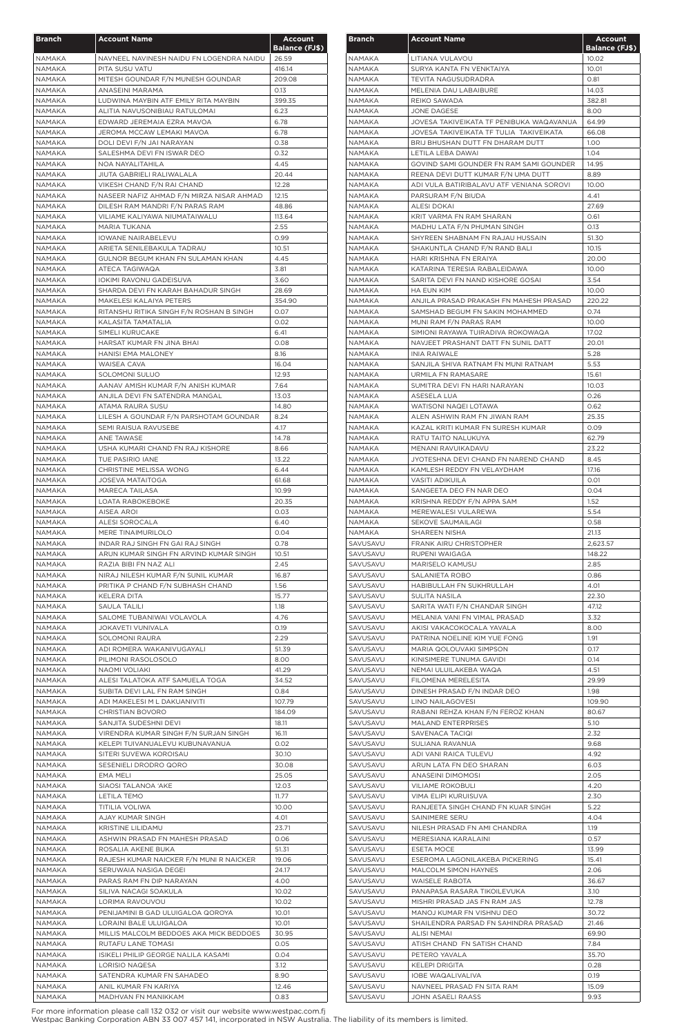| Branch | Account Name | Account Balance (FJ$) |
|---|---|---|
| NAMAKA | NAVNEEL NAVINESH NAIDU FN LOGENDRA NAIDU | 26.59 |
| NAMAKA | PITA SUSU VATU | 416.14 |
| NAMAKA | MITESH GOUNDAR F/N MUNESH GOUNDAR | 209.08 |
| NAMAKA | ANASEINI MARAMA | 0.13 |
| NAMAKA | LUDWINA MAYBIN ATF EMILY RITA MAYBIN | 399.35 |
| NAMAKA | ALITIA NAVUSONIBIAU RATULOMAI | 6.23 |
| NAMAKA | EDWARD JEREMAIA EZRA MAVOA | 6.78 |
| NAMAKA | JEROMA MCCAW LEMAKI MAVOA | 6.78 |
| NAMAKA | DOLI DEVI F/N JAI NARAYAN | 0.38 |
| NAMAKA | SALESHMA DEVI FN ISWAR DEO | 0.32 |
| NAMAKA | NOA NAYALITAHILA | 4.45 |
| NAMAKA | JIUTA GABRIELI RALIWALALA | 20.44 |
| NAMAKA | VIKESH CHAND F/N RAI CHAND | 12.28 |
| NAMAKA | NASEER NAFIZ AHMAD F/N MIRZA NISAR AHMAD | 12.15 |
| NAMAKA | DILESH RAM MANDRI F/N PARAS RAM | 48.86 |
| NAMAKA | VILIAME KALIYAWA NIUMATAIWALU | 113.64 |
| NAMAKA | MARIA TUKANA | 2.55 |
| NAMAKA | IOWANE NAIRABELEVU | 0.99 |
| NAMAKA | ARIETA SENILEBAKULA TADRAU | 10.51 |
| NAMAKA | GULNOR BEGUM KHAN FN SULAMAN KHAN | 4.45 |
| NAMAKA | ATECA TAGIWAQA | 3.81 |
| NAMAKA | IOKIMI RAVONU GADEISUVA | 3.60 |
| NAMAKA | SHARDA DEVI FN KARAH BAHADUR SINGH | 28.69 |
| NAMAKA | MAKELESI KALAIYA PETERS | 354.90 |
| NAMAKA | RITANSHU RITIKA SINGH F/N ROSHAN B SINGH | 0.07 |
| NAMAKA | KALASITA TAMATALIA | 0.02 |
| NAMAKA | SIMELI KURUCAKE | 6.41 |
| NAMAKA | HARSAT KUMAR FN JINA BHAI | 0.08 |
| NAMAKA | HANISI EMA MALONEY | 8.16 |
| NAMAKA | WAISEA CAVA | 16.04 |
| NAMAKA | SOLOMONI SULUO | 12.93 |
| NAMAKA | AANAV AMISH KUMAR F/N ANISH KUMAR | 7.64 |
| NAMAKA | ANJILA DEVI FN SATENDRA MANGAL | 13.03 |
| NAMAKA | ATAMA RAURA SUSU | 14.80 |
| NAMAKA | LILESH A GOUNDAR F/N PARSHOTAM GOUNDAR | 8.24 |
| NAMAKA | SEMI RAISUA RAVUSEBE | 4.17 |
| NAMAKA | ANE TAWASE | 14.78 |
| NAMAKA | USHA KUMARI CHAND FN RAJ KISHORE | 8.66 |
| NAMAKA | TUE PASIRIO IANE | 13.22 |
| NAMAKA | CHRISTINE MELISSA WONG | 6.44 |
| NAMAKA | JOSEVA MATAITOGA | 61.68 |
| NAMAKA | MARECA TAILASA | 10.99 |
| NAMAKA | LOATA RABOKEBOKE | 20.35 |
| NAMAKA | AISEA AROI | 0.03 |
| NAMAKA | ALESI SOROCALA | 6.40 |
| NAMAKA | MERE TINAIMURILOLO | 0.04 |
| NAMAKA | INDAR RAJ SINGH FN GAI RAJ SINGH | 0.78 |
| NAMAKA | ARUN KUMAR SINGH FN ARVIND KUMAR SINGH | 10.51 |
| NAMAKA | RAZIA BIBI FN NAZ ALI | 2.45 |
| NAMAKA | NIRAJ NILESH KUMAR F/N SUNIL KUMAR | 16.87 |
| NAMAKA | PRITIKA P CHAND F/N SUBHASH CHAND | 1.56 |
| NAMAKA | KELERA DITA | 15.77 |
| NAMAKA | SAULA TALILI | 1.18 |
| NAMAKA | SALOME TUBANIWAI VOLAVOLA | 4.76 |
| NAMAKA | JOKAVETI VUNIVALA | 0.19 |
| NAMAKA | SOLOMONI RAURA | 2.29 |
| NAMAKA | ADI ROMERA WAKANIVUGAYALI | 51.39 |
| NAMAKA | PILIMONI RASOLOSOLO | 8.00 |
| NAMAKA | NAOMI VOLIAKI | 41.29 |
| NAMAKA | ALESI TALATOKA ATF SAMUELA TOGA | 34.52 |
| NAMAKA | SUBITA DEVI LAL FN RAM SINGH | 0.84 |
| NAMAKA | ADI MAKELESI M L DAKUANIVITI | 107.79 |
| NAMAKA | CHRISTIAN BOVORO | 184.09 |
| NAMAKA | SANJITA SUDESHNI DEVI | 18.11 |
| NAMAKA | VIRENDRA KUMAR SINGH F/N SURJAN SINGH | 16.11 |
| NAMAKA | KELEPI TUIVANUALEVU KUBUNAVANUA | 0.02 |
| NAMAKA | SITERI SUVEWA KOROISAU | 30.10 |
| NAMAKA | SESENIELI DRODRO QORO | 30.08 |
| NAMAKA | EMA MELI | 25.05 |
| NAMAKA | SIAOSI TALANOA 'AKE | 12.03 |
| NAMAKA | LETILA TEMO | 11.77 |
| NAMAKA | TITILIA VOLIWA | 10.00 |
| NAMAKA | AJAY KUMAR SINGH | 4.01 |
| NAMAKA | KRISTINE LILIDAMU | 23.71 |
| NAMAKA | ASHWIN PRASAD FN MAHESH PRASAD | 0.06 |
| NAMAKA | ROSALIA AKENE BUKA | 51.31 |
| NAMAKA | RAJESH KUMAR NAICKER F/N MUNI R NAICKER | 19.06 |
| NAMAKA | SERUWAIA NASIGA DEGEI | 24.17 |
| NAMAKA | PARAS RAM FN DIP NARAYAN | 4.00 |
| NAMAKA | SILIVA NACAGI SOAKULA | 10.02 |
| NAMAKA | LORIMA RAVOUVOU | 10.02 |
| NAMAKA | PENIJAMINI B GAD ULUIGALOA QOROYA | 10.01 |
| NAMAKA | LORAINI BALE ULUIGALOA | 10.01 |
| NAMAKA | MILLIS MALCOLM BEDDOES AKA MICK BEDDOES | 30.95 |
| NAMAKA | RUTAFU LANE TOMASI | 0.05 |
| NAMAKA | ISIKELI PHILIP GEORGE NALILA KASAMI | 0.04 |
| NAMAKA | LORISIO NAQESA | 3.12 |
| NAMAKA | SATENDRA KUMAR FN SAHADEO | 8.90 |
| NAMAKA | ANIL KUMAR FN KARIYA | 12.46 |
| NAMAKA | MADHVAN FN MANIKKAM | 0.83 |
| NAMAKA | LITIANA VULAVOU | 10.02 |
| NAMAKA | SURYA KANTA FN VENKTAIYA | 10.01 |
| NAMAKA | TEVITA NAGUSUDRADRA | 0.81 |
| NAMAKA | MELENIA DAU LABAIBURE | 14.03 |
| NAMAKA | REIKO SAWADA | 382.81 |
| NAMAKA | JONE DAGESE | 8.00 |
| NAMAKA | JOVESA TAKIVEIKATA TF PENIBUKA WAQAVANUA | 64.99 |
| NAMAKA | JOVESA TAKIVEIKATA TF TULIA TAKIVEIKATA | 66.08 |
| NAMAKA | BRIJ BHUSHAN DUTT FN DHARAM DUTT | 1.00 |
| NAMAKA | LETILA LEBA DAWAI | 1.04 |
| NAMAKA | GOVIND SAMI GOUNDER FN RAM SAMI GOUNDER | 14.95 |
| NAMAKA | REENA DEVI DUTT KUMAR F/N UMA DUTT | 8.89 |
| NAMAKA | ADI VULA BATIRIBALAVU ATF VENIANA SOROVI | 10.00 |
| NAMAKA | PARSURAM F/N BIUDA | 4.41 |
| NAMAKA | ALESI DOKAI | 27.69 |
| NAMAKA | KRIT VARMA FN RAM SHARAN | 0.61 |
| NAMAKA | MADHU LATA F/N PHUMAN SINGH | 0.13 |
| NAMAKA | SHYREEN SHABNAM FN RAJAU HUSSAIN | 51.30 |
| NAMAKA | SHAKUNTLA CHAND F/N RAND BALI | 10.15 |
| NAMAKA | HARI KRISHNA FN ERAIYA | 20.00 |
| NAMAKA | KATARINA TERESIA RABALEIDAWA | 10.00 |
| NAMAKA | SARITA DEVI FN NAND KISHORE GOSAI | 3.54 |
| NAMAKA | HA EUN KIM | 10.00 |
| NAMAKA | ANJILA PRASAD PRAKASH FN MAHESH PRASAD | 220.22 |
| NAMAKA | SAMSHAD BEGUM FN SAKIN MOHAMMED | 0.74 |
| NAMAKA | MUNI RAM F/N PARAS RAM | 10.00 |
| NAMAKA | SIMIONI RAYAWA TUIRADIVA ROKOWAQA | 17.02 |
| NAMAKA | NAVJEET PRASHANT DATT FN SUNIL DATT | 20.01 |
| NAMAKA | INIA RAIWALE | 5.28 |
| NAMAKA | SANJILA SHIVA RATNAM FN MUNI RATNAM | 5.53 |
| NAMAKA | URMILA FN RAMASARE | 15.61 |
| NAMAKA | SUMITRA DEVI FN HARI NARAYAN | 10.03 |
| NAMAKA | ASESELA LUA | 0.26 |
| NAMAKA | WATISONI NAQEI LOTAWA | 0.62 |
| NAMAKA | ALEN ASHWIN RAM FN JIWAN RAM | 25.35 |
| NAMAKA | KAZAL KRITI KUMAR FN SURESH KUMAR | 0.09 |
| NAMAKA | RATU TAITO NALUKUYA | 62.79 |
| NAMAKA | MENANI RAVUIKADAVU | 23.22 |
| NAMAKA | JYOTESHNA DEVI CHAND FN NAREND CHAND | 8.45 |
| NAMAKA | KAMLESH REDDY FN VELAYDHAM | 17.16 |
| NAMAKA | VASITI ADIKUILA | 0.01 |
| NAMAKA | SANGEETA DEO FN NAR DEO | 0.04 |
| NAMAKA | KRISHNA REDDY F/N APPA SAM | 1.52 |
| NAMAKA | MEREWALESI VULAREWA | 5.54 |
| NAMAKA | SEKOVE SAUMAILAGI | 0.58 |
| NAMAKA | SHAREEN NISHA | 21.13 |
| SAVUSAVU | FRANK AIRU CHRISTOPHER | 2,623.57 |
| SAVUSAVU | RUPENI WAIGAGA | 148.22 |
| SAVUSAVU | MARISELO KAMUSU | 2.85 |
| SAVUSAVU | SALANIETA ROBO | 0.86 |
| SAVUSAVU | HABIBULLAH FN SUKHRULLAH | 4.01 |
| SAVUSAVU | SULITA NASILA | 22.30 |
| SAVUSAVU | SARITA WATI F/N CHANDAR SINGH | 47.12 |
| SAVUSAVU | MELANIA VANI FN VIMAL PRASAD | 3.32 |
| SAVUSAVU | AKISI VAKACOKOCALA YAVALA | 8.00 |
| SAVUSAVU | PATRINA NOELINE KIM YUE FONG | 1.91 |
| SAVUSAVU | MARIA QOLOUVAKI SIMPSON | 0.17 |
| SAVUSAVU | KINISIMERE TUNUMA GAVIDI | 0.14 |
| SAVUSAVU | NEMAI ULUILAKEBA WAQA | 4.51 |
| SAVUSAVU | FILOMENA MERELESITA | 29.99 |
| SAVUSAVU | DINESH PRASAD F/N INDAR DEO | 1.98 |
| SAVUSAVU | LINO NAILAGOVESI | 109.90 |
| SAVUSAVU | RABANI REHZA KHAN F/N FEROZ KHAN | 80.67 |
| SAVUSAVU | MALAND ENTERPRISES | 5.10 |
| SAVUSAVU | SAVENACA TACIQI | 2.32 |
| SAVUSAVU | SULIANA RAVANUA | 9.68 |
| SAVUSAVU | ADI VANI RAICA TULEVU | 4.92 |
| SAVUSAVU | ARUN LATA FN DEO SHARAN | 6.03 |
| SAVUSAVU | ANASEINI DIMOMOSI | 2.05 |
| SAVUSAVU | VILIAME ROKOBULI | 4.20 |
| SAVUSAVU | VIMA ELIPI KURUISUVA | 2.30 |
| SAVUSAVU | RANJEETA SINGH CHAND FN KUAR SINGH | 5.22 |
| SAVUSAVU | SAINIMERE SERU | 4.04 |
| SAVUSAVU | NILESH PRASAD FN AMI CHANDRA | 1.19 |
| SAVUSAVU | MERESIANA KARALAINI | 0.57 |
| SAVUSAVU | ESETA MOCE | 13.99 |
| SAVUSAVU | ESEROMA LAGONILAKEBA PICKERING | 15.41 |
| SAVUSAVU | MALCOLM SIMON HAYNES | 2.06 |
| SAVUSAVU | WAISELE RABOTA | 36.67 |
| SAVUSAVU | PANAPASA RASARA TIKOILEVUKA | 3.10 |
| SAVUSAVU | MISHRI PRASAD JAS FN RAM JAS | 12.78 |
| SAVUSAVU | MANOJ KUMAR FN VISHNU DEO | 30.72 |
| SAVUSAVU | SHAILENDRA PARSAD FN SAHINDRA PRASAD | 21.46 |
| SAVUSAVU | ALISI NEMAI | 69.90 |
| SAVUSAVU | ATISH CHAND FN SATISH CHAND | 7.84 |
| SAVUSAVU | PETERO YAVALA | 35.70 |
| SAVUSAVU | KELEPI DRIGITA | 0.28 |
| SAVUSAVU | IOBE WAQALIVALIVA | 0.19 |
| SAVUSAVU | NAVNEEL PRASAD FN SITA RAM | 15.09 |
| SAVUSAVU | JOHN ASAELI RAASS | 9.93 |

For more information please call 132 032 or visit our website www.westpac.com.fj
Westpac Banking Corporation ABN 33 007 457 141, incorporated in NSW Australia. The liability of its members is limited.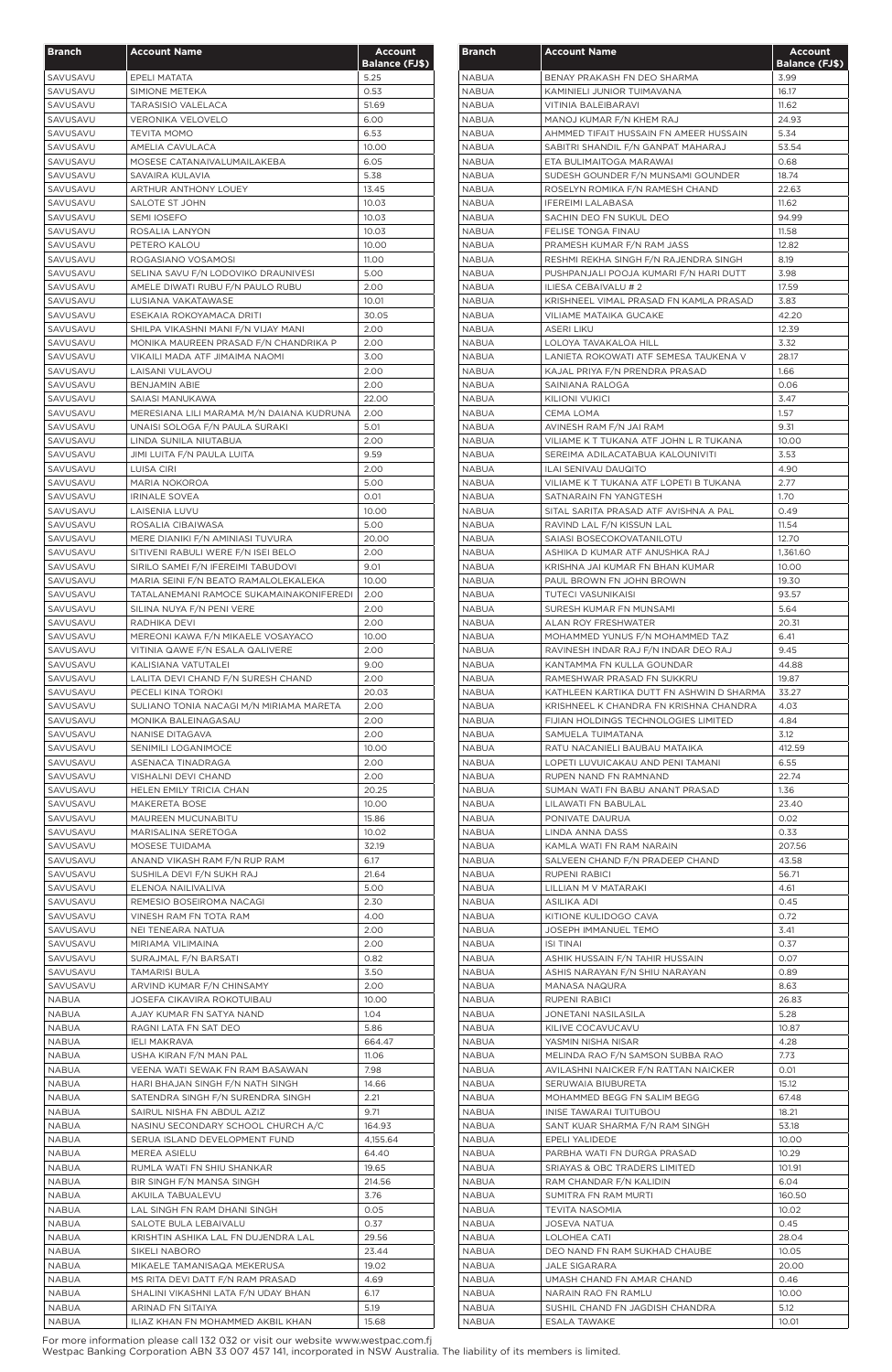| Branch | Account Name | Account Balance (FJ$) |
|---|---|---|
| SAVUSAVU | EPELI MATATA | 5.25 |
| SAVUSAVU | SIMIONE METEKA | 0.53 |
| SAVUSAVU | TARASISIO VALELACA | 51.69 |
| SAVUSAVU | VERONIKA VELOVELO | 6.00 |
| SAVUSAVU | TEVITA MOMO | 6.53 |
| SAVUSAVU | AMELIA CAVULACA | 10.00 |
| SAVUSAVU | MOSESE CATANAIVALUMAILAKEBA | 6.05 |
| SAVUSAVU | SAVAIRA KULAVIA | 5.38 |
| SAVUSAVU | ARTHUR ANTHONY LOUEY | 13.45 |
| SAVUSAVU | SALOTE ST JOHN | 10.03 |
| SAVUSAVU | SEMI IOSEFO | 10.03 |
| SAVUSAVU | ROSALIA LANYON | 10.03 |
| SAVUSAVU | PETERO KALOU | 10.00 |
| SAVUSAVU | ROGASIANO VOSAMOSI | 11.00 |
| SAVUSAVU | SELINA SAVU F/N LODOVIKO DRAUNIVESI | 5.00 |
| SAVUSAVU | AMELE DIWATI RUBU F/N PAULO RUBU | 2.00 |
| SAVUSAVU | LUSIANA VAKATAWASE | 10.01 |
| SAVUSAVU | ESEKAIA ROKOYAMACA DRITI | 30.05 |
| SAVUSAVU | SHILPA VIKASHNI MANI F/N VIJAY MANI | 2.00 |
| SAVUSAVU | MONIKA MAUREEN PRASAD F/N CHANDRIKA P | 2.00 |
| SAVUSAVU | VIKAILI MADA ATF JIMAIMA NAOMI | 3.00 |
| SAVUSAVU | LAISANI VULAVOU | 2.00 |
| SAVUSAVU | BENJAMIN ABIE | 2.00 |
| SAVUSAVU | SAIASI MANUKAWA | 22.00 |
| SAVUSAVU | MERESIANA LILI MARAMA M/N DAIANA KUDRUNA | 2.00 |
| SAVUSAVU | UNAISI SOLOGA F/N PAULA SURAKI | 5.01 |
| SAVUSAVU | LINDA SUNILA NIUTABUA | 2.00 |
| SAVUSAVU | JIMI LUITA F/N PAULA LUITA | 9.59 |
| SAVUSAVU | LUISA CIRI | 2.00 |
| SAVUSAVU | MARIA NOKOROA | 5.00 |
| SAVUSAVU | IRINALE SOVEA | 0.01 |
| SAVUSAVU | LAISENIA LUVU | 10.00 |
| SAVUSAVU | ROSALIA CIBAIWASA | 5.00 |
| SAVUSAVU | MERE DIANIKI F/N AMINIASI TUVURA | 20.00 |
| SAVUSAVU | SITIVENI RABULI WERE F/N ISEI BELO | 2.00 |
| SAVUSAVU | SIRILO SAMEI F/N IFEREIMI TABUDOVI | 9.01 |
| SAVUSAVU | MARIA SEINI F/N BEATO RAMALOLEKALEKA | 10.00 |
| SAVUSAVU | TATALANEMANI RAMOCE SUKAMAINAKONIFEREDI | 2.00 |
| SAVUSAVU | SILINA NUYA F/N PENI VERE | 2.00 |
| SAVUSAVU | RADHIKA DEVI | 2.00 |
| SAVUSAVU | MEREONI KAWA F/N MIKAELE VOSAYACO | 10.00 |
| SAVUSAVU | VITINIA QAWE F/N ESALA QALIVERE | 2.00 |
| SAVUSAVU | KALISIANA VATUTALEI | 9.00 |
| SAVUSAVU | LALITA DEVI CHAND F/N SURESH CHAND | 2.00 |
| SAVUSAVU | PECELI KINA TOROKI | 20.03 |
| SAVUSAVU | SULIANO TONIA NACAGI M/N MIRIAMA MARETA | 2.00 |
| SAVUSAVU | MONIKA BALEINAGASAU | 2.00 |
| SAVUSAVU | NANISE DITAGAVA | 2.00 |
| SAVUSAVU | SENIMILI LOGANIMOCE | 10.00 |
| SAVUSAVU | ASENACA TINADRAGA | 2.00 |
| SAVUSAVU | VISHALNI DEVI CHAND | 2.00 |
| SAVUSAVU | HELEN EMILY TRICIA CHAN | 20.25 |
| SAVUSAVU | MAKERETA BOSE | 10.00 |
| SAVUSAVU | MAUREEN MUCUNABITU | 15.86 |
| SAVUSAVU | MARISALINA SERETOGA | 10.02 |
| SAVUSAVU | MOSESE TUIDAMA | 32.19 |
| SAVUSAVU | ANAND VIKASH RAM F/N RUP RAM | 6.17 |
| SAVUSAVU | SUSHILA DEVI F/N SUKH RAJ | 21.64 |
| SAVUSAVU | ELENOA NAILIVALIVA | 5.00 |
| SAVUSAVU | REMESIO BOSEIROMA NACAGI | 2.30 |
| SAVUSAVU | VINESH RAM FN TOTA RAM | 4.00 |
| SAVUSAVU | NEI TENEARA NATUA | 2.00 |
| SAVUSAVU | MIRIAMA VILIMAINA | 2.00 |
| SAVUSAVU | SURAJMAL F/N BARSATI | 0.82 |
| SAVUSAVU | TAMARISI BULA | 3.50 |
| SAVUSAVU | ARVIND KUMAR F/N CHINSAMY | 2.00 |
| NABUA | JOSEFA CIKAVIRA ROKOTUIBAU | 10.00 |
| NABUA | AJAY KUMAR FN SATYA NAND | 1.04 |
| NABUA | RAGNI LATA FN SAT DEO | 5.86 |
| NABUA | IELI MAKRAVA | 664.47 |
| NABUA | USHA KIRAN F/N MAN PAL | 11.06 |
| NABUA | VEENA WATI SEWAK FN RAM BASAWAN | 7.98 |
| NABUA | HARI BHAJAN SINGH F/N NATH SINGH | 14.66 |
| NABUA | SATENDRA SINGH F/N SURENDRA SINGH | 2.21 |
| NABUA | SAIRUL NISHA FN ABDUL AZIZ | 9.71 |
| NABUA | NASINU SECONDARY SCHOOL CHURCH A/C | 164.93 |
| NABUA | SERUA ISLAND DEVELOPMENT FUND | 4,155.64 |
| NABUA | MEREA ASIELU | 64.40 |
| NABUA | RUMLA WATI FN SHIU SHANKAR | 19.65 |
| NABUA | BIR SINGH F/N MANSA SINGH | 214.56 |
| NABUA | AKUILA TABUALEVU | 3.76 |
| NABUA | LAL SINGH FN RAM DHANI SINGH | 0.05 |
| NABUA | SALOTE BULA LEBAIVALU | 0.37 |
| NABUA | KRISHTIN ASHIKA LAL FN DUJENDRA LAL | 29.56 |
| NABUA | SIKELI NABORO | 23.44 |
| NABUA | MIKAELE TAMANISAQA MEKERUSA | 19.02 |
| NABUA | MS RITA DEVI DATT F/N RAM PRASAD | 4.69 |
| NABUA | SHALINI VIKASHNI LATA F/N UDAY BHAN | 6.17 |
| NABUA | ARINAD FN SITAIYA | 5.19 |
| NABUA | ILIAZ KHAN FN MOHAMMED AKBIL KHAN | 15.68 |
| NABUA | BENAY PRAKASH FN DEO SHARMA | 3.99 |
| NABUA | KAMINIELI JUNIOR TUIMAVANA | 16.17 |
| NABUA | VITINIA BALEIBARAVI | 11.62 |
| NABUA | MANOJ KUMAR F/N KHEM RAJ | 24.93 |
| NABUA | AHMMED TIFAIT HUSSAIN FN AMEER HUSSAIN | 5.34 |
| NABUA | SABITRI SHANDIL F/N GANPAT MAHARAJ | 53.54 |
| NABUA | ETA BULIMAITOGA MARAWAI | 0.68 |
| NABUA | SUDESH GOUNDER F/N MUNSAMI GOUNDER | 18.74 |
| NABUA | ROSELYN ROMIKA F/N RAMESH CHAND | 22.63 |
| NABUA | IFEREIMI LALABASA | 11.62 |
| NABUA | SACHIN DEO FN SUKUL DEO | 94.99 |
| NABUA | FELISE TONGA FINAU | 11.58 |
| NABUA | PRAMESH KUMAR F/N RAM JASS | 12.82 |
| NABUA | RESHMI REKHA SINGH F/N RAJENDRA SINGH | 8.19 |
| NABUA | PUSHPANJALI POOJA KUMARI F/N HARI DUTT | 3.98 |
| NABUA | ILIESA CEBAIVALU # 2 | 17.59 |
| NABUA | KRISHNEEL VIMAL PRASAD FN KAMLA PRASAD | 3.83 |
| NABUA | VILIAME MATAIKA GUCAKE | 42.20 |
| NABUA | ASERI LIKU | 12.39 |
| NABUA | LOLOYA TAVAKALOA HILL | 3.32 |
| NABUA | LANIETA ROKOWATI ATF SEMESA TAUKENA V | 28.17 |
| NABUA | KAJAL PRIYA F/N PRENDRA PRASAD | 1.66 |
| NABUA | SAINIANA RALOGA | 0.06 |
| NABUA | KILIONI VUKICI | 3.47 |
| NABUA | CEMA LOMA | 1.57 |
| NABUA | AVINESH RAM F/N JAI RAM | 9.31 |
| NABUA | VILIAME K T TUKANA ATF JOHN L R TUKANA | 10.00 |
| NABUA | SEREIMA ADILACATABUA KALOUNIVITI | 3.53 |
| NABUA | ILAI SENIVAU DAUQITO | 4.90 |
| NABUA | VILIAME K T TUKANA ATF LOPETI B TUKANA | 2.77 |
| NABUA | SATNARAIN FN YANGTESH | 1.70 |
| NABUA | SITAL SARITA PRASAD ATF AVISHNA A PAL | 0.49 |
| NABUA | RAVIND LAL F/N KISSUN LAL | 11.54 |
| NABUA | SAIASI BOSECOKOVATANILOTU | 12.70 |
| NABUA | ASHIKA D KUMAR ATF ANUSHKA RAJ | 1,361.60 |
| NABUA | KRISHNA JAI KUMAR FN BHAN KUMAR | 10.00 |
| NABUA | PAUL BROWN FN JOHN BROWN | 19.30 |
| NABUA | TUTECI VASUNIKAISI | 93.57 |
| NABUA | SURESH KUMAR FN MUNSAMI | 5.64 |
| NABUA | ALAN ROY FRESHWATER | 20.31 |
| NABUA | MOHAMMED YUNUS F/N MOHAMMED TAZ | 6.41 |
| NABUA | RAVINESH INDAR RAJ F/N INDAR DEO RAJ | 9.45 |
| NABUA | KANTAMMA FN KULLA GOUNDAR | 44.88 |
| NABUA | RAMESHWAR PRASAD FN SUKKRU | 19.87 |
| NABUA | KATHLEEN KARTIKA DUTT FN ASHWIN D SHARMA | 33.27 |
| NABUA | KRISHNEEL K CHANDRA FN KRISHNA CHANDRA | 4.03 |
| NABUA | FIJIAN HOLDINGS TECHNOLOGIES LIMITED | 4.84 |
| NABUA | SAMUELA TUIMATANA | 3.12 |
| NABUA | RATU NACANIELI BAUBAU MATAIKA | 412.59 |
| NABUA | LOPETI LUVUICAKAU AND PENI TAMANI | 6.55 |
| NABUA | RUPEN NAND FN RAMNAND | 22.74 |
| NABUA | SUMAN WATI FN BABU ANANT PRASAD | 1.36 |
| NABUA | LILAWATI FN BABULAL | 23.40 |
| NABUA | PONIVATE DAURUA | 0.02 |
| NABUA | LINDA ANNA DASS | 0.33 |
| NABUA | KAMLA WATI FN RAM NARAIN | 207.56 |
| NABUA | SALVEEN CHAND F/N PRADEEP CHAND | 43.58 |
| NABUA | RUPENI RABICI | 56.71 |
| NABUA | LILLIAN M V MATARAKI | 4.61 |
| NABUA | ASILIKA ADI | 0.45 |
| NABUA | KITIONE KULIDOGO CAVA | 0.72 |
| NABUA | JOSEPH IMMANUEL TEMO | 3.41 |
| NABUA | ISI TINAI | 0.37 |
| NABUA | ASHIK HUSSAIN F/N TAHIR HUSSAIN | 0.07 |
| NABUA | ASHIS NARAYAN F/N SHIU NARAYAN | 0.89 |
| NABUA | MANASA NAQURA | 8.63 |
| NABUA | RUPENI RABICI | 26.83 |
| NABUA | JONETANI NASILASILA | 5.28 |
| NABUA | KILIVE COCAVUCAVU | 10.87 |
| NABUA | YASMIN NISHA NISAR | 4.28 |
| NABUA | MELINDA RAO F/N SAMSON SUBBA RAO | 7.73 |
| NABUA | AVILASHNI NAICKER F/N RATTAN NAICKER | 0.01 |
| NABUA | SERUWAIA BIUBURETA | 15.12 |
| NABUA | MOHAMMED BEGG FN SALIM BEGG | 67.48 |
| NABUA | INISE TAWARAI TUITUBOU | 18.21 |
| NABUA | SANT KUAR SHARMA F/N RAM SINGH | 53.18 |
| NABUA | EPELI YALIDEDE | 10.00 |
| NABUA | PARBHA WATI FN DURGA PRASAD | 10.29 |
| NABUA | SRIAYAS & OBC TRADERS LIMITED | 101.91 |
| NABUA | RAM CHANDAR F/N KALIDIN | 6.04 |
| NABUA | SUMITRA FN RAM MURTI | 160.50 |
| NABUA | TEVITA NASOMIA | 10.02 |
| NABUA | JOSEVA NATUA | 0.45 |
| NABUA | LOLOHEA CATI | 28.04 |
| NABUA | DEO NAND FN RAM SUKHAD CHAUBE | 10.05 |
| NABUA | JALE SIGARARA | 20.00 |
| NABUA | UMASH CHAND FN AMAR CHAND | 0.46 |
| NABUA | NARAIN RAO FN RAMLU | 10.00 |
| NABUA | SUSHIL CHAND FN JAGDISH CHANDRA | 5.12 |
| NABUA | ESALA TAWAKE | 10.01 |

For more information please call 132 032 or visit our website www.westpac.com.fj
Westpac Banking Corporation ABN 33 007 457 141, incorporated in NSW Australia. The liability of its members is limited.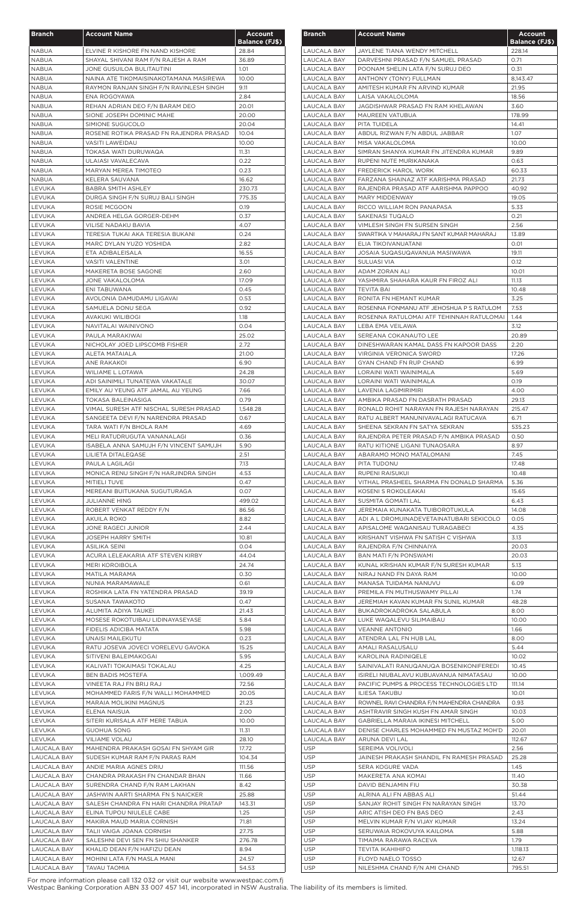| Branch | Account Name | Account Balance (FJ$) |
|---|---|---|
| NABUA | ELVINE R KISHORE FN NAND KISHORE | 28.84 |
| NABUA | SHAYAL SHIVANI RAM F/N RAJESH A RAM | 36.89 |
| NABUA | JONE GUSUILOA BULITAUTINI | 1.01 |
| NABUA | NAINA ATE TIKOMAISINAKOTAMANA MASIREWA | 10.00 |
| NABUA | RAYMON RANJAN SINGH F/N RAVINLESH SINGH | 9.11 |
| NABUA | ENA ROGOYAWA | 2.84 |
| NABUA | REHAN ADRIAN DEO F/N BARAM DEO | 20.01 |
| NABUA | SIONE JOSEPH DOMINIC MAHE | 20.00 |
| NABUA | SIMIONE SUGUCOLO | 20.04 |
| NABUA | ROSENE ROTIKA PRASAD FN RAJENDRA PRASAD | 10.04 |
| NABUA | VASITI LAWEIDAU | 10.00 |
| NABUA | TOKASA WATI DURUWAQA | 11.31 |
| NABUA | ULAIASI VAVALECAVA | 0.22 |
| NABUA | MARYAN MEREA TIMOTEO | 0.23 |
| NABUA | KELERA SAUVANA | 16.62 |
| LEVUKA | BABRA SMITH ASHLEY | 230.73 |
| LEVUKA | DURGA SINGH F/N SURUJ BALI SINGH | 775.35 |
| LEVUKA | ROSIE MCGOON | 0.19 |
| LEVUKA | ANDREA HELGA GORGER-DEHM | 0.37 |
| LEVUKA | VILISE NADAKU BAVIA | 4.07 |
| LEVUKA | TERESIA TUKAI AKA TERESIA BUKANI | 0.24 |
| LEVUKA | MARC DYLAN YUZO YOSHIDA | 2.82 |
| LEVUKA | ETA ADIBALEISALA | 16.55 |
| LEVUKA | VASITI VALENTINE | 3.01 |
| LEVUKA | MAKERETA BOSE SAGONE | 2.60 |
| LEVUKA | JONE VAKALOLOMA | 17.09 |
| LEVUKA | ENI TABUWANA | 0.45 |
| LEVUKA | AVOLONIA DAMUDAMU LIGAVAI | 0.53 |
| LEVUKA | SAMUELA DONU SEGA | 0.92 |
| LEVUKA | AVAKUKI WILIBOGI | 1.18 |
| LEVUKA | NAVITALAI WAINIVONO | 0.04 |
| LEVUKA | PAULA MARAKIWAI | 25.02 |
| LEVUKA | NICHOLAY JOED LIPSCOMB FISHER | 2.72 |
| LEVUKA | ALETA MATAIALA | 21.00 |
| LEVUKA | ANE RAKAKOI | 6.90 |
| LEVUKA | WILIAME L LOTAWA | 24.28 |
| LEVUKA | ADI SAINIMILI TUNATEWA VAKATALE | 30.07 |
| LEVUKA | EMILY AU YEUNG ATF JAMAL AU YEUNG | 7.66 |
| LEVUKA | TOKASA BALEINASIGA | 0.79 |
| LEVUKA | VIMAL SURESH ATF NISCHAL SURESH PRASAD | 1,548.28 |
| LEVUKA | SANGEETA DEVI F/N NARENDRA PRASAD | 0.67 |
| LEVUKA | TARA WATI F/N BHOLA RAM | 4.69 |
| LEVUKA | MELI RATUDRUGUTA VANANALAGI | 0.36 |
| LEVUKA | ISABELA ANNA SAMUJH F/N VINCENT SAMUJH | 5.90 |
| LEVUKA | LILIETA DITALEQASE | 2.51 |
| LEVUKA | PAULA LAGILAGI | 7.13 |
| LEVUKA | MONICA RENU SINGH F/N HARJINDRA SINGH | 4.53 |
| LEVUKA | MITIELI TUVE | 0.47 |
| LEVUKA | MEREANI BUITUKANA SUGUTURAGA | 0.07 |
| LEVUKA | JULIANNE HING | 499.02 |
| LEVUKA | ROBERT VENKAT REDDY F/N | 86.56 |
| LEVUKA | AKUILA ROKO | 8.82 |
| LEVUKA | JONE RAGECI JUNIOR | 2.44 |
| LEVUKA | JOSEPH HARRY SMITH | 10.81 |
| LEVUKA | ASILIKA SEINI | 0.04 |
| LEVUKA | ACURA LELEAKARIA ATF STEVEN KIRBY | 44.04 |
| LEVUKA | MERI KOROIBOLA | 24.74 |
| LEVUKA | MATILA MARAMA | 0.30 |
| LEVUKA | NUNIA MARAMAWALE | 0.61 |
| LEVUKA | ROSHIKA LATA FN YATENDRA PRASAD | 39.19 |
| LEVUKA | SUSANA TAWAKOTO | 0.47 |
| LEVUKA | ALUMITA ADIYA TAUKEI | 21.43 |
| LEVUKA | MOSESE ROKOTUIBAU LIDINAYASEYASE | 5.84 |
| LEVUKA | FIDELIS ADICIBA MATATA | 5.98 |
| LEVUKA | UNAISI MAILEKUTU | 0.23 |
| LEVUKA | RATU JOSEVA JOVECI VORELEVU GAVOKA | 15.25 |
| LEVUKA | SITIVENI BALEIMAKOGAI | 5.95 |
| LEVUKA | KALIVATI TOKAIMASI TOKALAU | 4.25 |
| LEVUKA | BEN BADIS MOSTEFA | 1,009.49 |
| LEVUKA | VINEETA RAJ FN BRIJ RAJ | 72.56 |
| LEVUKA | MOHAMMED FARIS F/N WALLI MOHAMMED | 20.05 |
| LEVUKA | MARAIA MOLIKINI MAGNUS | 21.23 |
| LEVUKA | ELENA NAISUA | 2.00 |
| LEVUKA | SITERI KURISALA ATF MERE TABUA | 10.00 |
| LEVUKA | GUOHUA SONG | 11.31 |
| LEVUKA | VILIAME VOLAU | 28.10 |
| LAUCALA BAY | MAHENDRA PRAKASH GOSAI FN SHYAM GIR | 17.72 |
| LAUCALA BAY | SUDESH KUMAR RAM F/N PARAS RAM | 104.34 |
| LAUCALA BAY | ANDIE MARIA AGNES DRIU | 111.56 |
| LAUCALA BAY | CHANDRA PRAKASH FN CHANDAR BHAN | 11.66 |
| LAUCALA BAY | SURENDRA CHAND F/N RAM LAKHAN | 8.42 |
| LAUCALA BAY | JASHWIN AARTI SHARMA FN S NAICKER | 25.88 |
| LAUCALA BAY | SALESH CHANDRA FN HARI CHANDRA PRATAP | 143.31 |
| LAUCALA BAY | ELINA TUPOU NIULELE CABE | 1.25 |
| LAUCALA BAY | MAKIRA MAUD MARIA CORNISH | 71.81 |
| LAUCALA BAY | TALII VAIGA JOANA CORNISH | 27.75 |
| LAUCALA BAY | SALESHNI DEVI SEN FN SHIU SHANKER | 276.78 |
| LAUCALA BAY | KHALID DEAN F/N HAFIZU DEAN | 8.94 |
| LAUCALA BAY | MOHINI LATA F/N MASLA MANI | 24.57 |
| LAUCALA BAY | TAVAU TAOMIA | 54.53 |
| LAUCALA BAY | JAYLENE TIANA WENDY MITCHELL | 228.14 |
| LAUCALA BAY | DARVESHNI PRASAD F/N SAMUEL PRASAD | 0.71 |
| LAUCALA BAY | POONAM SHELIN LATA F/N SURUJ DEO | 0.31 |
| LAUCALA BAY | ANTHONY (TONY) FULLMAN | 8,143.47 |
| LAUCALA BAY | AMITESH KUMAR FN ARVIND KUMAR | 21.95 |
| LAUCALA BAY | LAISA VAKALOLOMA | 18.56 |
| LAUCALA BAY | JAGDISHWAR PRASAD FN RAM KHELAWAN | 3.60 |
| LAUCALA BAY | MAUREEN VATUBUA | 178.99 |
| LAUCALA BAY | PITA TUIDELA | 14.41 |
| LAUCALA BAY | ABDUL RIZWAN F/N ABDUL JABBAR | 1.07 |
| LAUCALA BAY | MISA VAKALOLOMA | 10.00 |
| LAUCALA BAY | SIMRAN SHANYA KUMAR FN JITENDRA KUMAR | 9.89 |
| LAUCALA BAY | RUPENI NUTE MURIKANAKA | 0.63 |
| LAUCALA BAY | FREDERICK HAROL WORK | 60.33 |
| LAUCALA BAY | FARZANA SHAINAZ ATF KARISHMA PRASAD | 21.73 |
| LAUCALA BAY | RAJENDRA PRASAD ATF AARISHMA PAPPOO | 40.92 |
| LAUCALA BAY | MARY MIDDENWAY | 19.05 |
| LAUCALA BAY | RICCO WILLIAM RON PANAPASA | 5.33 |
| LAUCALA BAY | SAKENASI TUQALO | 0.21 |
| LAUCALA BAY | VIMLESH SINGH FN SURSEN SINGH | 2.56 |
| LAUCALA BAY | SWARTIKA V MAHARAJ FN SANT KUMAR MAHARAJ | 13.89 |
| LAUCALA BAY | ELIA TIKOIVANUATANI | 0.01 |
| LAUCALA BAY | JOSAIA SUQASUQAVANUA MASIWAWA | 19.11 |
| LAUCALA BAY | SULUASI VIA | 0.12 |
| LAUCALA BAY | ADAM ZORAN ALI | 10.01 |
| LAUCALA BAY | YASHMIRA SHAHARA KAUR FN FIROZ ALI | 11.13 |
| LAUCALA BAY | TEVITA BAI | 10.48 |
| LAUCALA BAY | RONITA FN HEMANT KUMAR | 3.25 |
| LAUCALA BAY | ROSENNA FONMANU ATF JEHOSHUA P S RATULOM | 7.53 |
| LAUCALA BAY | ROSENNA RATULOMAI ATF TEHINNAH RATULOMAI | 1.44 |
| LAUCALA BAY | LEBA EMA VEILAWA | 3.12 |
| LAUCALA BAY | SEREANA COKANAUTO LEE | 20.89 |
| LAUCALA BAY | DINESHWARAN KAMAL DASS FN KAPOOR DASS | 2.20 |
| LAUCALA BAY | VIRGINIA VERONICA SWORD | 17.26 |
| LAUCALA BAY | GYAN CHAND FN RUP CHAND | 6.99 |
| LAUCALA BAY | LORAINI WATI WAINIMALA | 5.69 |
| LAUCALA BAY | LORAINI WATI WAINIMALA | 0.19 |
| LAUCALA BAY | LAVENIA LAGIMIRIMIRI | 4.00 |
| LAUCALA BAY | AMBIKA PRASAD FN DASRATH PRASAD | 29.13 |
| LAUCALA BAY | RONALD ROHIT NARAYAN FN RAJESH NARAYAN | 215.47 |
| LAUCALA BAY | RATU ALBERT MANUNIVAVALAGI RATUCAVA | 6.71 |
| LAUCALA BAY | SHEENA SEKRAN FN SATYA SEKRAN | 535.23 |
| LAUCALA BAY | RAJENDRA PETER PRASAD F/N AMBIKA PRASAD | 0.50 |
| LAUCALA BAY | RATU KITIONE LIGANI TUNAOSARA | 8.97 |
| LAUCALA BAY | ABARAMO MONO MATALOMANI | 7.45 |
| LAUCALA BAY | PITA TUDONU | 17.48 |
| LAUCALA BAY | RUPENI RAISUKUI | 10.48 |
| LAUCALA BAY | VITHAL PRASHEEL SHARMA FN DONALD SHARMA | 5.36 |
| LAUCALA BAY | KOSENI S ROKOLEAKAI | 15.65 |
| LAUCALA BAY | SUSMITA GOMATI LAL | 6.43 |
| LAUCALA BAY | JEREMAIA KUNAKATA TUIBOROTUKULA | 14.08 |
| LAUCALA BAY | ADI A L DROMUINADEVETAINATUBARI SEKICOLO | 0.05 |
| LAUCALA BAY | APISALOME WAQANISAU TURAGABECI | 4.35 |
| LAUCALA BAY | KRISHANT VISHWA FN SATISH C VISHWA | 3.13 |
| LAUCALA BAY | RAJENDRA F/N CHINNAIYA | 20.03 |
| LAUCALA BAY | BAN MATI F/N PONSWAMI | 20.03 |
| LAUCALA BAY | KUNAL KRISHAN KUMAR F/N SURESH KUMAR | 5.13 |
| LAUCALA BAY | NIRAJ NAND FN DAYA RAM | 10.00 |
| LAUCALA BAY | MANASA TUIDAMA NANUVU | 6.09 |
| LAUCALA BAY | PREMILA FN MUTHUSWAMY PILLAI | 1.74 |
| LAUCALA BAY | JEREMIAH KAVAN KUMAR FN SUNIL KUMAR | 48.28 |
| LAUCALA BAY | BUKADROKADROKA SALABULA | 8.00 |
| LAUCALA BAY | LUKE WAQALEVU SILIMAIBAU | 10.00 |
| LAUCALA BAY | VEANNE ANTONIO | 1.66 |
| LAUCALA BAY | ATENDRA LAL FN HUB LAL | 8.00 |
| LAUCALA BAY | AMALI RASALUSALU | 5.44 |
| LAUCALA BAY | KAROLINA RADINIQELE | 10.02 |
| LAUCALA BAY | SAINIVALATI RANUQANUQA BOSENIKONIFEREDI | 10.45 |
| LAUCALA BAY | ISIRELI NIUBALAVU KUBUAVANUA NIMATASAU | 10.00 |
| LAUCALA BAY | PACIFIC PUMPS & PROCESS TECHNOLOGIES LTD | 111.14 |
| LAUCALA BAY | ILIESA TAKUBU | 10.01 |
| LAUCALA BAY | ROWNEL RAVI CHANDRA F/N MAHENDRA CHANDRA | 0.93 |
| LAUCALA BAY | ASHTRAVIR SINGH KUSH FN AMAR SINGH | 10.03 |
| LAUCALA BAY | GABRIELLA MARAIA IKINESI MITCHELL | 5.00 |
| LAUCALA BAY | DENISE CHARLES MOHAMMED FN MUSTAZ MOH'D | 20.01 |
| LAUCALA BAY | ARUNA DEVI LAL | 112.67 |
| USP | SEREIMA VOLIVOLI | 2.56 |
| USP | JAINESH PRAKASH SHANDIL FN RAMESH PRASAD | 25.28 |
| USP | SERA KOGURE VADA | 1.45 |
| USP | MAKERETA ANA KOMAI | 11.40 |
| USP | DAVID BENJAMIN FIU | 30.38 |
| USP | ALRINA ALI FN ABBAS ALI | 51.44 |
| USP | SANJAY ROHIT SINGH FN NARAYAN SINGH | 13.70 |
| USP | ARIC ATISH DEO FN BAS DEO | 2.43 |
| USP | MELVIN KUMAR F/N VIJAY KUMAR | 13.24 |
| USP | SERUWAIA ROKOVUYA KAILOMA | 5.88 |
| USP | TIMAIMA RARAWA RACEVA | 1.79 |
| USP | TEVITA IKAHIHIFO | 1,118.13 |
| USP | FLOYD NAELO TOSSO | 12.67 |
| USP | NILESHMA CHAND F/N AMI CHAND | 795.51 |

For more information please call 132 032 or visit our website www.westpac.com.fj
Westpac Banking Corporation ABN 33 007 457 141, incorporated in NSW Australia. The liability of its members is limited.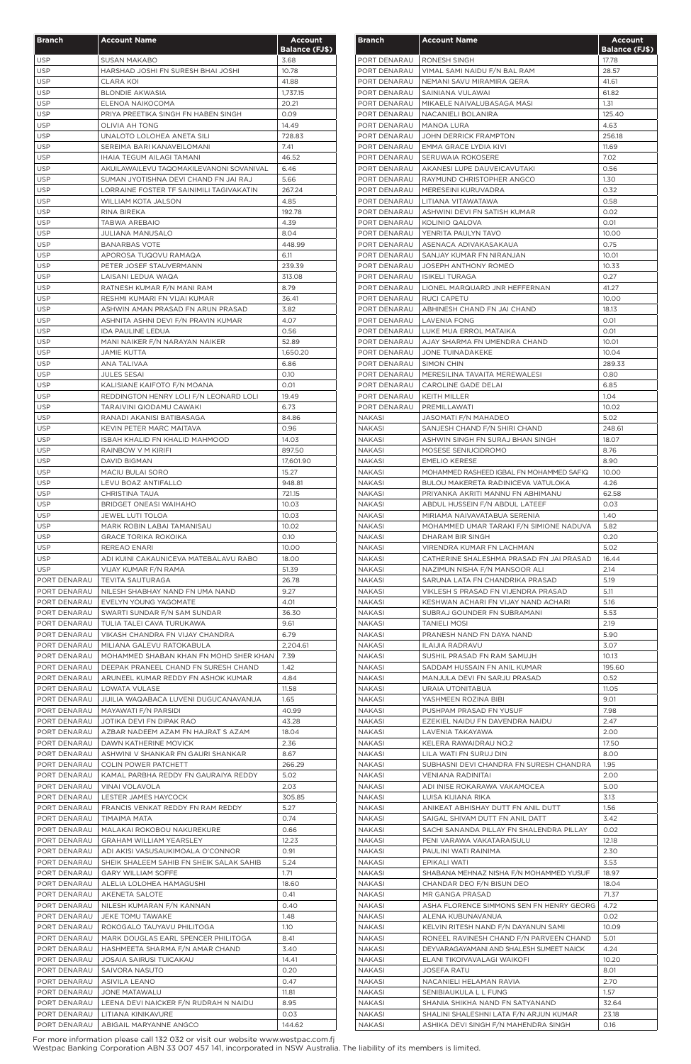| Branch | Account Name | Account Balance (FJ$) |
|---|---|---|
| USP | SUSAN MAKABO | 3.68 |
| USP | HARSHAD JOSHI FN SURESH BHAI JOSHI | 10.78 |
| USP | CLARA KOI | 41.88 |
| USP | BLONDIE AKWASIA | 1,737.15 |
| USP | ELENOA NAIKOCOMA | 20.21 |
| USP | PRIYA PREETIKA SINGH FN HABEN SINGH | 0.09 |
| USP | OLIVIA AH TONG | 14.49 |
| USP | UNALOTO LOLOHEA ANETA SILI | 728.83 |
| USP | SEREIMA BARI KANAVEILOMANI | 7.41 |
| USP | IHAIA TEGUM AILAGI TAMANI | 46.52 |
| USP | AKUILAWAILEVU TAQOMAKILEVANONI SOVANIVAL | 6.46 |
| USP | SUMAN JYOTISHNA DEVI CHAND FN JAI RAJ | 5.66 |
| USP | LORRAINE FOSTER TF SAINIMILI TAGIVAKATIN | 267.24 |
| USP | WILLIAM KOTA JALSON | 4.85 |
| USP | RINA BIREKA | 192.78 |
| USP | TABWA AREBAIO | 4.39 |
| USP | JULIANA MANUSALO | 8.04 |
| USP | BANARBAS VOTE | 448.99 |
| USP | APOROSA TUQOVU RAMAQA | 6.11 |
| USP | PETER JOSEF STAUVERMANN | 239.39 |
| USP | LAISANI LEDUA WAQA | 313.08 |
| USP | RATNESH KUMAR F/N MANI RAM | 8.79 |
| USP | RESHMI KUMARI FN VIJAI KUMAR | 36.41 |
| USP | ASHWIN AMAN PRASAD FN ARUN PRASAD | 3.82 |
| USP | ASHNITA ASHNI DEVI F/N PRAVIN KUMAR | 4.07 |
| USP | IDA PAULINE LEDUA | 0.56 |
| USP | MANI NAIKER F/N NARAYAN NAIKER | 52.89 |
| USP | JAMIE KUTTA | 1,650.20 |
| USP | ANA TALIVAA | 6.86 |
| USP | JULES SESAI | 0.10 |
| USP | KALISIANE KAIFOTO F/N MOANA | 0.01 |
| USP | REDDINGTON HENRY LOLI F/N LEONARD LOLI | 19.49 |
| USP | TARAIVINI QIODAMU CAWAKI | 6.73 |
| USP | RANADI AKANISI BATIBASAGA | 84.86 |
| USP | KEVIN PETER MARC MAITAVA | 0.96 |
| USP | ISBAH KHALID FN KHALID MAHMOOD | 14.03 |
| USP | RAINBOW V M KIRIFI | 897.50 |
| USP | DAVID BIGMAN | 17,601.90 |
| USP | MACIU BULAI SORO | 15.27 |
| USP | LEVU BOAZ ANTIFALLO | 948.81 |
| USP | CHRISTINA TAUA | 721.15 |
| USP | BRIDGET ONEASI WAIHAHO | 10.03 |
| USP | JEWEL LUTI TOLOA | 10.03 |
| USP | MARK ROBIN LABAI TAMANISAU | 10.02 |
| USP | GRACE TORIKA ROKOIKA | 0.10 |
| USP | REREAO ENARI | 10.00 |
| USP | ADI KUINI CAKAUNICEVA MATEBALAVU RABO | 18.00 |
| USP | VIJAY KUMAR F/N RAMA | 51.39 |
| PORT DENARAU | TEVITA SAUTURAGA | 26.78 |
| PORT DENARAU | NILESH SHABHAY NAND FN UMA NAND | 9.27 |
| PORT DENARAU | EVELYN YOUNG YAGOMATE | 4.01 |
| PORT DENARAU | SWARTI SUNDAR F/N SAM SUNDAR | 36.30 |
| PORT DENARAU | TULIA TALEI CAVA TURUKAWA | 9.61 |
| PORT DENARAU | VIKASH CHANDRA FN VIJAY CHANDRA | 6.79 |
| PORT DENARAU | MILIANA GALEVU RATOKABULA | 2,204.61 |
| PORT DENARAU | MOHAMMED SHABAN KHAN FN MOHD SHER KHAN | 7.39 |
| PORT DENARAU | DEEPAK PRANEEL CHAND FN SURESH CHAND | 1.42 |
| PORT DENARAU | ARUNEEL KUMAR REDDY FN ASHOK KUMAR | 4.84 |
| PORT DENARAU | LOWATA VULASE | 11.58 |
| PORT DENARAU | JIJILIA WAQABACA LUVENI DUGUCANAVANUA | 1.65 |
| PORT DENARAU | MAYAWATI F/N PARSIDI | 40.99 |
| PORT DENARAU | JOTIKA DEVI FN DIPAK RAO | 43.28 |
| PORT DENARAU | AZBAR NADEEM AZAM FN HAJRAT S AZAM | 18.04 |
| PORT DENARAU | DAWN KATHERINE MOVICK | 2.36 |
| PORT DENARAU | ASHWINI V SHANKAR FN GAURI SHANKAR | 8.67 |
| PORT DENARAU | COLIN POWER PATCHETT | 266.29 |
| PORT DENARAU | KAMAL PARBHA REDDY FN GAURAIYA REDDY | 5.02 |
| PORT DENARAU | VINAI VOLAVOLA | 2.03 |
| PORT DENARAU | LESTER JAMES HAYCOCK | 305.85 |
| PORT DENARAU | FRANCIS VENKAT REDDY FN RAM REDDY | 5.27 |
| PORT DENARAU | TIMAIMA MATA | 0.74 |
| PORT DENARAU | MALAKAI ROKOBOU NAKUREKURE | 0.66 |
| PORT DENARAU | GRAHAM WILLIAM YEARSLEY | 12.23 |
| PORT DENARAU | ADI AKISI VASUSAUKIMOALA O'CONNOR | 0.91 |
| PORT DENARAU | SHEIK SHALEEM SAHIB FN SHEIK SALAK SAHIB | 5.24 |
| PORT DENARAU | GARY WILLIAM SOFFE | 1.71 |
| PORT DENARAU | ALELIA LOLOHEA HAMAGUSHI | 18.60 |
| PORT DENARAU | AKENETA SALOTE | 0.41 |
| PORT DENARAU | NILESH KUMARAN F/N KANNAN | 0.40 |
| PORT DENARAU | JEKE TOMU TAWAKE | 1.48 |
| PORT DENARAU | ROKOGALO TAUYAVU PHILITOGA | 1.10 |
| PORT DENARAU | MARK DOUGLAS EARL SPENCER PHILITOGA | 8.41 |
| PORT DENARAU | HASHMEETA SHARMA F/N AMAR CHAND | 3.40 |
| PORT DENARAU | JOSAIA SAIRUSI TUICAKAU | 14.41 |
| PORT DENARAU | SAIVORA NASUTO | 0.20 |
| PORT DENARAU | ASIVILA LEANO | 0.47 |
| PORT DENARAU | JONE MATAWALU | 11.81 |
| PORT DENARAU | LEENA DEVI NAICKER F/N RUDRAH N NAIDU | 8.95 |
| PORT DENARAU | LITIANA KINIKAVURE | 0.03 |
| PORT DENARAU | ABIGAIL MARYANNE ANGCO | 144.62 |
| PORT DENARAU | RONESH SINGH | 17.78 |
| PORT DENARAU | VIMAL SAMI NAIDU F/N BAL RAM | 28.57 |
| PORT DENARAU | NEMANI SAVU MIRAMIRA QERA | 41.61 |
| PORT DENARAU | SAINIANA VULAWAI | 61.82 |
| PORT DENARAU | MIKAELE NAIVALUBASAGA MASI | 1.31 |
| PORT DENARAU | NACANIELI BOLANIRA | 125.40 |
| PORT DENARAU | MANOA LURA | 4.63 |
| PORT DENARAU | JOHN DERRICK FRAMPTON | 256.18 |
| PORT DENARAU | EMMA GRACE LYDIA KIVI | 11.69 |
| PORT DENARAU | SERUWAIA ROKOSERE | 7.02 |
| PORT DENARAU | AKANESI LUPE DAUVEICAVUTAKI | 0.56 |
| PORT DENARAU | RAYMUND CHRISTOPHER ANGCO | 1.30 |
| PORT DENARAU | MERESEINI KURUVADRA | 0.32 |
| PORT DENARAU | LITIANA VITAWATAWA | 0.58 |
| PORT DENARAU | ASHWINI DEVI FN SATISH KUMAR | 0.02 |
| PORT DENARAU | KOLINIO QALOVA | 0.01 |
| PORT DENARAU | YENRITA PAULYN TAVO | 10.00 |
| PORT DENARAU | ASENACA ADIVAKASAKAUA | 0.75 |
| PORT DENARAU | SANJAY KUMAR FN NIRANJAN | 10.01 |
| PORT DENARAU | JOSEPH ANTHONY ROMEO | 10.33 |
| PORT DENARAU | ISIKELI TURAGA | 0.27 |
| PORT DENARAU | LIONEL MARQUARD JNR HEFFERNAN | 41.27 |
| PORT DENARAU | RUCI CAPETU | 10.00 |
| PORT DENARAU | ABHINESH CHAND FN JAI CHAND | 18.13 |
| PORT DENARAU | LAVENIA FONG | 0.01 |
| PORT DENARAU | LUKE MUA ERROL MATAIKA | 0.01 |
| PORT DENARAU | AJAY SHARMA FN UMENDRA CHAND | 10.01 |
| PORT DENARAU | JONE TUINADAKEKE | 10.04 |
| PORT DENARAU | SIMON CHIN | 289.33 |
| PORT DENARAU | MERESILINA TAVAITA MEREWALESI | 0.80 |
| PORT DENARAU | CAROLINE GADE DELAI | 6.85 |
| PORT DENARAU | KEITH MILLER | 1.04 |
| PORT DENARAU | PREMILLAWATI | 10.02 |
| NAKASI | JASOMATI F/N MAHADEO | 5.02 |
| NAKASI | SANJESH CHAND F/N SHIRI CHAND | 248.61 |
| NAKASI | ASHWIN SINGH FN SURAJ BHAN SINGH | 18.07 |
| NAKASI | MOSESE SENIUCIDROMO | 8.76 |
| NAKASI | EMELIO KERESE | 8.90 |
| NAKASI | MOHAMMED RASHEED IGBAL FN MOHAMMED SAFIQ | 10.00 |
| NAKASI | BULOU MAKERETA RADINICEVA VATULOKA | 4.26 |
| NAKASI | PRIYANKA AKRITI MANNU FN ABHIMANU | 62.58 |
| NAKASI | ABDUL HUSSEIN F/N ABDUL LATEEF | 0.03 |
| NAKASI | MIRIAMA NAIVAVATABUA SERENIA | 1.40 |
| NAKASI | MOHAMMED UMAR TARAKI F/N SIMIONE NADUVA | 5.82 |
| NAKASI | DHARAM BIR SINGH | 0.20 |
| NAKASI | VIRENDRA KUMAR FN LACHMAN | 5.02 |
| NAKASI | CATHERINE SHALESHMA PRASAD FN JAI PRASAD | 16.44 |
| NAKASI | NAZIMUN NISHA F/N MANSOOR ALI | 2.14 |
| NAKASI | SARUNA LATA FN CHANDRIKA PRASAD | 5.19 |
| NAKASI | VIKLESH S PRASAD FN VIJENDRA PRASAD | 5.11 |
| NAKASI | KESHWAN ACHARI FN VIJAY NAND ACHARI | 5.16 |
| NAKASI | SUBRAJ GOUNDER FN SUBRAMANI | 5.53 |
| NAKASI | TANIELI MOSI | 2.19 |
| NAKASI | PRANESH NAND FN DAYA NAND | 5.90 |
| NAKASI | ILAIJIA RADRAVU | 3.07 |
| NAKASI | SUSHIL PRASAD FN RAM SAMUJH | 10.13 |
| NAKASI | SADDAM HUSSAIN FN ANIL KUMAR | 195.60 |
| NAKASI | MANJULA DEVI FN SARJU PRASAD | 0.52 |
| NAKASI | URAIA UTONITABUA | 11.05 |
| NAKASI | YASHMEEN ROZINA BIBI | 9.01 |
| NAKASI | PUSHPAM PRASAD FN YUSUF | 7.98 |
| NAKASI | EZEKIEL NAIDU FN DAVENDRA NAIDU | 2.47 |
| NAKASI | LAVENIA TAKAYAWA | 2.00 |
| NAKASI | KELERA RAWAIDRAU NO.2 | 17.50 |
| NAKASI | LILA WATI FN SURUJ DIN | 8.00 |
| NAKASI | SUBHASNI DEVI CHANDRA FN SURESH CHANDRA | 1.95 |
| NAKASI | VENIANA RADINITAI | 2.00 |
| NAKASI | ADI INISE ROKARAWA VAKAMOCEA | 5.00 |
| NAKASI | LUISA KIJIANA RIKA | 3.13 |
| NAKASI | ANIKEAT ABHISHAY DUTT FN ANIL DUTT | 1.56 |
| NAKASI | SAIGAL SHIVAM DUTT FN ANIL DATT | 3.42 |
| NAKASI | SACHI SANANDA PILLAY FN SHALENDRA PILLAY | 0.02 |
| NAKASI | PENI VARAWA VAKATARAISULU | 12.18 |
| NAKASI | PAULINI WATI RAINIMA | 2.30 |
| NAKASI | EPIKALI WATI | 3.53 |
| NAKASI | SHABANA MEHNAZ NISHA F/N MOHAMMED YUSUF | 18.97 |
| NAKASI | CHANDAR DEO F/N BISUN DEO | 18.04 |
| NAKASI | MR GANGA PRASAD | 71.37 |
| NAKASI | ASHA FLORENCE SIMMONS SEN FN HENRY GEORG | 4.72 |
| NAKASI | ALENA KUBUNAVANUA | 0.02 |
| NAKASI | KELVIN RITESH NAND F/N DAYANUN SAMI | 10.09 |
| NAKASI | RONEEL RAVINESH CHAND F/N PARVEEN CHAND | 5.01 |
| NAKASI | DEYVARAGAYAMANI AND SHALESH SUMEET NAICK | 4.24 |
| NAKASI | ELANI TIKOIVAVALAGI WAIKOFI | 10.20 |
| NAKASI | JOSEFA RATU | 8.01 |
| NAKASI | NACANIELI HELAMAN RAVIA | 2.70 |
| NAKASI | SENIBIAUKULA L L FUNG | 1.57 |
| NAKASI | SHANIA SHIKHA NAND FN SATYANAND | 32.64 |
| NAKASI | SHALINI SHALESHNI LATA F/N ARJUN KUMAR | 23.18 |
| NAKASI | ASHIKA DEVI SINGH F/N MAHENDRA SINGH | 0.16 |

For more information please call 132 032 or visit our website www.westpac.com.fj
Westpac Banking Corporation ABN 33 007 457 141, incorporated in NSW Australia. The liability of its members is limited.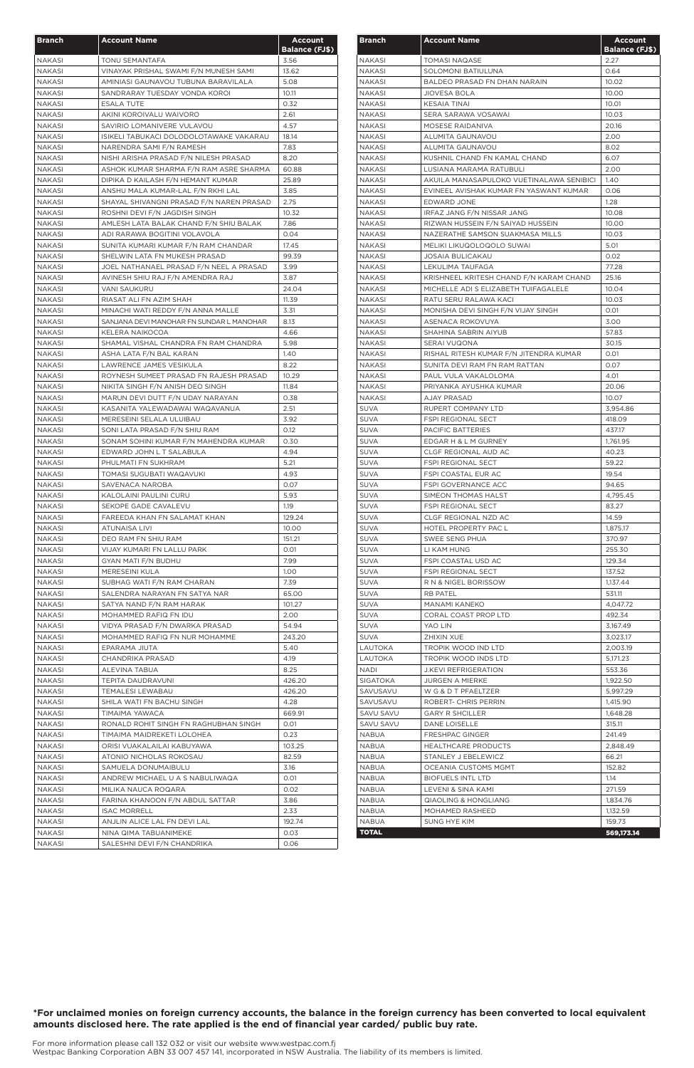| Branch | Account Name | Account Balance (FJ$) |
|---|---|---|
| NAKASI | TONU SEMANTAFA | 3.56 |
| NAKASI | VINAYAK PRISHAL SWAMI F/N MUNESH SAMI | 13.62 |
| NAKASI | AMINIASI GAUNAVOU TUBUNA BARAVILALA | 5.08 |
| NAKASI | SANDRARAY TUESDAY VONDA KOROI | 10.11 |
| NAKASI | ESALA TUTE | 0.32 |
| NAKASI | AKINI KOROIVALU WAIVORO | 2.61 |
| NAKASI | SAVIRIO LOMANIVERE VULAVOU | 4.57 |
| NAKASI | ISIKELI TABUKACI DOLODOLOTAWAKE VAKARAU | 18.14 |
| NAKASI | NARENDRA SAMI F/N RAMESH | 7.83 |
| NAKASI | NISHI ARISHA PRASAD F/N NILESH PRASAD | 8.20 |
| NAKASI | ASHOK KUMAR SHARMA F/N RAM ASRE SHARMA | 60.88 |
| NAKASI | DIPIKA D KAILASH F/N HEMANT KUMAR | 25.89 |
| NAKASI | ANSHU MALA KUMAR-LAL F/N RKHI LAL | 3.85 |
| NAKASI | SHAYAL SHIVANGNI PRASAD F/N NAREN PRASAD | 2.75 |
| NAKASI | ROSHNI DEVI F/N JAGDISH SINGH | 10.32 |
| NAKASI | AMLESH LATA BALAK CHAND F/N SHIU BALAK | 7.86 |
| NAKASI | ADI RARAWA BOGITINI VOLAVOLA | 0.04 |
| NAKASI | SUNITA KUMARI KUMAR F/N RAM CHANDAR | 17.45 |
| NAKASI | SHELWIN LATA FN MUKESH PRASAD | 99.39 |
| NAKASI | JOEL NATHANAEL PRASAD F/N NEEL A PRASAD | 3.99 |
| NAKASI | AVINESH SHIU RAJ F/N AMENDRA RAJ | 3.87 |
| NAKASI | VANI SAUKURU | 24.04 |
| NAKASI | RIASAT ALI FN AZIM SHAH | 11.39 |
| NAKASI | MINACHI WATI REDDY F/N ANNA MALLE | 3.31 |
| NAKASI | SANJANA DEVI MANOHAR FN SUNDAR L MANOHAR | 8.13 |
| NAKASI | KELERA NAIKOCOA | 4.66 |
| NAKASI | SHAMAL VISHAL CHANDRA FN RAM CHANDRA | 5.98 |
| NAKASI | ASHA LATA F/N BAL KARAN | 1.40 |
| NAKASI | LAWRENCE JAMES VESIKULA | 8.22 |
| NAKASI | ROYNESH SUMEET PRASAD FN RAJESH PRASAD | 10.29 |
| NAKASI | NIKITA SINGH F/N ANISH DEO SINGH | 11.84 |
| NAKASI | MARUN DEVI DUTT F/N UDAY NARAYAN | 0.38 |
| NAKASI | KASANITA YALEWADAWAI WAQAVANUA | 2.51 |
| NAKASI | MERESEINI SELALA ULUIBAU | 3.92 |
| NAKASI | SONI LATA PRASAD F/N SHIU RAM | 0.12 |
| NAKASI | SONAM SOHINI KUMAR F/N MAHENDRA KUMAR | 0.30 |
| NAKASI | EDWARD JOHN L T SALABULA | 4.94 |
| NAKASI | PHULMATI FN SUKHRAM | 5.21 |
| NAKASI | TOMASI SUGUBATI WAQAVUKI | 4.93 |
| NAKASI | SAVENACA NAROBA | 0.07 |
| NAKASI | KALOLAINI PAULINI CURU | 5.93 |
| NAKASI | SEKOPE GADE CAVALEVU | 1.19 |
| NAKASI | FAREEDA KHAN FN SALAMAT KHAN | 129.24 |
| NAKASI | ATUNAISA LIVI | 10.00 |
| NAKASI | DEO RAM FN SHIU RAM | 151.21 |
| NAKASI | VIJAY KUMARI FN LALLU PARK | 0.01 |
| NAKASI | GYAN MATI F/N BUDHU | 7.99 |
| NAKASI | MERESEINI KULA | 1.00 |
| NAKASI | SUBHAG WATI F/N RAM CHARAN | 7.39 |
| NAKASI | SALENDRA NARAYAN FN SATYA NAR | 65.00 |
| NAKASI | SATYA NAND F/N RAM HARAK | 101.27 |
| NAKASI | MOHAMMED RAFIQ FN IDU | 2.00 |
| NAKASI | VIDYA PRASAD F/N DWARKA PRASAD | 54.94 |
| NAKASI | MOHAMMED RAFIQ FN NUR MOHAMME | 243.20 |
| NAKASI | EPARAMA JIUTA | 5.40 |
| NAKASI | CHANDRIKA PRASAD | 4.19 |
| NAKASI | ALEVINA TABUA | 8.25 |
| NAKASI | TEPITA DAUDRAVUNI | 426.20 |
| NAKASI | TEMALESI LEWABAU | 426.20 |
| NAKASI | SHILA WATI FN BACHU SINGH | 4.28 |
| NAKASI | TIMAIMA YAWACA | 669.91 |
| NAKASI | RONALD ROHIT SINGH FN RAGHUBHAN SINGH | 0.01 |
| NAKASI | TIMAIMA MAIDREKETI LOLOHEA | 0.23 |
| NAKASI | ORISI VUAKALAILAI KABUYAWA | 103.25 |
| NAKASI | ATONIO NICHOLAS ROKOSAU | 82.59 |
| NAKASI | SAMUELA DONUMAIBULU | 3.16 |
| NAKASI | ANDREW MICHAEL U A S NABULIWAQA | 0.01 |
| NAKASI | MILIKA NAUCA ROQARA | 0.02 |
| NAKASI | FARINA KHANOON F/N ABDUL SATTAR | 3.86 |
| NAKASI | ISAC MORRELL | 2.33 |
| NAKASI | ANJLIN ALICE LAL FN DEVI LAL | 192.74 |
| NAKASI | NINA QIMA TABUANIMEKE | 0.03 |
| NAKASI | SALESHNI DEVI F/N CHANDRIKA | 0.06 |
| NAKASI | TOMASI NAQASE | 2.27 |
| NAKASI | SOLOMONI BATIULUNA | 0.64 |
| NAKASI | BALDEO PRASAD FN DHAN NARAIN | 10.02 |
| NAKASI | JIOVESA BOLA | 10.00 |
| NAKASI | KESAIA TINAI | 10.01 |
| NAKASI | SERA SARAWA VOSAWAI | 10.03 |
| NAKASI | MOSESE RAIDANIVA | 20.16 |
| NAKASI | ALUMITA GAUNAVOU | 2.00 |
| NAKASI | ALUMITA GAUNAVOU | 8.02 |
| NAKASI | KUSHNIL CHAND FN KAMAL CHAND | 6.07 |
| NAKASI | LUSIANA MARAMA RATUBULI | 2.00 |
| NAKASI | AKUILA MANASAPULOKO VUETINALAWA SENIBICI | 1.40 |
| NAKASI | EVINEEL AVISHAK KUMAR FN YASWANT KUMAR | 0.06 |
| NAKASI | EDWARD JONE | 1.28 |
| NAKASI | IRFAZ JANG F/N NISSAR JANG | 10.08 |
| NAKASI | RIZWAN HUSSEIN F/N SAIYAD HUSSEIN | 10.00 |
| NAKASI | NAZERATHE SAMSON SUAKMASA MILLS | 10.03 |
| NAKASI | MELIKI LIKUQOLOQOLO SUWAI | 5.01 |
| NAKASI | JOSAIA BULICAKAU | 0.02 |
| NAKASI | LEKULIMA TAUFAGA | 77.28 |
| NAKASI | KRISHNEEL KRITESH CHAND F/N KARAM CHAND | 25.16 |
| NAKASI | MICHELLE ADI S ELIZABETH TUIFAGALELE | 10.04 |
| NAKASI | RATU SERU RALAWA KACI | 10.03 |
| NAKASI | MONISHA DEVI SINGH F/N VIJAY SINGH | 0.01 |
| NAKASI | ASENACA ROKOVUYA | 3.00 |
| NAKASI | SHAHINA SABRIN AIYUB | 57.83 |
| NAKASI | SERAI VUQONA | 30.15 |
| NAKASI | RISHAL RITESH KUMAR F/N JITENDRA KUMAR | 0.01 |
| NAKASI | SUNITA DEVI RAM FN RAM RATTAN | 0.07 |
| NAKASI | PAUL VULA VAKALOLOMA | 4.01 |
| NAKASI | PRIYANKA AYUSHKA KUMAR | 20.06 |
| NAKASI | AJAY PRASAD | 10.07 |
| SUVA | RUPERT COMPANY LTD | 3,954.86 |
| SUVA | FSPI REGIONAL SECT | 418.09 |
| SUVA | PACIFIC BATTERIES | 437.17 |
| SUVA | EDGAR H & L M GURNEY | 1,761.95 |
| SUVA | CLGF REGIONAL AUD AC | 40.23 |
| SUVA | FSPI REGIONAL SECT | 59.22 |
| SUVA | FSPI COASTAL EUR AC | 19.54 |
| SUVA | FSPI GOVERNANCE ACC | 94.65 |
| SUVA | SIMEON THOMAS HALST | 4,795.45 |
| SUVA | FSPI REGIONAL SECT | 83.27 |
| SUVA | CLGF REGIONAL NZD AC | 14.59 |
| SUVA | HOTEL PROPERTY PAC L | 1,875.17 |
| SUVA | SWEE SENG PHUA | 370.97 |
| SUVA | LI KAM HUNG | 255.30 |
| SUVA | FSPI COASTAL USD AC | 129.34 |
| SUVA | FSPI REGIONAL SECT | 137.52 |
| SUVA | R N & NIGEL BORISSOW | 1,137.44 |
| SUVA | RB PATEL | 531.11 |
| SUVA | MANAMI KANEKO | 4,047.72 |
| SUVA | CORAL COAST PROP LTD | 492.34 |
| SUVA | YAO LIN | 3,167.49 |
| SUVA | ZHIXIN XUE | 3,023.17 |
| LAUTOKA | TROPIK WOOD IND LTD | 2,003.19 |
| LAUTOKA | TROPIK WOOD INDS LTD | 5,171.23 |
| NADI | J.KEVI REFRIGERATION | 553.36 |
| SIGATOKA | JURGEN A MIERKE | 1,922.50 |
| SAVUSAVU | W G & D T PFAELTZER | 5,997.29 |
| SAVUSAVU | ROBERT- CHRIS PERRIN | 1,415.90 |
| SAVU SAVU | GARY R SHCILLER | 1,648.28 |
| SAVU SAVU | DANE LOISELLE | 315.11 |
| NABUA | FRESHPAC GINGER | 241.49 |
| NABUA | HEALTHCARE PRODUCTS | 2,848.49 |
| NABUA | STANLEY J EBELEWICZ | 66.21 |
| NABUA | OCEANIA CUSTOMS MGMT | 152.82 |
| NABUA | BIOFUELS INTL LTD | 1.14 |
| NABUA | LEVENI & SINA KAMI | 271.59 |
| NABUA | QIAOLING & HONGLIANG | 1,834.76 |
| NABUA | MOHAMED RASHEED | 1,132.59 |
| NABUA | SUNG HYE KIM | 159.73 |
| **TOTAL** | | **569,173.14** |

**\*For unclaimed monies on foreign currency accounts, the balance in the foreign currency has been converted to local equivalent amounts disclosed here. The rate applied is the end of financial year carded/ public buy rate.**

For more information please call 132 032 or visit our website www.westpac.com.fj
Westpac Banking Corporation ABN 33 007 457 141, incorporated in NSW Australia. The liability of its members is limited.